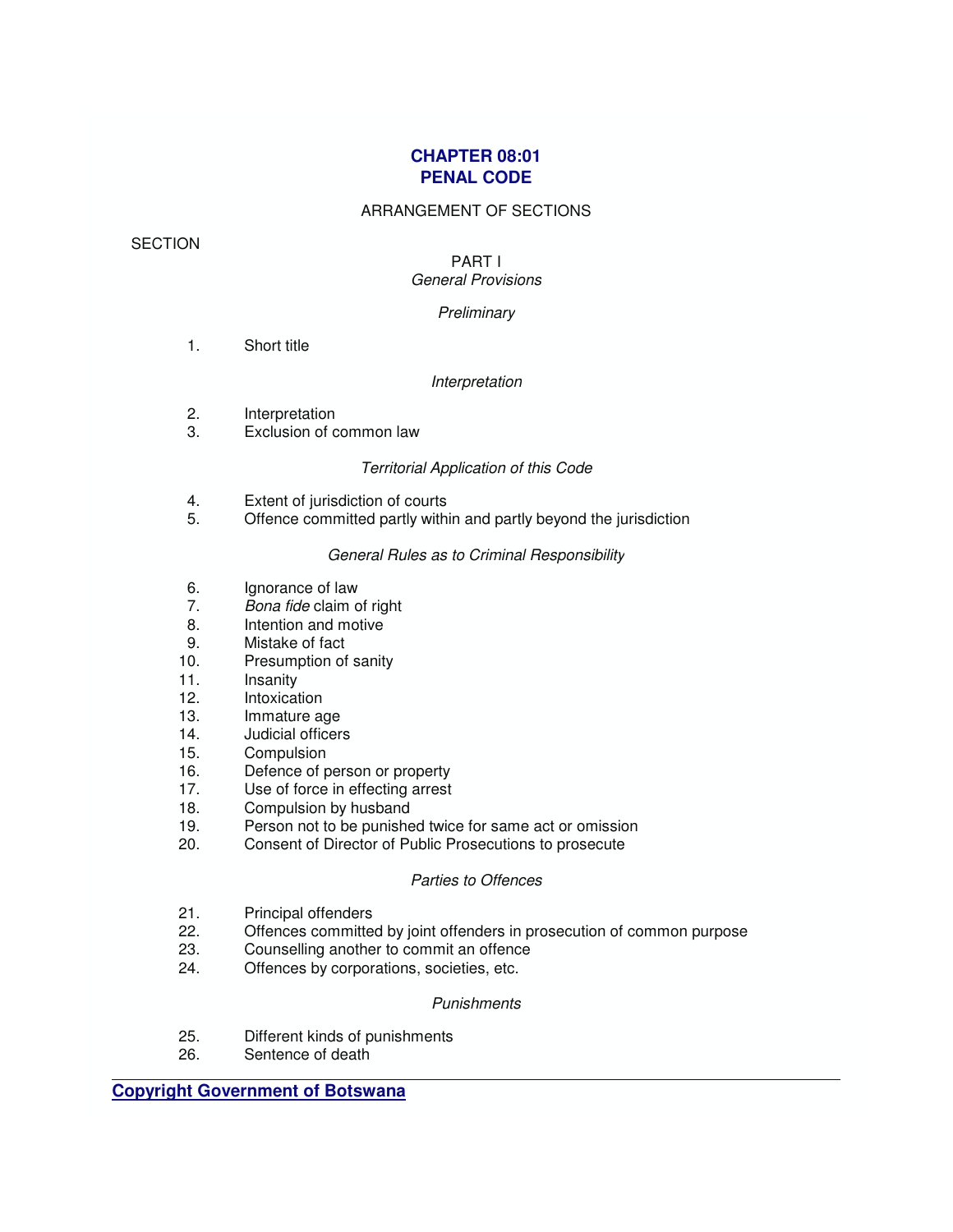# CHAPTER 08:01
# PENAL CODE

ARRANGEMENT OF SECTIONS

SECTION

PART I
*General Provisions*

*Preliminary*

1. Short title

*Interpretation*

2. Interpretation
3. Exclusion of common law

*Territorial Application of this Code*

4. Extent of jurisdiction of courts
5. Offence committed partly within and partly beyond the jurisdiction

*General Rules as to Criminal Responsibility*

6. Ignorance of law
7. *Bona fide* claim of right
8. Intention and motive
9. Mistake of fact
10. Presumption of sanity
11. Insanity
12. Intoxication
13. Immature age
14. Judicial officers
15. Compulsion
16. Defence of person or property
17. Use of force in effecting arrest
18. Compulsion by husband
19. Person not to be punished twice for same act or omission
20. Consent of Director of Public Prosecutions to prosecute

*Parties to Offences*

21. Principal offenders
22. Offences committed by joint offenders in prosecution of common purpose
23. Counselling another to commit an offence
24. Offences by corporations, societies, etc.

*Punishments*

25. Different kinds of punishments
26. Sentence of death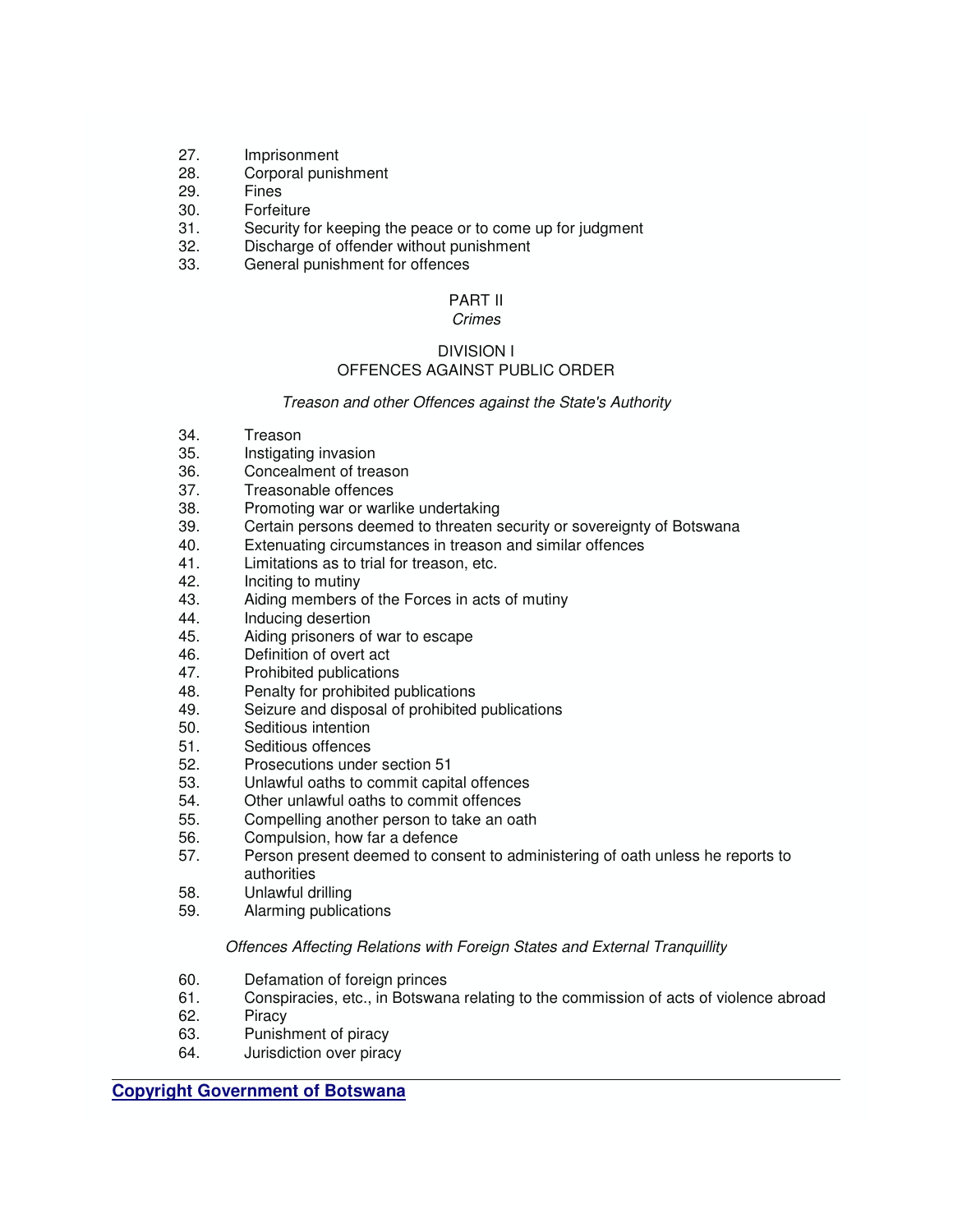27. Imprisonment
28. Corporal punishment
29. Fines
30. Forfeiture
31. Security for keeping the peace or to come up for judgment
32. Discharge of offender without punishment
33. General punishment for offences

## PART II
*Crimes*

### DIVISION I
### OFFENCES AGAINST PUBLIC ORDER

*Treason and other Offences against the State's Authority*

34. Treason
35. Instigating invasion
36. Concealment of treason
37. Treasonable offences
38. Promoting war or warlike undertaking
39. Certain persons deemed to threaten security or sovereignty of Botswana
40. Extenuating circumstances in treason and similar offences
41. Limitations as to trial for treason, etc.
42. Inciting to mutiny
43. Aiding members of the Forces in acts of mutiny
44. Inducing desertion
45. Aiding prisoners of war to escape
46. Definition of overt act
47. Prohibited publications
48. Penalty for prohibited publications
49. Seizure and disposal of prohibited publications
50. Seditious intention
51. Seditious offences
52. Prosecutions under section 51
53. Unlawful oaths to commit capital offences
54. Other unlawful oaths to commit offences
55. Compelling another person to take an oath
56. Compulsion, how far a defence
57. Person present deemed to consent to administering of oath unless he reports to authorities
58. Unlawful drilling
59. Alarming publications

*Offences Affecting Relations with Foreign States and External Tranquillity*

60. Defamation of foreign princes
61. Conspiracies, etc., in Botswana relating to the commission of acts of violence abroad
62. Piracy
63. Punishment of piracy
64. Jurisdiction over piracy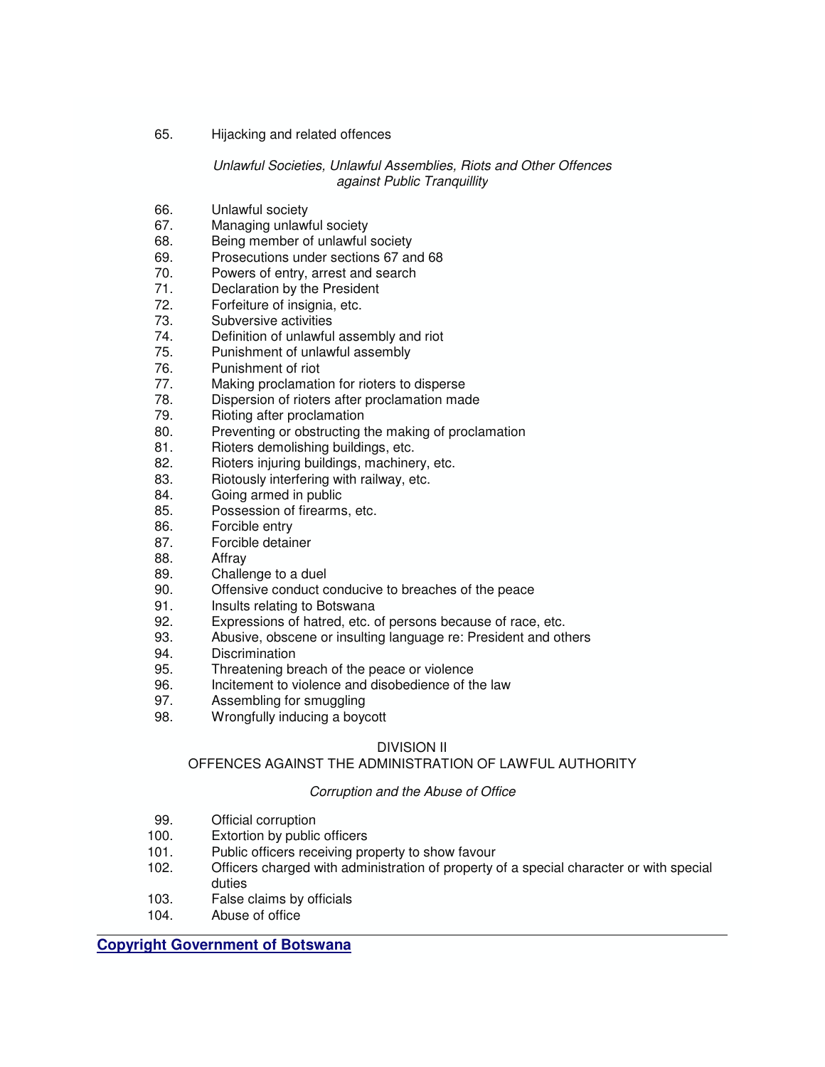65. Hijacking and related offences

*Unlawful Societies, Unlawful Assemblies, Riots and Other Offences against Public Tranquillity*

66. Unlawful society
67. Managing unlawful society
68. Being member of unlawful society
69. Prosecutions under sections 67 and 68
70. Powers of entry, arrest and search
71. Declaration by the President
72. Forfeiture of insignia, etc.
73. Subversive activities
74. Definition of unlawful assembly and riot
75. Punishment of unlawful assembly
76. Punishment of riot
77. Making proclamation for rioters to disperse
78. Dispersion of rioters after proclamation made
79. Rioting after proclamation
80. Preventing or obstructing the making of proclamation
81. Rioters demolishing buildings, etc.
82. Rioters injuring buildings, machinery, etc.
83. Riotously interfering with railway, etc.
84. Going armed in public
85. Possession of firearms, etc.
86. Forcible entry
87. Forcible detainer
88. Affray
89. Challenge to a duel
90. Offensive conduct conducive to breaches of the peace
91. Insults relating to Botswana
92. Expressions of hatred, etc. of persons because of race, etc.
93. Abusive, obscene or insulting language re: President and others
94. Discrimination
95. Threatening breach of the peace or violence
96. Incitement to violence and disobedience of the law
97. Assembling for smuggling
98. Wrongfully inducing a boycott

## DIVISION II
## OFFENCES AGAINST THE ADMINISTRATION OF LAWFUL AUTHORITY

*Corruption and the Abuse of Office*

99. Official corruption
100. Extortion by public officers
101. Public officers receiving property to show favour
102. Officers charged with administration of property of a special character or with special duties
103. False claims by officials
104. Abuse of office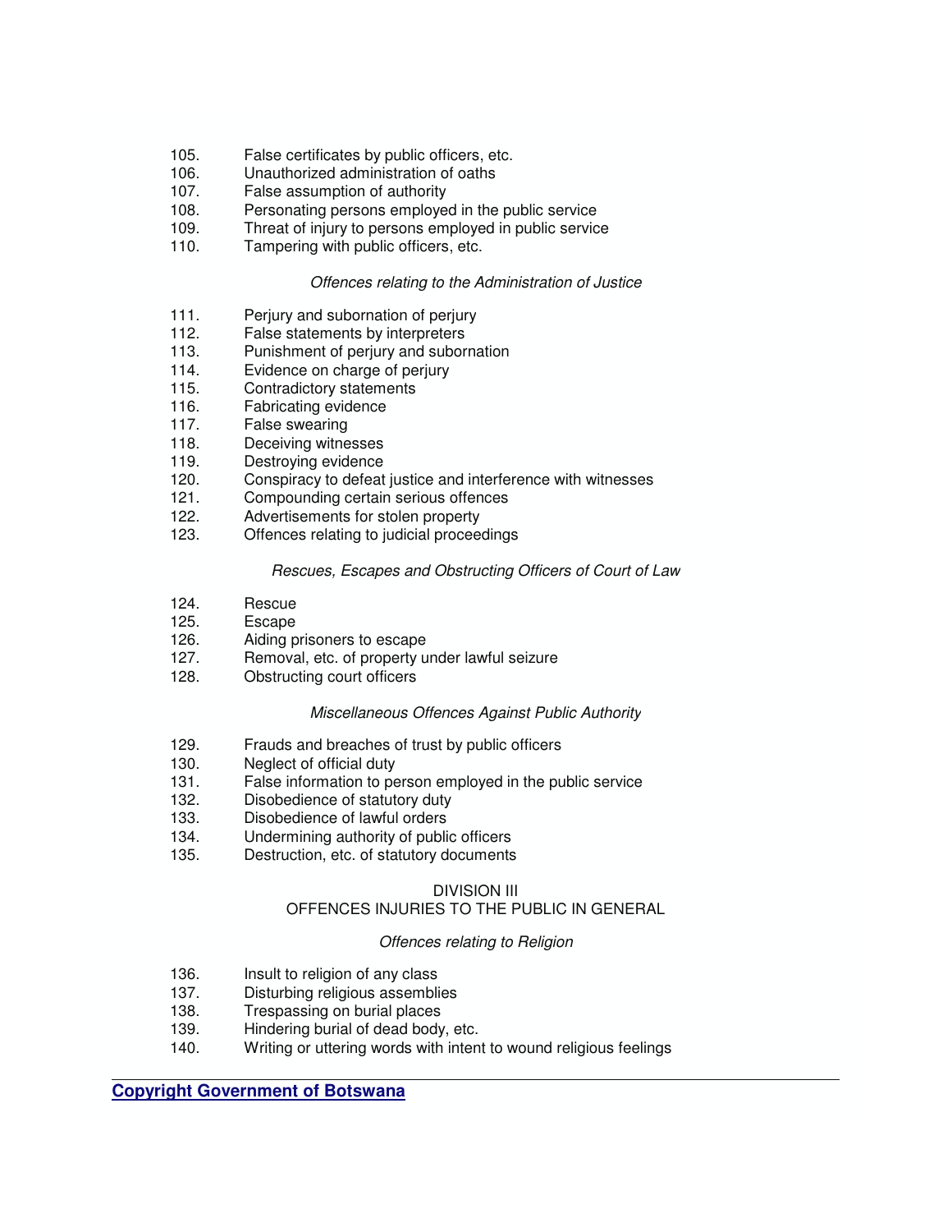105. False certificates by public officers, etc.
106. Unauthorized administration of oaths
107. False assumption of authority
108. Personating persons employed in the public service
109. Threat of injury to persons employed in public service
110. Tampering with public officers, etc.

*Offences relating to the Administration of Justice*

111. Perjury and subornation of perjury
112. False statements by interpreters
113. Punishment of perjury and subornation
114. Evidence on charge of perjury
115. Contradictory statements
116. Fabricating evidence
117. False swearing
118. Deceiving witnesses
119. Destroying evidence
120. Conspiracy to defeat justice and interference with witnesses
121. Compounding certain serious offences
122. Advertisements for stolen property
123. Offences relating to judicial proceedings

*Rescues, Escapes and Obstructing Officers of Court of Law*

124. Rescue
125. Escape
126. Aiding prisoners to escape
127. Removal, etc. of property under lawful seizure
128. Obstructing court officers

*Miscellaneous Offences Against Public Authority*

129. Frauds and breaches of trust by public officers
130. Neglect of official duty
131. False information to person employed in the public service
132. Disobedience of statutory duty
133. Disobedience of lawful orders
134. Undermining authority of public officers
135. Destruction, etc. of statutory documents

DIVISION III
OFFENCES INJURIES TO THE PUBLIC IN GENERAL

*Offences relating to Religion*

136. Insult to religion of any class
137. Disturbing religious assemblies
138. Trespassing on burial places
139. Hindering burial of dead body, etc.
140. Writing or uttering words with intent to wound religious feelings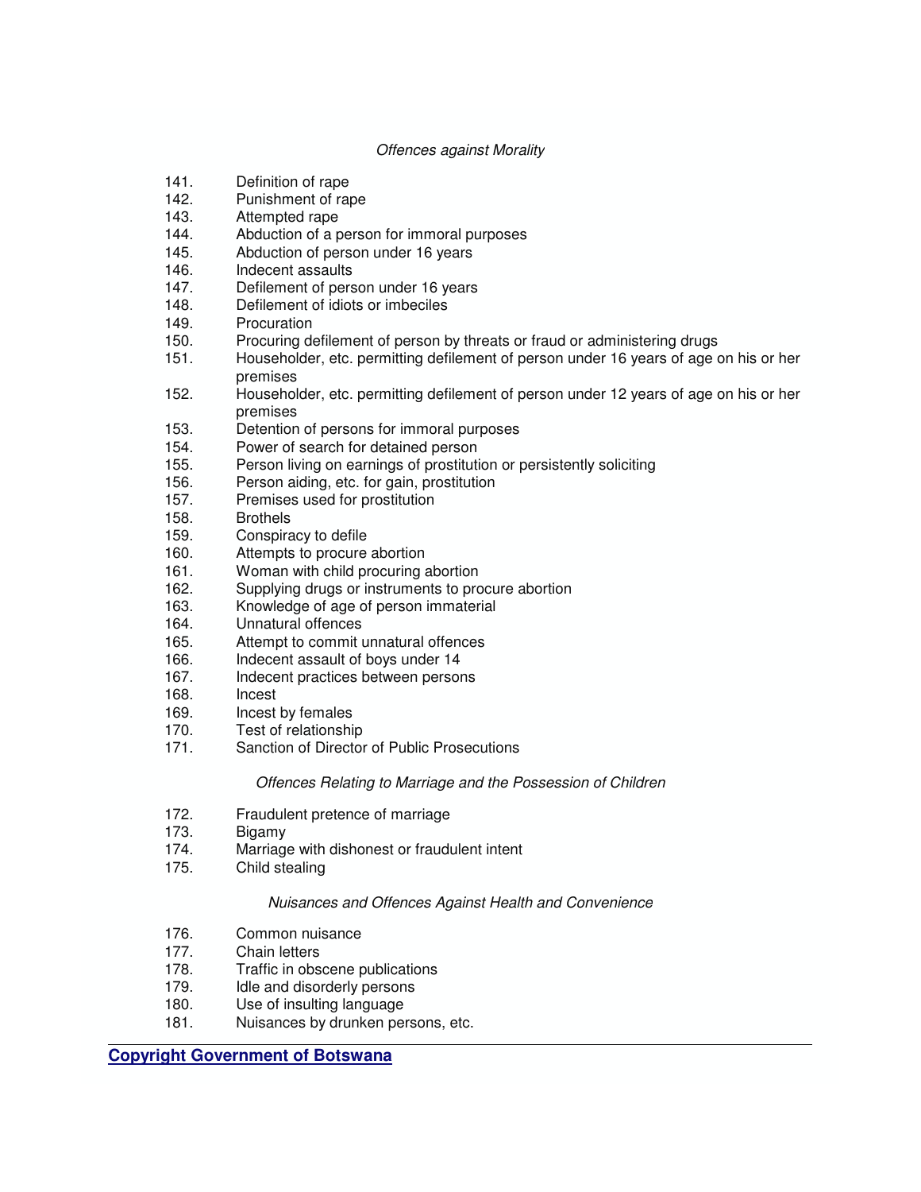*Offences against Morality*

141. Definition of rape
142. Punishment of rape
143. Attempted rape
144. Abduction of a person for immoral purposes
145. Abduction of person under 16 years
146. Indecent assaults
147. Defilement of person under 16 years
148. Defilement of idiots or imbeciles
149. Procuration
150. Procuring defilement of person by threats or fraud or administering drugs
151. Householder, etc. permitting defilement of person under 16 years of age on his or her premises
152. Householder, etc. permitting defilement of person under 12 years of age on his or her premises
153. Detention of persons for immoral purposes
154. Power of search for detained person
155. Person living on earnings of prostitution or persistently soliciting
156. Person aiding, etc. for gain, prostitution
157. Premises used for prostitution
158. Brothels
159. Conspiracy to defile
160. Attempts to procure abortion
161. Woman with child procuring abortion
162. Supplying drugs or instruments to procure abortion
163. Knowledge of age of person immaterial
164. Unnatural offences
165. Attempt to commit unnatural offences
166. Indecent assault of boys under 14
167. Indecent practices between persons
168. Incest
169. Incest by females
170. Test of relationship
171. Sanction of Director of Public Prosecutions

*Offences Relating to Marriage and the Possession of Children*

172. Fraudulent pretence of marriage
173. Bigamy
174. Marriage with dishonest or fraudulent intent
175. Child stealing

*Nuisances and Offences Against Health and Convenience*

176. Common nuisance
177. Chain letters
178. Traffic in obscene publications
179. Idle and disorderly persons
180. Use of insulting language
181. Nuisances by drunken persons, etc.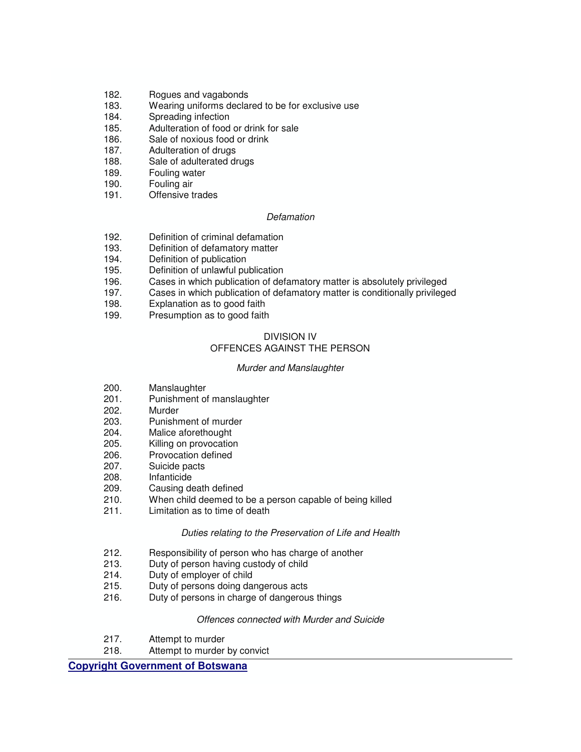182. Rogues and vagabonds
183. Wearing uniforms declared to be for exclusive use
184. Spreading infection
185. Adulteration of food or drink for sale
186. Sale of noxious food or drink
187. Adulteration of drugs
188. Sale of adulterated drugs
189. Fouling water
190. Fouling air
191. Offensive trades

*Defamation*

192. Definition of criminal defamation
193. Definition of defamatory matter
194. Definition of publication
195. Definition of unlawful publication
196. Cases in which publication of defamatory matter is absolutely privileged
197. Cases in which publication of defamatory matter is conditionally privileged
198. Explanation as to good faith
199. Presumption as to good faith

DIVISION IV
OFFENCES AGAINST THE PERSON

*Murder and Manslaughter*

200. Manslaughter
201. Punishment of manslaughter
202. Murder
203. Punishment of murder
204. Malice aforethought
205. Killing on provocation
206. Provocation defined
207. Suicide pacts
208. Infanticide
209. Causing death defined
210. When child deemed to be a person capable of being killed
211. Limitation as to time of death

*Duties relating to the Preservation of Life and Health*

212. Responsibility of person who has charge of another
213. Duty of person having custody of child
214. Duty of employer of child
215. Duty of persons doing dangerous acts
216. Duty of persons in charge of dangerous things

*Offences connected with Murder and Suicide*

217. Attempt to murder
218. Attempt to murder by convict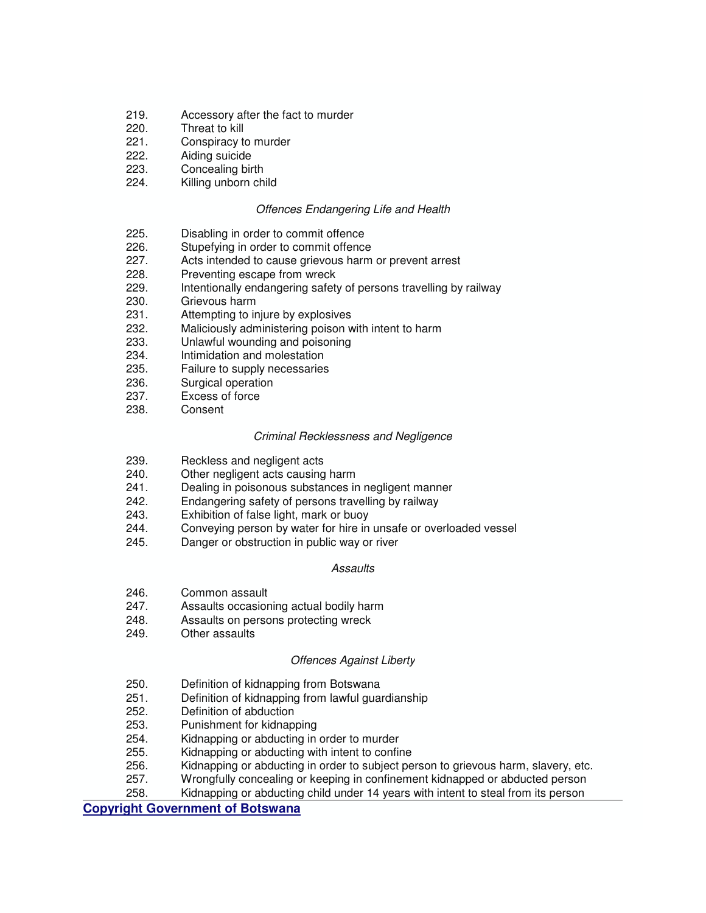219. Accessory after the fact to murder
220. Threat to kill
221. Conspiracy to murder
222. Aiding suicide
223. Concealing birth
224. Killing unborn child

*Offences Endangering Life and Health*

225. Disabling in order to commit offence
226. Stupefying in order to commit offence
227. Acts intended to cause grievous harm or prevent arrest
228. Preventing escape from wreck
229. Intentionally endangering safety of persons travelling by railway
230. Grievous harm
231. Attempting to injure by explosives
232. Maliciously administering poison with intent to harm
233. Unlawful wounding and poisoning
234. Intimidation and molestation
235. Failure to supply necessaries
236. Surgical operation
237. Excess of force
238. Consent

*Criminal Recklessness and Negligence*

239. Reckless and negligent acts
240. Other negligent acts causing harm
241. Dealing in poisonous substances in negligent manner
242. Endangering safety of persons travelling by railway
243. Exhibition of false light, mark or buoy
244. Conveying person by water for hire in unsafe or overloaded vessel
245. Danger or obstruction in public way or river

*Assaults*

246. Common assault
247. Assaults occasioning actual bodily harm
248. Assaults on persons protecting wreck
249. Other assaults

*Offences Against Liberty*

250. Definition of kidnapping from Botswana
251. Definition of kidnapping from lawful guardianship
252. Definition of abduction
253. Punishment for kidnapping
254. Kidnapping or abducting in order to murder
255. Kidnapping or abducting with intent to confine
256. Kidnapping or abducting in order to subject person to grievous harm, slavery, etc.
257. Wrongfully concealing or keeping in confinement kidnapped or abducted person
258. Kidnapping or abducting child under 14 years with intent to steal from its person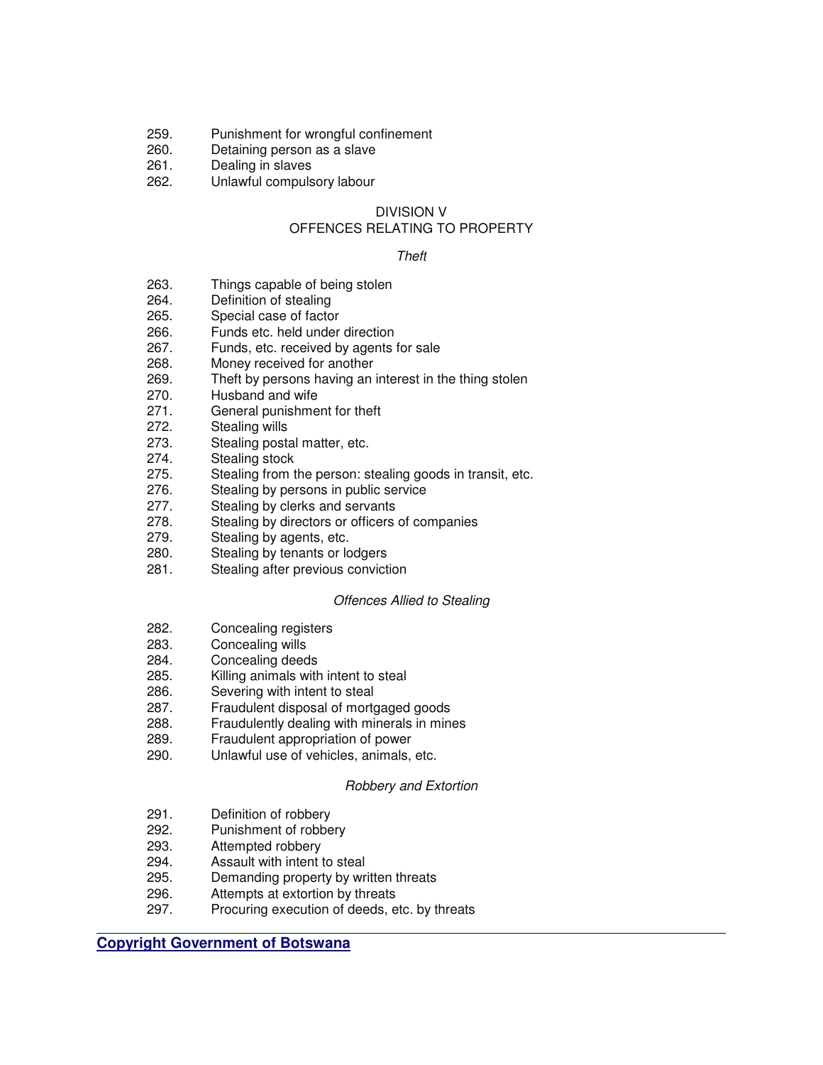259. Punishment for wrongful confinement
260. Detaining person as a slave
261. Dealing in slaves
262. Unlawful compulsory labour

DIVISION V
OFFENCES RELATING TO PROPERTY

*Theft*

263. Things capable of being stolen
264. Definition of stealing
265. Special case of factor
266. Funds etc. held under direction
267. Funds, etc. received by agents for sale
268. Money received for another
269. Theft by persons having an interest in the thing stolen
270. Husband and wife
271. General punishment for theft
272. Stealing wills
273. Stealing postal matter, etc.
274. Stealing stock
275. Stealing from the person: stealing goods in transit, etc.
276. Stealing by persons in public service
277. Stealing by clerks and servants
278. Stealing by directors or officers of companies
279. Stealing by agents, etc.
280. Stealing by tenants or lodgers
281. Stealing after previous conviction

*Offences Allied to Stealing*

282. Concealing registers
283. Concealing wills
284. Concealing deeds
285. Killing animals with intent to steal
286. Severing with intent to steal
287. Fraudulent disposal of mortgaged goods
288. Fraudulently dealing with minerals in mines
289. Fraudulent appropriation of power
290. Unlawful use of vehicles, animals, etc.

*Robbery and Extortion*

291. Definition of robbery
292. Punishment of robbery
293. Attempted robbery
294. Assault with intent to steal
295. Demanding property by written threats
296. Attempts at extortion by threats
297. Procuring execution of deeds, etc. by threats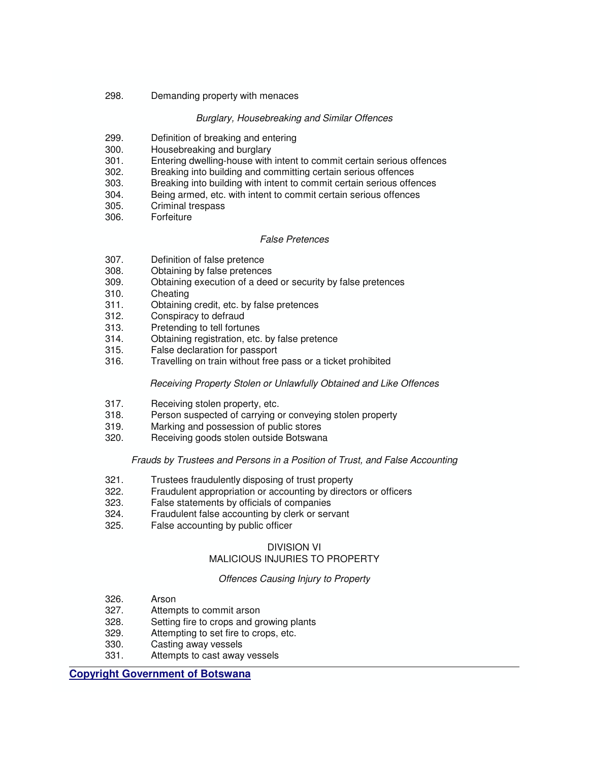298. Demanding property with menaces

*Burglary, Housebreaking and Similar Offences*

299. Definition of breaking and entering
300. Housebreaking and burglary
301. Entering dwelling-house with intent to commit certain serious offences
302. Breaking into building and committing certain serious offences
303. Breaking into building with intent to commit certain serious offences
304. Being armed, etc. with intent to commit certain serious offences
305. Criminal trespass
306. Forfeiture

*False Pretences*

307. Definition of false pretence
308. Obtaining by false pretences
309. Obtaining execution of a deed or security by false pretences
310. Cheating
311. Obtaining credit, etc. by false pretences
312. Conspiracy to defraud
313. Pretending to tell fortunes
314. Obtaining registration, etc. by false pretence
315. False declaration for passport
316. Travelling on train without free pass or a ticket prohibited

*Receiving Property Stolen or Unlawfully Obtained and Like Offences*

317. Receiving stolen property, etc.
318. Person suspected of carrying or conveying stolen property
319. Marking and possession of public stores
320. Receiving goods stolen outside Botswana

*Frauds by Trustees and Persons in a Position of Trust, and False Accounting*

321. Trustees fraudulently disposing of trust property
322. Fraudulent appropriation or accounting by directors or officers
323. False statements by officials of companies
324. Fraudulent false accounting by clerk or servant
325. False accounting by public officer

DIVISION VI
MALICIOUS INJURIES TO PROPERTY

*Offences Causing Injury to Property*

326. Arson
327. Attempts to commit arson
328. Setting fire to crops and growing plants
329. Attempting to set fire to crops, etc.
330. Casting away vessels
331. Attempts to cast away vessels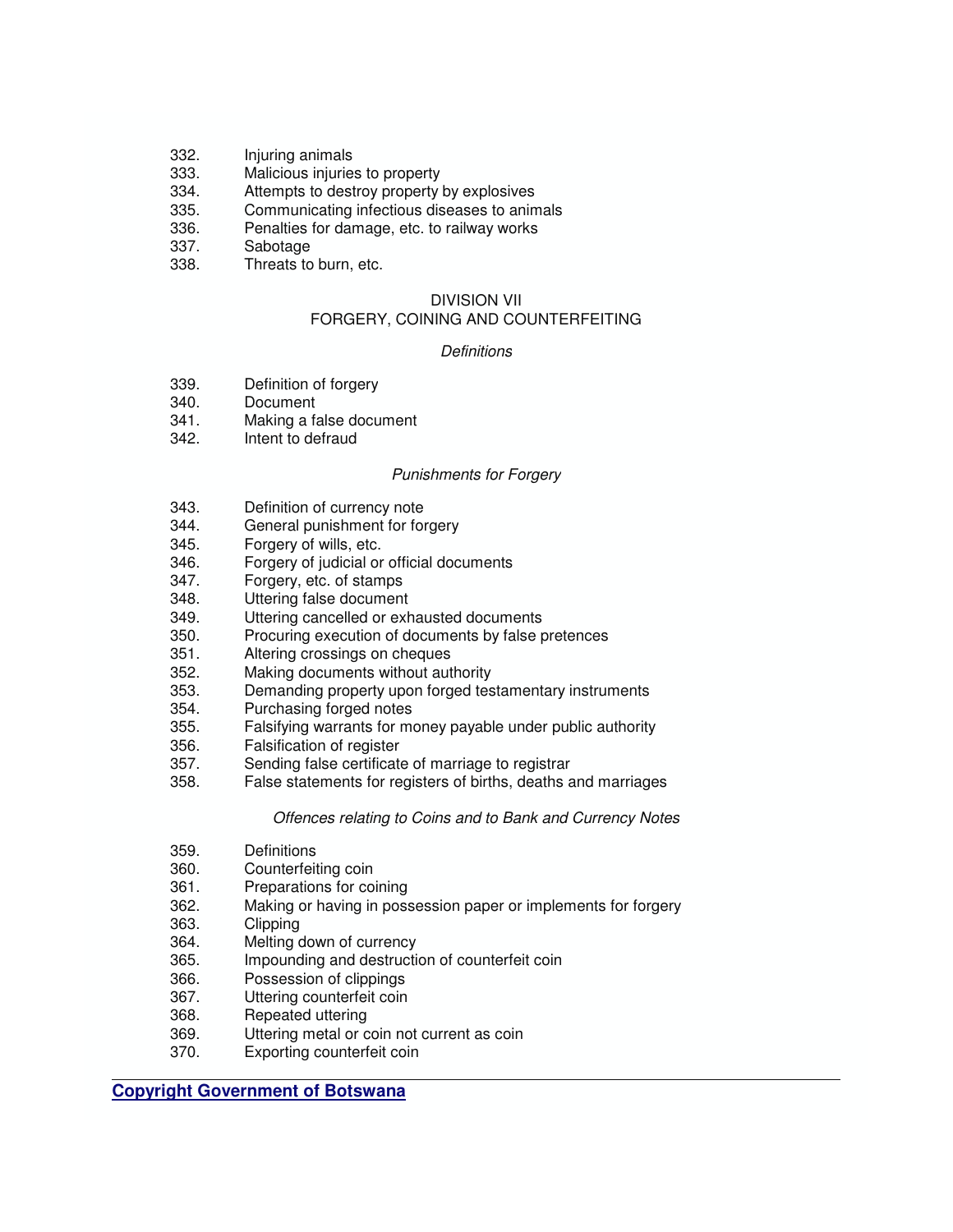332. Injuring animals
333. Malicious injuries to property
334. Attempts to destroy property by explosives
335. Communicating infectious diseases to animals
336. Penalties for damage, etc. to railway works
337. Sabotage
338. Threats to burn, etc.

DIVISION VII
FORGERY, COINING AND COUNTERFEITING

*Definitions*

339. Definition of forgery
340. Document
341. Making a false document
342. Intent to defraud

*Punishments for Forgery*

343. Definition of currency note
344. General punishment for forgery
345. Forgery of wills, etc.
346. Forgery of judicial or official documents
347. Forgery, etc. of stamps
348. Uttering false document
349. Uttering cancelled or exhausted documents
350. Procuring execution of documents by false pretences
351. Altering crossings on cheques
352. Making documents without authority
353. Demanding property upon forged testamentary instruments
354. Purchasing forged notes
355. Falsifying warrants for money payable under public authority
356. Falsification of register
357. Sending false certificate of marriage to registrar
358. False statements for registers of births, deaths and marriages

*Offences relating to Coins and to Bank and Currency Notes*

359. Definitions
360. Counterfeiting coin
361. Preparations for coining
362. Making or having in possession paper or implements for forgery
363. Clipping
364. Melting down of currency
365. Impounding and destruction of counterfeit coin
366. Possession of clippings
367. Uttering counterfeit coin
368. Repeated uttering
369. Uttering metal or coin not current as coin
370. Exporting counterfeit coin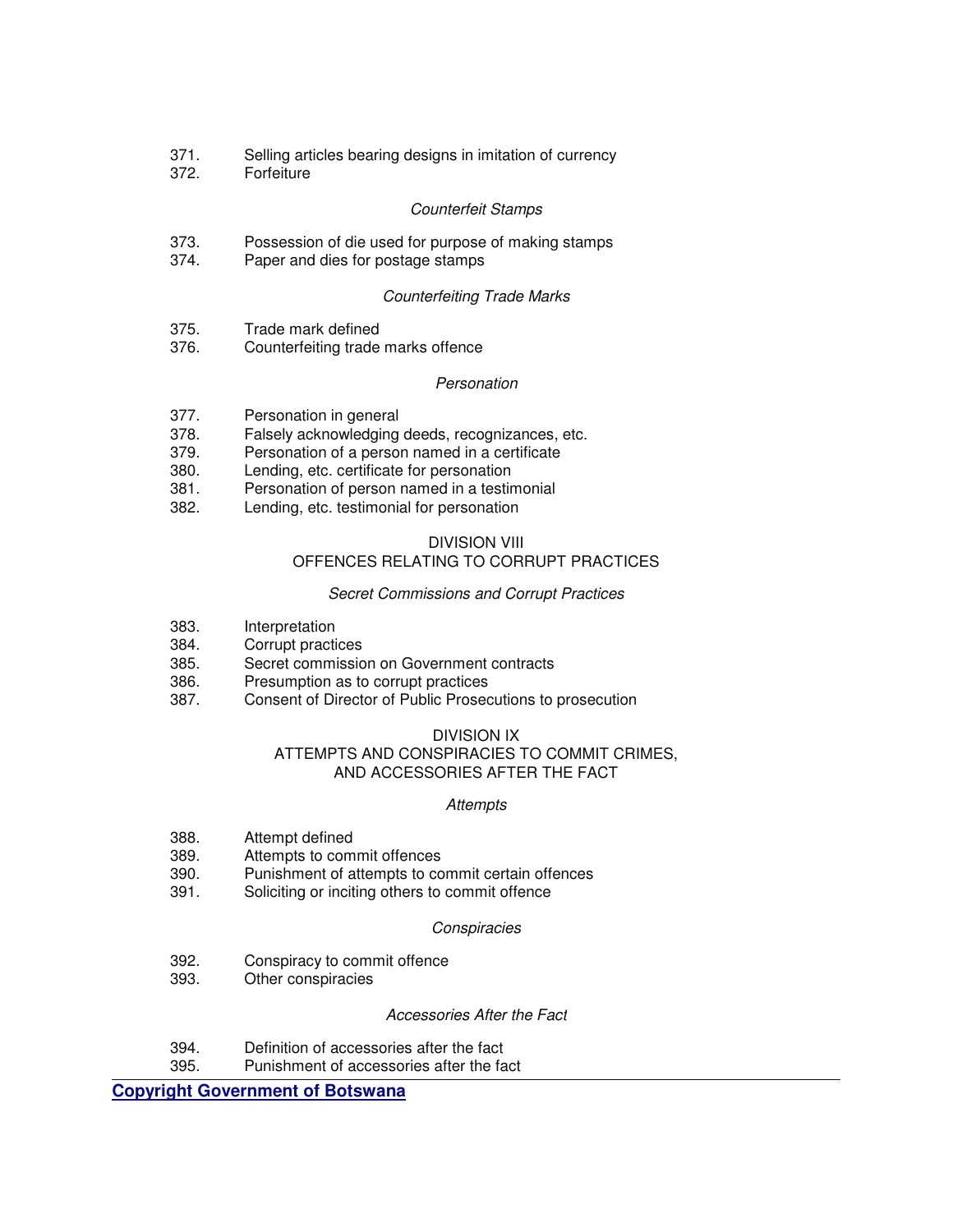371. Selling articles bearing designs in imitation of currency
372. Forfeiture

*Counterfeit Stamps*

373. Possession of die used for purpose of making stamps
374. Paper and dies for postage stamps

*Counterfeiting Trade Marks*

375. Trade mark defined
376. Counterfeiting trade marks offence

*Personation*

377. Personation in general
378. Falsely acknowledging deeds, recognizances, etc.
379. Personation of a person named in a certificate
380. Lending, etc. certificate for personation
381. Personation of person named in a testimonial
382. Lending, etc. testimonial for personation

DIVISION VIII
OFFENCES RELATING TO CORRUPT PRACTICES

*Secret Commissions and Corrupt Practices*

383. Interpretation
384. Corrupt practices
385. Secret commission on Government contracts
386. Presumption as to corrupt practices
387. Consent of Director of Public Prosecutions to prosecution

DIVISION IX
ATTEMPTS AND CONSPIRACIES TO COMMIT CRIMES, AND ACCESSORIES AFTER THE FACT

*Attempts*

388. Attempt defined
389. Attempts to commit offences
390. Punishment of attempts to commit certain offences
391. Soliciting or inciting others to commit offence

*Conspiracies*

392. Conspiracy to commit offence
393. Other conspiracies

*Accessories After the Fact*

394. Definition of accessories after the fact
395. Punishment of accessories after the fact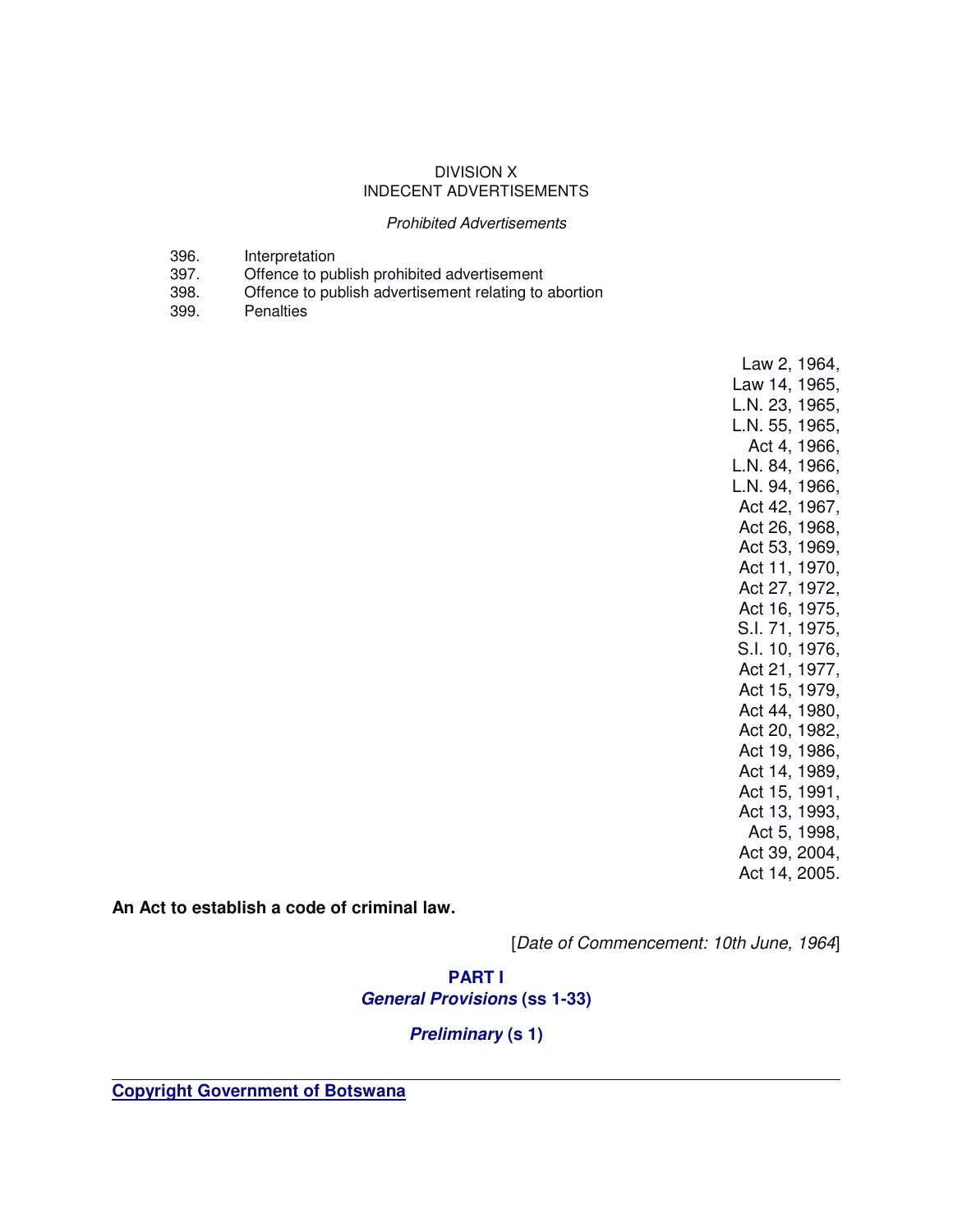DIVISION X
INDECENT ADVERTISEMENTS

*Prohibited Advertisements*

396. Interpretation
397. Offence to publish prohibited advertisement
398. Offence to publish advertisement relating to abortion
399. Penalties

Law 2, 1964,
Law 14, 1965,
L.N. 23, 1965,
L.N. 55, 1965,
Act 4, 1966,
L.N. 84, 1966,
L.N. 94, 1966,
Act 42, 1967,
Act 26, 1968,
Act 53, 1969,
Act 11, 1970,
Act 27, 1972,
Act 16, 1975,
S.I. 71, 1975,
S.I. 10, 1976,
Act 21, 1977,
Act 15, 1979,
Act 44, 1980,
Act 20, 1982,
Act 19, 1986,
Act 14, 1989,
Act 15, 1991,
Act 13, 1993,
Act 5, 1998,
Act 39, 2004,
Act 14, 2005.

**An Act to establish a code of criminal law.**

[*Date of Commencement: 10th June, 1964*]

## PART I
### *General Provisions* (ss 1-33)

#### *Preliminary* (s 1)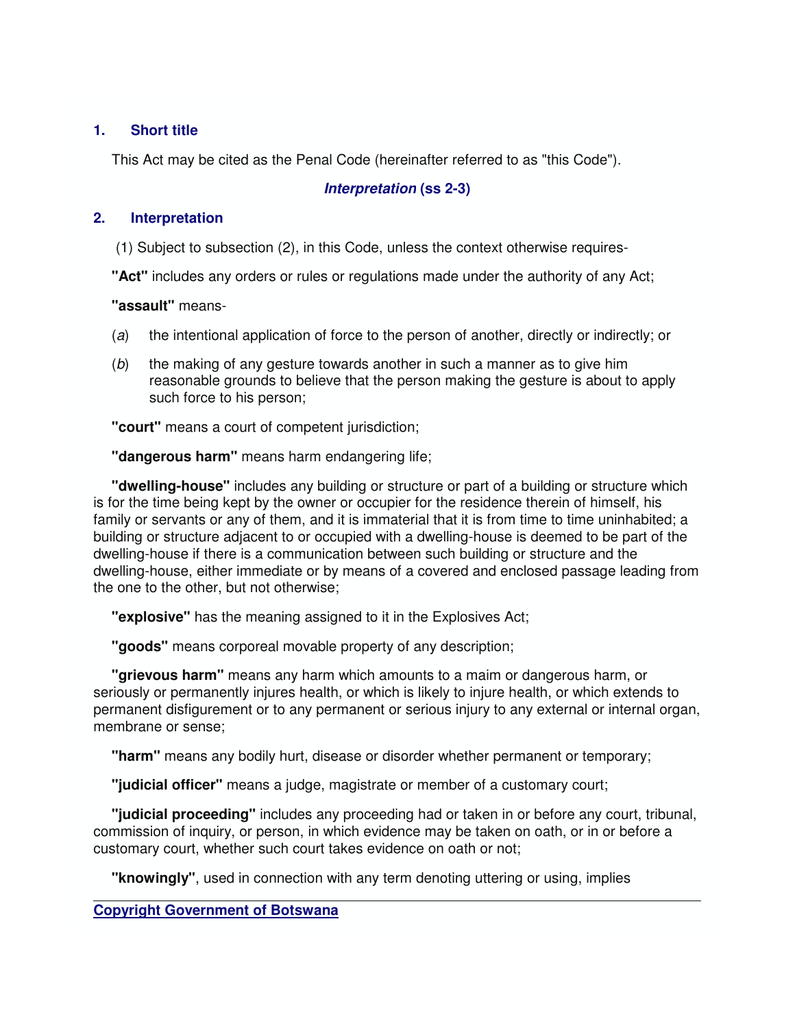## 1. Short title

This Act may be cited as the Penal Code (hereinafter referred to as "this Code").

### *Interpretation* (ss 2-3)

## 2. Interpretation

(1) Subject to subsection (2), in this Code, unless the context otherwise requires-

**"Act"** includes any orders or rules or regulations made under the authority of any Act;

**"assault"** means-

(*a*) the intentional application of force to the person of another, directly or indirectly; or

(*b*) the making of any gesture towards another in such a manner as to give him reasonable grounds to believe that the person making the gesture is about to apply such force to his person;

**"court"** means a court of competent jurisdiction;

**"dangerous harm"** means harm endangering life;

**"dwelling-house"** includes any building or structure or part of a building or structure which is for the time being kept by the owner or occupier for the residence therein of himself, his family or servants or any of them, and it is immaterial that it is from time to time uninhabited; a building or structure adjacent to or occupied with a dwelling-house is deemed to be part of the dwelling-house if there is a communication between such building or structure and the dwelling-house, either immediate or by means of a covered and enclosed passage leading from the one to the other, but not otherwise;

**"explosive"** has the meaning assigned to it in the Explosives Act;

**"goods"** means corporeal movable property of any description;

**"grievous harm"** means any harm which amounts to a maim or dangerous harm, or seriously or permanently injures health, or which is likely to injure health, or which extends to permanent disfigurement or to any permanent or serious injury to any external or internal organ, membrane or sense;

**"harm"** means any bodily hurt, disease or disorder whether permanent or temporary;

**"judicial officer"** means a judge, magistrate or member of a customary court;

**"judicial proceeding"** includes any proceeding had or taken in or before any court, tribunal, commission of inquiry, or person, in which evidence may be taken on oath, or in or before a customary court, whether such court takes evidence on oath or not;

**"knowingly"**, used in connection with any term denoting uttering or using, implies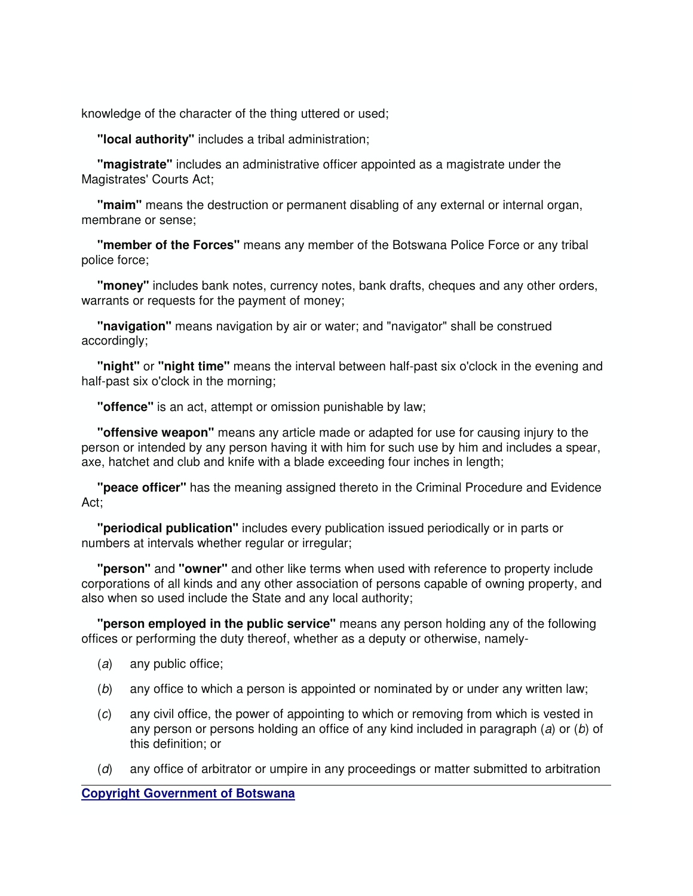knowledge of the character of the thing uttered or used;

**"local authority"** includes a tribal administration;

**"magistrate"** includes an administrative officer appointed as a magistrate under the Magistrates' Courts Act;

**"maim"** means the destruction or permanent disabling of any external or internal organ, membrane or sense;

**"member of the Forces"** means any member of the Botswana Police Force or any tribal police force;

**"money"** includes bank notes, currency notes, bank drafts, cheques and any other orders, warrants or requests for the payment of money;

**"navigation"** means navigation by air or water; and "navigator" shall be construed accordingly;

**"night"** or **"night time"** means the interval between half-past six o'clock in the evening and half-past six o'clock in the morning;

**"offence"** is an act, attempt or omission punishable by law;

**"offensive weapon"** means any article made or adapted for use for causing injury to the person or intended by any person having it with him for such use by him and includes a spear, axe, hatchet and club and knife with a blade exceeding four inches in length;

**"peace officer"** has the meaning assigned thereto in the Criminal Procedure and Evidence Act;

**"periodical publication"** includes every publication issued periodically or in parts or numbers at intervals whether regular or irregular;

**"person"** and **"owner"** and other like terms when used with reference to property include corporations of all kinds and any other association of persons capable of owning property, and also when so used include the State and any local authority;

**"person employed in the public service"** means any person holding any of the following offices or performing the duty thereof, whether as a deputy or otherwise, namely-

(*a*) any public office;

(*b*) any office to which a person is appointed or nominated by or under any written law;

(*c*) any civil office, the power of appointing to which or removing from which is vested in any person or persons holding an office of any kind included in paragraph (*a*) or (*b*) of this definition; or

(*d*) any office of arbitrator or umpire in any proceedings or matter submitted to arbitration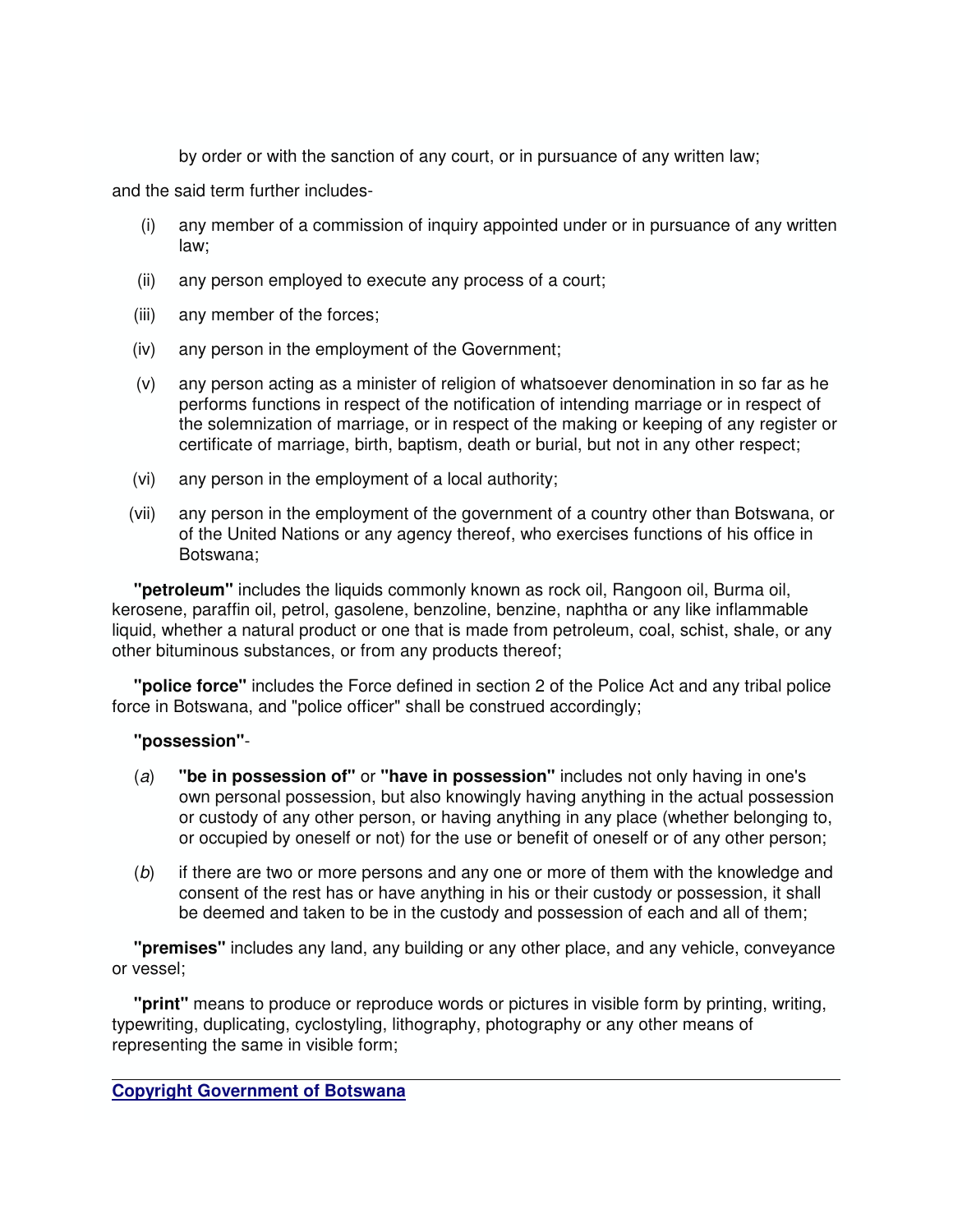by order or with the sanction of any court, or in pursuance of any written law;

and the said term further includes-

(i) any member of a commission of inquiry appointed under or in pursuance of any written law;

(ii) any person employed to execute any process of a court;

(iii) any member of the forces;

(iv) any person in the employment of the Government;

(v) any person acting as a minister of religion of whatsoever denomination in so far as he performs functions in respect of the notification of intending marriage or in respect of the solemnization of marriage, or in respect of the making or keeping of any register or certificate of marriage, birth, baptism, death or burial, but not in any other respect;

(vi) any person in the employment of a local authority;

(vii) any person in the employment of the government of a country other than Botswana, or of the United Nations or any agency thereof, who exercises functions of his office in Botswana;

**"petroleum"** includes the liquids commonly known as rock oil, Rangoon oil, Burma oil, kerosene, paraffin oil, petrol, gasolene, benzoline, benzine, naphtha or any like inflammable liquid, whether a natural product or one that is made from petroleum, coal, schist, shale, or any other bituminous substances, or from any products thereof;

**"police force"** includes the Force defined in section 2 of the Police Act and any tribal police force in Botswana, and "police officer" shall be construed accordingly;

**"possession"**-

(*a*) **"be in possession of"** or **"have in possession"** includes not only having in one's own personal possession, but also knowingly having anything in the actual possession or custody of any other person, or having anything in any place (whether belonging to, or occupied by oneself or not) for the use or benefit of oneself or of any other person;

(*b*) if there are two or more persons and any one or more of them with the knowledge and consent of the rest has or have anything in his or their custody or possession, it shall be deemed and taken to be in the custody and possession of each and all of them;

**"premises"** includes any land, any building or any other place, and any vehicle, conveyance or vessel;

**"print"** means to produce or reproduce words or pictures in visible form by printing, writing, typewriting, duplicating, cyclostyling, lithography, photography or any other means of representing the same in visible form;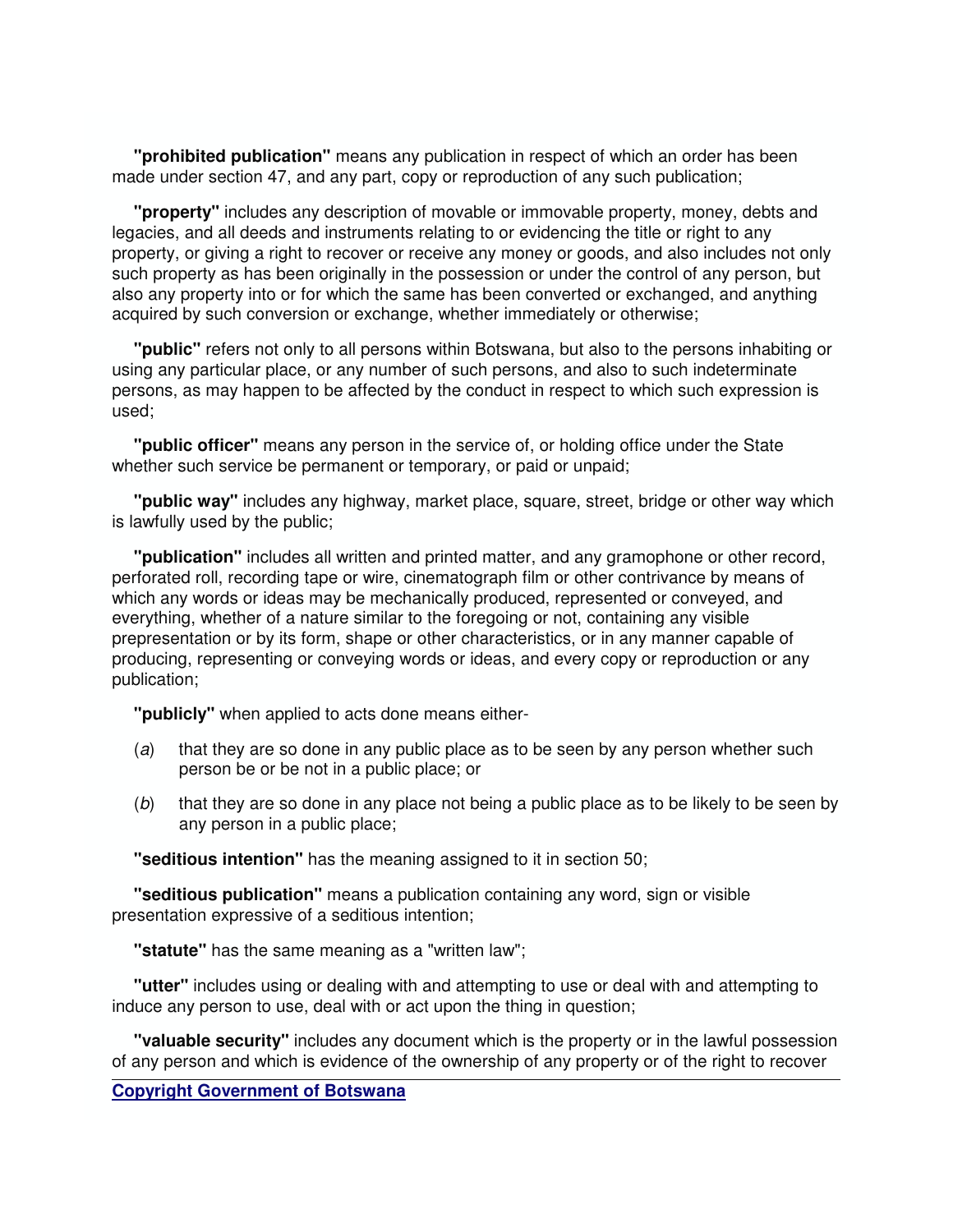**"prohibited publication"** means any publication in respect of which an order has been made under section 47, and any part, copy or reproduction of any such publication;

**"property"** includes any description of movable or immovable property, money, debts and legacies, and all deeds and instruments relating to or evidencing the title or right to any property, or giving a right to recover or receive any money or goods, and also includes not only such property as has been originally in the possession or under the control of any person, but also any property into or for which the same has been converted or exchanged, and anything acquired by such conversion or exchange, whether immediately or otherwise;

**"public"** refers not only to all persons within Botswana, but also to the persons inhabiting or using any particular place, or any number of such persons, and also to such indeterminate persons, as may happen to be affected by the conduct in respect to which such expression is used;

**"public officer"** means any person in the service of, or holding office under the State whether such service be permanent or temporary, or paid or unpaid;

**"public way"** includes any highway, market place, square, street, bridge or other way which is lawfully used by the public;

**"publication"** includes all written and printed matter, and any gramophone or other record, perforated roll, recording tape or wire, cinematograph film or other contrivance by means of which any words or ideas may be mechanically produced, represented or conveyed, and everything, whether of a nature similar to the foregoing or not, containing any visible prepresentation or by its form, shape or other characteristics, or in any manner capable of producing, representing or conveying words or ideas, and every copy or reproduction or any publication;

**"publicly"** when applied to acts done means either-

(*a*) that they are so done in any public place as to be seen by any person whether such person be or be not in a public place; or

(*b*) that they are so done in any place not being a public place as to be likely to be seen by any person in a public place;

**"seditious intention"** has the meaning assigned to it in section 50;

**"seditious publication"** means a publication containing any word, sign or visible presentation expressive of a seditious intention;

**"statute"** has the same meaning as a "written law";

**"utter"** includes using or dealing with and attempting to use or deal with and attempting to induce any person to use, deal with or act upon the thing in question;

**"valuable security"** includes any document which is the property or in the lawful possession of any person and which is evidence of the ownership of any property or of the right to recover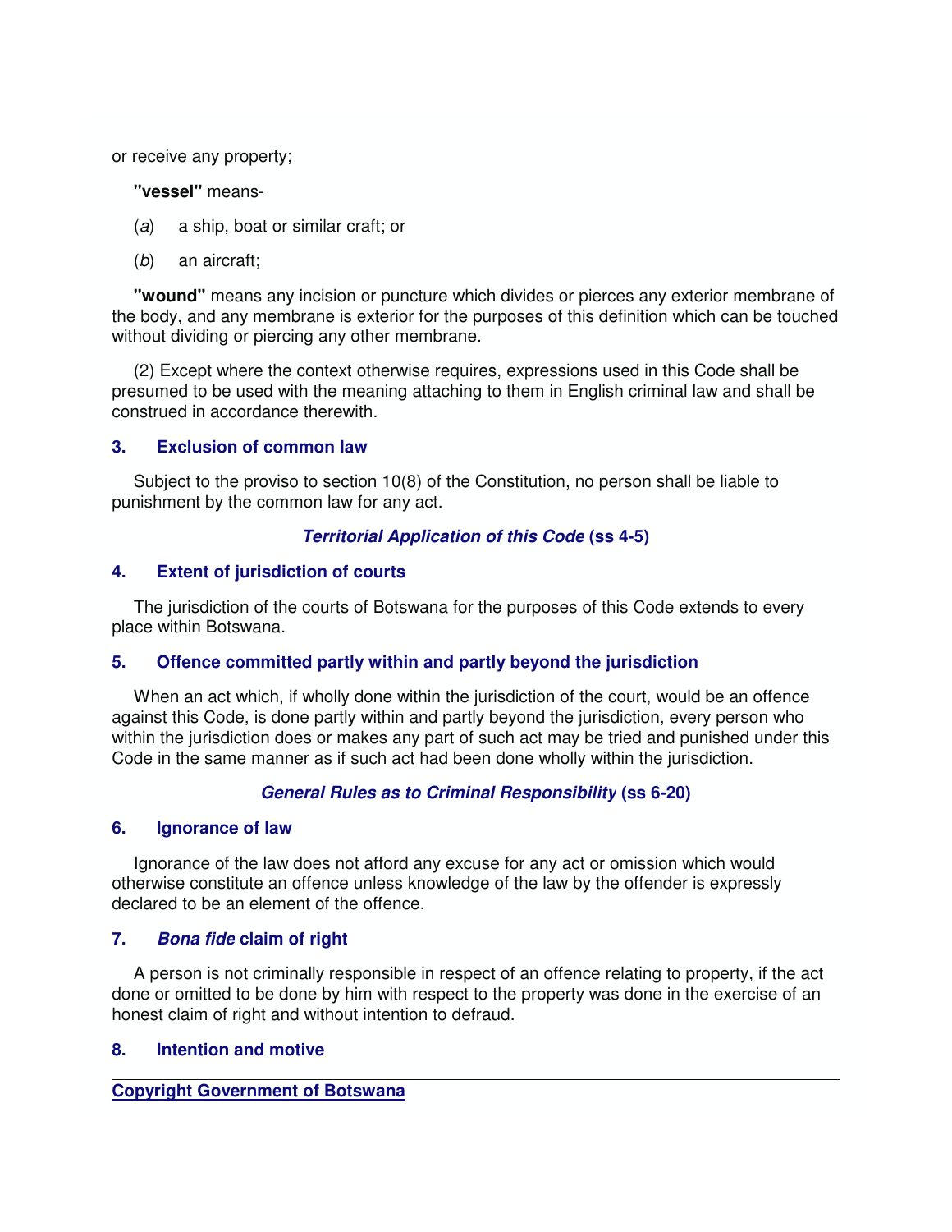or receive any property;

**"vessel"** means-

(*a*) a ship, boat or similar craft; or

(*b*) an aircraft;

**"wound"** means any incision or puncture which divides or pierces any exterior membrane of the body, and any membrane is exterior for the purposes of this definition which can be touched without dividing or piercing any other membrane.

(2) Except where the context otherwise requires, expressions used in this Code shall be presumed to be used with the meaning attaching to them in English criminal law and shall be construed in accordance therewith.

### 3. Exclusion of common law

Subject to the proviso to section 10(8) of the Constitution, no person shall be liable to punishment by the common law for any act.

## *Territorial Application of this Code* (ss 4-5)

### 4. Extent of jurisdiction of courts

The jurisdiction of the courts of Botswana for the purposes of this Code extends to every place within Botswana.

### 5. Offence committed partly within and partly beyond the jurisdiction

When an act which, if wholly done within the jurisdiction of the court, would be an offence against this Code, is done partly within and partly beyond the jurisdiction, every person who within the jurisdiction does or makes any part of such act may be tried and punished under this Code in the same manner as if such act had been done wholly within the jurisdiction.

## *General Rules as to Criminal Responsibility* (ss 6-20)

### 6. Ignorance of law

Ignorance of the law does not afford any excuse for any act or omission which would otherwise constitute an offence unless knowledge of the law by the offender is expressly declared to be an element of the offence.

### 7. *Bona fide* claim of right

A person is not criminally responsible in respect of an offence relating to property, if the act done or omitted to be done by him with respect to the property was done in the exercise of an honest claim of right and without intention to defraud.

### 8. Intention and motive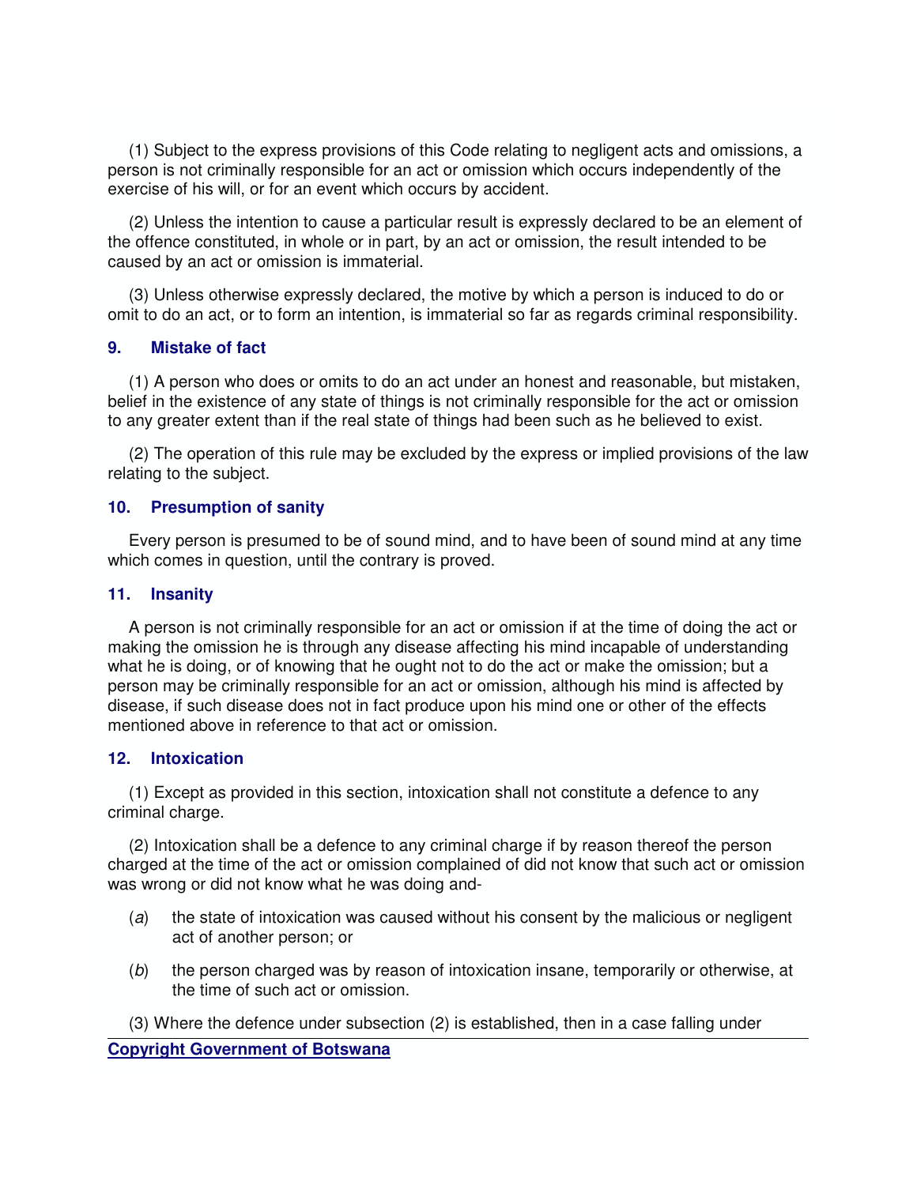(1) Subject to the express provisions of this Code relating to negligent acts and omissions, a person is not criminally responsible for an act or omission which occurs independently of the exercise of his will, or for an event which occurs by accident.

(2) Unless the intention to cause a particular result is expressly declared to be an element of the offence constituted, in whole or in part, by an act or omission, the result intended to be caused by an act or omission is immaterial.

(3) Unless otherwise expressly declared, the motive by which a person is induced to do or omit to do an act, or to form an intention, is immaterial so far as regards criminal responsibility.

### 9. Mistake of fact

(1) A person who does or omits to do an act under an honest and reasonable, but mistaken, belief in the existence of any state of things is not criminally responsible for the act or omission to any greater extent than if the real state of things had been such as he believed to exist.

(2) The operation of this rule may be excluded by the express or implied provisions of the law relating to the subject.

### 10. Presumption of sanity

Every person is presumed to be of sound mind, and to have been of sound mind at any time which comes in question, until the contrary is proved.

### 11. Insanity

A person is not criminally responsible for an act or omission if at the time of doing the act or making the omission he is through any disease affecting his mind incapable of understanding what he is doing, or of knowing that he ought not to do the act or make the omission; but a person may be criminally responsible for an act or omission, although his mind is affected by disease, if such disease does not in fact produce upon his mind one or other of the effects mentioned above in reference to that act or omission.

### 12. Intoxication

(1) Except as provided in this section, intoxication shall not constitute a defence to any criminal charge.

(2) Intoxication shall be a defence to any criminal charge if by reason thereof the person charged at the time of the act or omission complained of did not know that such act or omission was wrong or did not know what he was doing and-

(*a*) the state of intoxication was caused without his consent by the malicious or negligent act of another person; or

(*b*) the person charged was by reason of intoxication insane, temporarily or otherwise, at the time of such act or omission.

(3) Where the defence under subsection (2) is established, then in a case falling under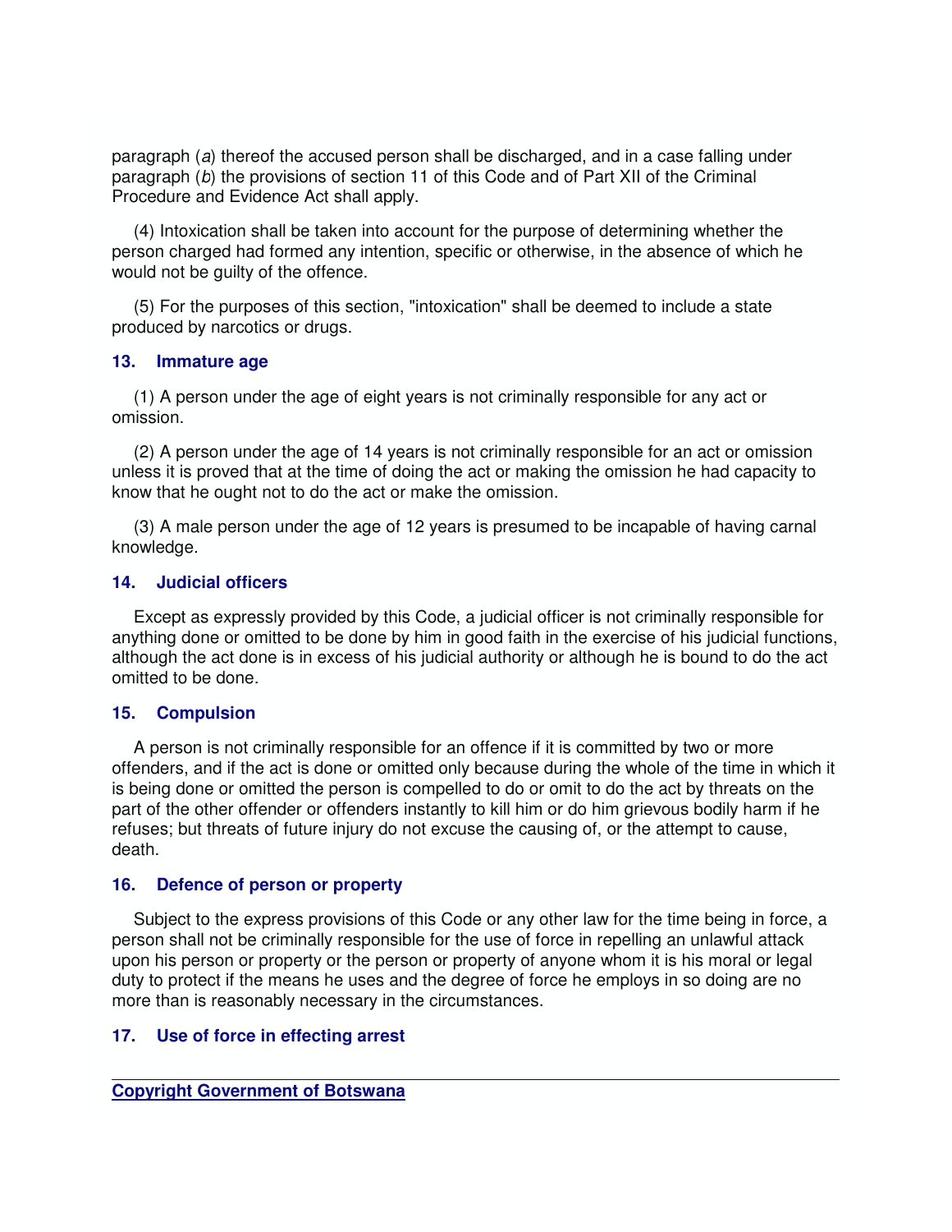paragraph (*a*) thereof the accused person shall be discharged, and in a case falling under paragraph (*b*) the provisions of section 11 of this Code and of Part XII of the Criminal Procedure and Evidence Act shall apply.

(4) Intoxication shall be taken into account for the purpose of determining whether the person charged had formed any intention, specific or otherwise, in the absence of which he would not be guilty of the offence.

(5) For the purposes of this section, "intoxication" shall be deemed to include a state produced by narcotics or drugs.

### 13. Immature age

(1) A person under the age of eight years is not criminally responsible for any act or omission.

(2) A person under the age of 14 years is not criminally responsible for an act or omission unless it is proved that at the time of doing the act or making the omission he had capacity to know that he ought not to do the act or make the omission.

(3) A male person under the age of 12 years is presumed to be incapable of having carnal knowledge.

### 14. Judicial officers

Except as expressly provided by this Code, a judicial officer is not criminally responsible for anything done or omitted to be done by him in good faith in the exercise of his judicial functions, although the act done is in excess of his judicial authority or although he is bound to do the act omitted to be done.

### 15. Compulsion

A person is not criminally responsible for an offence if it is committed by two or more offenders, and if the act is done or omitted only because during the whole of the time in which it is being done or omitted the person is compelled to do or omit to do the act by threats on the part of the other offender or offenders instantly to kill him or do him grievous bodily harm if he refuses; but threats of future injury do not excuse the causing of, or the attempt to cause, death.

### 16. Defence of person or property

Subject to the express provisions of this Code or any other law for the time being in force, a person shall not be criminally responsible for the use of force in repelling an unlawful attack upon his person or property or the person or property of anyone whom it is his moral or legal duty to protect if the means he uses and the degree of force he employs in so doing are no more than is reasonably necessary in the circumstances.

### 17. Use of force in effecting arrest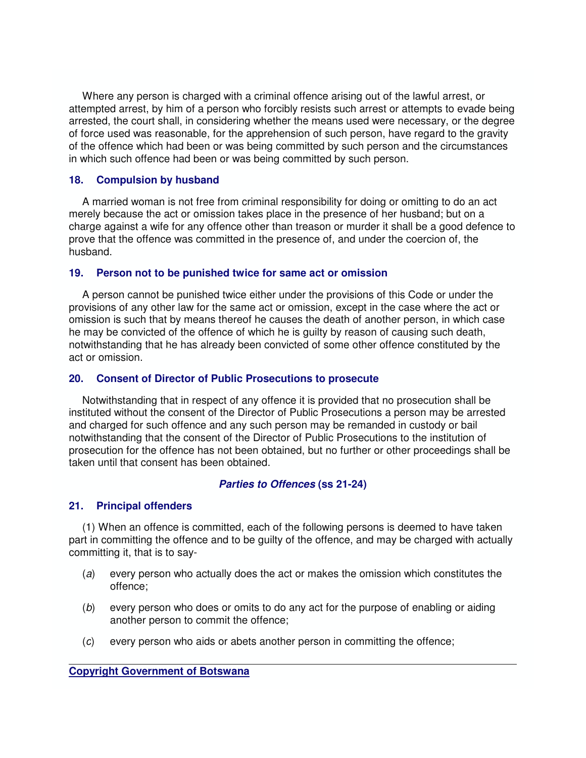Where any person is charged with a criminal offence arising out of the lawful arrest, or attempted arrest, by him of a person who forcibly resists such arrest or attempts to evade being arrested, the court shall, in considering whether the means used were necessary, or the degree of force used was reasonable, for the apprehension of such person, have regard to the gravity of the offence which had been or was being committed by such person and the circumstances in which such offence had been or was being committed by such person.

### 18. Compulsion by husband

A married woman is not free from criminal responsibility for doing or omitting to do an act merely because the act or omission takes place in the presence of her husband; but on a charge against a wife for any offence other than treason or murder it shall be a good defence to prove that the offence was committed in the presence of, and under the coercion of, the husband.

### 19. Person not to be punished twice for same act or omission

A person cannot be punished twice either under the provisions of this Code or under the provisions of any other law for the same act or omission, except in the case where the act or omission is such that by means thereof he causes the death of another person, in which case he may be convicted of the offence of which he is guilty by reason of causing such death, notwithstanding that he has already been convicted of some other offence constituted by the act or omission.

### 20. Consent of Director of Public Prosecutions to prosecute

Notwithstanding that in respect of any offence it is provided that no prosecution shall be instituted without the consent of the Director of Public Prosecutions a person may be arrested and charged for such offence and any such person may be remanded in custody or bail notwithstanding that the consent of the Director of Public Prosecutions to the institution of prosecution for the offence has not been obtained, but no further or other proceedings shall be taken until that consent has been obtained.

## *Parties to Offences* (ss 21-24)

### 21. Principal offenders

(1) When an offence is committed, each of the following persons is deemed to have taken part in committing the offence and to be guilty of the offence, and may be charged with actually committing it, that is to say-

(*a*) every person who actually does the act or makes the omission which constitutes the offence;

(*b*) every person who does or omits to do any act for the purpose of enabling or aiding another person to commit the offence;

(*c*) every person who aids or abets another person in committing the offence;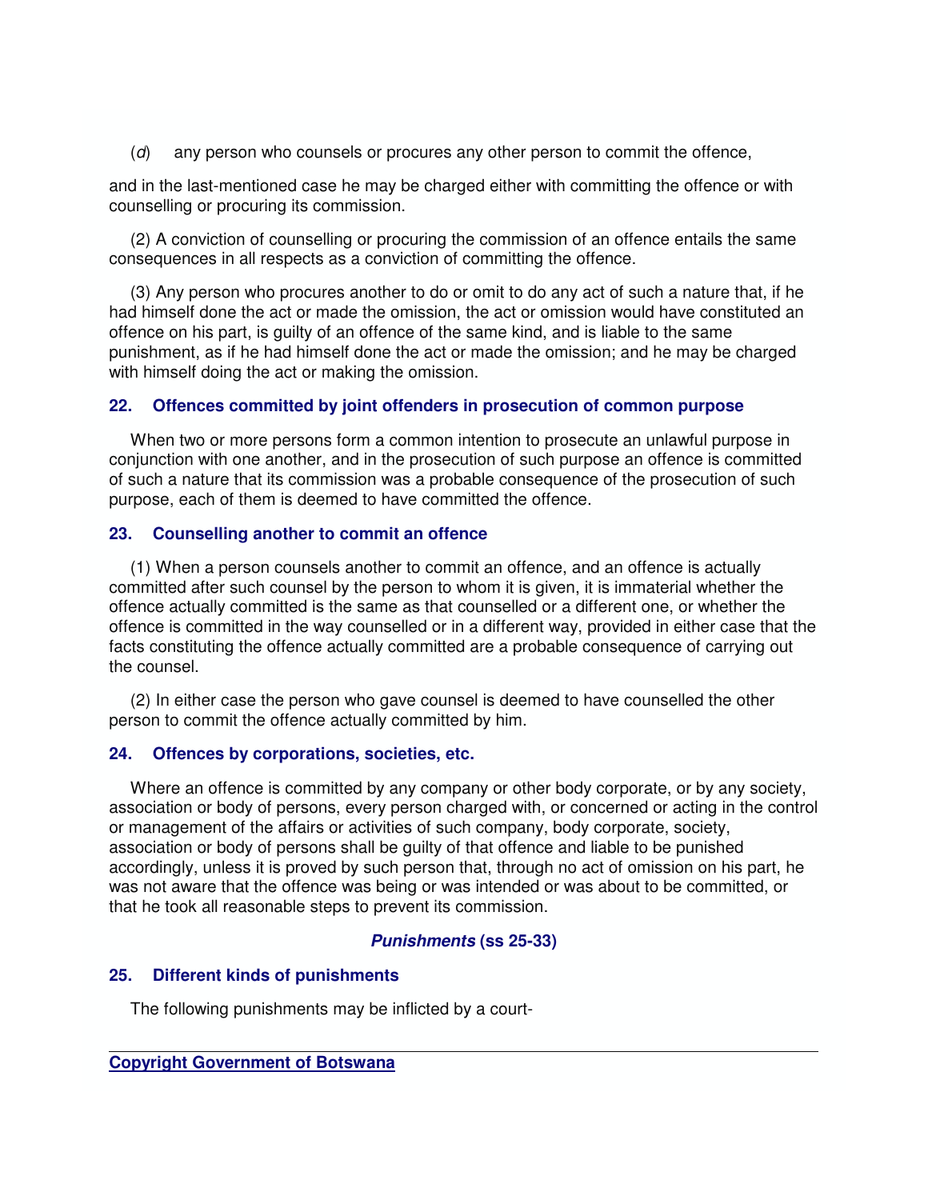(*d*) any person who counsels or procures any other person to commit the offence,

and in the last-mentioned case he may be charged either with committing the offence or with counselling or procuring its commission.

(2) A conviction of counselling or procuring the commission of an offence entails the same consequences in all respects as a conviction of committing the offence.

(3) Any person who procures another to do or omit to do any act of such a nature that, if he had himself done the act or made the omission, the act or omission would have constituted an offence on his part, is guilty of an offence of the same kind, and is liable to the same punishment, as if he had himself done the act or made the omission; and he may be charged with himself doing the act or making the omission.

### 22. Offences committed by joint offenders in prosecution of common purpose

When two or more persons form a common intention to prosecute an unlawful purpose in conjunction with one another, and in the prosecution of such purpose an offence is committed of such a nature that its commission was a probable consequence of the prosecution of such purpose, each of them is deemed to have committed the offence.

### 23. Counselling another to commit an offence

(1) When a person counsels another to commit an offence, and an offence is actually committed after such counsel by the person to whom it is given, it is immaterial whether the offence actually committed is the same as that counselled or a different one, or whether the offence is committed in the way counselled or in a different way, provided in either case that the facts constituting the offence actually committed are a probable consequence of carrying out the counsel.

(2) In either case the person who gave counsel is deemed to have counselled the other person to commit the offence actually committed by him.

### 24. Offences by corporations, societies, etc.

Where an offence is committed by any company or other body corporate, or by any society, association or body of persons, every person charged with, or concerned or acting in the control or management of the affairs or activities of such company, body corporate, society, association or body of persons shall be guilty of that offence and liable to be punished accordingly, unless it is proved by such person that, through no act of omission on his part, he was not aware that the offence was being or was intended or was about to be committed, or that he took all reasonable steps to prevent its commission.

## ***Punishments* (ss 25-33)**

### 25. Different kinds of punishments

The following punishments may be inflicted by a court-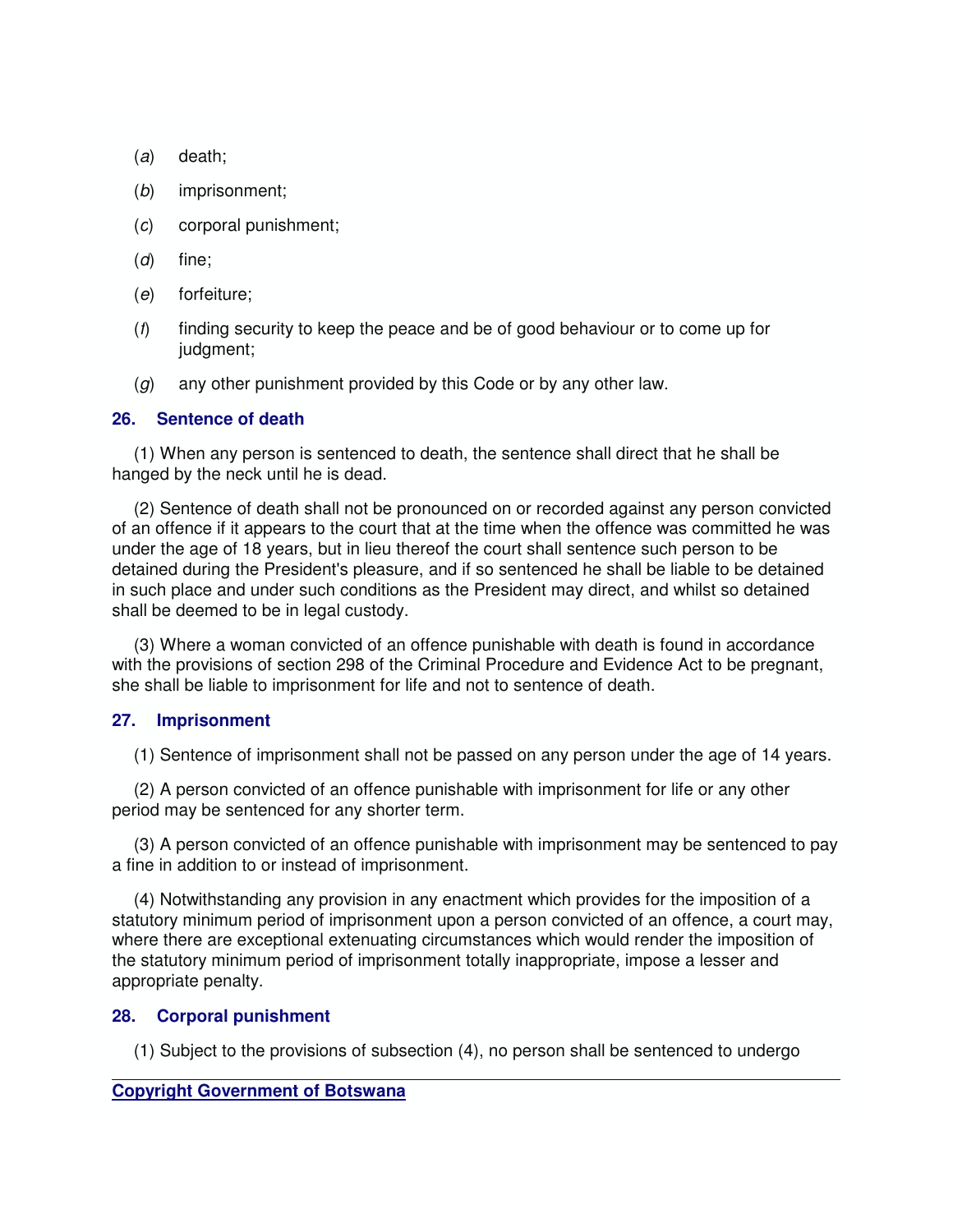(*a*) death;

(*b*) imprisonment;

(*c*) corporal punishment;

(*d*) fine;

(*e*) forfeiture;

(*f*) finding security to keep the peace and be of good behaviour or to come up for judgment;

(*g*) any other punishment provided by this Code or by any other law.

### 26. Sentence of death

(1) When any person is sentenced to death, the sentence shall direct that he shall be hanged by the neck until he is dead.

(2) Sentence of death shall not be pronounced on or recorded against any person convicted of an offence if it appears to the court that at the time when the offence was committed he was under the age of 18 years, but in lieu thereof the court shall sentence such person to be detained during the President's pleasure, and if so sentenced he shall be liable to be detained in such place and under such conditions as the President may direct, and whilst so detained shall be deemed to be in legal custody.

(3) Where a woman convicted of an offence punishable with death is found in accordance with the provisions of section 298 of the Criminal Procedure and Evidence Act to be pregnant, she shall be liable to imprisonment for life and not to sentence of death.

### 27. Imprisonment

(1) Sentence of imprisonment shall not be passed on any person under the age of 14 years.

(2) A person convicted of an offence punishable with imprisonment for life or any other period may be sentenced for any shorter term.

(3) A person convicted of an offence punishable with imprisonment may be sentenced to pay a fine in addition to or instead of imprisonment.

(4) Notwithstanding any provision in any enactment which provides for the imposition of a statutory minimum period of imprisonment upon a person convicted of an offence, a court may, where there are exceptional extenuating circumstances which would render the imposition of the statutory minimum period of imprisonment totally inappropriate, impose a lesser and appropriate penalty.

### 28. Corporal punishment

(1) Subject to the provisions of subsection (4), no person shall be sentenced to undergo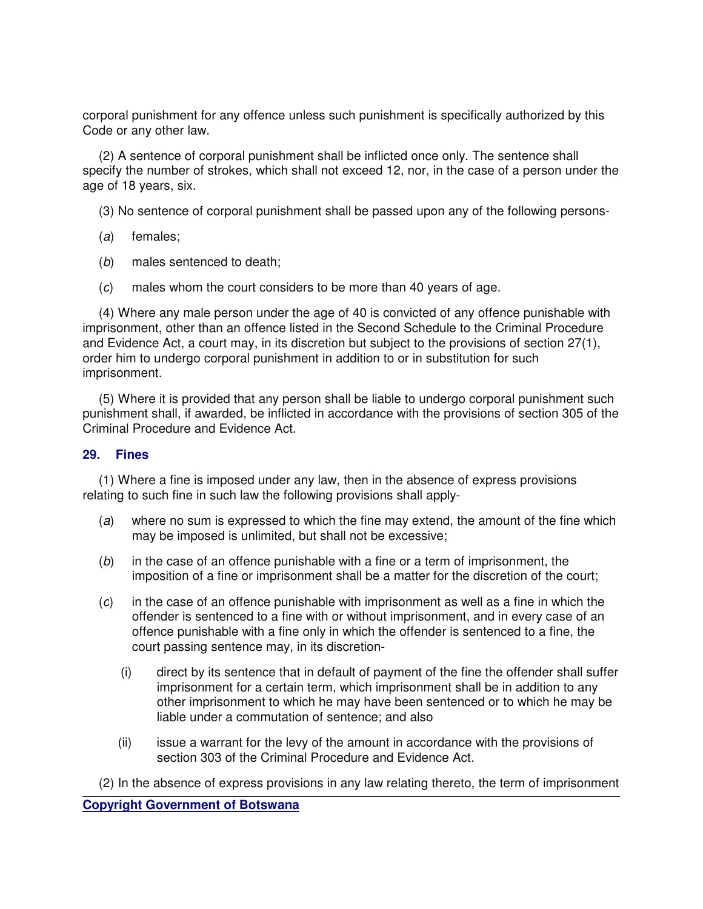corporal punishment for any offence unless such punishment is specifically authorized by this Code or any other law.

(2) A sentence of corporal punishment shall be inflicted once only. The sentence shall specify the number of strokes, which shall not exceed 12, nor, in the case of a person under the age of 18 years, six.

(3) No sentence of corporal punishment shall be passed upon any of the following persons-

(*a*) females;

(*b*) males sentenced to death;

(*c*) males whom the court considers to be more than 40 years of age.

(4) Where any male person under the age of 40 is convicted of any offence punishable with imprisonment, other than an offence listed in the Second Schedule to the Criminal Procedure and Evidence Act, a court may, in its discretion but subject to the provisions of section 27(1), order him to undergo corporal punishment in addition to or in substitution for such imprisonment.

(5) Where it is provided that any person shall be liable to undergo corporal punishment such punishment shall, if awarded, be inflicted in accordance with the provisions of section 305 of the Criminal Procedure and Evidence Act.

### 29. Fines

(1) Where a fine is imposed under any law, then in the absence of express provisions relating to such fine in such law the following provisions shall apply-

(*a*) where no sum is expressed to which the fine may extend, the amount of the fine which may be imposed is unlimited, but shall not be excessive;

(*b*) in the case of an offence punishable with a fine or a term of imprisonment, the imposition of a fine or imprisonment shall be a matter for the discretion of the court;

(*c*) in the case of an offence punishable with imprisonment as well as a fine in which the offender is sentenced to a fine with or without imprisonment, and in every case of an offence punishable with a fine only in which the offender is sentenced to a fine, the court passing sentence may, in its discretion-

(i) direct by its sentence that in default of payment of the fine the offender shall suffer imprisonment for a certain term, which imprisonment shall be in addition to any other imprisonment to which he may have been sentenced or to which he may be liable under a commutation of sentence; and also

(ii) issue a warrant for the levy of the amount in accordance with the provisions of section 303 of the Criminal Procedure and Evidence Act.

(2) In the absence of express provisions in any law relating thereto, the term of imprisonment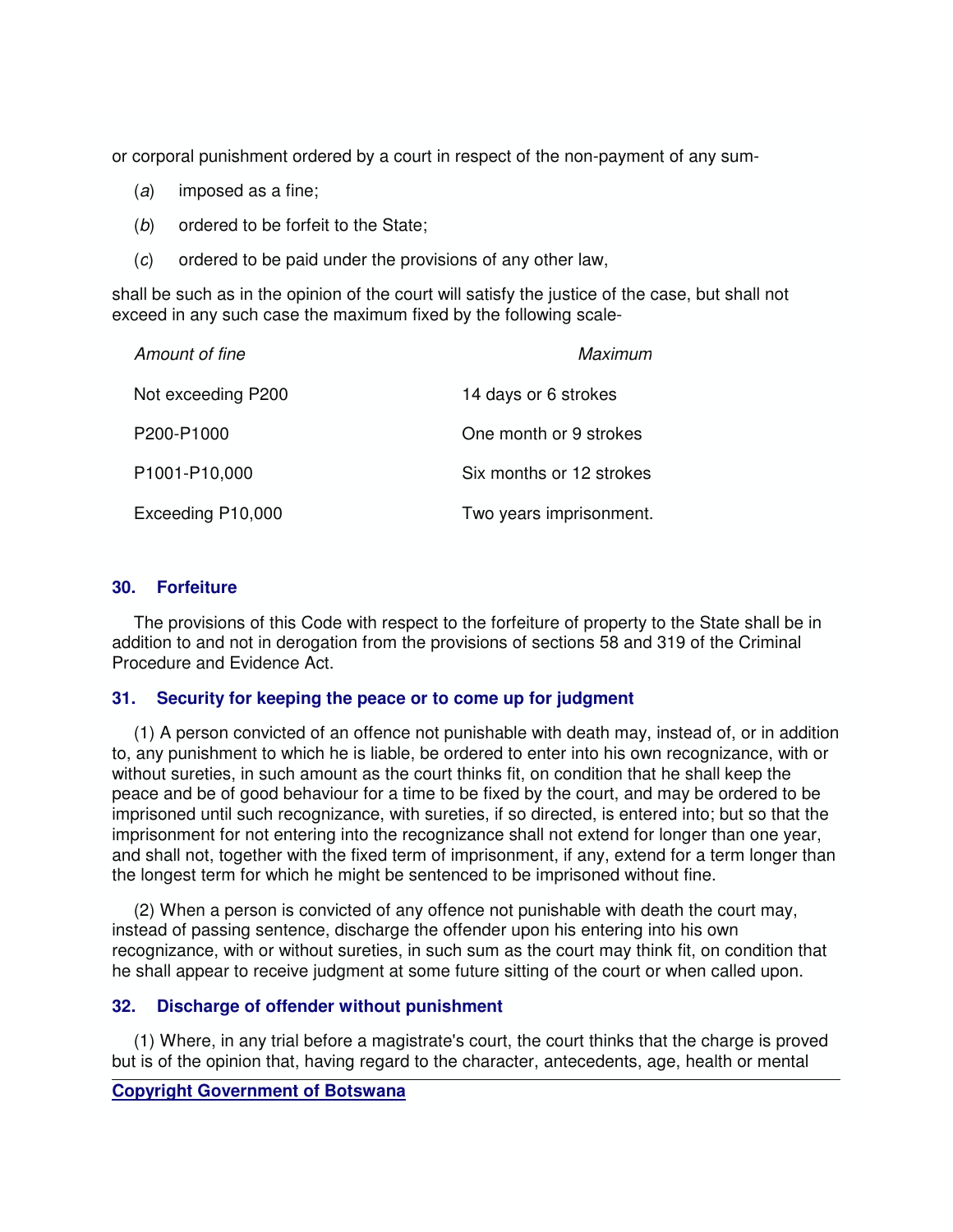or corporal punishment ordered by a court in respect of the non-payment of any sum-

(*a*) imposed as a fine;

(*b*) ordered to be forfeit to the State;

(*c*) ordered to be paid under the provisions of any other law,

shall be such as in the opinion of the court will satisfy the justice of the case, but shall not exceed in any such case the maximum fixed by the following scale-

| *Amount of fine* | *Maximum* |
|---|---|
| Not exceeding P200 | 14 days or 6 strokes |
| P200-P1000 | One month or 9 strokes |
| P1001-P10,000 | Six months or 12 strokes |
| Exceeding P10,000 | Two years imprisonment. |

### 30. Forfeiture

The provisions of this Code with respect to the forfeiture of property to the State shall be in addition to and not in derogation from the provisions of sections 58 and 319 of the Criminal Procedure and Evidence Act.

### 31. Security for keeping the peace or to come up for judgment

(1) A person convicted of an offence not punishable with death may, instead of, or in addition to, any punishment to which he is liable, be ordered to enter into his own recognizance, with or without sureties, in such amount as the court thinks fit, on condition that he shall keep the peace and be of good behaviour for a time to be fixed by the court, and may be ordered to be imprisoned until such recognizance, with sureties, if so directed, is entered into; but so that the imprisonment for not entering into the recognizance shall not extend for longer than one year, and shall not, together with the fixed term of imprisonment, if any, extend for a term longer than the longest term for which he might be sentenced to be imprisoned without fine.

(2) When a person is convicted of any offence not punishable with death the court may, instead of passing sentence, discharge the offender upon his entering into his own recognizance, with or without sureties, in such sum as the court may think fit, on condition that he shall appear to receive judgment at some future sitting of the court or when called upon.

### 32. Discharge of offender without punishment

(1) Where, in any trial before a magistrate's court, the court thinks that the charge is proved but is of the opinion that, having regard to the character, antecedents, age, health or mental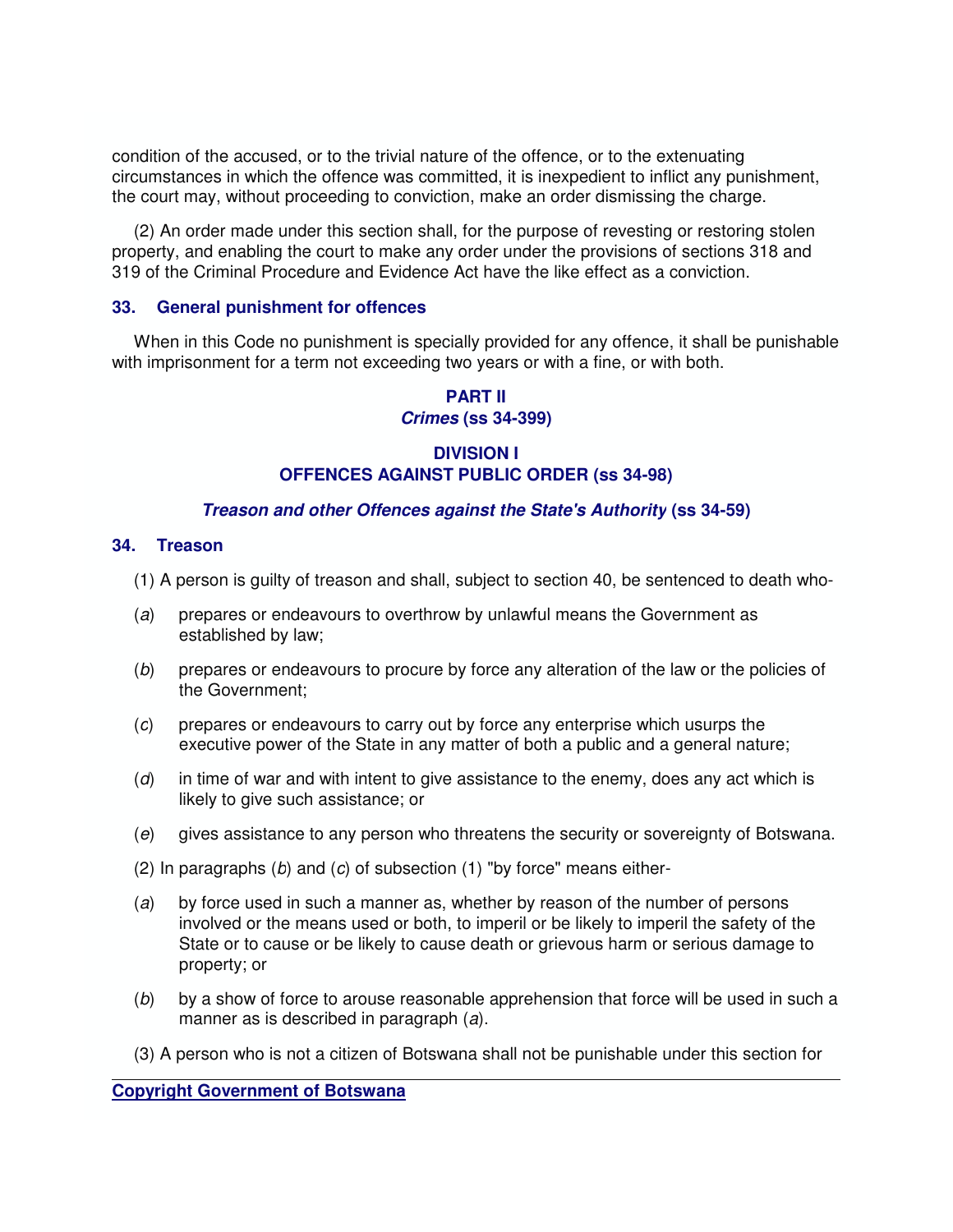condition of the accused, or to the trivial nature of the offence, or to the extenuating circumstances in which the offence was committed, it is inexpedient to inflict any punishment, the court may, without proceeding to conviction, make an order dismissing the charge.

(2) An order made under this section shall, for the purpose of revesting or restoring stolen property, and enabling the court to make any order under the provisions of sections 318 and 319 of the Criminal Procedure and Evidence Act have the like effect as a conviction.

### 33. General punishment for offences

When in this Code no punishment is specially provided for any offence, it shall be punishable with imprisonment for a term not exceeding two years or with a fine, or with both.

## PART II
## *Crimes* (ss 34-399)

## DIVISION I
## OFFENCES AGAINST PUBLIC ORDER (ss 34-98)

### *Treason and other Offences against the State's Authority* (ss 34-59)

### 34. Treason

(1) A person is guilty of treason and shall, subject to section 40, be sentenced to death who-

(*a*) prepares or endeavours to overthrow by unlawful means the Government as established by law;

(*b*) prepares or endeavours to procure by force any alteration of the law or the policies of the Government;

(*c*) prepares or endeavours to carry out by force any enterprise which usurps the executive power of the State in any matter of both a public and a general nature;

(*d*) in time of war and with intent to give assistance to the enemy, does any act which is likely to give such assistance; or

(*e*) gives assistance to any person who threatens the security or sovereignty of Botswana.

(2) In paragraphs (*b*) and (*c*) of subsection (1) "by force" means either-

(*a*) by force used in such a manner as, whether by reason of the number of persons involved or the means used or both, to imperil or be likely to imperil the safety of the State or to cause or be likely to cause death or grievous harm or serious damage to property; or

(*b*) by a show of force to arouse reasonable apprehension that force will be used in such a manner as is described in paragraph (*a*).

(3) A person who is not a citizen of Botswana shall not be punishable under this section for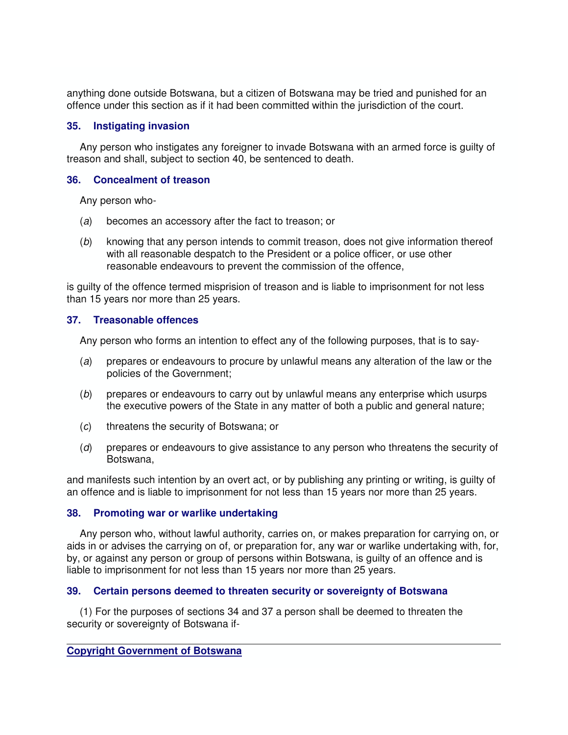anything done outside Botswana, but a citizen of Botswana may be tried and punished for an offence under this section as if it had been committed within the jurisdiction of the court.

### 35. Instigating invasion

Any person who instigates any foreigner to invade Botswana with an armed force is guilty of treason and shall, subject to section 40, be sentenced to death.

### 36. Concealment of treason

Any person who-

(*a*) becomes an accessory after the fact to treason; or

(*b*) knowing that any person intends to commit treason, does not give information thereof with all reasonable despatch to the President or a police officer, or use other reasonable endeavours to prevent the commission of the offence,

is guilty of the offence termed misprision of treason and is liable to imprisonment for not less than 15 years nor more than 25 years.

### 37. Treasonable offences

Any person who forms an intention to effect any of the following purposes, that is to say-

(*a*) prepares or endeavours to procure by unlawful means any alteration of the law or the policies of the Government;

(*b*) prepares or endeavours to carry out by unlawful means any enterprise which usurps the executive powers of the State in any matter of both a public and general nature;

(*c*) threatens the security of Botswana; or

(*d*) prepares or endeavours to give assistance to any person who threatens the security of Botswana,

and manifests such intention by an overt act, or by publishing any printing or writing, is guilty of an offence and is liable to imprisonment for not less than 15 years nor more than 25 years.

### 38. Promoting war or warlike undertaking

Any person who, without lawful authority, carries on, or makes preparation for carrying on, or aids in or advises the carrying on of, or preparation for, any war or warlike undertaking with, for, by, or against any person or group of persons within Botswana, is guilty of an offence and is liable to imprisonment for not less than 15 years nor more than 25 years.

### 39. Certain persons deemed to threaten security or sovereignty of Botswana

(1) For the purposes of sections 34 and 37 a person shall be deemed to threaten the security or sovereignty of Botswana if-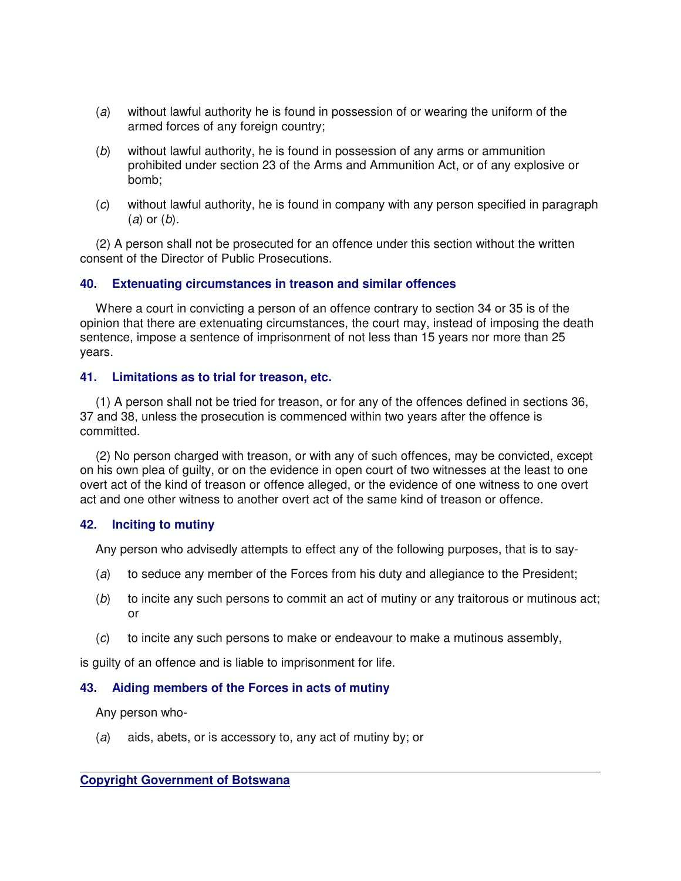(*a*) without lawful authority he is found in possession of or wearing the uniform of the armed forces of any foreign country;

(*b*) without lawful authority, he is found in possession of any arms or ammunition prohibited under section 23 of the Arms and Ammunition Act, or of any explosive or bomb;

(*c*) without lawful authority, he is found in company with any person specified in paragraph (*a*) or (*b*).

(2) A person shall not be prosecuted for an offence under this section without the written consent of the Director of Public Prosecutions.

### 40. Extenuating circumstances in treason and similar offences

Where a court in convicting a person of an offence contrary to section 34 or 35 is of the opinion that there are extenuating circumstances, the court may, instead of imposing the death sentence, impose a sentence of imprisonment of not less than 15 years nor more than 25 years.

### 41. Limitations as to trial for treason, etc.

(1) A person shall not be tried for treason, or for any of the offences defined in sections 36, 37 and 38, unless the prosecution is commenced within two years after the offence is committed.

(2) No person charged with treason, or with any of such offences, may be convicted, except on his own plea of guilty, or on the evidence in open court of two witnesses at the least to one overt act of the kind of treason or offence alleged, or the evidence of one witness to one overt act and one other witness to another overt act of the same kind of treason or offence.

### 42. Inciting to mutiny

Any person who advisedly attempts to effect any of the following purposes, that is to say-

(*a*) to seduce any member of the Forces from his duty and allegiance to the President;

(*b*) to incite any such persons to commit an act of mutiny or any traitorous or mutinous act; or

(*c*) to incite any such persons to make or endeavour to make a mutinous assembly,

is guilty of an offence and is liable to imprisonment for life.

### 43. Aiding members of the Forces in acts of mutiny

Any person who-

(*a*) aids, abets, or is accessory to, any act of mutiny by; or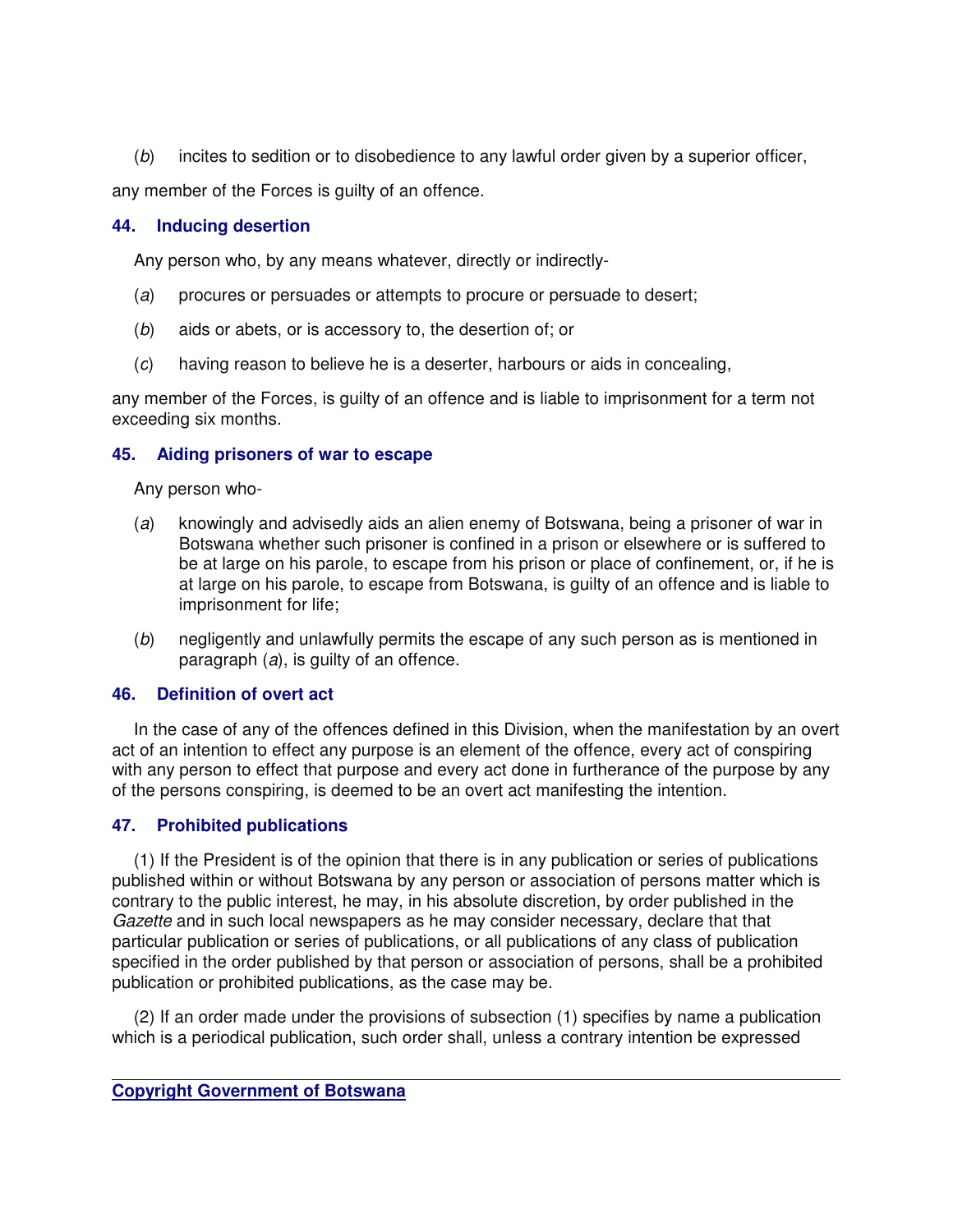(*b*) incites to sedition or to disobedience to any lawful order given by a superior officer,

any member of the Forces is guilty of an offence.

### 44. Inducing desertion

Any person who, by any means whatever, directly or indirectly-

(*a*) procures or persuades or attempts to procure or persuade to desert;

(*b*) aids or abets, or is accessory to, the desertion of; or

(*c*) having reason to believe he is a deserter, harbours or aids in concealing,

any member of the Forces, is guilty of an offence and is liable to imprisonment for a term not exceeding six months.

### 45. Aiding prisoners of war to escape

Any person who-

(*a*) knowingly and advisedly aids an alien enemy of Botswana, being a prisoner of war in Botswana whether such prisoner is confined in a prison or elsewhere or is suffered to be at large on his parole, to escape from his prison or place of confinement, or, if he is at large on his parole, to escape from Botswana, is guilty of an offence and is liable to imprisonment for life;

(*b*) negligently and unlawfully permits the escape of any such person as is mentioned in paragraph (*a*), is guilty of an offence.

### 46. Definition of overt act

In the case of any of the offences defined in this Division, when the manifestation by an overt act of an intention to effect any purpose is an element of the offence, every act of conspiring with any person to effect that purpose and every act done in furtherance of the purpose by any of the persons conspiring, is deemed to be an overt act manifesting the intention.

### 47. Prohibited publications

(1) If the President is of the opinion that there is in any publication or series of publications published within or without Botswana by any person or association of persons matter which is contrary to the public interest, he may, in his absolute discretion, by order published in the *Gazette* and in such local newspapers as he may consider necessary, declare that that particular publication or series of publications, or all publications of any class of publication specified in the order published by that person or association of persons, shall be a prohibited publication or prohibited publications, as the case may be.

(2) If an order made under the provisions of subsection (1) specifies by name a publication which is a periodical publication, such order shall, unless a contrary intention be expressed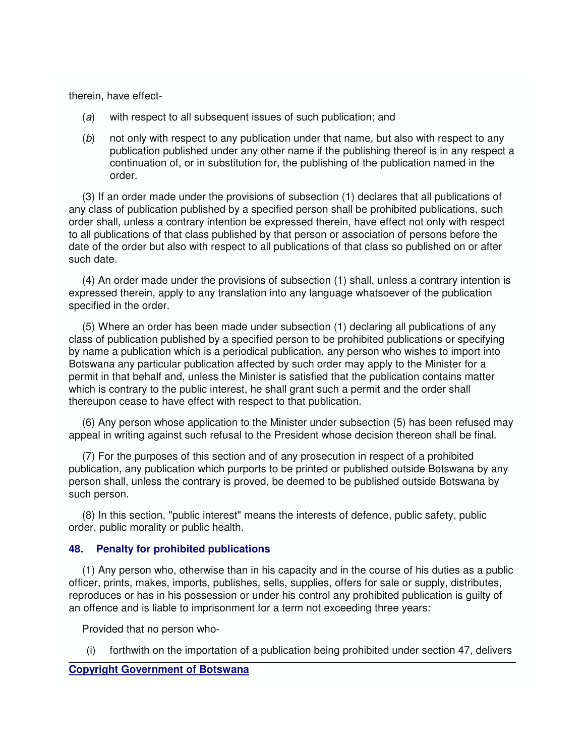therein, have effect-

(*a*) with respect to all subsequent issues of such publication; and

(*b*) not only with respect to any publication under that name, but also with respect to any publication published under any other name if the publishing thereof is in any respect a continuation of, or in substitution for, the publishing of the publication named in the order.

(3) If an order made under the provisions of subsection (1) declares that all publications of any class of publication published by a specified person shall be prohibited publications, such order shall, unless a contrary intention be expressed therein, have effect not only with respect to all publications of that class published by that person or association of persons before the date of the order but also with respect to all publications of that class so published on or after such date.

(4) An order made under the provisions of subsection (1) shall, unless a contrary intention is expressed therein, apply to any translation into any language whatsoever of the publication specified in the order.

(5) Where an order has been made under subsection (1) declaring all publications of any class of publication published by a specified person to be prohibited publications or specifying by name a publication which is a periodical publication, any person who wishes to import into Botswana any particular publication affected by such order may apply to the Minister for a permit in that behalf and, unless the Minister is satisfied that the publication contains matter which is contrary to the public interest, he shall grant such a permit and the order shall thereupon cease to have effect with respect to that publication.

(6) Any person whose application to the Minister under subsection (5) has been refused may appeal in writing against such refusal to the President whose decision thereon shall be final.

(7) For the purposes of this section and of any prosecution in respect of a prohibited publication, any publication which purports to be printed or published outside Botswana by any person shall, unless the contrary is proved, be deemed to be published outside Botswana by such person.

(8) In this section, "public interest" means the interests of defence, public safety, public order, public morality or public health.

### 48. Penalty for prohibited publications

(1) Any person who, otherwise than in his capacity and in the course of his duties as a public officer, prints, makes, imports, publishes, sells, supplies, offers for sale or supply, distributes, reproduces or has in his possession or under his control any prohibited publication is guilty of an offence and is liable to imprisonment for a term not exceeding three years:

Provided that no person who-

(i) forthwith on the importation of a publication being prohibited under section 47, delivers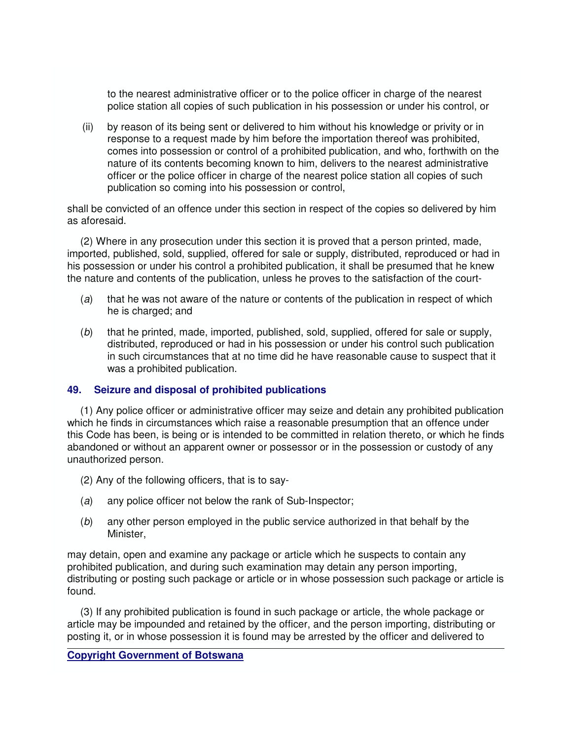to the nearest administrative officer or to the police officer in charge of the nearest police station all copies of such publication in his possession or under his control, or

(ii) by reason of its being sent or delivered to him without his knowledge or privity or in response to a request made by him before the importation thereof was prohibited, comes into possession or control of a prohibited publication, and who, forthwith on the nature of its contents becoming known to him, delivers to the nearest administrative officer or the police officer in charge of the nearest police station all copies of such publication so coming into his possession or control,

shall be convicted of an offence under this section in respect of the copies so delivered by him as aforesaid.

(2) Where in any prosecution under this section it is proved that a person printed, made, imported, published, sold, supplied, offered for sale or supply, distributed, reproduced or had in his possession or under his control a prohibited publication, it shall be presumed that he knew the nature and contents of the publication, unless he proves to the satisfaction of the court-

(*a*) that he was not aware of the nature or contents of the publication in respect of which he is charged; and

(*b*) that he printed, made, imported, published, sold, supplied, offered for sale or supply, distributed, reproduced or had in his possession or under his control such publication in such circumstances that at no time did he have reasonable cause to suspect that it was a prohibited publication.

### 49. Seizure and disposal of prohibited publications

(1) Any police officer or administrative officer may seize and detain any prohibited publication which he finds in circumstances which raise a reasonable presumption that an offence under this Code has been, is being or is intended to be committed in relation thereto, or which he finds abandoned or without an apparent owner or possessor or in the possession or custody of any unauthorized person.

(2) Any of the following officers, that is to say-

(*a*) any police officer not below the rank of Sub-Inspector;

(*b*) any other person employed in the public service authorized in that behalf by the Minister,

may detain, open and examine any package or article which he suspects to contain any prohibited publication, and during such examination may detain any person importing, distributing or posting such package or article or in whose possession such package or article is found.

(3) If any prohibited publication is found in such package or article, the whole package or article may be impounded and retained by the officer, and the person importing, distributing or posting it, or in whose possession it is found may be arrested by the officer and delivered to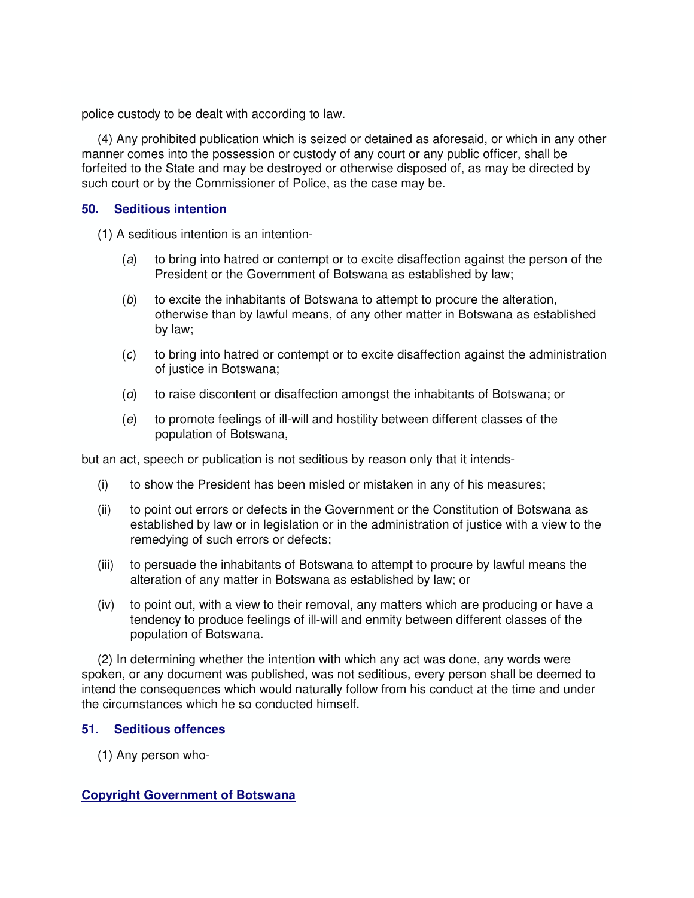police custody to be dealt with according to law.

(4) Any prohibited publication which is seized or detained as aforesaid, or which in any other manner comes into the possession or custody of any court or any public officer, shall be forfeited to the State and may be destroyed or otherwise disposed of, as may be directed by such court or by the Commissioner of Police, as the case may be.

### 50. Seditious intention

(1) A seditious intention is an intention-

(*a*) to bring into hatred or contempt or to excite disaffection against the person of the President or the Government of Botswana as established by law;

(*b*) to excite the inhabitants of Botswana to attempt to procure the alteration, otherwise than by lawful means, of any other matter in Botswana as established by law;

(*c*) to bring into hatred or contempt or to excite disaffection against the administration of justice in Botswana;

(*d*) to raise discontent or disaffection amongst the inhabitants of Botswana; or

(*e*) to promote feelings of ill-will and hostility between different classes of the population of Botswana,

but an act, speech or publication is not seditious by reason only that it intends-

(i) to show the President has been misled or mistaken in any of his measures;

(ii) to point out errors or defects in the Government or the Constitution of Botswana as established by law or in legislation or in the administration of justice with a view to the remedying of such errors or defects;

(iii) to persuade the inhabitants of Botswana to attempt to procure by lawful means the alteration of any matter in Botswana as established by law; or

(iv) to point out, with a view to their removal, any matters which are producing or have a tendency to produce feelings of ill-will and enmity between different classes of the population of Botswana.

(2) In determining whether the intention with which any act was done, any words were spoken, or any document was published, was not seditious, every person shall be deemed to intend the consequences which would naturally follow from his conduct at the time and under the circumstances which he so conducted himself.

### 51. Seditious offences

(1) Any person who-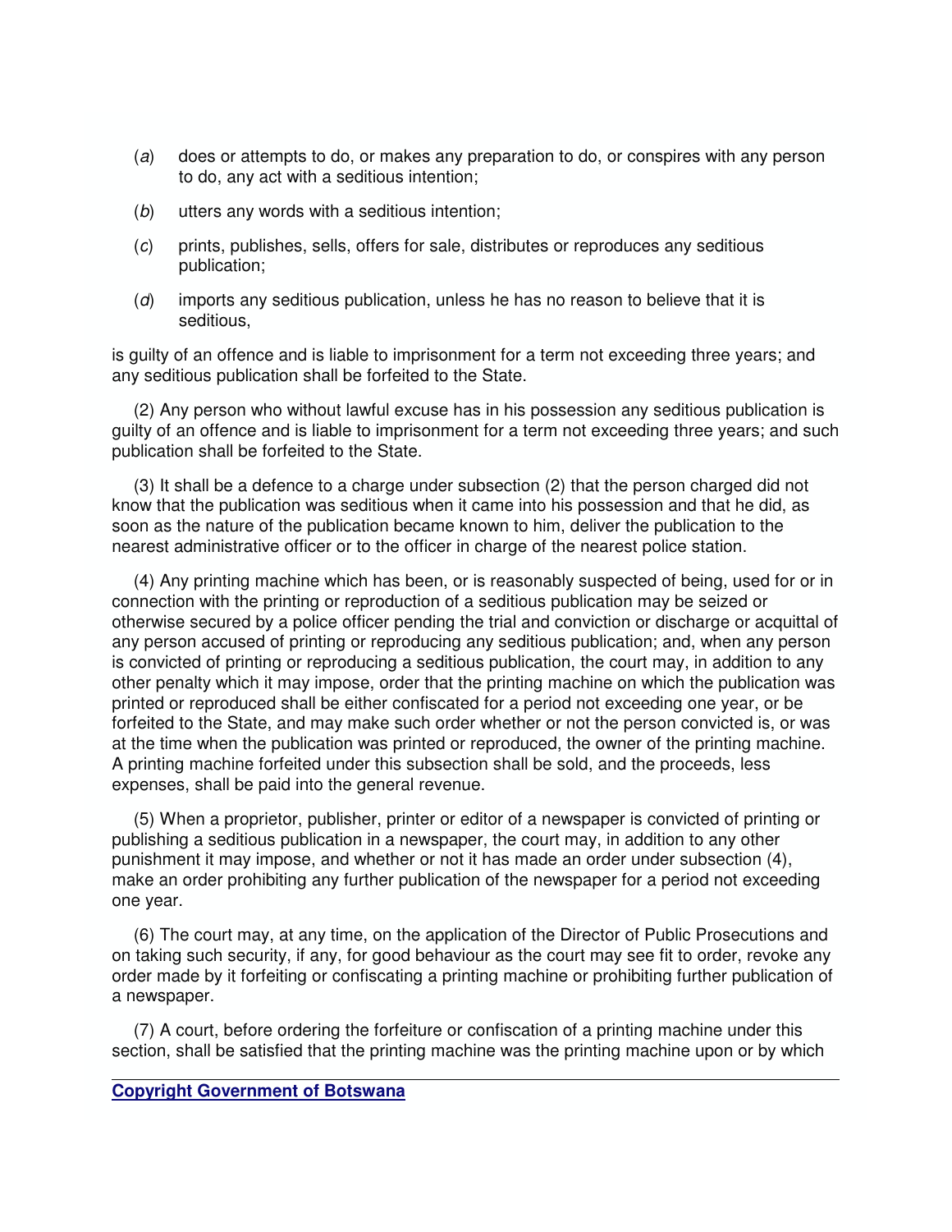(*a*) does or attempts to do, or makes any preparation to do, or conspires with any person to do, any act with a seditious intention;

(*b*) utters any words with a seditious intention;

(*c*) prints, publishes, sells, offers for sale, distributes or reproduces any seditious publication;

(*d*) imports any seditious publication, unless he has no reason to believe that it is seditious,

is guilty of an offence and is liable to imprisonment for a term not exceeding three years; and any seditious publication shall be forfeited to the State.

(2) Any person who without lawful excuse has in his possession any seditious publication is guilty of an offence and is liable to imprisonment for a term not exceeding three years; and such publication shall be forfeited to the State.

(3) It shall be a defence to a charge under subsection (2) that the person charged did not know that the publication was seditious when it came into his possession and that he did, as soon as the nature of the publication became known to him, deliver the publication to the nearest administrative officer or to the officer in charge of the nearest police station.

(4) Any printing machine which has been, or is reasonably suspected of being, used for or in connection with the printing or reproduction of a seditious publication may be seized or otherwise secured by a police officer pending the trial and conviction or discharge or acquittal of any person accused of printing or reproducing any seditious publication; and, when any person is convicted of printing or reproducing a seditious publication, the court may, in addition to any other penalty which it may impose, order that the printing machine on which the publication was printed or reproduced shall be either confiscated for a period not exceeding one year, or be forfeited to the State, and may make such order whether or not the person convicted is, or was at the time when the publication was printed or reproduced, the owner of the printing machine. A printing machine forfeited under this subsection shall be sold, and the proceeds, less expenses, shall be paid into the general revenue.

(5) When a proprietor, publisher, printer or editor of a newspaper is convicted of printing or publishing a seditious publication in a newspaper, the court may, in addition to any other punishment it may impose, and whether or not it has made an order under subsection (4), make an order prohibiting any further publication of the newspaper for a period not exceeding one year.

(6) The court may, at any time, on the application of the Director of Public Prosecutions and on taking such security, if any, for good behaviour as the court may see fit to order, revoke any order made by it forfeiting or confiscating a printing machine or prohibiting further publication of a newspaper.

(7) A court, before ordering the forfeiture or confiscation of a printing machine under this section, shall be satisfied that the printing machine was the printing machine upon or by which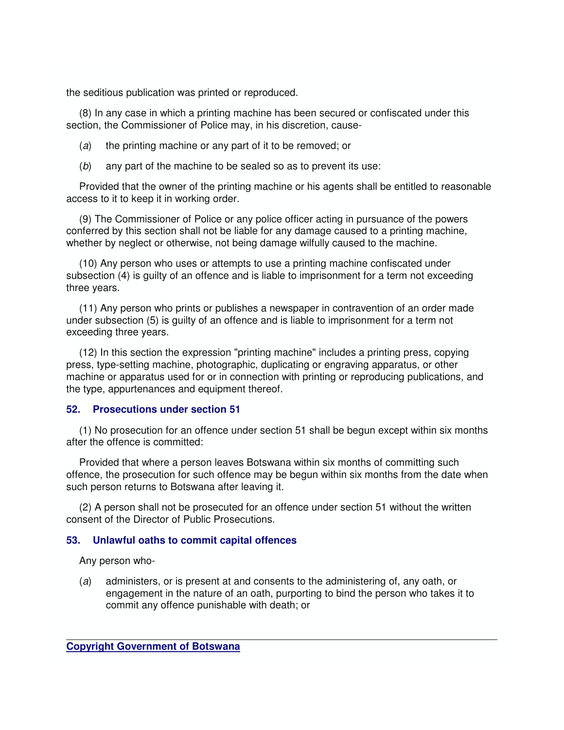the seditious publication was printed or reproduced.

(8) In any case in which a printing machine has been secured or confiscated under this section, the Commissioner of Police may, in his discretion, cause-

(*a*) the printing machine or any part of it to be removed; or

(*b*) any part of the machine to be sealed so as to prevent its use:

Provided that the owner of the printing machine or his agents shall be entitled to reasonable access to it to keep it in working order.

(9) The Commissioner of Police or any police officer acting in pursuance of the powers conferred by this section shall not be liable for any damage caused to a printing machine, whether by neglect or otherwise, not being damage wilfully caused to the machine.

(10) Any person who uses or attempts to use a printing machine confiscated under subsection (4) is guilty of an offence and is liable to imprisonment for a term not exceeding three years.

(11) Any person who prints or publishes a newspaper in contravention of an order made under subsection (5) is guilty of an offence and is liable to imprisonment for a term not exceeding three years.

(12) In this section the expression "printing machine" includes a printing press, copying press, type-setting machine, photographic, duplicating or engraving apparatus, or other machine or apparatus used for or in connection with printing or reproducing publications, and the type, appurtenances and equipment thereof.

### 52. Prosecutions under section 51

(1) No prosecution for an offence under section 51 shall be begun except within six months after the offence is committed:

Provided that where a person leaves Botswana within six months of committing such offence, the prosecution for such offence may be begun within six months from the date when such person returns to Botswana after leaving it.

(2) A person shall not be prosecuted for an offence under section 51 without the written consent of the Director of Public Prosecutions.

### 53. Unlawful oaths to commit capital offences

Any person who-

(*a*) administers, or is present at and consents to the administering of, any oath, or engagement in the nature of an oath, purporting to bind the person who takes it to commit any offence punishable with death; or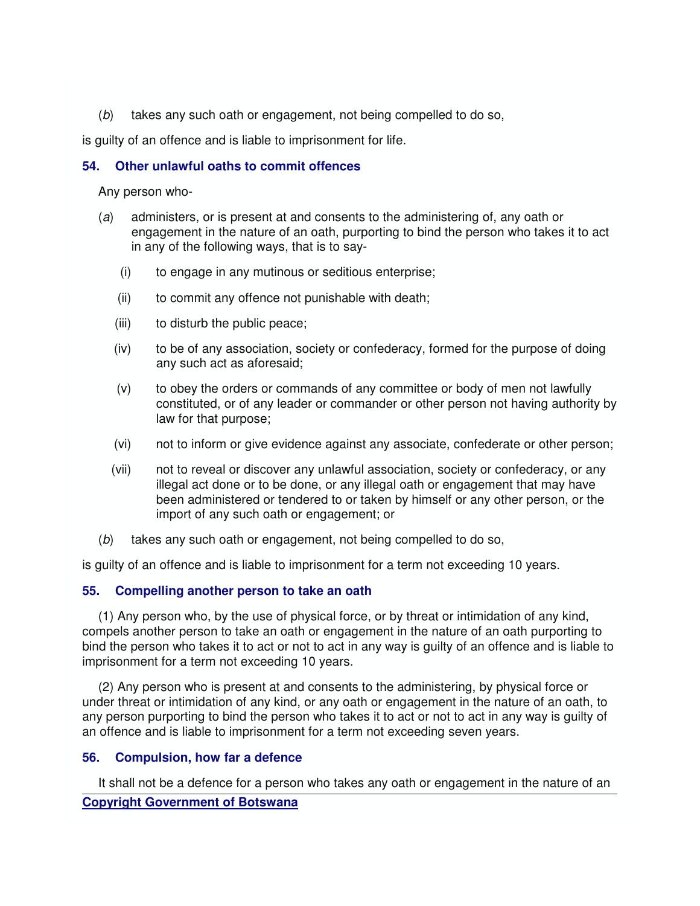(*b*) takes any such oath or engagement, not being compelled to do so,

is guilty of an offence and is liable to imprisonment for life.

### 54. Other unlawful oaths to commit offences

Any person who-

(*a*) administers, or is present at and consents to the administering of, any oath or engagement in the nature of an oath, purporting to bind the person who takes it to act in any of the following ways, that is to say-

(i) to engage in any mutinous or seditious enterprise;

(ii) to commit any offence not punishable with death;

(iii) to disturb the public peace;

(iv) to be of any association, society or confederacy, formed for the purpose of doing any such act as aforesaid;

(v) to obey the orders or commands of any committee or body of men not lawfully constituted, or of any leader or commander or other person not having authority by law for that purpose;

(vi) not to inform or give evidence against any associate, confederate or other person;

(vii) not to reveal or discover any unlawful association, society or confederacy, or any illegal act done or to be done, or any illegal oath or engagement that may have been administered or tendered to or taken by himself or any other person, or the import of any such oath or engagement; or

(*b*) takes any such oath or engagement, not being compelled to do so,

is guilty of an offence and is liable to imprisonment for a term not exceeding 10 years.

### 55. Compelling another person to take an oath

(1) Any person who, by the use of physical force, or by threat or intimidation of any kind, compels another person to take an oath or engagement in the nature of an oath purporting to bind the person who takes it to act or not to act in any way is guilty of an offence and is liable to imprisonment for a term not exceeding 10 years.

(2) Any person who is present at and consents to the administering, by physical force or under threat or intimidation of any kind, or any oath or engagement in the nature of an oath, to any person purporting to bind the person who takes it to act or not to act in any way is guilty of an offence and is liable to imprisonment for a term not exceeding seven years.

### 56. Compulsion, how far a defence

It shall not be a defence for a person who takes any oath or engagement in the nature of an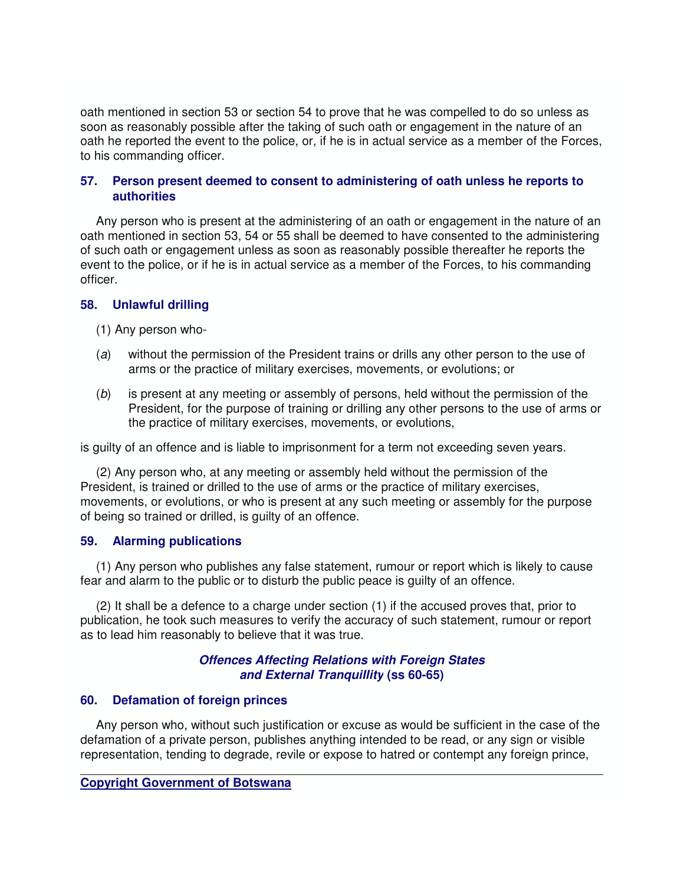oath mentioned in section 53 or section 54 to prove that he was compelled to do so unless as soon as reasonably possible after the taking of such oath or engagement in the nature of an oath he reported the event to the police, or, if he is in actual service as a member of the Forces, to his commanding officer.

### 57. Person present deemed to consent to administering of oath unless he reports to authorities

Any person who is present at the administering of an oath or engagement in the nature of an oath mentioned in section 53, 54 or 55 shall be deemed to have consented to the administering of such oath or engagement unless as soon as reasonably possible thereafter he reports the event to the police, or if he is in actual service as a member of the Forces, to his commanding officer.

### 58. Unlawful drilling

(1) Any person who-

(*a*) without the permission of the President trains or drills any other person to the use of arms or the practice of military exercises, movements, or evolutions; or

(*b*) is present at any meeting or assembly of persons, held without the permission of the President, for the purpose of training or drilling any other persons to the use of arms or the practice of military exercises, movements, or evolutions,

is guilty of an offence and is liable to imprisonment for a term not exceeding seven years.

(2) Any person who, at any meeting or assembly held without the permission of the President, is trained or drilled to the use of arms or the practice of military exercises, movements, or evolutions, or who is present at any such meeting or assembly for the purpose of being so trained or drilled, is guilty of an offence.

### 59. Alarming publications

(1) Any person who publishes any false statement, rumour or report which is likely to cause fear and alarm to the public or to disturb the public peace is guilty of an offence.

(2) It shall be a defence to a charge under section (1) if the accused proves that, prior to publication, he took such measures to verify the accuracy of such statement, rumour or report as to lead him reasonably to believe that it was true.

## *Offences Affecting Relations with Foreign States and External Tranquillity* (ss 60-65)

### 60. Defamation of foreign princes

Any person who, without such justification or excuse as would be sufficient in the case of the defamation of a private person, publishes anything intended to be read, or any sign or visible representation, tending to degrade, revile or expose to hatred or contempt any foreign prince,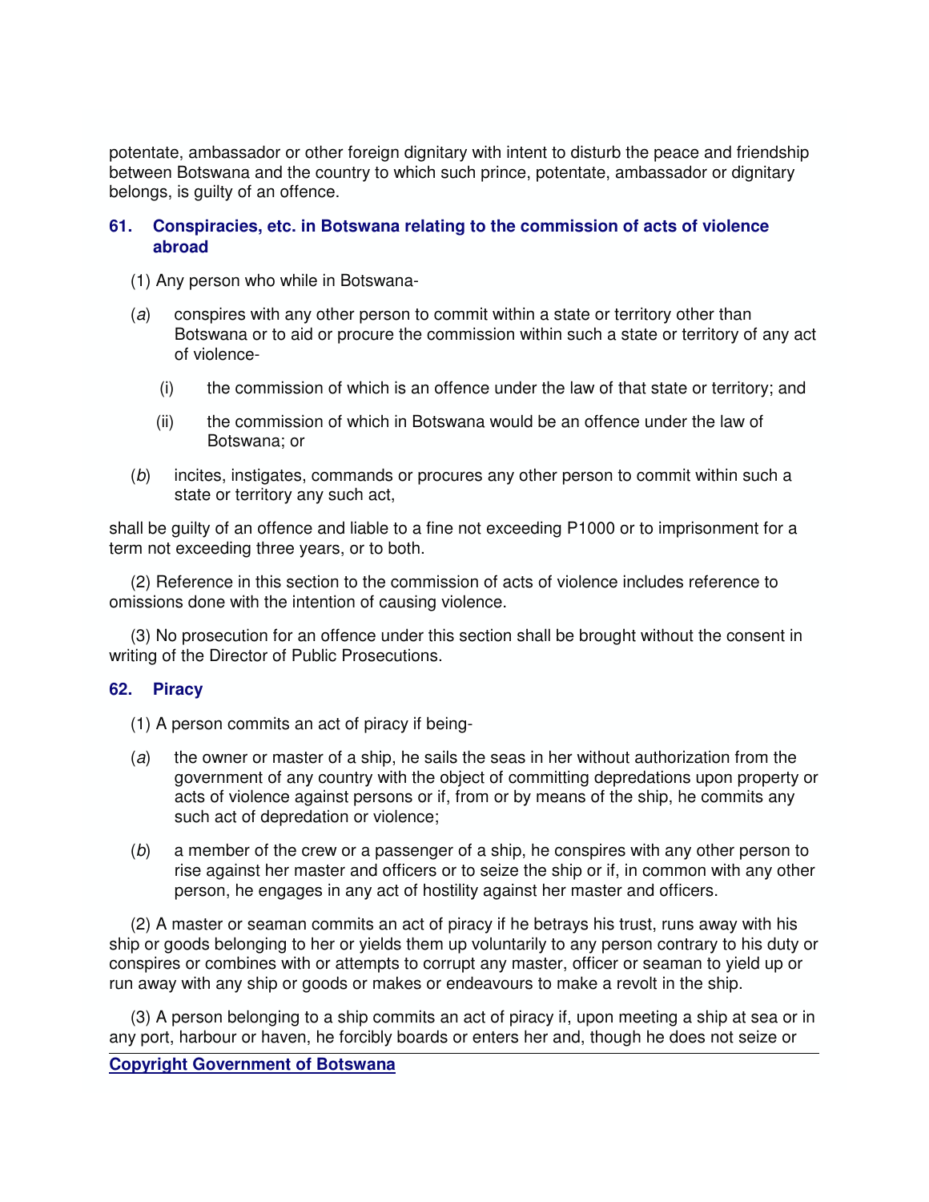potentate, ambassador or other foreign dignitary with intent to disturb the peace and friendship between Botswana and the country to which such prince, potentate, ambassador or dignitary belongs, is guilty of an offence.

### 61. Conspiracies, etc. in Botswana relating to the commission of acts of violence abroad

(1) Any person who while in Botswana-

(*a*) conspires with any other person to commit within a state or territory other than Botswana or to aid or procure the commission within such a state or territory of any act of violence-

(i) the commission of which is an offence under the law of that state or territory; and

(ii) the commission of which in Botswana would be an offence under the law of Botswana; or

(*b*) incites, instigates, commands or procures any other person to commit within such a state or territory any such act,

shall be guilty of an offence and liable to a fine not exceeding P1000 or to imprisonment for a term not exceeding three years, or to both.

(2) Reference in this section to the commission of acts of violence includes reference to omissions done with the intention of causing violence.

(3) No prosecution for an offence under this section shall be brought without the consent in writing of the Director of Public Prosecutions.

### 62. Piracy

(1) A person commits an act of piracy if being-

(*a*) the owner or master of a ship, he sails the seas in her without authorization from the government of any country with the object of committing depredations upon property or acts of violence against persons or if, from or by means of the ship, he commits any such act of depredation or violence;

(*b*) a member of the crew or a passenger of a ship, he conspires with any other person to rise against her master and officers or to seize the ship or if, in common with any other person, he engages in any act of hostility against her master and officers.

(2) A master or seaman commits an act of piracy if he betrays his trust, runs away with his ship or goods belonging to her or yields them up voluntarily to any person contrary to his duty or conspires or combines with or attempts to corrupt any master, officer or seaman to yield up or run away with any ship or goods or makes or endeavours to make a revolt in the ship.

(3) A person belonging to a ship commits an act of piracy if, upon meeting a ship at sea or in any port, harbour or haven, he forcibly boards or enters her and, though he does not seize or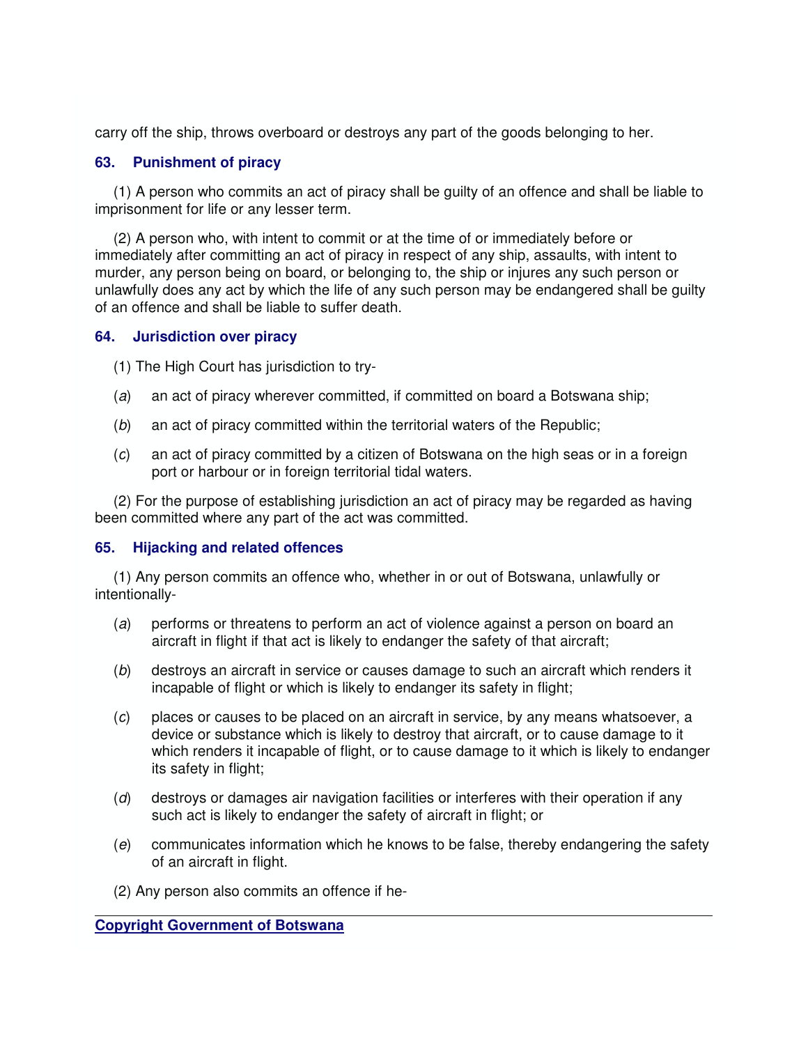carry off the ship, throws overboard or destroys any part of the goods belonging to her.

### 63. Punishment of piracy

(1) A person who commits an act of piracy shall be guilty of an offence and shall be liable to imprisonment for life or any lesser term.

(2) A person who, with intent to commit or at the time of or immediately before or immediately after committing an act of piracy in respect of any ship, assaults, with intent to murder, any person being on board, or belonging to, the ship or injures any such person or unlawfully does any act by which the life of any such person may be endangered shall be guilty of an offence and shall be liable to suffer death.

### 64. Jurisdiction over piracy

(1) The High Court has jurisdiction to try-

(*a*) an act of piracy wherever committed, if committed on board a Botswana ship;

(*b*) an act of piracy committed within the territorial waters of the Republic;

(*c*) an act of piracy committed by a citizen of Botswana on the high seas or in a foreign port or harbour or in foreign territorial tidal waters.

(2) For the purpose of establishing jurisdiction an act of piracy may be regarded as having been committed where any part of the act was committed.

### 65. Hijacking and related offences

(1) Any person commits an offence who, whether in or out of Botswana, unlawfully or intentionally-

(*a*) performs or threatens to perform an act of violence against a person on board an aircraft in flight if that act is likely to endanger the safety of that aircraft;

(*b*) destroys an aircraft in service or causes damage to such an aircraft which renders it incapable of flight or which is likely to endanger its safety in flight;

(*c*) places or causes to be placed on an aircraft in service, by any means whatsoever, a device or substance which is likely to destroy that aircraft, or to cause damage to it which renders it incapable of flight, or to cause damage to it which is likely to endanger its safety in flight;

(*d*) destroys or damages air navigation facilities or interferes with their operation if any such act is likely to endanger the safety of aircraft in flight; or

(*e*) communicates information which he knows to be false, thereby endangering the safety of an aircraft in flight.

(2) Any person also commits an offence if he-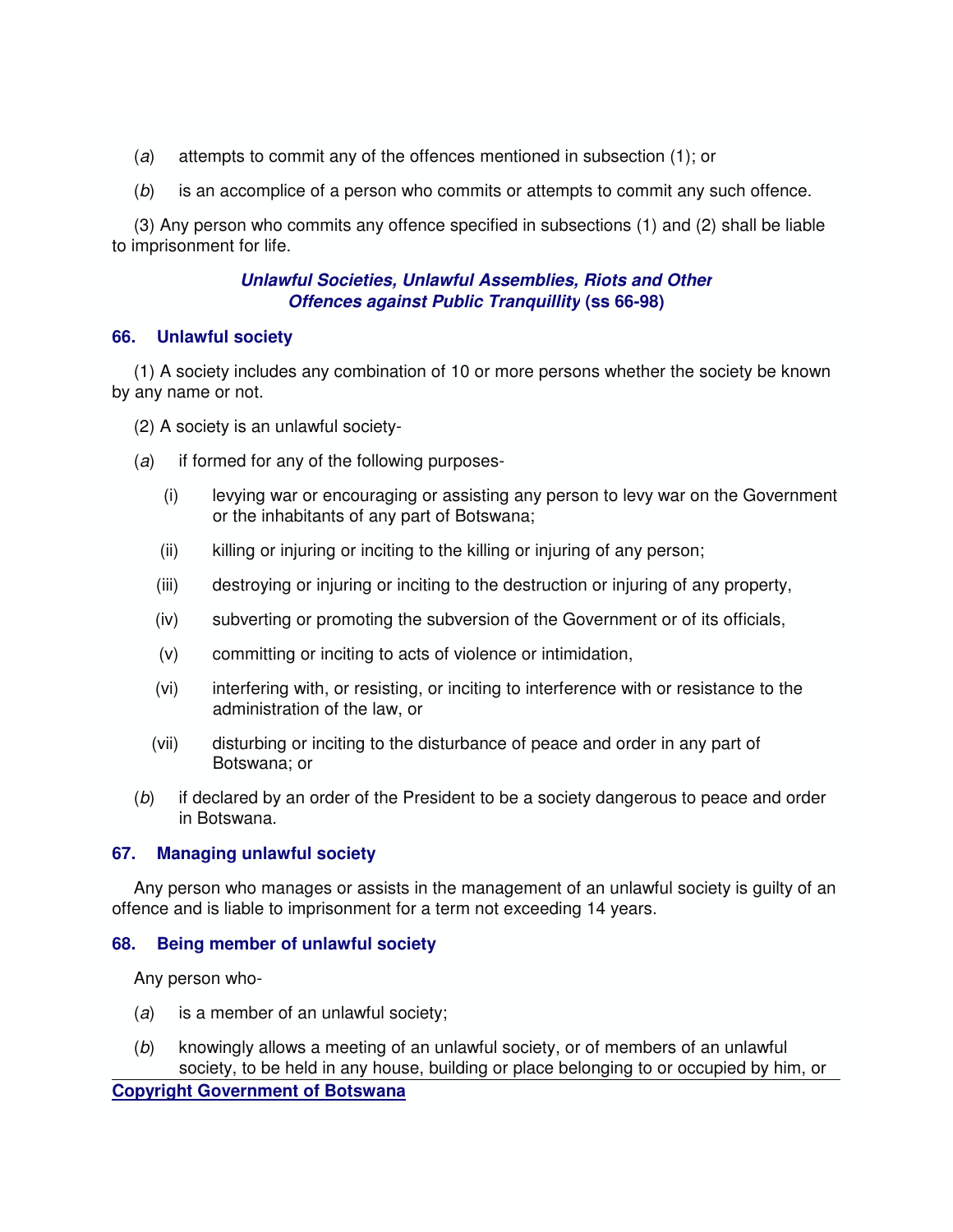(*a*) attempts to commit any of the offences mentioned in subsection (1); or

(*b*) is an accomplice of a person who commits or attempts to commit any such offence.

(3) Any person who commits any offence specified in subsections (1) and (2) shall be liable to imprisonment for life.

### ***Unlawful Societies, Unlawful Assemblies, Riots and Other Offences against Public Tranquillity*** **(ss 66-98)**

#### **66. Unlawful society**

(1) A society includes any combination of 10 or more persons whether the society be known by any name or not.

(2) A society is an unlawful society-

(*a*) if formed for any of the following purposes-

(i) levying war or encouraging or assisting any person to levy war on the Government or the inhabitants of any part of Botswana;

(ii) killing or injuring or inciting to the killing or injuring of any person;

(iii) destroying or injuring or inciting to the destruction or injuring of any property,

(iv) subverting or promoting the subversion of the Government or of its officials,

(v) committing or inciting to acts of violence or intimidation,

(vi) interfering with, or resisting, or inciting to interference with or resistance to the administration of the law, or

(vii) disturbing or inciting to the disturbance of peace and order in any part of Botswana; or

(*b*) if declared by an order of the President to be a society dangerous to peace and order in Botswana.

#### **67. Managing unlawful society**

Any person who manages or assists in the management of an unlawful society is guilty of an offence and is liable to imprisonment for a term not exceeding 14 years.

#### **68. Being member of unlawful society**

Any person who-

(*a*) is a member of an unlawful society;

(*b*) knowingly allows a meeting of an unlawful society, or of members of an unlawful society, to be held in any house, building or place belonging to or occupied by him, or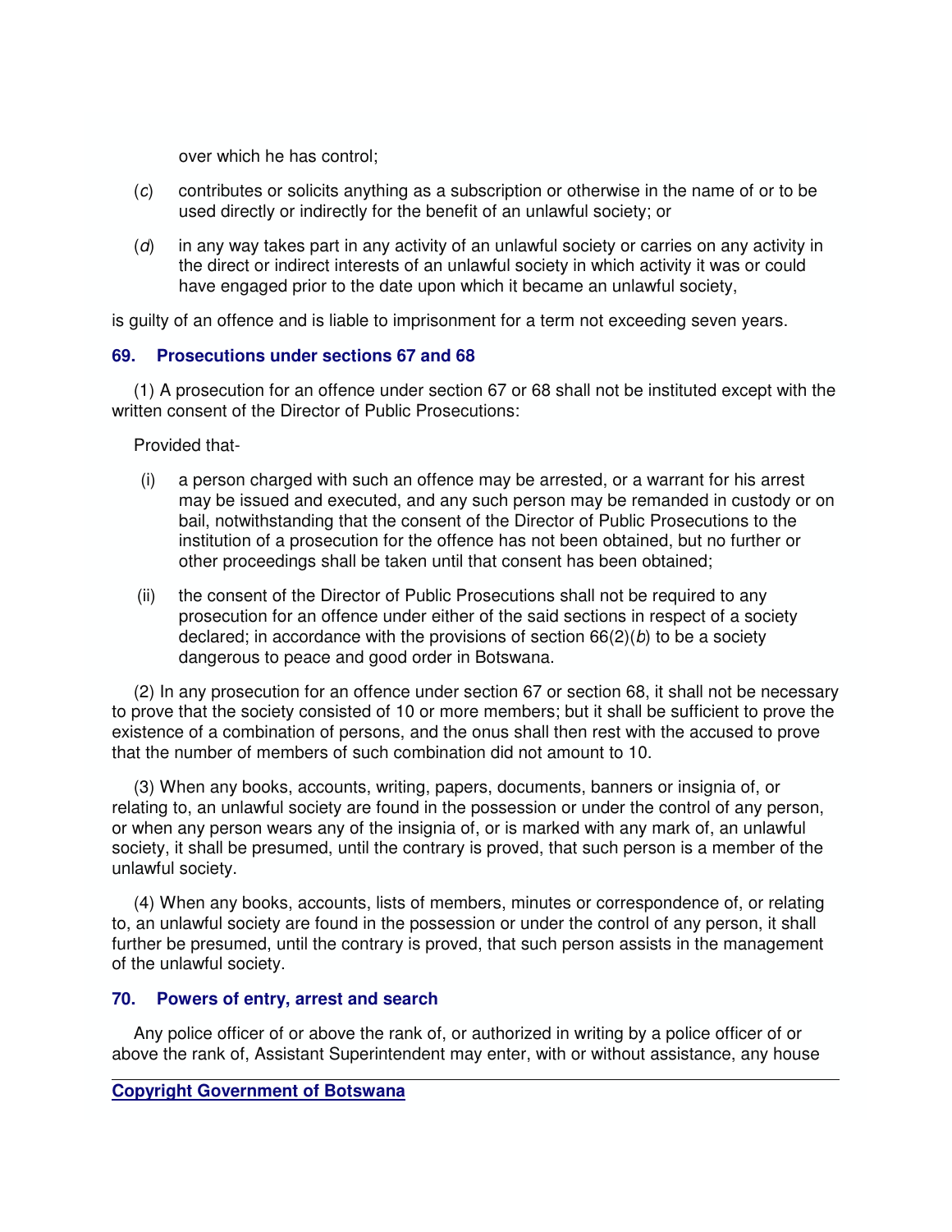over which he has control;

(*c*) contributes or solicits anything as a subscription or otherwise in the name of or to be used directly or indirectly for the benefit of an unlawful society; or

(*d*) in any way takes part in any activity of an unlawful society or carries on any activity in the direct or indirect interests of an unlawful society in which activity it was or could have engaged prior to the date upon which it became an unlawful society,

is guilty of an offence and is liable to imprisonment for a term not exceeding seven years.

### 69. Prosecutions under sections 67 and 68

(1) A prosecution for an offence under section 67 or 68 shall not be instituted except with the written consent of the Director of Public Prosecutions:

Provided that-

(i) a person charged with such an offence may be arrested, or a warrant for his arrest may be issued and executed, and any such person may be remanded in custody or on bail, notwithstanding that the consent of the Director of Public Prosecutions to the institution of a prosecution for the offence has not been obtained, but no further or other proceedings shall be taken until that consent has been obtained;

(ii) the consent of the Director of Public Prosecutions shall not be required to any prosecution for an offence under either of the said sections in respect of a society declared; in accordance with the provisions of section 66(2)(*b*) to be a society dangerous to peace and good order in Botswana.

(2) In any prosecution for an offence under section 67 or section 68, it shall not be necessary to prove that the society consisted of 10 or more members; but it shall be sufficient to prove the existence of a combination of persons, and the onus shall then rest with the accused to prove that the number of members of such combination did not amount to 10.

(3) When any books, accounts, writing, papers, documents, banners or insignia of, or relating to, an unlawful society are found in the possession or under the control of any person, or when any person wears any of the insignia of, or is marked with any mark of, an unlawful society, it shall be presumed, until the contrary is proved, that such person is a member of the unlawful society.

(4) When any books, accounts, lists of members, minutes or correspondence of, or relating to, an unlawful society are found in the possession or under the control of any person, it shall further be presumed, until the contrary is proved, that such person assists in the management of the unlawful society.

### 70. Powers of entry, arrest and search

Any police officer of or above the rank of, or authorized in writing by a police officer of or above the rank of, Assistant Superintendent may enter, with or without assistance, any house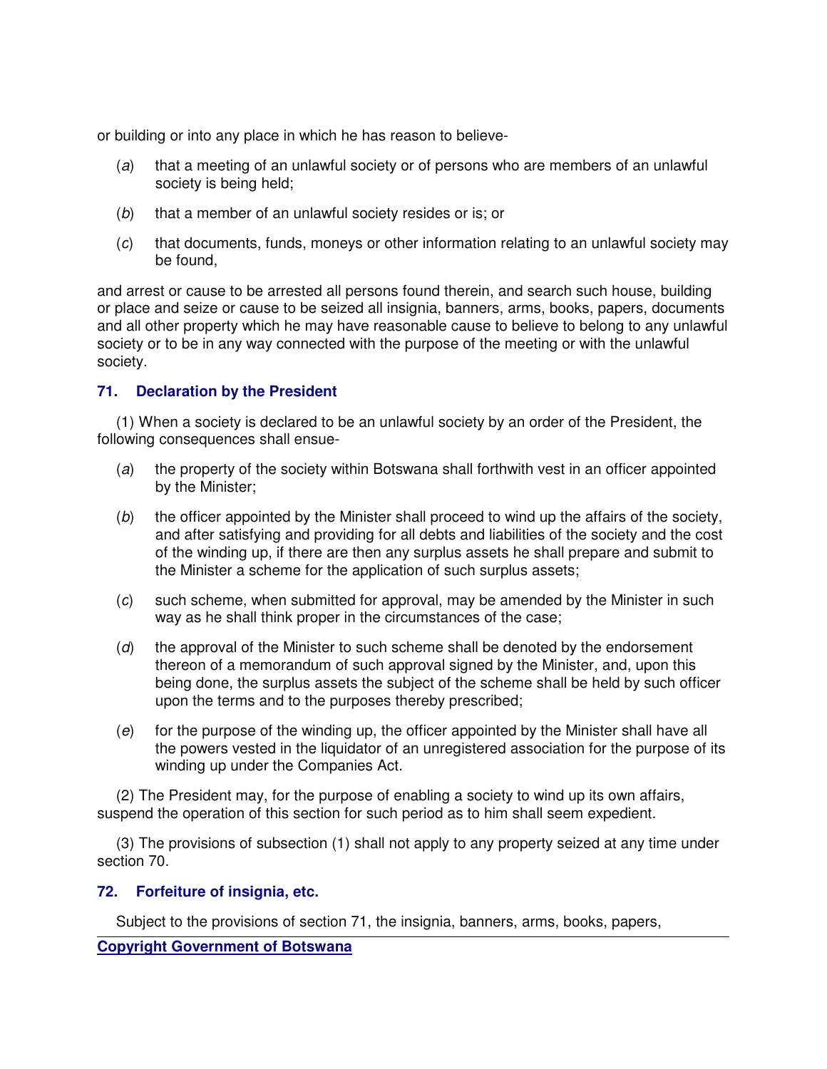or building or into any place in which he has reason to believe-

(*a*) that a meeting of an unlawful society or of persons who are members of an unlawful society is being held;

(*b*) that a member of an unlawful society resides or is; or

(*c*) that documents, funds, moneys or other information relating to an unlawful society may be found,

and arrest or cause to be arrested all persons found therein, and search such house, building or place and seize or cause to be seized all insignia, banners, arms, books, papers, documents and all other property which he may have reasonable cause to believe to belong to any unlawful society or to be in any way connected with the purpose of the meeting or with the unlawful society.

### 71. Declaration by the President

(1) When a society is declared to be an unlawful society by an order of the President, the following consequences shall ensue-

(*a*) the property of the society within Botswana shall forthwith vest in an officer appointed by the Minister;

(*b*) the officer appointed by the Minister shall proceed to wind up the affairs of the society, and after satisfying and providing for all debts and liabilities of the society and the cost of the winding up, if there are then any surplus assets he shall prepare and submit to the Minister a scheme for the application of such surplus assets;

(*c*) such scheme, when submitted for approval, may be amended by the Minister in such way as he shall think proper in the circumstances of the case;

(*d*) the approval of the Minister to such scheme shall be denoted by the endorsement thereon of a memorandum of such approval signed by the Minister, and, upon this being done, the surplus assets the subject of the scheme shall be held by such officer upon the terms and to the purposes thereby prescribed;

(*e*) for the purpose of the winding up, the officer appointed by the Minister shall have all the powers vested in the liquidator of an unregistered association for the purpose of its winding up under the Companies Act.

(2) The President may, for the purpose of enabling a society to wind up its own affairs, suspend the operation of this section for such period as to him shall seem expedient.

(3) The provisions of subsection (1) shall not apply to any property seized at any time under section 70.

### 72. Forfeiture of insignia, etc.

Subject to the provisions of section 71, the insignia, banners, arms, books, papers,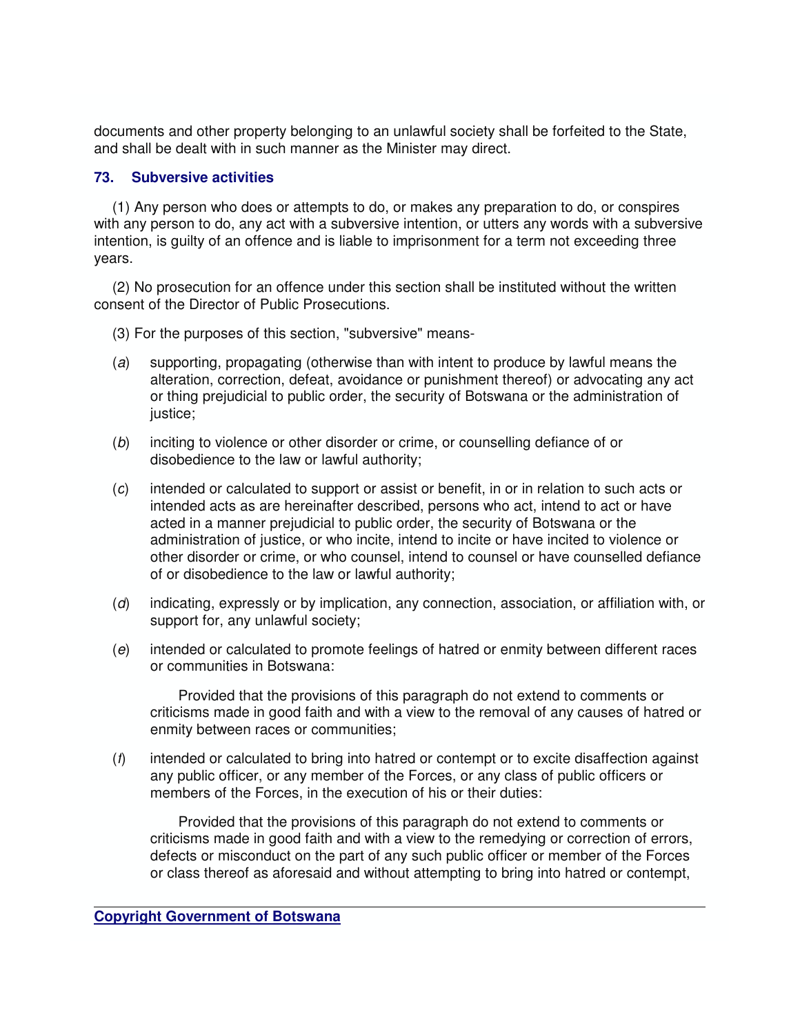documents and other property belonging to an unlawful society shall be forfeited to the State, and shall be dealt with in such manner as the Minister may direct.

### 73. Subversive activities

(1) Any person who does or attempts to do, or makes any preparation to do, or conspires with any person to do, any act with a subversive intention, or utters any words with a subversive intention, is guilty of an offence and is liable to imprisonment for a term not exceeding three years.

(2) No prosecution for an offence under this section shall be instituted without the written consent of the Director of Public Prosecutions.

(3) For the purposes of this section, "subversive" means-

(*a*) supporting, propagating (otherwise than with intent to produce by lawful means the alteration, correction, defeat, avoidance or punishment thereof) or advocating any act or thing prejudicial to public order, the security of Botswana or the administration of justice;

(*b*) inciting to violence or other disorder or crime, or counselling defiance of or disobedience to the law or lawful authority;

(*c*) intended or calculated to support or assist or benefit, in or in relation to such acts or intended acts as are hereinafter described, persons who act, intend to act or have acted in a manner prejudicial to public order, the security of Botswana or the administration of justice, or who incite, intend to incite or have incited to violence or other disorder or crime, or who counsel, intend to counsel or have counselled defiance of or disobedience to the law or lawful authority;

(*d*) indicating, expressly or by implication, any connection, association, or affiliation with, or support for, any unlawful society;

(*e*) intended or calculated to promote feelings of hatred or enmity between different races or communities in Botswana:

Provided that the provisions of this paragraph do not extend to comments or criticisms made in good faith and with a view to the removal of any causes of hatred or enmity between races or communities;

(*f*) intended or calculated to bring into hatred or contempt or to excite disaffection against any public officer, or any member of the Forces, or any class of public officers or members of the Forces, in the execution of his or their duties:

Provided that the provisions of this paragraph do not extend to comments or criticisms made in good faith and with a view to the remedying or correction of errors, defects or misconduct on the part of any such public officer or member of the Forces or class thereof as aforesaid and without attempting to bring into hatred or contempt,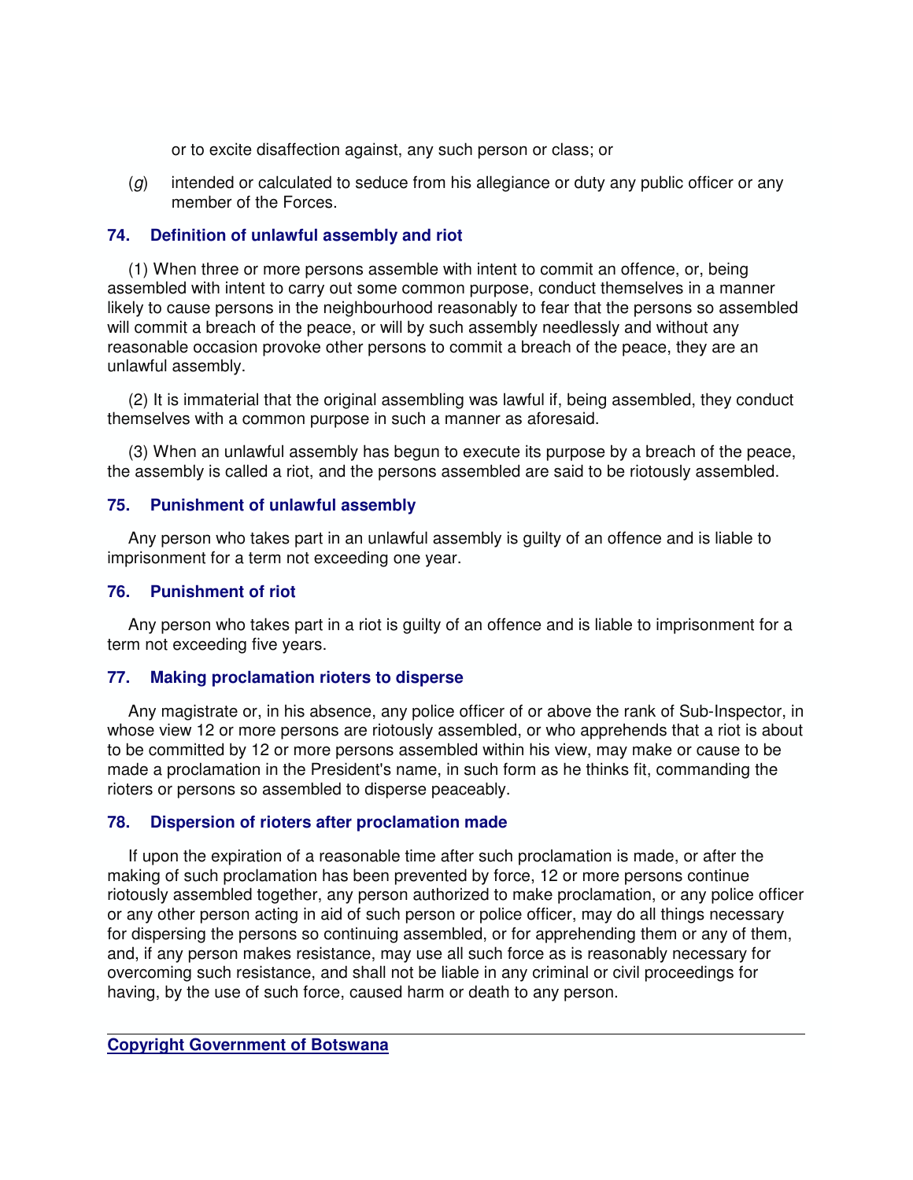or to excite disaffection against, any such person or class; or

(*g*) intended or calculated to seduce from his allegiance or duty any public officer or any member of the Forces.

### 74. Definition of unlawful assembly and riot

(1) When three or more persons assemble with intent to commit an offence, or, being assembled with intent to carry out some common purpose, conduct themselves in a manner likely to cause persons in the neighbourhood reasonably to fear that the persons so assembled will commit a breach of the peace, or will by such assembly needlessly and without any reasonable occasion provoke other persons to commit a breach of the peace, they are an unlawful assembly.

(2) It is immaterial that the original assembling was lawful if, being assembled, they conduct themselves with a common purpose in such a manner as aforesaid.

(3) When an unlawful assembly has begun to execute its purpose by a breach of the peace, the assembly is called a riot, and the persons assembled are said to be riotously assembled.

### 75. Punishment of unlawful assembly

Any person who takes part in an unlawful assembly is guilty of an offence and is liable to imprisonment for a term not exceeding one year.

### 76. Punishment of riot

Any person who takes part in a riot is guilty of an offence and is liable to imprisonment for a term not exceeding five years.

### 77. Making proclamation rioters to disperse

Any magistrate or, in his absence, any police officer of or above the rank of Sub-Inspector, in whose view 12 or more persons are riotously assembled, or who apprehends that a riot is about to be committed by 12 or more persons assembled within his view, may make or cause to be made a proclamation in the President's name, in such form as he thinks fit, commanding the rioters or persons so assembled to disperse peaceably.

### 78. Dispersion of rioters after proclamation made

If upon the expiration of a reasonable time after such proclamation is made, or after the making of such proclamation has been prevented by force, 12 or more persons continue riotously assembled together, any person authorized to make proclamation, or any police officer or any other person acting in aid of such person or police officer, may do all things necessary for dispersing the persons so continuing assembled, or for apprehending them or any of them, and, if any person makes resistance, may use all such force as is reasonably necessary for overcoming such resistance, and shall not be liable in any criminal or civil proceedings for having, by the use of such force, caused harm or death to any person.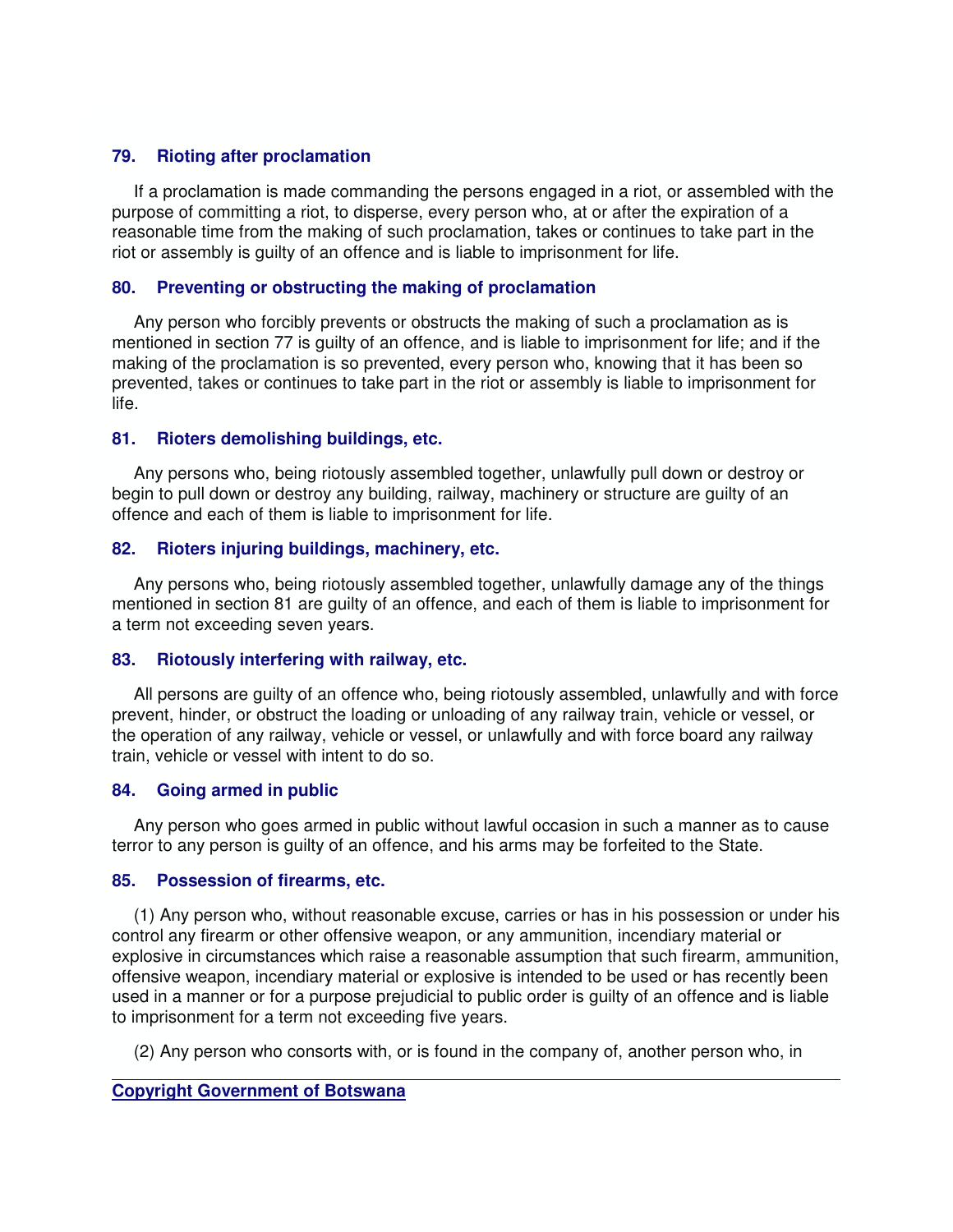### 79. Rioting after proclamation

If a proclamation is made commanding the persons engaged in a riot, or assembled with the purpose of committing a riot, to disperse, every person who, at or after the expiration of a reasonable time from the making of such proclamation, takes or continues to take part in the riot or assembly is guilty of an offence and is liable to imprisonment for life.

### 80. Preventing or obstructing the making of proclamation

Any person who forcibly prevents or obstructs the making of such a proclamation as is mentioned in section 77 is guilty of an offence, and is liable to imprisonment for life; and if the making of the proclamation is so prevented, every person who, knowing that it has been so prevented, takes or continues to take part in the riot or assembly is liable to imprisonment for life.

### 81. Rioters demolishing buildings, etc.

Any persons who, being riotously assembled together, unlawfully pull down or destroy or begin to pull down or destroy any building, railway, machinery or structure are guilty of an offence and each of them is liable to imprisonment for life.

### 82. Rioters injuring buildings, machinery, etc.

Any persons who, being riotously assembled together, unlawfully damage any of the things mentioned in section 81 are guilty of an offence, and each of them is liable to imprisonment for a term not exceeding seven years.

### 83. Riotously interfering with railway, etc.

All persons are guilty of an offence who, being riotously assembled, unlawfully and with force prevent, hinder, or obstruct the loading or unloading of any railway train, vehicle or vessel, or the operation of any railway, vehicle or vessel, or unlawfully and with force board any railway train, vehicle or vessel with intent to do so.

### 84. Going armed in public

Any person who goes armed in public without lawful occasion in such a manner as to cause terror to any person is guilty of an offence, and his arms may be forfeited to the State.

### 85. Possession of firearms, etc.

(1) Any person who, without reasonable excuse, carries or has in his possession or under his control any firearm or other offensive weapon, or any ammunition, incendiary material or explosive in circumstances which raise a reasonable assumption that such firearm, ammunition, offensive weapon, incendiary material or explosive is intended to be used or has recently been used in a manner or for a purpose prejudicial to public order is guilty of an offence and is liable to imprisonment for a term not exceeding five years.

(2) Any person who consorts with, or is found in the company of, another person who, in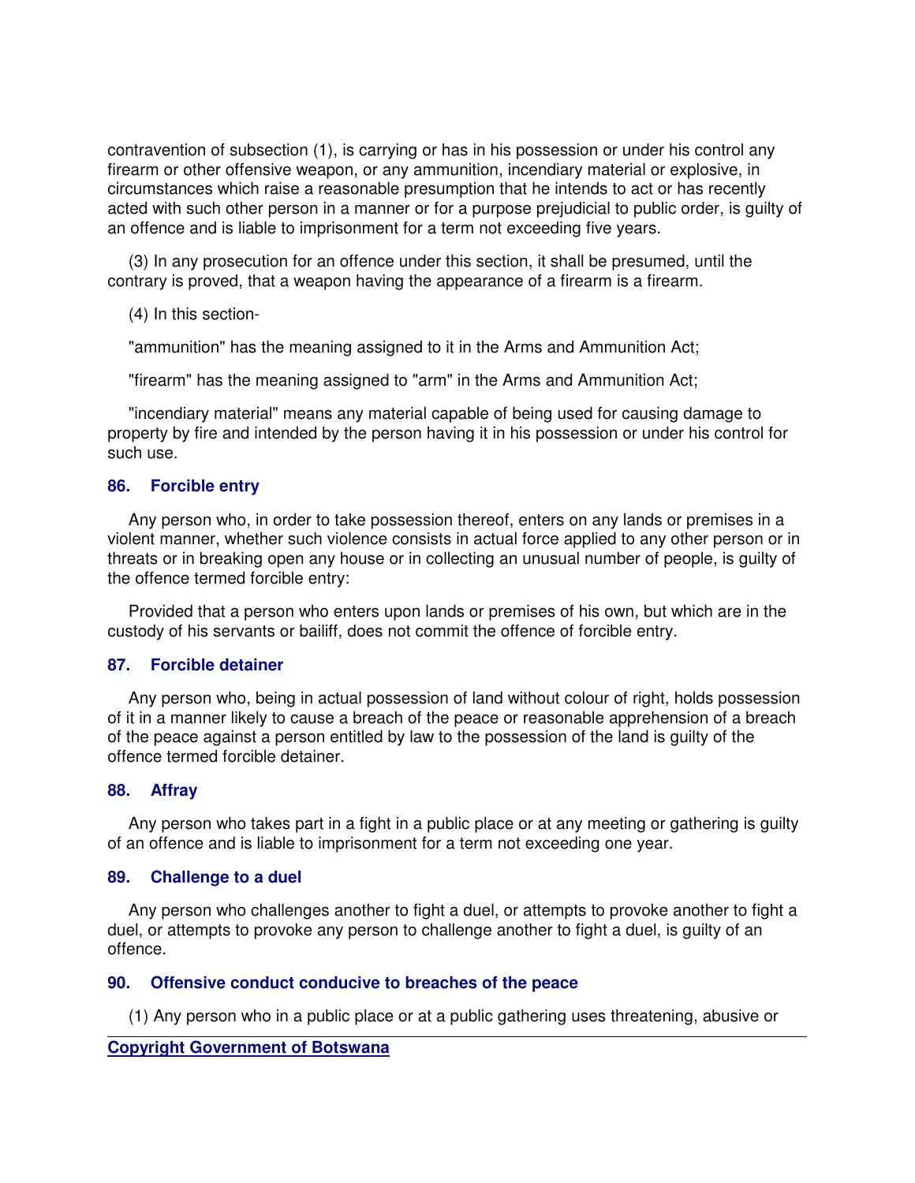contravention of subsection (1), is carrying or has in his possession or under his control any firearm or other offensive weapon, or any ammunition, incendiary material or explosive, in circumstances which raise a reasonable presumption that he intends to act or has recently acted with such other person in a manner or for a purpose prejudicial to public order, is guilty of an offence and is liable to imprisonment for a term not exceeding five years.

(3) In any prosecution for an offence under this section, it shall be presumed, until the contrary is proved, that a weapon having the appearance of a firearm is a firearm.

(4) In this section-

"ammunition" has the meaning assigned to it in the Arms and Ammunition Act;

"firearm" has the meaning assigned to "arm" in the Arms and Ammunition Act;

"incendiary material" means any material capable of being used for causing damage to property by fire and intended by the person having it in his possession or under his control for such use.

### 86. Forcible entry

Any person who, in order to take possession thereof, enters on any lands or premises in a violent manner, whether such violence consists in actual force applied to any other person or in threats or in breaking open any house or in collecting an unusual number of people, is guilty of the offence termed forcible entry:

Provided that a person who enters upon lands or premises of his own, but which are in the custody of his servants or bailiff, does not commit the offence of forcible entry.

### 87. Forcible detainer

Any person who, being in actual possession of land without colour of right, holds possession of it in a manner likely to cause a breach of the peace or reasonable apprehension of a breach of the peace against a person entitled by law to the possession of the land is guilty of the offence termed forcible detainer.

### 88. Affray

Any person who takes part in a fight in a public place or at any meeting or gathering is guilty of an offence and is liable to imprisonment for a term not exceeding one year.

### 89. Challenge to a duel

Any person who challenges another to fight a duel, or attempts to provoke another to fight a duel, or attempts to provoke any person to challenge another to fight a duel, is guilty of an offence.

### 90. Offensive conduct conducive to breaches of the peace

(1) Any person who in a public place or at a public gathering uses threatening, abusive or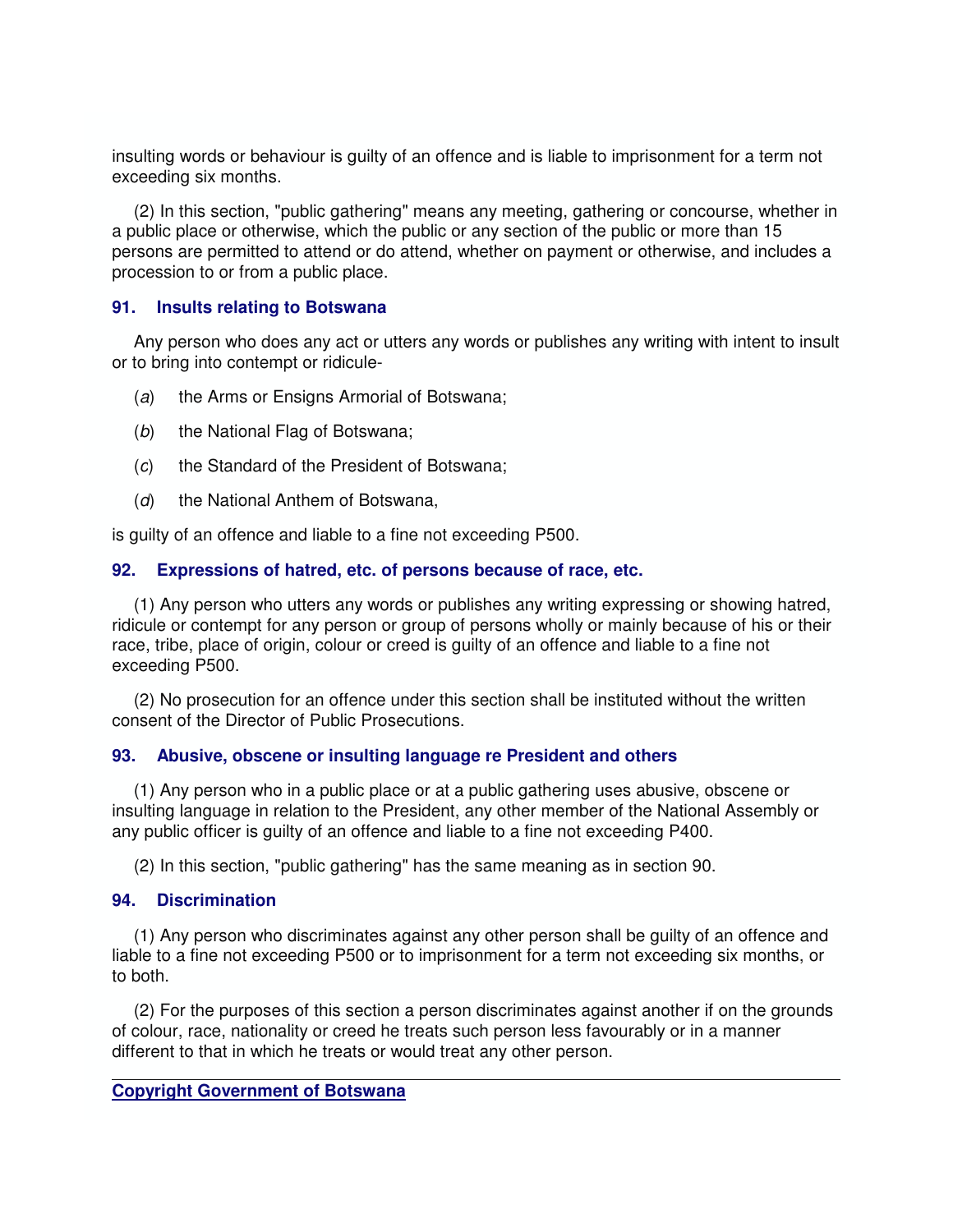insulting words or behaviour is guilty of an offence and is liable to imprisonment for a term not exceeding six months.

(2) In this section, "public gathering" means any meeting, gathering or concourse, whether in a public place or otherwise, which the public or any section of the public or more than 15 persons are permitted to attend or do attend, whether on payment or otherwise, and includes a procession to or from a public place.

### 91. Insults relating to Botswana

Any person who does any act or utters any words or publishes any writing with intent to insult or to bring into contempt or ridicule-

(*a*) the Arms or Ensigns Armorial of Botswana;

(*b*) the National Flag of Botswana;

(*c*) the Standard of the President of Botswana;

(*d*) the National Anthem of Botswana,

is guilty of an offence and liable to a fine not exceeding P500.

### 92. Expressions of hatred, etc. of persons because of race, etc.

(1) Any person who utters any words or publishes any writing expressing or showing hatred, ridicule or contempt for any person or group of persons wholly or mainly because of his or their race, tribe, place of origin, colour or creed is guilty of an offence and liable to a fine not exceeding P500.

(2) No prosecution for an offence under this section shall be instituted without the written consent of the Director of Public Prosecutions.

### 93. Abusive, obscene or insulting language re President and others

(1) Any person who in a public place or at a public gathering uses abusive, obscene or insulting language in relation to the President, any other member of the National Assembly or any public officer is guilty of an offence and liable to a fine not exceeding P400.

(2) In this section, "public gathering" has the same meaning as in section 90.

### 94. Discrimination

(1) Any person who discriminates against any other person shall be guilty of an offence and liable to a fine not exceeding P500 or to imprisonment for a term not exceeding six months, or to both.

(2) For the purposes of this section a person discriminates against another if on the grounds of colour, race, nationality or creed he treats such person less favourably or in a manner different to that in which he treats or would treat any other person.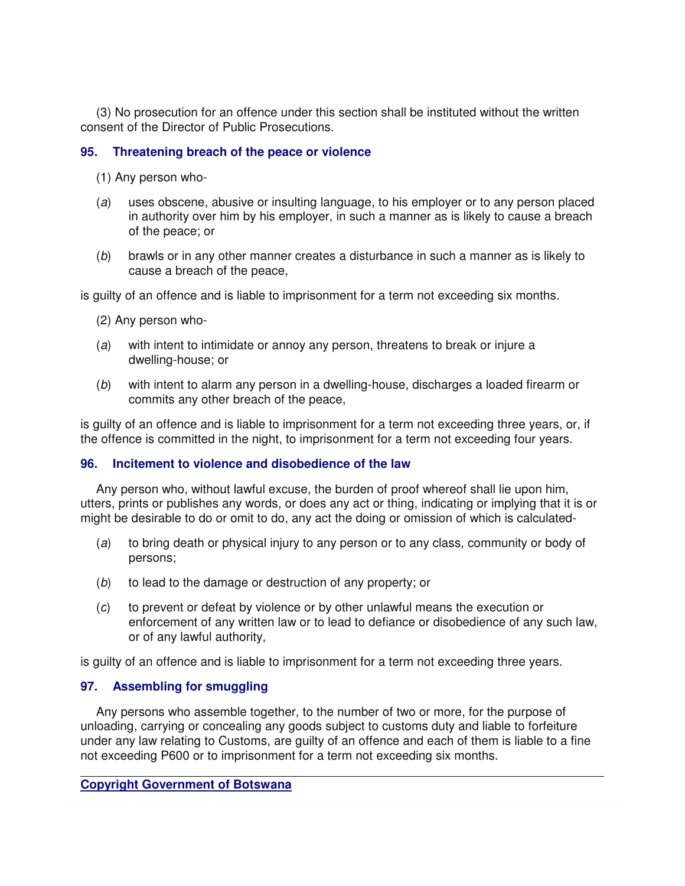(3) No prosecution for an offence under this section shall be instituted without the written consent of the Director of Public Prosecutions.

### 95. Threatening breach of the peace or violence

(1) Any person who-

(*a*) uses obscene, abusive or insulting language, to his employer or to any person placed in authority over him by his employer, in such a manner as is likely to cause a breach of the peace; or

(*b*) brawls or in any other manner creates a disturbance in such a manner as is likely to cause a breach of the peace,

is guilty of an offence and is liable to imprisonment for a term not exceeding six months.

(2) Any person who-

(*a*) with intent to intimidate or annoy any person, threatens to break or injure a dwelling-house; or

(*b*) with intent to alarm any person in a dwelling-house, discharges a loaded firearm or commits any other breach of the peace,

is guilty of an offence and is liable to imprisonment for a term not exceeding three years, or, if the offence is committed in the night, to imprisonment for a term not exceeding four years.

### 96. Incitement to violence and disobedience of the law

Any person who, without lawful excuse, the burden of proof whereof shall lie upon him, utters, prints or publishes any words, or does any act or thing, indicating or implying that it is or might be desirable to do or omit to do, any act the doing or omission of which is calculated-

(*a*) to bring death or physical injury to any person or to any class, community or body of persons;

(*b*) to lead to the damage or destruction of any property; or

(*c*) to prevent or defeat by violence or by other unlawful means the execution or enforcement of any written law or to lead to defiance or disobedience of any such law, or of any lawful authority,

is guilty of an offence and is liable to imprisonment for a term not exceeding three years.

### 97. Assembling for smuggling

Any persons who assemble together, to the number of two or more, for the purpose of unloading, carrying or concealing any goods subject to customs duty and liable to forfeiture under any law relating to Customs, are guilty of an offence and each of them is liable to a fine not exceeding P600 or to imprisonment for a term not exceeding six months.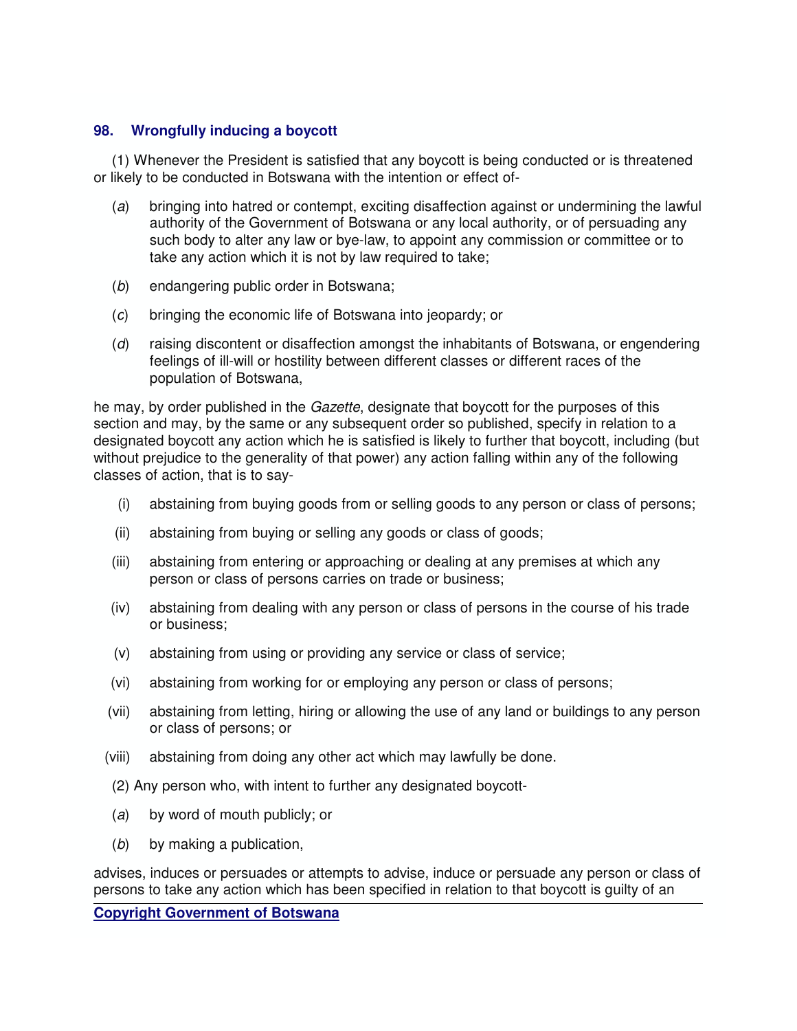### 98. Wrongfully inducing a boycott

(1) Whenever the President is satisfied that any boycott is being conducted or is threatened or likely to be conducted in Botswana with the intention or effect of-

(*a*) bringing into hatred or contempt, exciting disaffection against or undermining the lawful authority of the Government of Botswana or any local authority, or of persuading any such body to alter any law or bye-law, to appoint any commission or committee or to take any action which it is not by law required to take;

(*b*) endangering public order in Botswana;

(*c*) bringing the economic life of Botswana into jeopardy; or

(*d*) raising discontent or disaffection amongst the inhabitants of Botswana, or engendering feelings of ill-will or hostility between different classes or different races of the population of Botswana,

he may, by order published in the *Gazette*, designate that boycott for the purposes of this section and may, by the same or any subsequent order so published, specify in relation to a designated boycott any action which he is satisfied is likely to further that boycott, including (but without prejudice to the generality of that power) any action falling within any of the following classes of action, that is to say-

(i) abstaining from buying goods from or selling goods to any person or class of persons;

(ii) abstaining from buying or selling any goods or class of goods;

(iii) abstaining from entering or approaching or dealing at any premises at which any person or class of persons carries on trade or business;

(iv) abstaining from dealing with any person or class of persons in the course of his trade or business;

(v) abstaining from using or providing any service or class of service;

(vi) abstaining from working for or employing any person or class of persons;

(vii) abstaining from letting, hiring or allowing the use of any land or buildings to any person or class of persons; or

(viii) abstaining from doing any other act which may lawfully be done.

(2) Any person who, with intent to further any designated boycott-

(*a*) by word of mouth publicly; or

(*b*) by making a publication,

advises, induces or persuades or attempts to advise, induce or persuade any person or class of persons to take any action which has been specified in relation to that boycott is guilty of an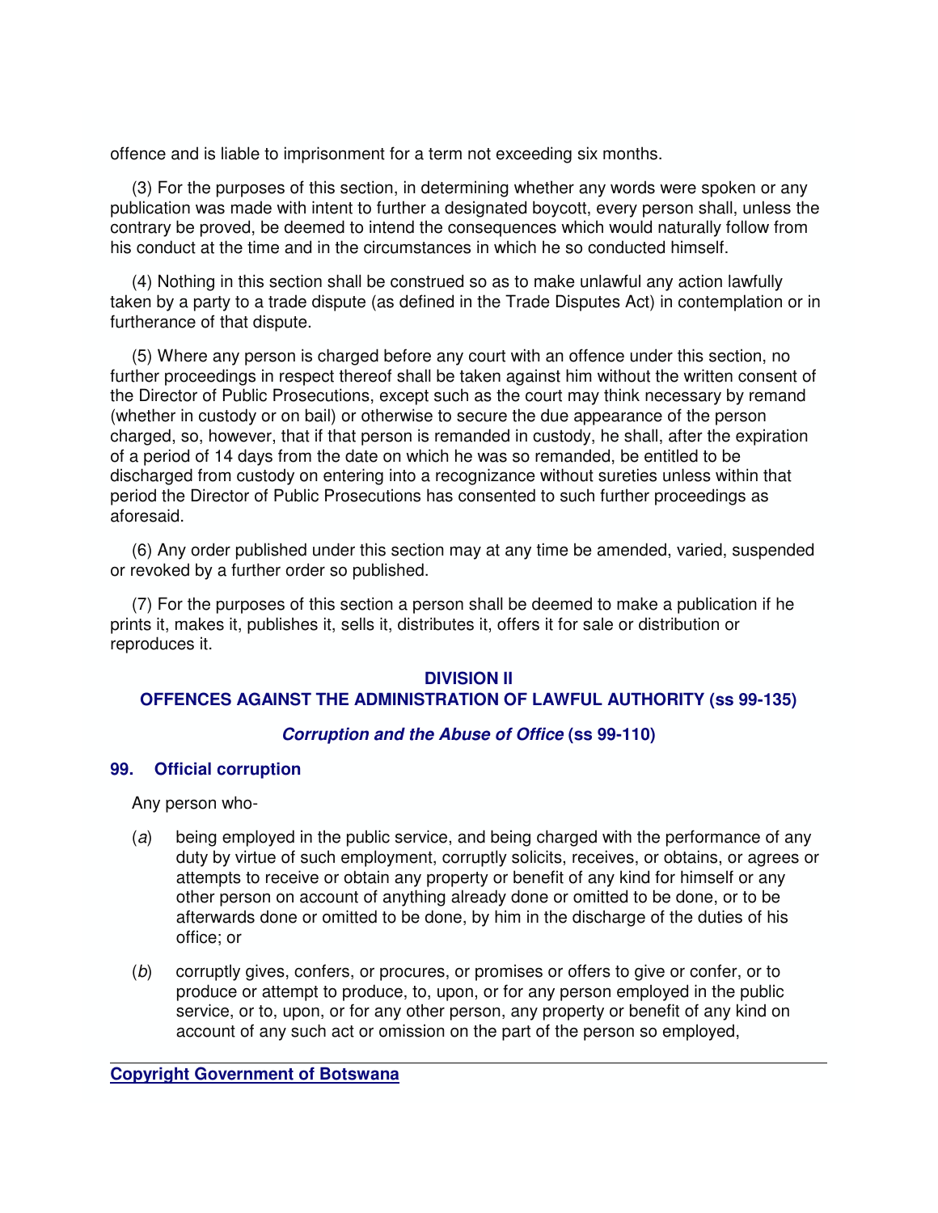offence and is liable to imprisonment for a term not exceeding six months.

(3) For the purposes of this section, in determining whether any words were spoken or any publication was made with intent to further a designated boycott, every person shall, unless the contrary be proved, be deemed to intend the consequences which would naturally follow from his conduct at the time and in the circumstances in which he so conducted himself.

(4) Nothing in this section shall be construed so as to make unlawful any action lawfully taken by a party to a trade dispute (as defined in the Trade Disputes Act) in contemplation or in furtherance of that dispute.

(5) Where any person is charged before any court with an offence under this section, no further proceedings in respect thereof shall be taken against him without the written consent of the Director of Public Prosecutions, except such as the court may think necessary by remand (whether in custody or on bail) or otherwise to secure the due appearance of the person charged, so, however, that if that person is remanded in custody, he shall, after the expiration of a period of 14 days from the date on which he was so remanded, be entitled to be discharged from custody on entering into a recognizance without sureties unless within that period the Director of Public Prosecutions has consented to such further proceedings as aforesaid.

(6) Any order published under this section may at any time be amended, varied, suspended or revoked by a further order so published.

(7) For the purposes of this section a person shall be deemed to make a publication if he prints it, makes it, publishes it, sells it, distributes it, offers it for sale or distribution or reproduces it.

## DIVISION II
## OFFENCES AGAINST THE ADMINISTRATION OF LAWFUL AUTHORITY (ss 99-135)

### *Corruption and the Abuse of Office* (ss 99-110)

### 99. Official corruption

Any person who-

(*a*) being employed in the public service, and being charged with the performance of any duty by virtue of such employment, corruptly solicits, receives, or obtains, or agrees or attempts to receive or obtain any property or benefit of any kind for himself or any other person on account of anything already done or omitted to be done, or to be afterwards done or omitted to be done, by him in the discharge of the duties of his office; or

(*b*) corruptly gives, confers, or procures, or promises or offers to give or confer, or to produce or attempt to produce, to, upon, or for any person employed in the public service, or to, upon, or for any other person, any property or benefit of any kind on account of any such act or omission on the part of the person so employed,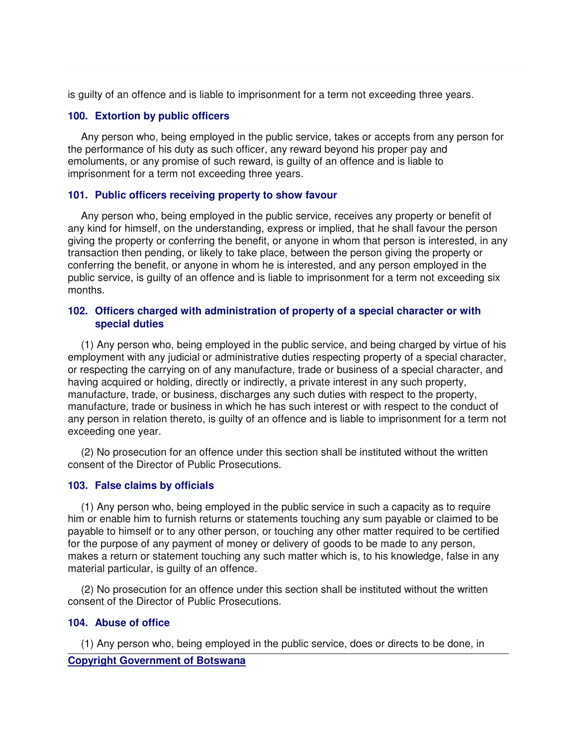is guilty of an offence and is liable to imprisonment for a term not exceeding three years.

### 100. Extortion by public officers

Any person who, being employed in the public service, takes or accepts from any person for the performance of his duty as such officer, any reward beyond his proper pay and emoluments, or any promise of such reward, is guilty of an offence and is liable to imprisonment for a term not exceeding three years.

### 101. Public officers receiving property to show favour

Any person who, being employed in the public service, receives any property or benefit of any kind for himself, on the understanding, express or implied, that he shall favour the person giving the property or conferring the benefit, or anyone in whom that person is interested, in any transaction then pending, or likely to take place, between the person giving the property or conferring the benefit, or anyone in whom he is interested, and any person employed in the public service, is guilty of an offence and is liable to imprisonment for a term not exceeding six months.

### 102. Officers charged with administration of property of a special character or with special duties

(1) Any person who, being employed in the public service, and being charged by virtue of his employment with any judicial or administrative duties respecting property of a special character, or respecting the carrying on of any manufacture, trade or business of a special character, and having acquired or holding, directly or indirectly, a private interest in any such property, manufacture, trade, or business, discharges any such duties with respect to the property, manufacture, trade or business in which he has such interest or with respect to the conduct of any person in relation thereto, is guilty of an offence and is liable to imprisonment for a term not exceeding one year.

(2) No prosecution for an offence under this section shall be instituted without the written consent of the Director of Public Prosecutions.

### 103. False claims by officials

(1) Any person who, being employed in the public service in such a capacity as to require him or enable him to furnish returns or statements touching any sum payable or claimed to be payable to himself or to any other person, or touching any other matter required to be certified for the purpose of any payment of money or delivery of goods to be made to any person, makes a return or statement touching any such matter which is, to his knowledge, false in any material particular, is guilty of an offence.

(2) No prosecution for an offence under this section shall be instituted without the written consent of the Director of Public Prosecutions.

### 104. Abuse of office

(1) Any person who, being employed in the public service, does or directs to be done, in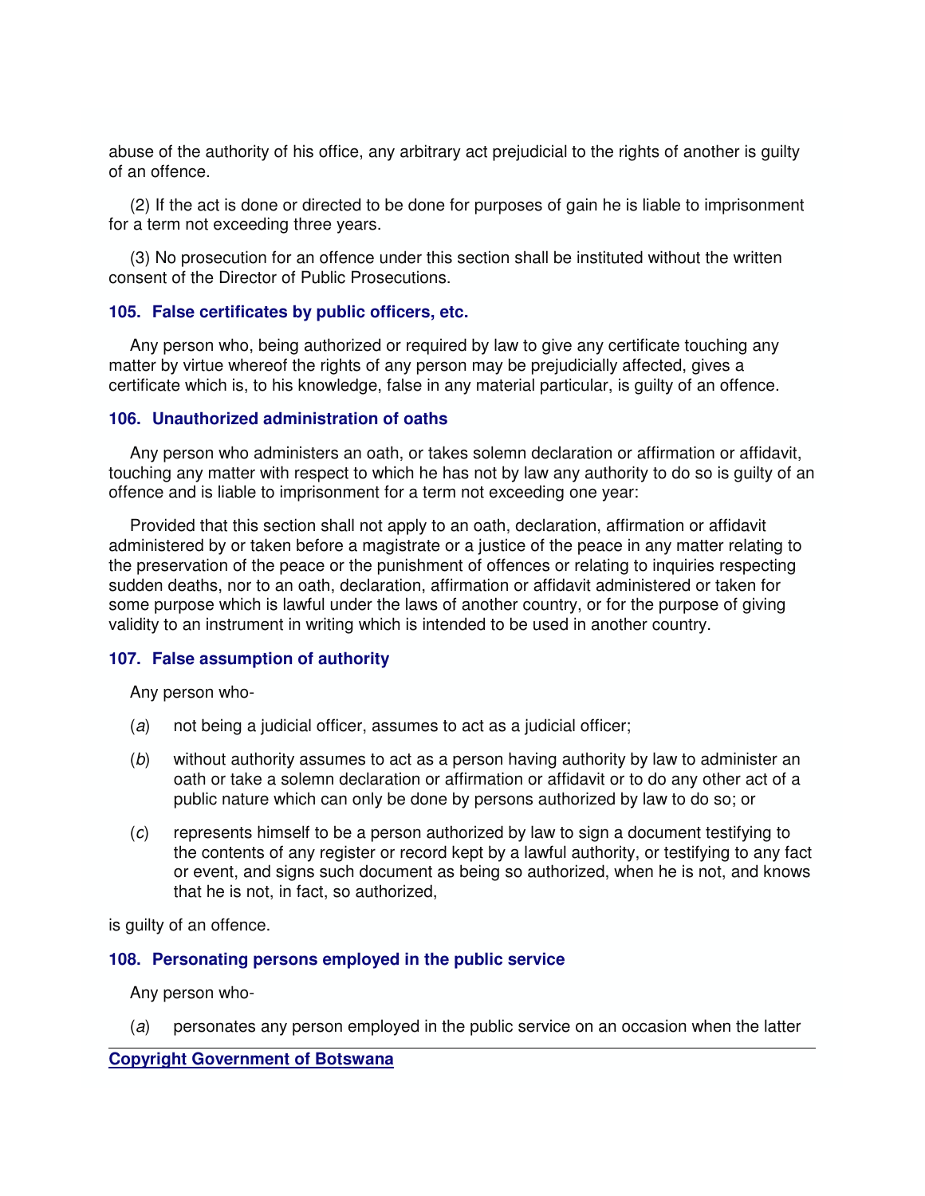abuse of the authority of his office, any arbitrary act prejudicial to the rights of another is guilty of an offence.

(2) If the act is done or directed to be done for purposes of gain he is liable to imprisonment for a term not exceeding three years.

(3) No prosecution for an offence under this section shall be instituted without the written consent of the Director of Public Prosecutions.

### 105. False certificates by public officers, etc.

Any person who, being authorized or required by law to give any certificate touching any matter by virtue whereof the rights of any person may be prejudicially affected, gives a certificate which is, to his knowledge, false in any material particular, is guilty of an offence.

### 106. Unauthorized administration of oaths

Any person who administers an oath, or takes solemn declaration or affirmation or affidavit, touching any matter with respect to which he has not by law any authority to do so is guilty of an offence and is liable to imprisonment for a term not exceeding one year:

Provided that this section shall not apply to an oath, declaration, affirmation or affidavit administered by or taken before a magistrate or a justice of the peace in any matter relating to the preservation of the peace or the punishment of offences or relating to inquiries respecting sudden deaths, nor to an oath, declaration, affirmation or affidavit administered or taken for some purpose which is lawful under the laws of another country, or for the purpose of giving validity to an instrument in writing which is intended to be used in another country.

### 107. False assumption of authority

Any person who-

(*a*) not being a judicial officer, assumes to act as a judicial officer;

(*b*) without authority assumes to act as a person having authority by law to administer an oath or take a solemn declaration or affirmation or affidavit or to do any other act of a public nature which can only be done by persons authorized by law to do so; or

(*c*) represents himself to be a person authorized by law to sign a document testifying to the contents of any register or record kept by a lawful authority, or testifying to any fact or event, and signs such document as being so authorized, when he is not, and knows that he is not, in fact, so authorized,

is guilty of an offence.

### 108. Personating persons employed in the public service

Any person who-

(*a*) personates any person employed in the public service on an occasion when the latter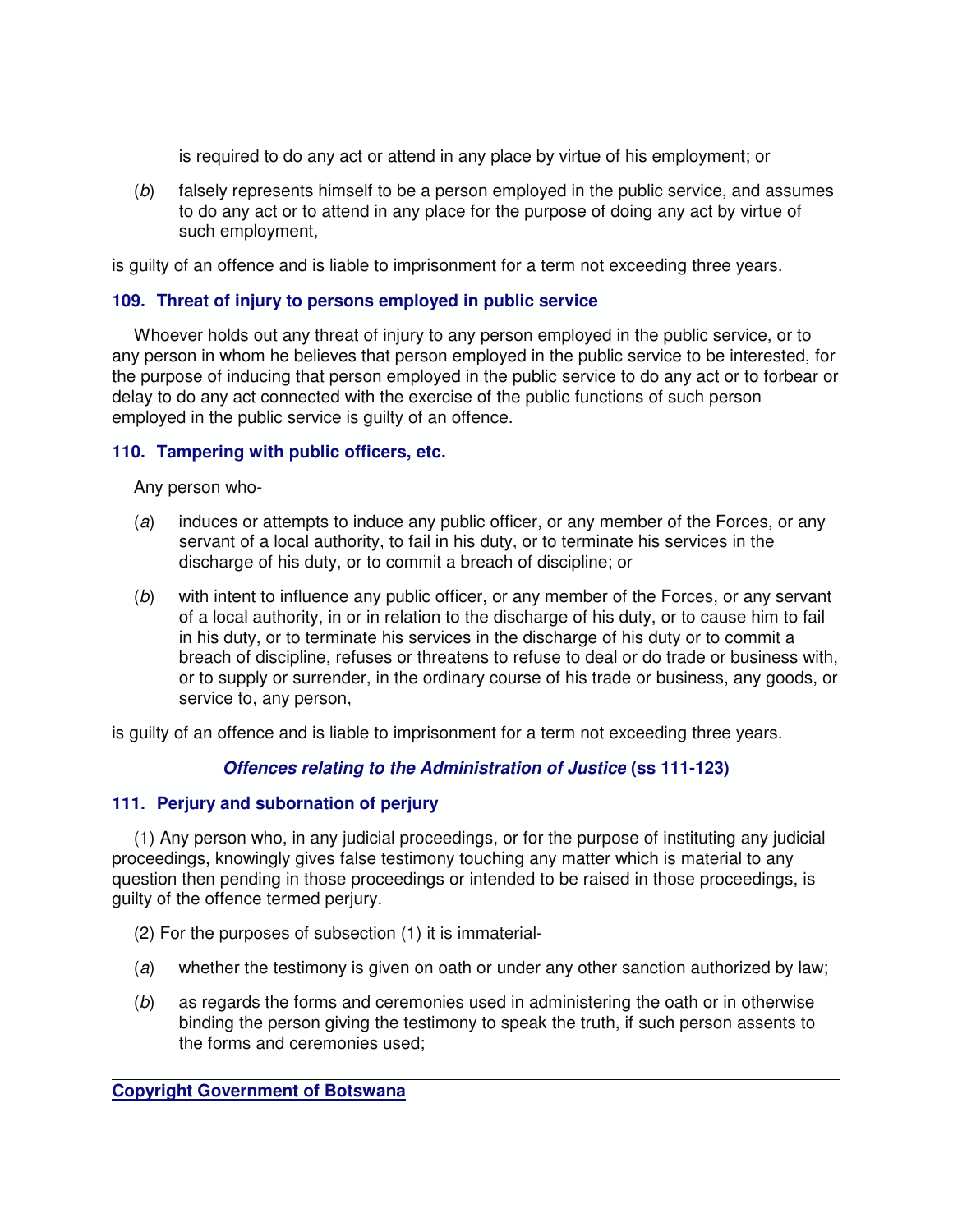is required to do any act or attend in any place by virtue of his employment; or

(*b*) falsely represents himself to be a person employed in the public service, and assumes to do any act or to attend in any place for the purpose of doing any act by virtue of such employment,

is guilty of an offence and is liable to imprisonment for a term not exceeding three years.

### 109. Threat of injury to persons employed in public service

Whoever holds out any threat of injury to any person employed in the public service, or to any person in whom he believes that person employed in the public service to be interested, for the purpose of inducing that person employed in the public service to do any act or to forbear or delay to do any act connected with the exercise of the public functions of such person employed in the public service is guilty of an offence.

### 110. Tampering with public officers, etc.

Any person who-

(*a*) induces or attempts to induce any public officer, or any member of the Forces, or any servant of a local authority, to fail in his duty, or to terminate his services in the discharge of his duty, or to commit a breach of discipline; or

(*b*) with intent to influence any public officer, or any member of the Forces, or any servant of a local authority, in or in relation to the discharge of his duty, or to cause him to fail in his duty, or to terminate his services in the discharge of his duty or to commit a breach of discipline, refuses or threatens to refuse to deal or do trade or business with, or to supply or surrender, in the ordinary course of his trade or business, any goods, or service to, any person,

is guilty of an offence and is liable to imprisonment for a term not exceeding three years.

## *Offences relating to the Administration of Justice* (ss 111-123)

### 111. Perjury and subornation of perjury

(1) Any person who, in any judicial proceedings, or for the purpose of instituting any judicial proceedings, knowingly gives false testimony touching any matter which is material to any question then pending in those proceedings or intended to be raised in those proceedings, is guilty of the offence termed perjury.

(2) For the purposes of subsection (1) it is immaterial-

(*a*) whether the testimony is given on oath or under any other sanction authorized by law;

(*b*) as regards the forms and ceremonies used in administering the oath or in otherwise binding the person giving the testimony to speak the truth, if such person assents to the forms and ceremonies used;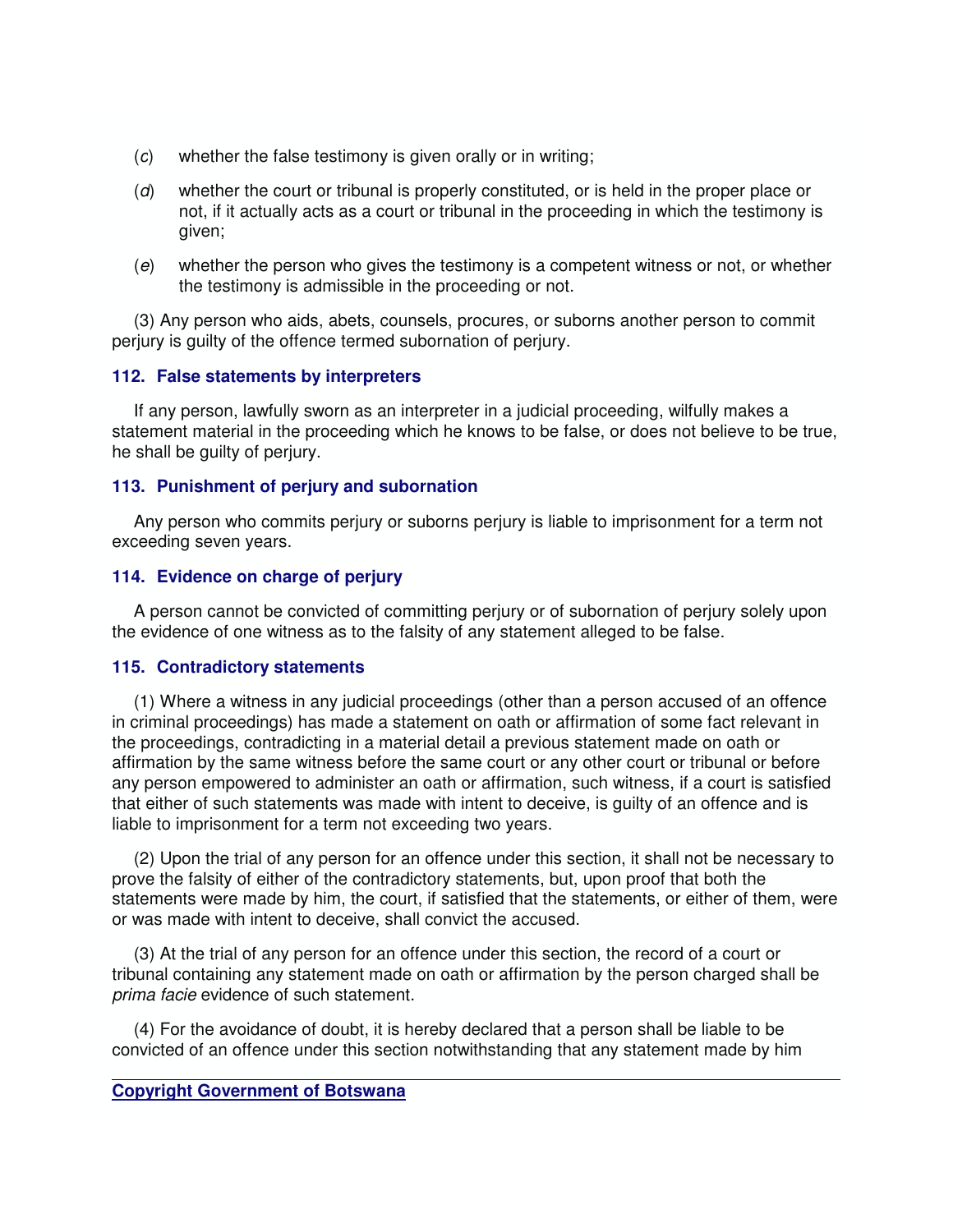(*c*) whether the false testimony is given orally or in writing;

(*d*) whether the court or tribunal is properly constituted, or is held in the proper place or not, if it actually acts as a court or tribunal in the proceeding in which the testimony is given;

(*e*) whether the person who gives the testimony is a competent witness or not, or whether the testimony is admissible in the proceeding or not.

(3) Any person who aids, abets, counsels, procures, or suborns another person to commit perjury is guilty of the offence termed subornation of perjury.

### 112. False statements by interpreters

If any person, lawfully sworn as an interpreter in a judicial proceeding, wilfully makes a statement material in the proceeding which he knows to be false, or does not believe to be true, he shall be guilty of perjury.

### 113. Punishment of perjury and subornation

Any person who commits perjury or suborns perjury is liable to imprisonment for a term not exceeding seven years.

### 114. Evidence on charge of perjury

A person cannot be convicted of committing perjury or of subornation of perjury solely upon the evidence of one witness as to the falsity of any statement alleged to be false.

### 115. Contradictory statements

(1) Where a witness in any judicial proceedings (other than a person accused of an offence in criminal proceedings) has made a statement on oath or affirmation of some fact relevant in the proceedings, contradicting in a material detail a previous statement made on oath or affirmation by the same witness before the same court or any other court or tribunal or before any person empowered to administer an oath or affirmation, such witness, if a court is satisfied that either of such statements was made with intent to deceive, is guilty of an offence and is liable to imprisonment for a term not exceeding two years.

(2) Upon the trial of any person for an offence under this section, it shall not be necessary to prove the falsity of either of the contradictory statements, but, upon proof that both the statements were made by him, the court, if satisfied that the statements, or either of them, were or was made with intent to deceive, shall convict the accused.

(3) At the trial of any person for an offence under this section, the record of a court or tribunal containing any statement made on oath or affirmation by the person charged shall be *prima facie* evidence of such statement.

(4) For the avoidance of doubt, it is hereby declared that a person shall be liable to be convicted of an offence under this section notwithstanding that any statement made by him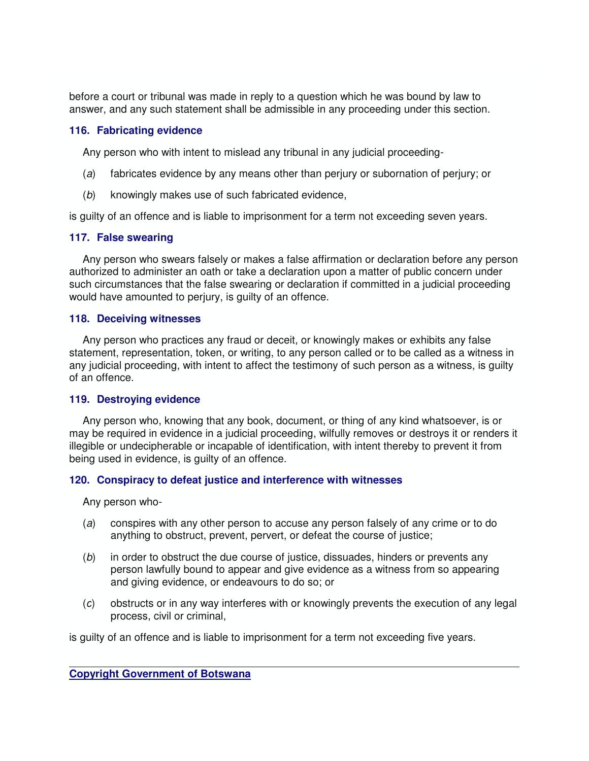before a court or tribunal was made in reply to a question which he was bound by law to answer, and any such statement shall be admissible in any proceeding under this section.

### 116. Fabricating evidence

Any person who with intent to mislead any tribunal in any judicial proceeding-

(*a*) fabricates evidence by any means other than perjury or subornation of perjury; or

(*b*) knowingly makes use of such fabricated evidence,

is guilty of an offence and is liable to imprisonment for a term not exceeding seven years.

### 117. False swearing

Any person who swears falsely or makes a false affirmation or declaration before any person authorized to administer an oath or take a declaration upon a matter of public concern under such circumstances that the false swearing or declaration if committed in a judicial proceeding would have amounted to perjury, is guilty of an offence.

### 118. Deceiving witnesses

Any person who practices any fraud or deceit, or knowingly makes or exhibits any false statement, representation, token, or writing, to any person called or to be called as a witness in any judicial proceeding, with intent to affect the testimony of such person as a witness, is guilty of an offence.

### 119. Destroying evidence

Any person who, knowing that any book, document, or thing of any kind whatsoever, is or may be required in evidence in a judicial proceeding, wilfully removes or destroys it or renders it illegible or undecipherable or incapable of identification, with intent thereby to prevent it from being used in evidence, is guilty of an offence.

### 120. Conspiracy to defeat justice and interference with witnesses

Any person who-

(*a*) conspires with any other person to accuse any person falsely of any crime or to do anything to obstruct, prevent, pervert, or defeat the course of justice;

(*b*) in order to obstruct the due course of justice, dissuades, hinders or prevents any person lawfully bound to appear and give evidence as a witness from so appearing and giving evidence, or endeavours to do so; or

(*c*) obstructs or in any way interferes with or knowingly prevents the execution of any legal process, civil or criminal,

is guilty of an offence and is liable to imprisonment for a term not exceeding five years.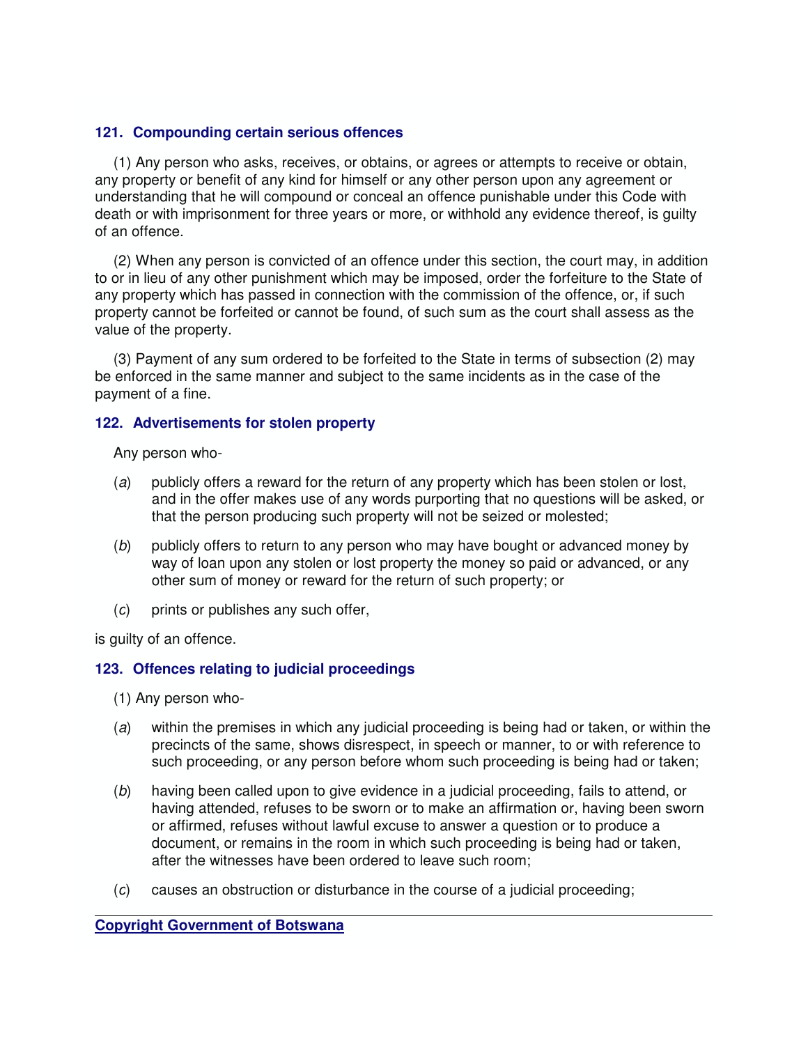### 121. Compounding certain serious offences

(1) Any person who asks, receives, or obtains, or agrees or attempts to receive or obtain, any property or benefit of any kind for himself or any other person upon any agreement or understanding that he will compound or conceal an offence punishable under this Code with death or with imprisonment for three years or more, or withhold any evidence thereof, is guilty of an offence.

(2) When any person is convicted of an offence under this section, the court may, in addition to or in lieu of any other punishment which may be imposed, order the forfeiture to the State of any property which has passed in connection with the commission of the offence, or, if such property cannot be forfeited or cannot be found, of such sum as the court shall assess as the value of the property.

(3) Payment of any sum ordered to be forfeited to the State in terms of subsection (2) may be enforced in the same manner and subject to the same incidents as in the case of the payment of a fine.

### 122. Advertisements for stolen property

Any person who-

(*a*) publicly offers a reward for the return of any property which has been stolen or lost, and in the offer makes use of any words purporting that no questions will be asked, or that the person producing such property will not be seized or molested;

(*b*) publicly offers to return to any person who may have bought or advanced money by way of loan upon any stolen or lost property the money so paid or advanced, or any other sum of money or reward for the return of such property; or

(*c*) prints or publishes any such offer,

is guilty of an offence.

### 123. Offences relating to judicial proceedings

(1) Any person who-

(*a*) within the premises in which any judicial proceeding is being had or taken, or within the precincts of the same, shows disrespect, in speech or manner, to or with reference to such proceeding, or any person before whom such proceeding is being had or taken;

(*b*) having been called upon to give evidence in a judicial proceeding, fails to attend, or having attended, refuses to be sworn or to make an affirmation or, having been sworn or affirmed, refuses without lawful excuse to answer a question or to produce a document, or remains in the room in which such proceeding is being had or taken, after the witnesses have been ordered to leave such room;

(*c*) causes an obstruction or disturbance in the course of a judicial proceeding;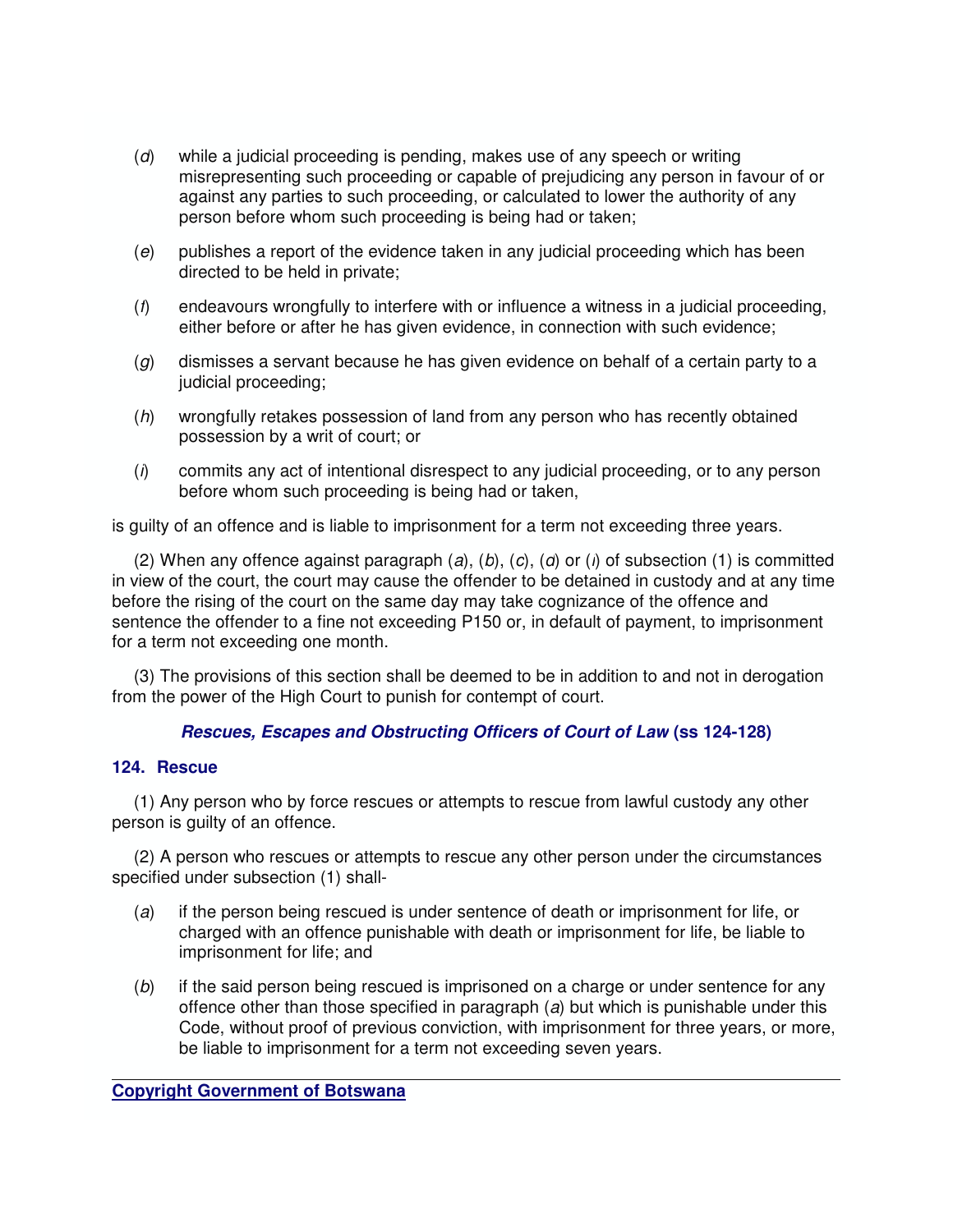(*d*) while a judicial proceeding is pending, makes use of any speech or writing misrepresenting such proceeding or capable of prejudicing any person in favour of or against any parties to such proceeding, or calculated to lower the authority of any person before whom such proceeding is being had or taken;

(*e*) publishes a report of the evidence taken in any judicial proceeding which has been directed to be held in private;

(*f*) endeavours wrongfully to interfere with or influence a witness in a judicial proceeding, either before or after he has given evidence, in connection with such evidence;

(*g*) dismisses a servant because he has given evidence on behalf of a certain party to a judicial proceeding;

(*h*) wrongfully retakes possession of land from any person who has recently obtained possession by a writ of court; or

(*i*) commits any act of intentional disrespect to any judicial proceeding, or to any person before whom such proceeding is being had or taken,

is guilty of an offence and is liable to imprisonment for a term not exceeding three years.

(2) When any offence against paragraph (*a*), (*b*), (*c*), (*d*) or (*i*) of subsection (1) is committed in view of the court, the court may cause the offender to be detained in custody and at any time before the rising of the court on the same day may take cognizance of the offence and sentence the offender to a fine not exceeding P150 or, in default of payment, to imprisonment for a term not exceeding one month.

(3) The provisions of this section shall be deemed to be in addition to and not in derogation from the power of the High Court to punish for contempt of court.

### ***Rescues, Escapes and Obstructing Officers of Court of Law*** **(ss 124-128)**

#### **124. Rescue**

(1) Any person who by force rescues or attempts to rescue from lawful custody any other person is guilty of an offence.

(2) A person who rescues or attempts to rescue any other person under the circumstances specified under subsection (1) shall-

(*a*) if the person being rescued is under sentence of death or imprisonment for life, or charged with an offence punishable with death or imprisonment for life, be liable to imprisonment for life; and

(*b*) if the said person being rescued is imprisoned on a charge or under sentence for any offence other than those specified in paragraph (*a*) but which is punishable under this Code, without proof of previous conviction, with imprisonment for three years, or more, be liable to imprisonment for a term not exceeding seven years.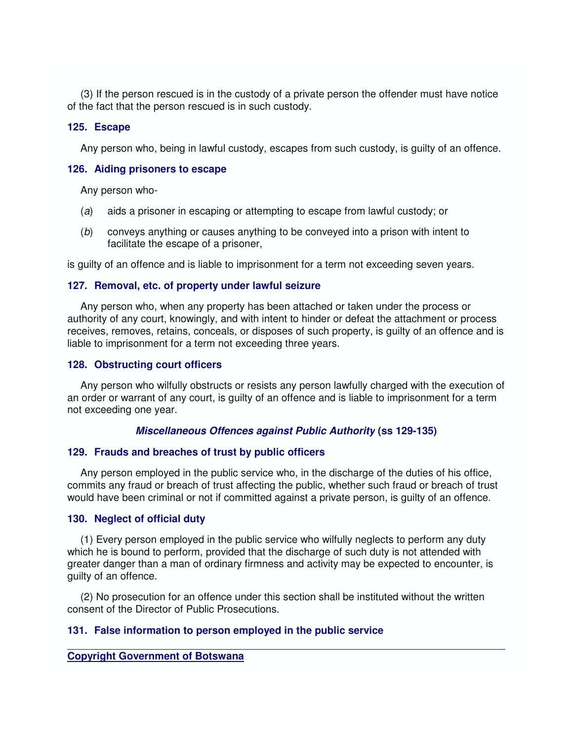(3) If the person rescued is in the custody of a private person the offender must have notice of the fact that the person rescued is in such custody.

### 125. Escape

Any person who, being in lawful custody, escapes from such custody, is guilty of an offence.

### 126. Aiding prisoners to escape

Any person who-

(*a*) aids a prisoner in escaping or attempting to escape from lawful custody; or

(*b*) conveys anything or causes anything to be conveyed into a prison with intent to facilitate the escape of a prisoner,

is guilty of an offence and is liable to imprisonment for a term not exceeding seven years.

### 127. Removal, etc. of property under lawful seizure

Any person who, when any property has been attached or taken under the process or authority of any court, knowingly, and with intent to hinder or defeat the attachment or process receives, removes, retains, conceals, or disposes of such property, is guilty of an offence and is liable to imprisonment for a term not exceeding three years.

### 128. Obstructing court officers

Any person who wilfully obstructs or resists any person lawfully charged with the execution of an order or warrant of any court, is guilty of an offence and is liable to imprisonment for a term not exceeding one year.

## ***Miscellaneous Offences against Public Authority*** **(ss 129-135)**

### 129. Frauds and breaches of trust by public officers

Any person employed in the public service who, in the discharge of the duties of his office, commits any fraud or breach of trust affecting the public, whether such fraud or breach of trust would have been criminal or not if committed against a private person, is guilty of an offence.

### 130. Neglect of official duty

(1) Every person employed in the public service who wilfully neglects to perform any duty which he is bound to perform, provided that the discharge of such duty is not attended with greater danger than a man of ordinary firmness and activity may be expected to encounter, is guilty of an offence.

(2) No prosecution for an offence under this section shall be instituted without the written consent of the Director of Public Prosecutions.

### 131. False information to person employed in the public service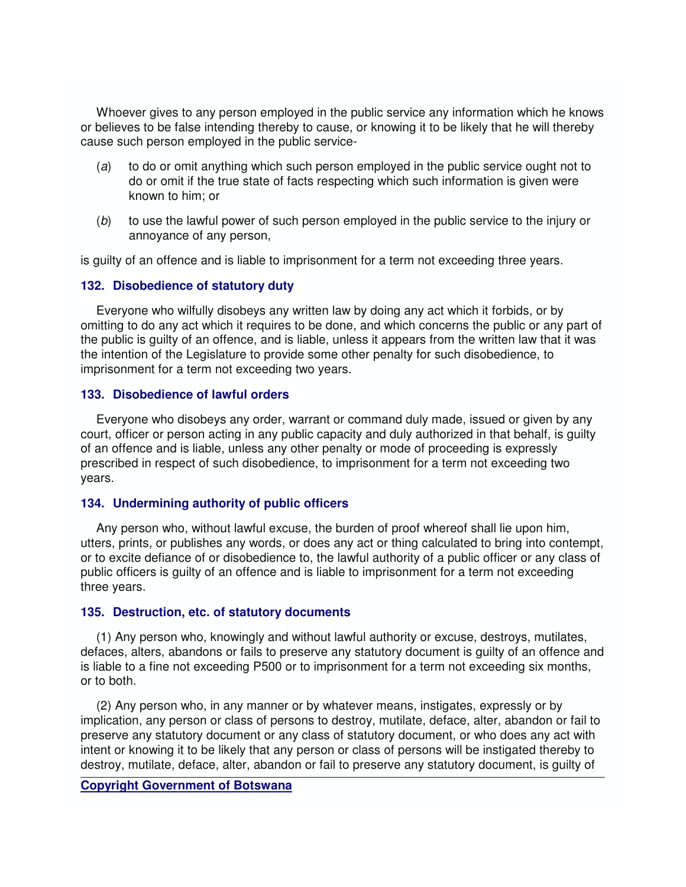Whoever gives to any person employed in the public service any information which he knows or believes to be false intending thereby to cause, or knowing it to be likely that he will thereby cause such person employed in the public service-

(*a*) to do or omit anything which such person employed in the public service ought not to do or omit if the true state of facts respecting which such information is given were known to him; or

(*b*) to use the lawful power of such person employed in the public service to the injury or annoyance of any person,

is guilty of an offence and is liable to imprisonment for a term not exceeding three years.

### 132. Disobedience of statutory duty

Everyone who wilfully disobeys any written law by doing any act which it forbids, or by omitting to do any act which it requires to be done, and which concerns the public or any part of the public is guilty of an offence, and is liable, unless it appears from the written law that it was the intention of the Legislature to provide some other penalty for such disobedience, to imprisonment for a term not exceeding two years.

### 133. Disobedience of lawful orders

Everyone who disobeys any order, warrant or command duly made, issued or given by any court, officer or person acting in any public capacity and duly authorized in that behalf, is guilty of an offence and is liable, unless any other penalty or mode of proceeding is expressly prescribed in respect of such disobedience, to imprisonment for a term not exceeding two years.

### 134. Undermining authority of public officers

Any person who, without lawful excuse, the burden of proof whereof shall lie upon him, utters, prints, or publishes any words, or does any act or thing calculated to bring into contempt, or to excite defiance of or disobedience to, the lawful authority of a public officer or any class of public officers is guilty of an offence and is liable to imprisonment for a term not exceeding three years.

### 135. Destruction, etc. of statutory documents

(1) Any person who, knowingly and without lawful authority or excuse, destroys, mutilates, defaces, alters, abandons or fails to preserve any statutory document is guilty of an offence and is liable to a fine not exceeding P500 or to imprisonment for a term not exceeding six months, or to both.

(2) Any person who, in any manner or by whatever means, instigates, expressly or by implication, any person or class of persons to destroy, mutilate, deface, alter, abandon or fail to preserve any statutory document or any class of statutory document, or who does any act with intent or knowing it to be likely that any person or class of persons will be instigated thereby to destroy, mutilate, deface, alter, abandon or fail to preserve any statutory document, is guilty of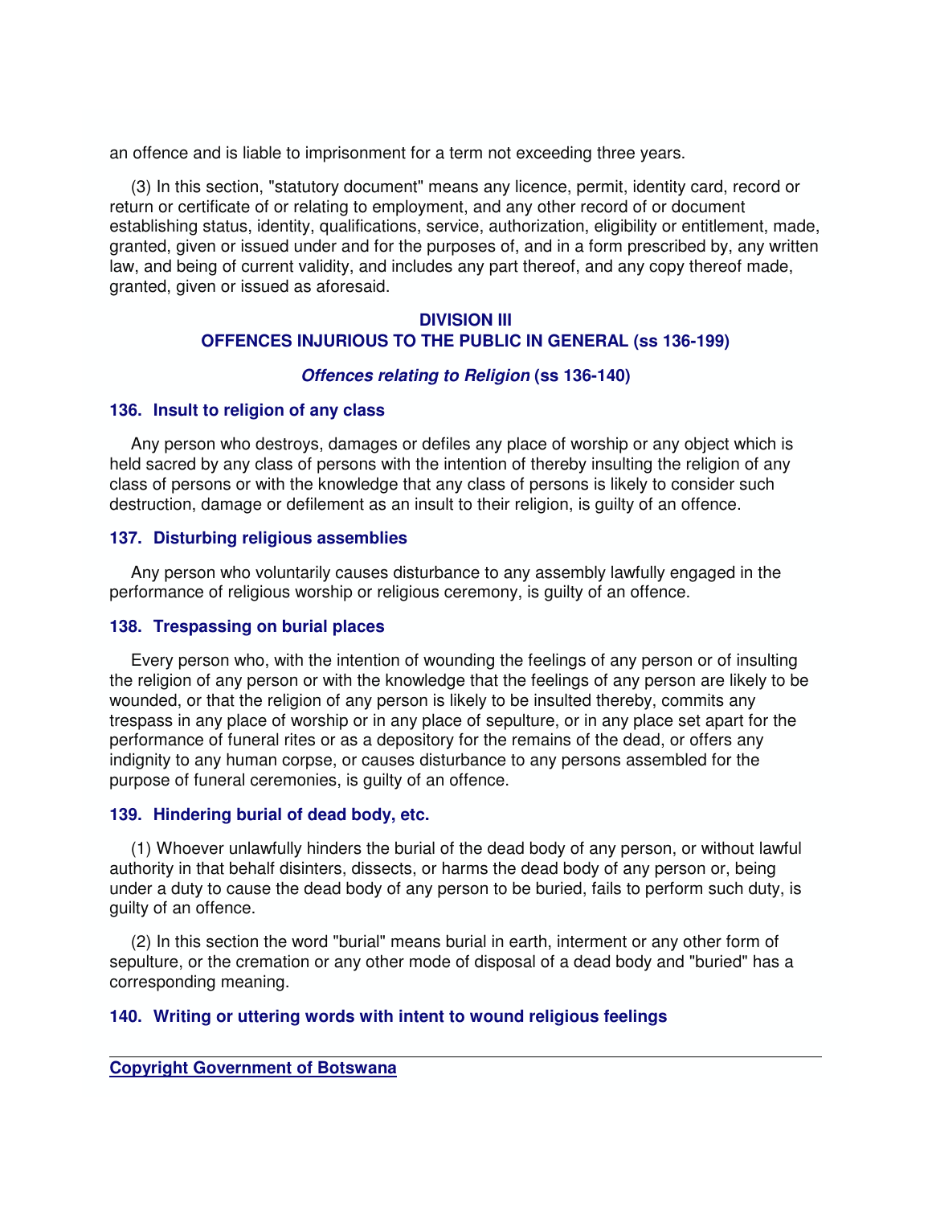an offence and is liable to imprisonment for a term not exceeding three years.

(3) In this section, "statutory document" means any licence, permit, identity card, record or return or certificate of or relating to employment, and any other record of or document establishing status, identity, qualifications, service, authorization, eligibility or entitlement, made, granted, given or issued under and for the purposes of, and in a form prescribed by, any written law, and being of current validity, and includes any part thereof, and any copy thereof made, granted, given or issued as aforesaid.

## DIVISION III
## OFFENCES INJURIOUS TO THE PUBLIC IN GENERAL (ss 136-199)

### *Offences relating to Religion* (ss 136-140)

#### 136. Insult to religion of any class

Any person who destroys, damages or defiles any place of worship or any object which is held sacred by any class of persons with the intention of thereby insulting the religion of any class of persons or with the knowledge that any class of persons is likely to consider such destruction, damage or defilement as an insult to their religion, is guilty of an offence.

#### 137. Disturbing religious assemblies

Any person who voluntarily causes disturbance to any assembly lawfully engaged in the performance of religious worship or religious ceremony, is guilty of an offence.

#### 138. Trespassing on burial places

Every person who, with the intention of wounding the feelings of any person or of insulting the religion of any person or with the knowledge that the feelings of any person are likely to be wounded, or that the religion of any person is likely to be insulted thereby, commits any trespass in any place of worship or in any place of sepulture, or in any place set apart for the performance of funeral rites or as a depository for the remains of the dead, or offers any indignity to any human corpse, or causes disturbance to any persons assembled for the purpose of funeral ceremonies, is guilty of an offence.

#### 139. Hindering burial of dead body, etc.

(1) Whoever unlawfully hinders the burial of the dead body of any person, or without lawful authority in that behalf disinters, dissects, or harms the dead body of any person or, being under a duty to cause the dead body of any person to be buried, fails to perform such duty, is guilty of an offence.

(2) In this section the word "burial" means burial in earth, interment or any other form of sepulture, or the cremation or any other mode of disposal of a dead body and "buried" has a corresponding meaning.

#### 140. Writing or uttering words with intent to wound religious feelings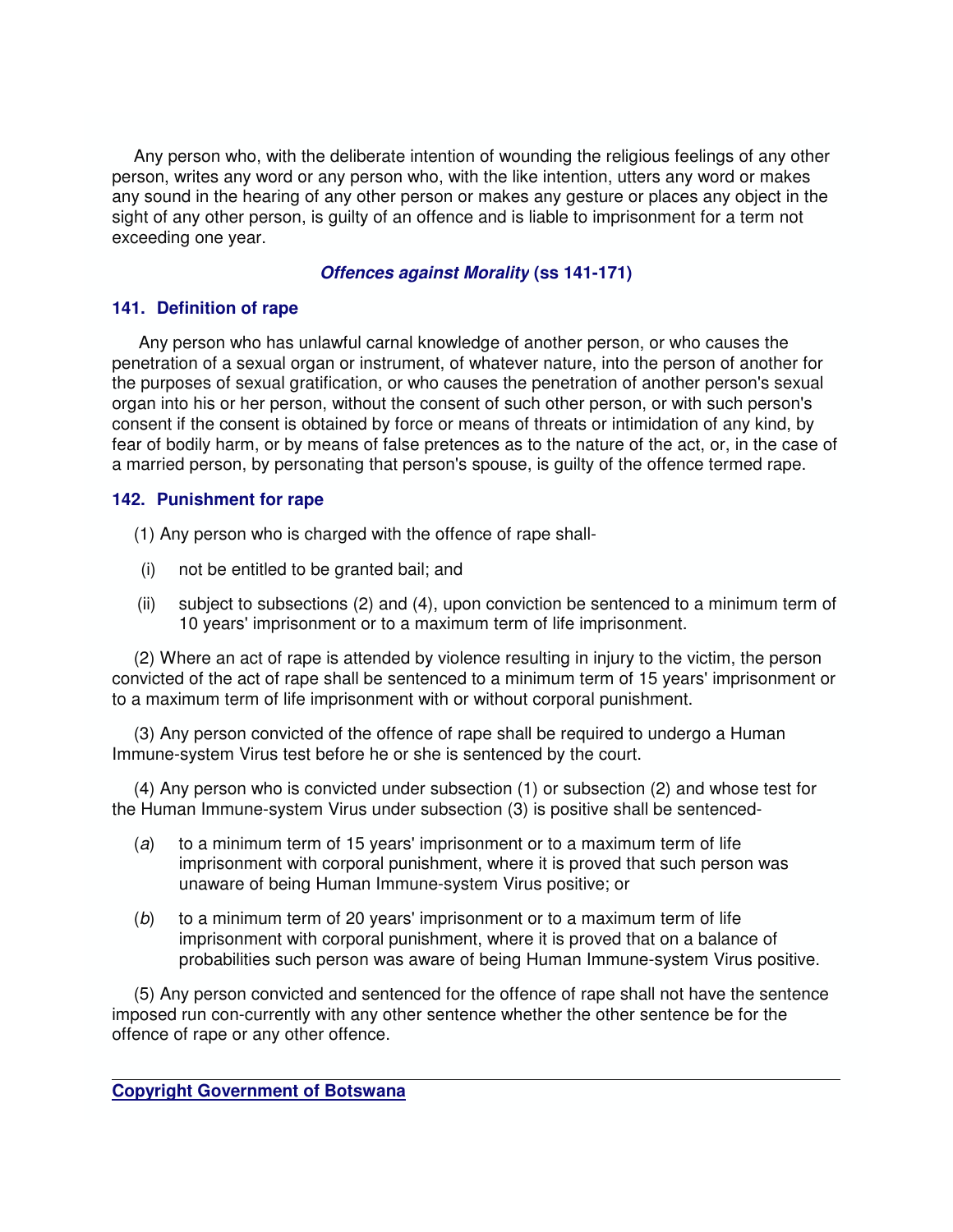Any person who, with the deliberate intention of wounding the religious feelings of any other person, writes any word or any person who, with the like intention, utters any word or makes any sound in the hearing of any other person or makes any gesture or places any object in the sight of any other person, is guilty of an offence and is liable to imprisonment for a term not exceeding one year.

## ***Offences against Morality* (ss 141-171)**

### 141. Definition of rape

Any person who has unlawful carnal knowledge of another person, or who causes the penetration of a sexual organ or instrument, of whatever nature, into the person of another for the purposes of sexual gratification, or who causes the penetration of another person's sexual organ into his or her person, without the consent of such other person, or with such person's consent if the consent is obtained by force or means of threats or intimidation of any kind, by fear of bodily harm, or by means of false pretences as to the nature of the act, or, in the case of a married person, by personating that person's spouse, is guilty of the offence termed rape.

### 142. Punishment for rape

(1) Any person who is charged with the offence of rape shall-

(i) not be entitled to be granted bail; and

(ii) subject to subsections (2) and (4), upon conviction be sentenced to a minimum term of 10 years' imprisonment or to a maximum term of life imprisonment.

(2) Where an act of rape is attended by violence resulting in injury to the victim, the person convicted of the act of rape shall be sentenced to a minimum term of 15 years' imprisonment or to a maximum term of life imprisonment with or without corporal punishment.

(3) Any person convicted of the offence of rape shall be required to undergo a Human Immune-system Virus test before he or she is sentenced by the court.

(4) Any person who is convicted under subsection (1) or subsection (2) and whose test for the Human Immune-system Virus under subsection (3) is positive shall be sentenced-

(*a*) to a minimum term of 15 years' imprisonment or to a maximum term of life imprisonment with corporal punishment, where it is proved that such person was unaware of being Human Immune-system Virus positive; or

(*b*) to a minimum term of 20 years' imprisonment or to a maximum term of life imprisonment with corporal punishment, where it is proved that on a balance of probabilities such person was aware of being Human Immune-system Virus positive.

(5) Any person convicted and sentenced for the offence of rape shall not have the sentence imposed run con-currently with any other sentence whether the other sentence be for the offence of rape or any other offence.

**Copyright Government of Botswana**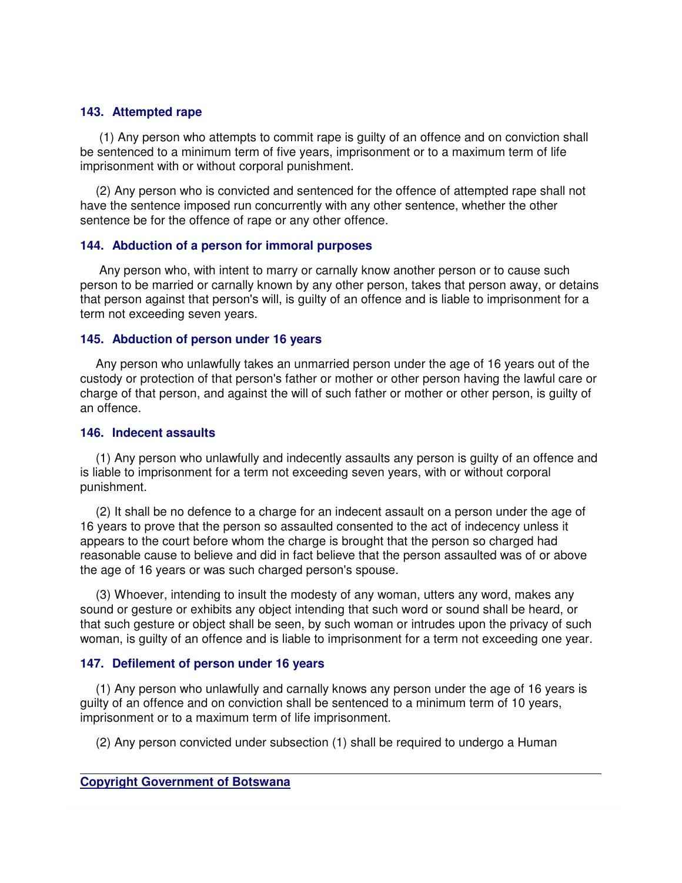### 143. Attempted rape

(1) Any person who attempts to commit rape is guilty of an offence and on conviction shall be sentenced to a minimum term of five years, imprisonment or to a maximum term of life imprisonment with or without corporal punishment.

(2) Any person who is convicted and sentenced for the offence of attempted rape shall not have the sentence imposed run concurrently with any other sentence, whether the other sentence be for the offence of rape or any other offence.

### 144. Abduction of a person for immoral purposes

Any person who, with intent to marry or carnally know another person or to cause such person to be married or carnally known by any other person, takes that person away, or detains that person against that person's will, is guilty of an offence and is liable to imprisonment for a term not exceeding seven years.

### 145. Abduction of person under 16 years

Any person who unlawfully takes an unmarried person under the age of 16 years out of the custody or protection of that person's father or mother or other person having the lawful care or charge of that person, and against the will of such father or mother or other person, is guilty of an offence.

### 146. Indecent assaults

(1) Any person who unlawfully and indecently assaults any person is guilty of an offence and is liable to imprisonment for a term not exceeding seven years, with or without corporal punishment.

(2) It shall be no defence to a charge for an indecent assault on a person under the age of 16 years to prove that the person so assaulted consented to the act of indecency unless it appears to the court before whom the charge is brought that the person so charged had reasonable cause to believe and did in fact believe that the person assaulted was of or above the age of 16 years or was such charged person's spouse.

(3) Whoever, intending to insult the modesty of any woman, utters any word, makes any sound or gesture or exhibits any object intending that such word or sound shall be heard, or that such gesture or object shall be seen, by such woman or intrudes upon the privacy of such woman, is guilty of an offence and is liable to imprisonment for a term not exceeding one year.

### 147. Defilement of person under 16 years

(1) Any person who unlawfully and carnally knows any person under the age of 16 years is guilty of an offence and on conviction shall be sentenced to a minimum term of 10 years, imprisonment or to a maximum term of life imprisonment.

(2) Any person convicted under subsection (1) shall be required to undergo a Human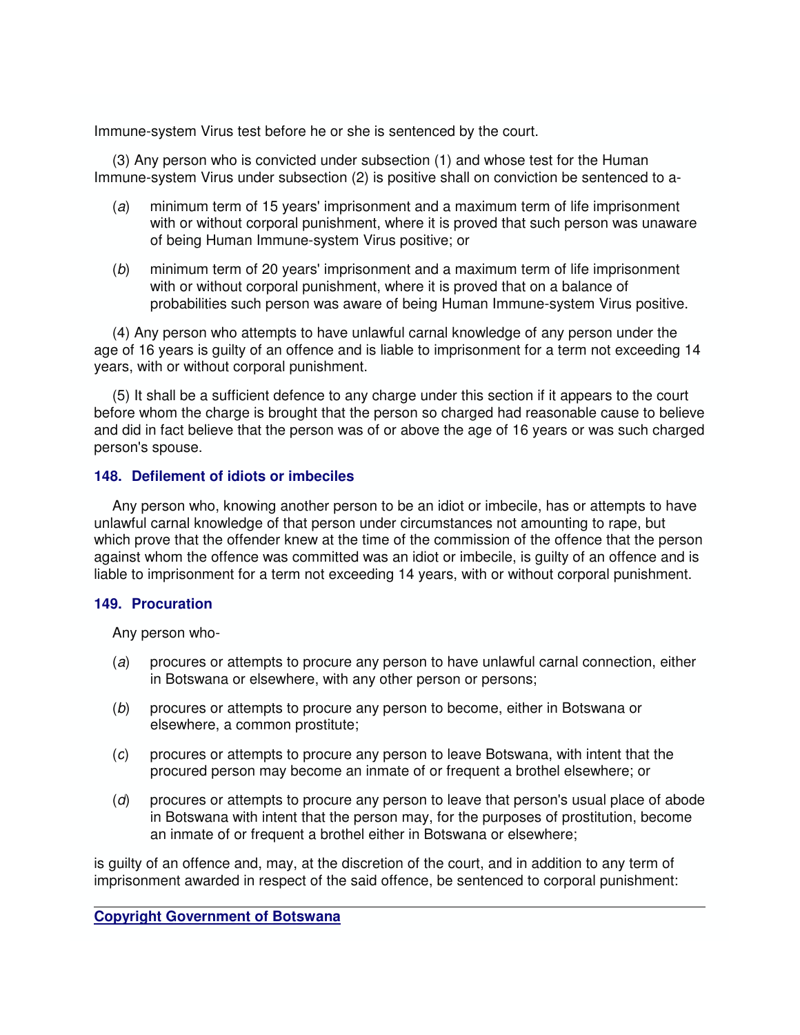Immune-system Virus test before he or she is sentenced by the court.

(3) Any person who is convicted under subsection (1) and whose test for the Human Immune-system Virus under subsection (2) is positive shall on conviction be sentenced to a-

(*a*) minimum term of 15 years' imprisonment and a maximum term of life imprisonment with or without corporal punishment, where it is proved that such person was unaware of being Human Immune-system Virus positive; or

(*b*) minimum term of 20 years' imprisonment and a maximum term of life imprisonment with or without corporal punishment, where it is proved that on a balance of probabilities such person was aware of being Human Immune-system Virus positive.

(4) Any person who attempts to have unlawful carnal knowledge of any person under the age of 16 years is guilty of an offence and is liable to imprisonment for a term not exceeding 14 years, with or without corporal punishment.

(5) It shall be a sufficient defence to any charge under this section if it appears to the court before whom the charge is brought that the person so charged had reasonable cause to believe and did in fact believe that the person was of or above the age of 16 years or was such charged person's spouse.

### 148. Defilement of idiots or imbeciles

Any person who, knowing another person to be an idiot or imbecile, has or attempts to have unlawful carnal knowledge of that person under circumstances not amounting to rape, but which prove that the offender knew at the time of the commission of the offence that the person against whom the offence was committed was an idiot or imbecile, is guilty of an offence and is liable to imprisonment for a term not exceeding 14 years, with or without corporal punishment.

### 149. Procuration

Any person who-

(*a*) procures or attempts to procure any person to have unlawful carnal connection, either in Botswana or elsewhere, with any other person or persons;

(*b*) procures or attempts to procure any person to become, either in Botswana or elsewhere, a common prostitute;

(*c*) procures or attempts to procure any person to leave Botswana, with intent that the procured person may become an inmate of or frequent a brothel elsewhere; or

(*d*) procures or attempts to procure any person to leave that person's usual place of abode in Botswana with intent that the person may, for the purposes of prostitution, become an inmate of or frequent a brothel either in Botswana or elsewhere;

is guilty of an offence and, may, at the discretion of the court, and in addition to any term of imprisonment awarded in respect of the said offence, be sentenced to corporal punishment: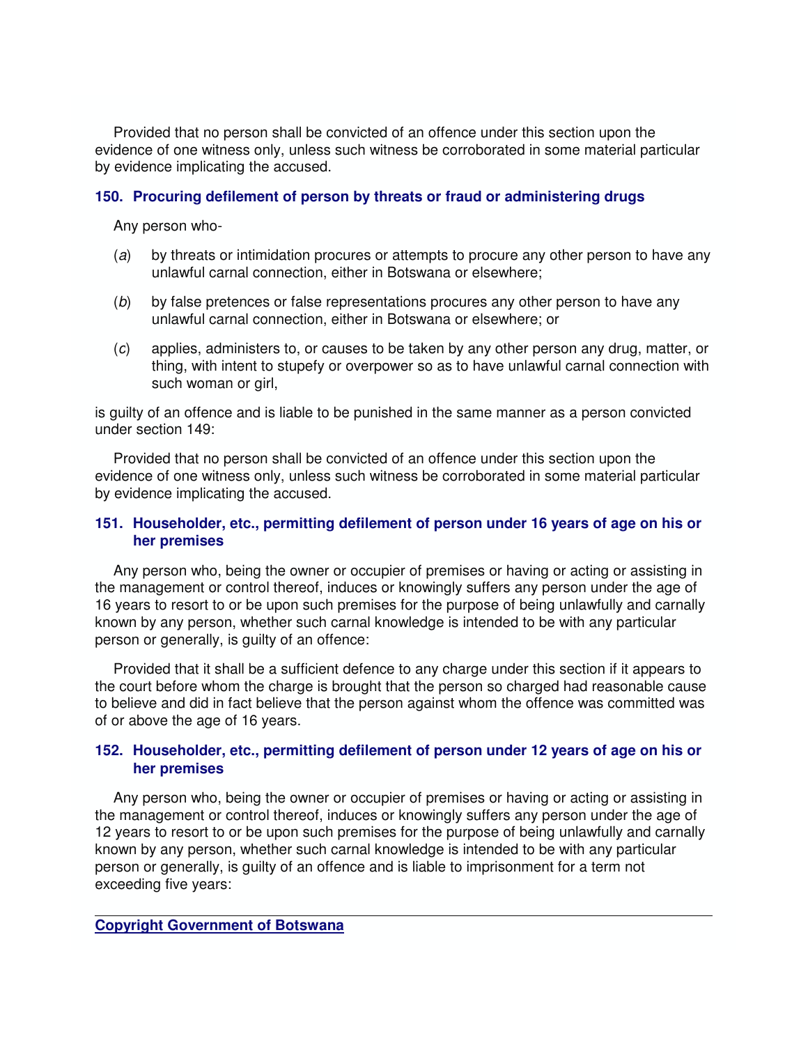Provided that no person shall be convicted of an offence under this section upon the evidence of one witness only, unless such witness be corroborated in some material particular by evidence implicating the accused.

### 150. Procuring defilement of person by threats or fraud or administering drugs

Any person who-

(*a*) by threats or intimidation procures or attempts to procure any other person to have any unlawful carnal connection, either in Botswana or elsewhere;

(*b*) by false pretences or false representations procures any other person to have any unlawful carnal connection, either in Botswana or elsewhere; or

(*c*) applies, administers to, or causes to be taken by any other person any drug, matter, or thing, with intent to stupefy or overpower so as to have unlawful carnal connection with such woman or girl,

is guilty of an offence and is liable to be punished in the same manner as a person convicted under section 149:

Provided that no person shall be convicted of an offence under this section upon the evidence of one witness only, unless such witness be corroborated in some material particular by evidence implicating the accused.

### 151. Householder, etc., permitting defilement of person under 16 years of age on his or her premises

Any person who, being the owner or occupier of premises or having or acting or assisting in the management or control thereof, induces or knowingly suffers any person under the age of 16 years to resort to or be upon such premises for the purpose of being unlawfully and carnally known by any person, whether such carnal knowledge is intended to be with any particular person or generally, is guilty of an offence:

Provided that it shall be a sufficient defence to any charge under this section if it appears to the court before whom the charge is brought that the person so charged had reasonable cause to believe and did in fact believe that the person against whom the offence was committed was of or above the age of 16 years.

### 152. Householder, etc., permitting defilement of person under 12 years of age on his or her premises

Any person who, being the owner or occupier of premises or having or acting or assisting in the management or control thereof, induces or knowingly suffers any person under the age of 12 years to resort to or be upon such premises for the purpose of being unlawfully and carnally known by any person, whether such carnal knowledge is intended to be with any particular person or generally, is guilty of an offence and is liable to imprisonment for a term not exceeding five years: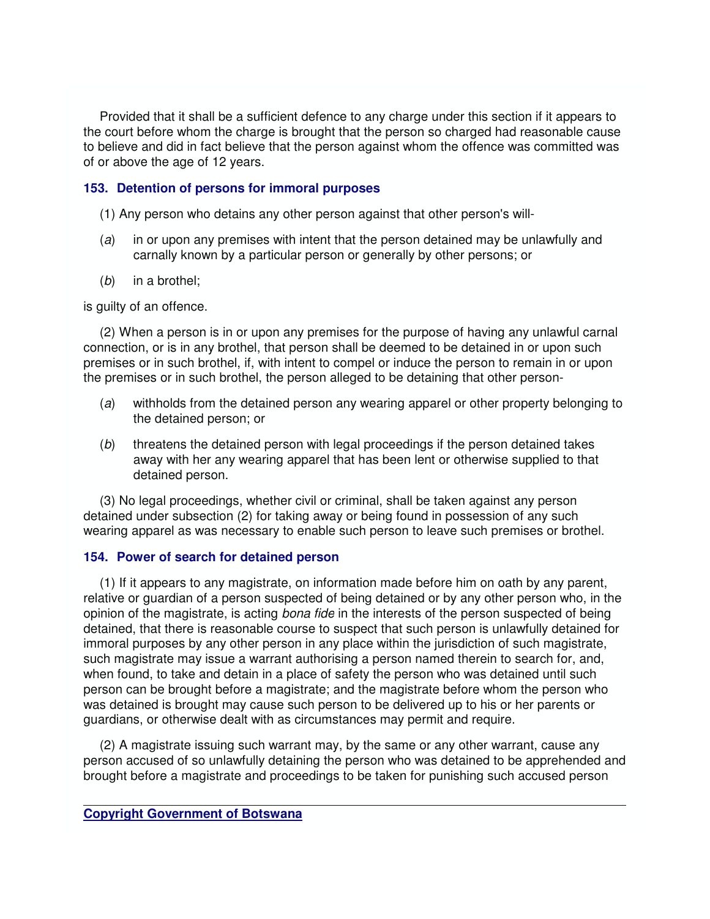Provided that it shall be a sufficient defence to any charge under this section if it appears to the court before whom the charge is brought that the person so charged had reasonable cause to believe and did in fact believe that the person against whom the offence was committed was of or above the age of 12 years.

### 153. Detention of persons for immoral purposes

(1) Any person who detains any other person against that other person's will-

(*a*) in or upon any premises with intent that the person detained may be unlawfully and carnally known by a particular person or generally by other persons; or

(*b*) in a brothel;

is guilty of an offence.

(2) When a person is in or upon any premises for the purpose of having any unlawful carnal connection, or is in any brothel, that person shall be deemed to be detained in or upon such premises or in such brothel, if, with intent to compel or induce the person to remain in or upon the premises or in such brothel, the person alleged to be detaining that other person-

(*a*) withholds from the detained person any wearing apparel or other property belonging to the detained person; or

(*b*) threatens the detained person with legal proceedings if the person detained takes away with her any wearing apparel that has been lent or otherwise supplied to that detained person.

(3) No legal proceedings, whether civil or criminal, shall be taken against any person detained under subsection (2) for taking away or being found in possession of any such wearing apparel as was necessary to enable such person to leave such premises or brothel.

### 154. Power of search for detained person

(1) If it appears to any magistrate, on information made before him on oath by any parent, relative or guardian of a person suspected of being detained or by any other person who, in the opinion of the magistrate, is acting *bona fide* in the interests of the person suspected of being detained, that there is reasonable course to suspect that such person is unlawfully detained for immoral purposes by any other person in any place within the jurisdiction of such magistrate, such magistrate may issue a warrant authorising a person named therein to search for, and, when found, to take and detain in a place of safety the person who was detained until such person can be brought before a magistrate; and the magistrate before whom the person who was detained is brought may cause such person to be delivered up to his or her parents or guardians, or otherwise dealt with as circumstances may permit and require.

(2) A magistrate issuing such warrant may, by the same or any other warrant, cause any person accused of so unlawfully detaining the person who was detained to be apprehended and brought before a magistrate and proceedings to be taken for punishing such accused person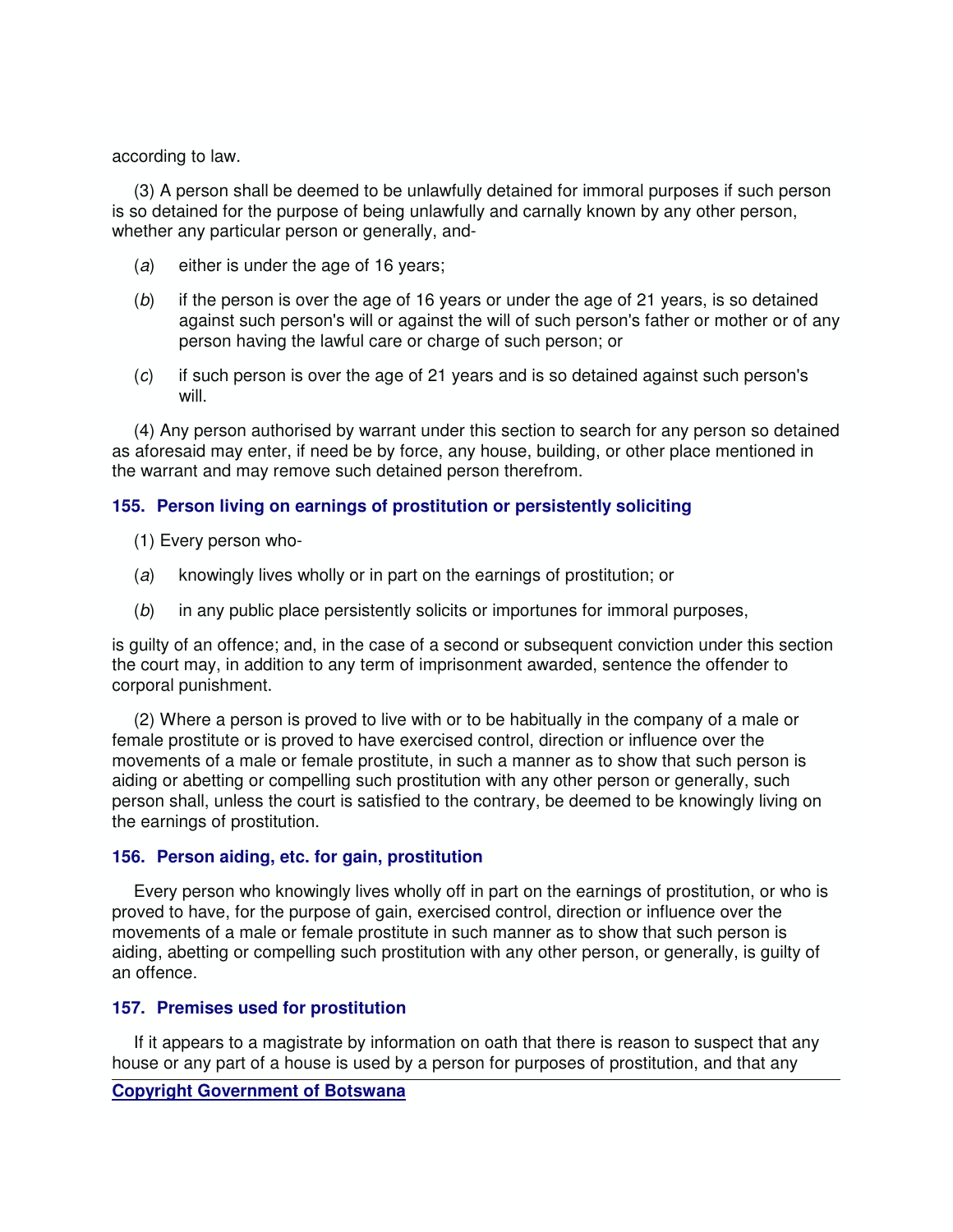according to law.

(3) A person shall be deemed to be unlawfully detained for immoral purposes if such person is so detained for the purpose of being unlawfully and carnally known by any other person, whether any particular person or generally, and-

(*a*) either is under the age of 16 years;

(*b*) if the person is over the age of 16 years or under the age of 21 years, is so detained against such person's will or against the will of such person's father or mother or of any person having the lawful care or charge of such person; or

(*c*) if such person is over the age of 21 years and is so detained against such person's will.

(4) Any person authorised by warrant under this section to search for any person so detained as aforesaid may enter, if need be by force, any house, building, or other place mentioned in the warrant and may remove such detained person therefrom.

### 155. Person living on earnings of prostitution or persistently soliciting

(1) Every person who-

(*a*) knowingly lives wholly or in part on the earnings of prostitution; or

(*b*) in any public place persistently solicits or importunes for immoral purposes,

is guilty of an offence; and, in the case of a second or subsequent conviction under this section the court may, in addition to any term of imprisonment awarded, sentence the offender to corporal punishment.

(2) Where a person is proved to live with or to be habitually in the company of a male or female prostitute or is proved to have exercised control, direction or influence over the movements of a male or female prostitute, in such a manner as to show that such person is aiding or abetting or compelling such prostitution with any other person or generally, such person shall, unless the court is satisfied to the contrary, be deemed to be knowingly living on the earnings of prostitution.

### 156. Person aiding, etc. for gain, prostitution

Every person who knowingly lives wholly off in part on the earnings of prostitution, or who is proved to have, for the purpose of gain, exercised control, direction or influence over the movements of a male or female prostitute in such manner as to show that such person is aiding, abetting or compelling such prostitution with any other person, or generally, is guilty of an offence.

### 157. Premises used for prostitution

If it appears to a magistrate by information on oath that there is reason to suspect that any house or any part of a house is used by a person for purposes of prostitution, and that any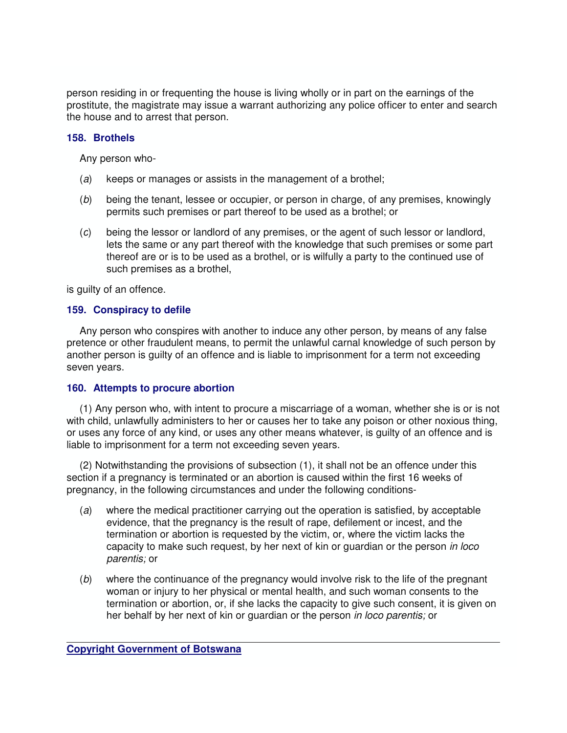person residing in or frequenting the house is living wholly or in part on the earnings of the prostitute, the magistrate may issue a warrant authorizing any police officer to enter and search the house and to arrest that person.

### 158. Brothels

Any person who-

(*a*) keeps or manages or assists in the management of a brothel;

(*b*) being the tenant, lessee or occupier, or person in charge, of any premises, knowingly permits such premises or part thereof to be used as a brothel; or

(*c*) being the lessor or landlord of any premises, or the agent of such lessor or landlord, lets the same or any part thereof with the knowledge that such premises or some part thereof are or is to be used as a brothel, or is wilfully a party to the continued use of such premises as a brothel,

is guilty of an offence.

### 159. Conspiracy to defile

Any person who conspires with another to induce any other person, by means of any false pretence or other fraudulent means, to permit the unlawful carnal knowledge of such person by another person is guilty of an offence and is liable to imprisonment for a term not exceeding seven years.

### 160. Attempts to procure abortion

(1) Any person who, with intent to procure a miscarriage of a woman, whether she is or is not with child, unlawfully administers to her or causes her to take any poison or other noxious thing, or uses any force of any kind, or uses any other means whatever, is guilty of an offence and is liable to imprisonment for a term not exceeding seven years.

(2) Notwithstanding the provisions of subsection (1), it shall not be an offence under this section if a pregnancy is terminated or an abortion is caused within the first 16 weeks of pregnancy, in the following circumstances and under the following conditions-

(*a*) where the medical practitioner carrying out the operation is satisfied, by acceptable evidence, that the pregnancy is the result of rape, defilement or incest, and the termination or abortion is requested by the victim, or, where the victim lacks the capacity to make such request, by her next of kin or guardian or the person *in loco parentis;* or

(*b*) where the continuance of the pregnancy would involve risk to the life of the pregnant woman or injury to her physical or mental health, and such woman consents to the termination or abortion, or, if she lacks the capacity to give such consent, it is given on her behalf by her next of kin or guardian or the person *in loco parentis;* or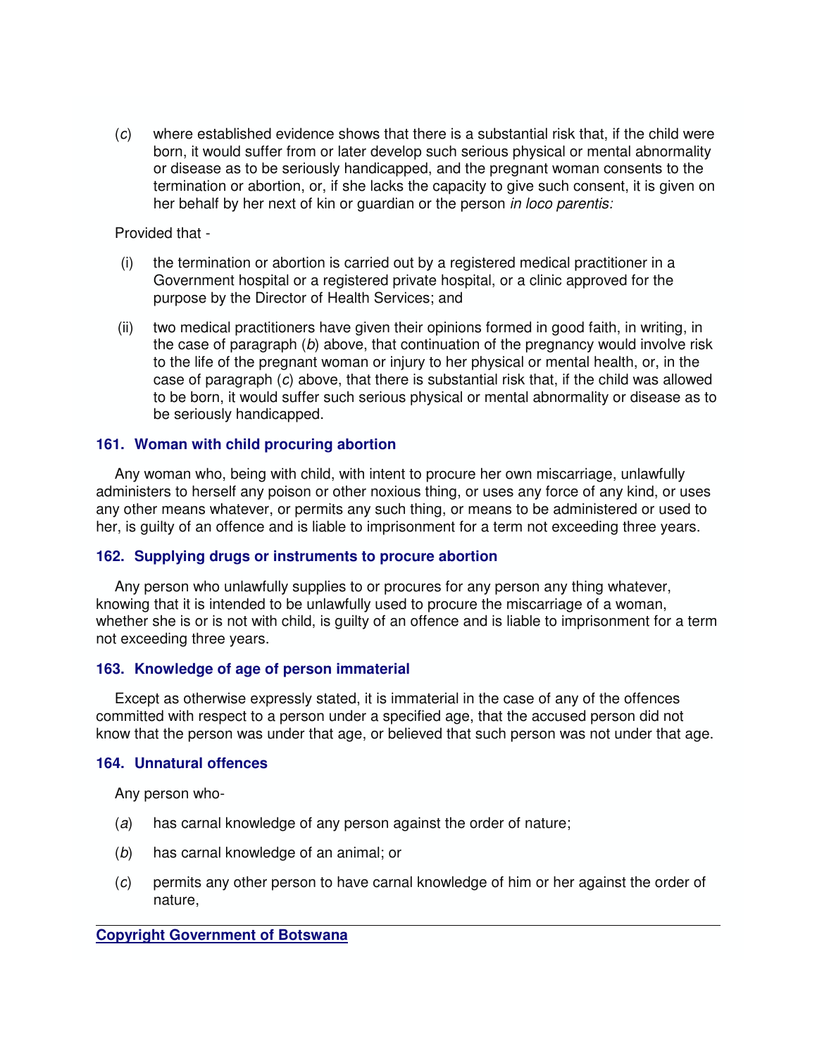(*c*) where established evidence shows that there is a substantial risk that, if the child were born, it would suffer from or later develop such serious physical or mental abnormality or disease as to be seriously handicapped, and the pregnant woman consents to the termination or abortion, or, if she lacks the capacity to give such consent, it is given on her behalf by her next of kin or guardian or the person *in loco parentis:*

Provided that -

(i) the termination or abortion is carried out by a registered medical practitioner in a Government hospital or a registered private hospital, or a clinic approved for the purpose by the Director of Health Services; and

(ii) two medical practitioners have given their opinions formed in good faith, in writing, in the case of paragraph (*b*) above, that continuation of the pregnancy would involve risk to the life of the pregnant woman or injury to her physical or mental health, or, in the case of paragraph (*c*) above, that there is substantial risk that, if the child was allowed to be born, it would suffer such serious physical or mental abnormality or disease as to be seriously handicapped.

### 161. Woman with child procuring abortion

Any woman who, being with child, with intent to procure her own miscarriage, unlawfully administers to herself any poison or other noxious thing, or uses any force of any kind, or uses any other means whatever, or permits any such thing, or means to be administered or used to her, is guilty of an offence and is liable to imprisonment for a term not exceeding three years.

### 162. Supplying drugs or instruments to procure abortion

Any person who unlawfully supplies to or procures for any person any thing whatever, knowing that it is intended to be unlawfully used to procure the miscarriage of a woman, whether she is or is not with child, is guilty of an offence and is liable to imprisonment for a term not exceeding three years.

### 163. Knowledge of age of person immaterial

Except as otherwise expressly stated, it is immaterial in the case of any of the offences committed with respect to a person under a specified age, that the accused person did not know that the person was under that age, or believed that such person was not under that age.

### 164. Unnatural offences

Any person who-

(*a*) has carnal knowledge of any person against the order of nature;

(*b*) has carnal knowledge of an animal; or

(*c*) permits any other person to have carnal knowledge of him or her against the order of nature,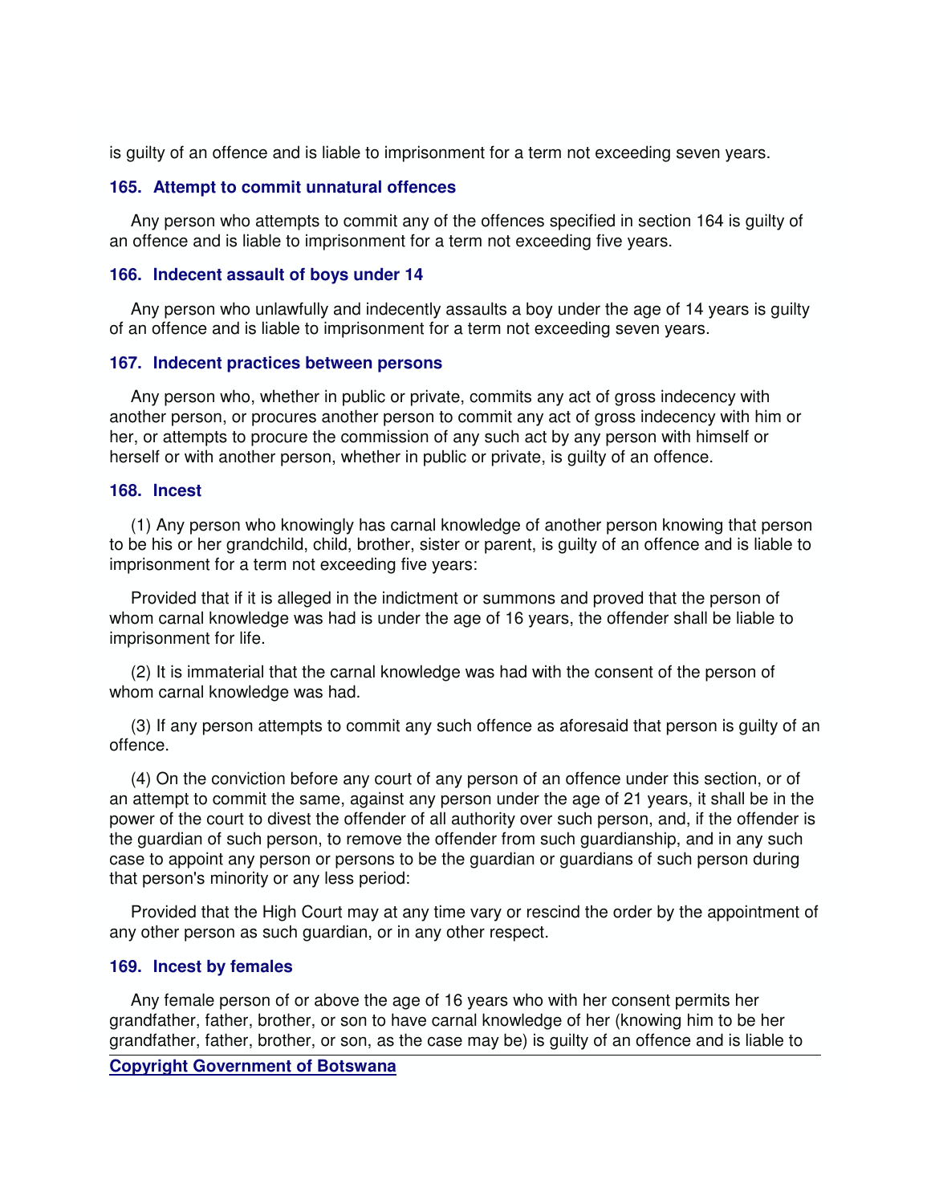is guilty of an offence and is liable to imprisonment for a term not exceeding seven years.

### 165. Attempt to commit unnatural offences

Any person who attempts to commit any of the offences specified in section 164 is guilty of an offence and is liable to imprisonment for a term not exceeding five years.

### 166. Indecent assault of boys under 14

Any person who unlawfully and indecently assaults a boy under the age of 14 years is guilty of an offence and is liable to imprisonment for a term not exceeding seven years.

### 167. Indecent practices between persons

Any person who, whether in public or private, commits any act of gross indecency with another person, or procures another person to commit any act of gross indecency with him or her, or attempts to procure the commission of any such act by any person with himself or herself or with another person, whether in public or private, is guilty of an offence.

### 168. Incest

(1) Any person who knowingly has carnal knowledge of another person knowing that person to be his or her grandchild, child, brother, sister or parent, is guilty of an offence and is liable to imprisonment for a term not exceeding five years:

Provided that if it is alleged in the indictment or summons and proved that the person of whom carnal knowledge was had is under the age of 16 years, the offender shall be liable to imprisonment for life.

(2) It is immaterial that the carnal knowledge was had with the consent of the person of whom carnal knowledge was had.

(3) If any person attempts to commit any such offence as aforesaid that person is guilty of an offence.

(4) On the conviction before any court of any person of an offence under this section, or of an attempt to commit the same, against any person under the age of 21 years, it shall be in the power of the court to divest the offender of all authority over such person, and, if the offender is the guardian of such person, to remove the offender from such guardianship, and in any such case to appoint any person or persons to be the guardian or guardians of such person during that person's minority or any less period:

Provided that the High Court may at any time vary or rescind the order by the appointment of any other person as such guardian, or in any other respect.

### 169. Incest by females

Any female person of or above the age of 16 years who with her consent permits her grandfather, father, brother, or son to have carnal knowledge of her (knowing him to be her grandfather, father, brother, or son, as the case may be) is guilty of an offence and is liable to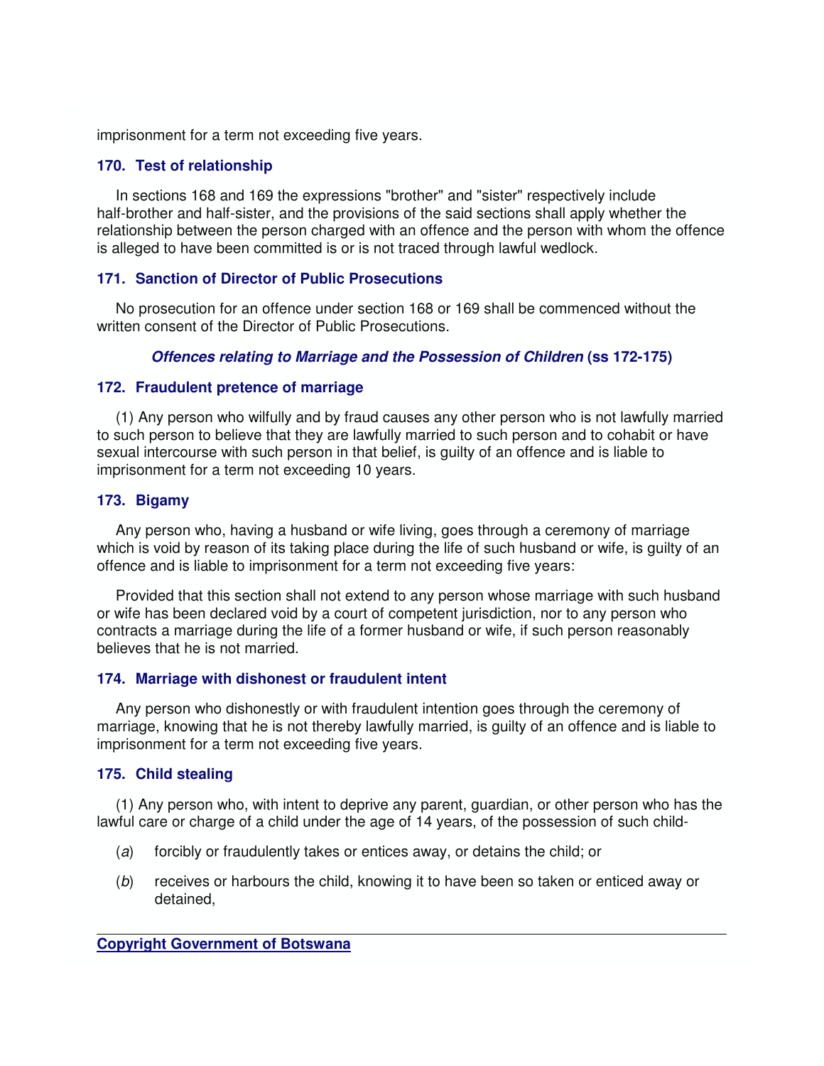imprisonment for a term not exceeding five years.

### 170. Test of relationship

In sections 168 and 169 the expressions "brother" and "sister" respectively include half-brother and half-sister, and the provisions of the said sections shall apply whether the relationship between the person charged with an offence and the person with whom the offence is alleged to have been committed is or is not traced through lawful wedlock.

### 171. Sanction of Director of Public Prosecutions

No prosecution for an offence under section 168 or 169 shall be commenced without the written consent of the Director of Public Prosecutions.

## ***Offences relating to Marriage and the Possession of Children*** **(ss 172-175)**

### 172. Fraudulent pretence of marriage

(1) Any person who wilfully and by fraud causes any other person who is not lawfully married to such person to believe that they are lawfully married to such person and to cohabit or have sexual intercourse with such person in that belief, is guilty of an offence and is liable to imprisonment for a term not exceeding 10 years.

### 173. Bigamy

Any person who, having a husband or wife living, goes through a ceremony of marriage which is void by reason of its taking place during the life of such husband or wife, is guilty of an offence and is liable to imprisonment for a term not exceeding five years:

Provided that this section shall not extend to any person whose marriage with such husband or wife has been declared void by a court of competent jurisdiction, nor to any person who contracts a marriage during the life of a former husband or wife, if such person reasonably believes that he is not married.

### 174. Marriage with dishonest or fraudulent intent

Any person who dishonestly or with fraudulent intention goes through the ceremony of marriage, knowing that he is not thereby lawfully married, is guilty of an offence and is liable to imprisonment for a term not exceeding five years.

### 175. Child stealing

(1) Any person who, with intent to deprive any parent, guardian, or other person who has the lawful care or charge of a child under the age of 14 years, of the possession of such child-

(*a*) forcibly or fraudulently takes or entices away, or detains the child; or

(*b*) receives or harbours the child, knowing it to have been so taken or enticed away or detained,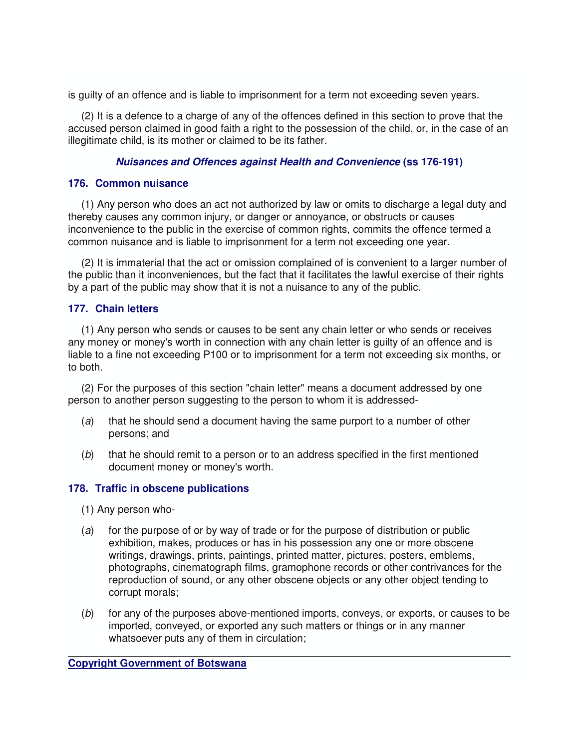is guilty of an offence and is liable to imprisonment for a term not exceeding seven years.

(2) It is a defence to a charge of any of the offences defined in this section to prove that the accused person claimed in good faith a right to the possession of the child, or, in the case of an illegitimate child, is its mother or claimed to be its father.

## *Nuisances and Offences against Health and Convenience* (ss 176-191)

### 176. Common nuisance

(1) Any person who does an act not authorized by law or omits to discharge a legal duty and thereby causes any common injury, or danger or annoyance, or obstructs or causes inconvenience to the public in the exercise of common rights, commits the offence termed a common nuisance and is liable to imprisonment for a term not exceeding one year.

(2) It is immaterial that the act or omission complained of is convenient to a larger number of the public than it inconveniences, but the fact that it facilitates the lawful exercise of their rights by a part of the public may show that it is not a nuisance to any of the public.

### 177. Chain letters

(1) Any person who sends or causes to be sent any chain letter or who sends or receives any money or money's worth in connection with any chain letter is guilty of an offence and is liable to a fine not exceeding P100 or to imprisonment for a term not exceeding six months, or to both.

(2) For the purposes of this section "chain letter" means a document addressed by one person to another person suggesting to the person to whom it is addressed-

(*a*) that he should send a document having the same purport to a number of other persons; and

(*b*) that he should remit to a person or to an address specified in the first mentioned document money or money's worth.

### 178. Traffic in obscene publications

(1) Any person who-

(*a*) for the purpose of or by way of trade or for the purpose of distribution or public exhibition, makes, produces or has in his possession any one or more obscene writings, drawings, prints, paintings, printed matter, pictures, posters, emblems, photographs, cinematograph films, gramophone records or other contrivances for the reproduction of sound, or any other obscene objects or any other object tending to corrupt morals;

(*b*) for any of the purposes above-mentioned imports, conveys, or exports, or causes to be imported, conveyed, or exported any such matters or things or in any manner whatsoever puts any of them in circulation;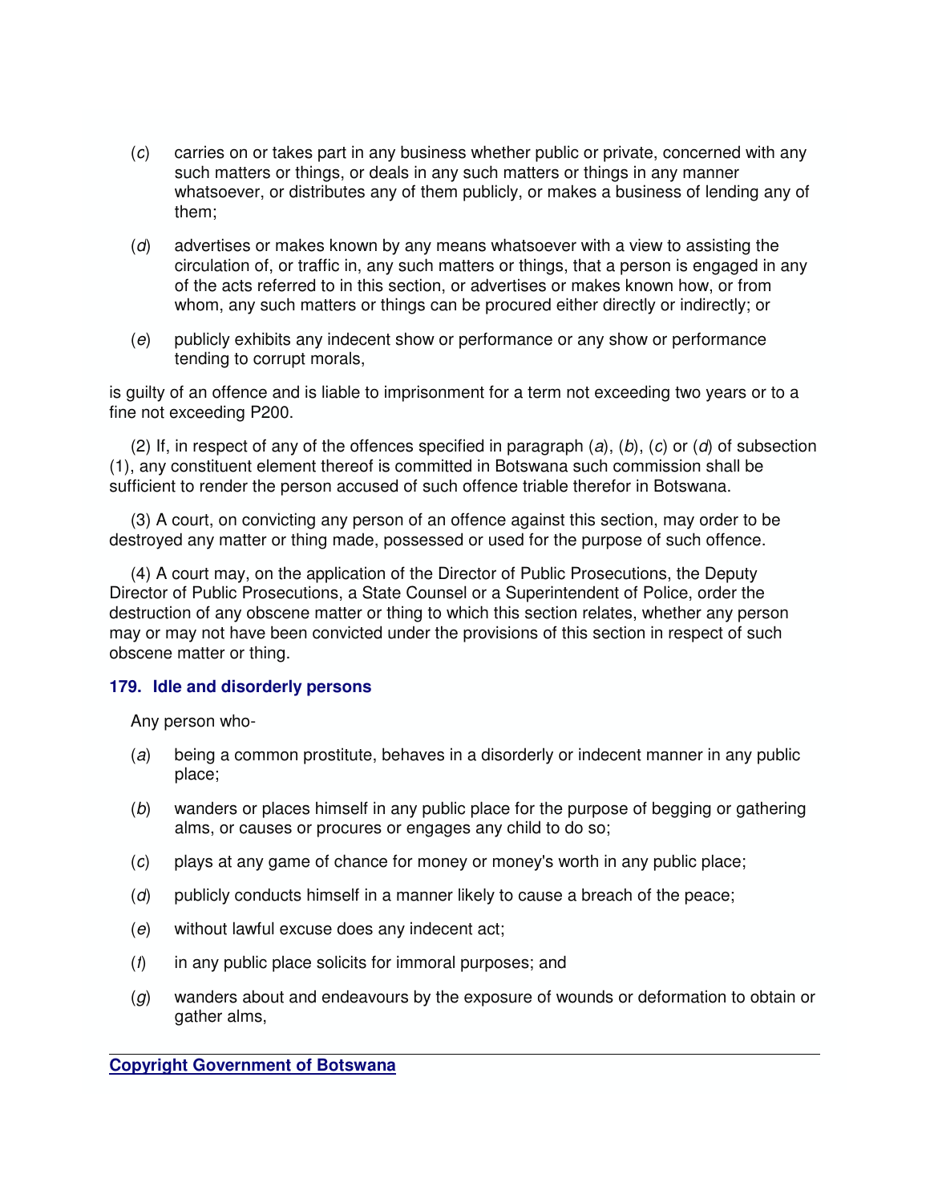(*c*) carries on or takes part in any business whether public or private, concerned with any such matters or things, or deals in any such matters or things in any manner whatsoever, or distributes any of them publicly, or makes a business of lending any of them;

(*d*) advertises or makes known by any means whatsoever with a view to assisting the circulation of, or traffic in, any such matters or things, that a person is engaged in any of the acts referred to in this section, or advertises or makes known how, or from whom, any such matters or things can be procured either directly or indirectly; or

(*e*) publicly exhibits any indecent show or performance or any show or performance tending to corrupt morals,

is guilty of an offence and is liable to imprisonment for a term not exceeding two years or to a fine not exceeding P200.

(2) If, in respect of any of the offences specified in paragraph (*a*), (*b*), (*c*) or (*d*) of subsection (1), any constituent element thereof is committed in Botswana such commission shall be sufficient to render the person accused of such offence triable therefor in Botswana.

(3) A court, on convicting any person of an offence against this section, may order to be destroyed any matter or thing made, possessed or used for the purpose of such offence.

(4) A court may, on the application of the Director of Public Prosecutions, the Deputy Director of Public Prosecutions, a State Counsel or a Superintendent of Police, order the destruction of any obscene matter or thing to which this section relates, whether any person may or may not have been convicted under the provisions of this section in respect of such obscene matter or thing.

### 179. Idle and disorderly persons

Any person who-

(*a*) being a common prostitute, behaves in a disorderly or indecent manner in any public place;

(*b*) wanders or places himself in any public place for the purpose of begging or gathering alms, or causes or procures or engages any child to do so;

(*c*) plays at any game of chance for money or money's worth in any public place;

(*d*) publicly conducts himself in a manner likely to cause a breach of the peace;

(*e*) without lawful excuse does any indecent act;

(*f*) in any public place solicits for immoral purposes; and

(*g*) wanders about and endeavours by the exposure of wounds or deformation to obtain or gather alms,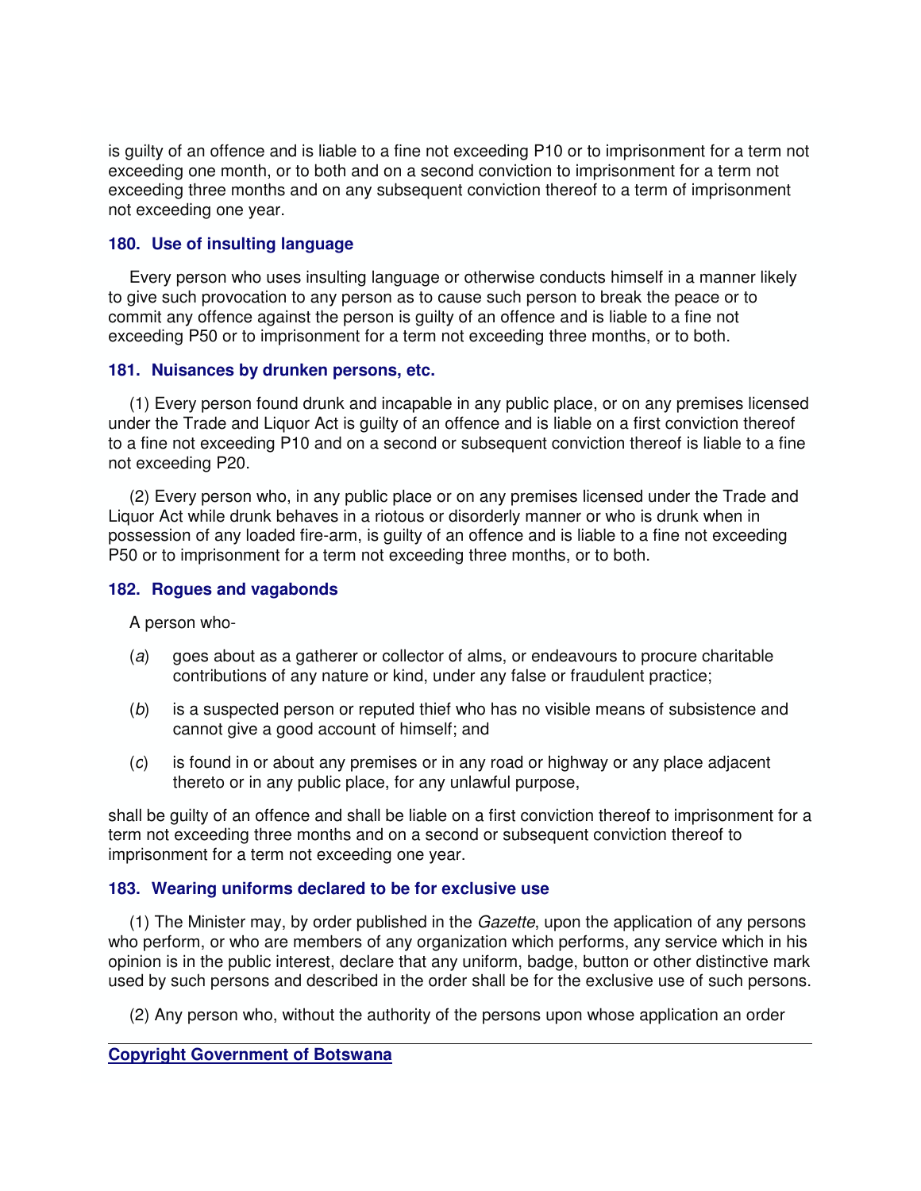is guilty of an offence and is liable to a fine not exceeding P10 or to imprisonment for a term not exceeding one month, or to both and on a second conviction to imprisonment for a term not exceeding three months and on any subsequent conviction thereof to a term of imprisonment not exceeding one year.

### 180. Use of insulting language

Every person who uses insulting language or otherwise conducts himself in a manner likely to give such provocation to any person as to cause such person to break the peace or to commit any offence against the person is guilty of an offence and is liable to a fine not exceeding P50 or to imprisonment for a term not exceeding three months, or to both.

### 181. Nuisances by drunken persons, etc.

(1) Every person found drunk and incapable in any public place, or on any premises licensed under the Trade and Liquor Act is guilty of an offence and is liable on a first conviction thereof to a fine not exceeding P10 and on a second or subsequent conviction thereof is liable to a fine not exceeding P20.

(2) Every person who, in any public place or on any premises licensed under the Trade and Liquor Act while drunk behaves in a riotous or disorderly manner or who is drunk when in possession of any loaded fire-arm, is guilty of an offence and is liable to a fine not exceeding P50 or to imprisonment for a term not exceeding three months, or to both.

### 182. Rogues and vagabonds

A person who-

(*a*) goes about as a gatherer or collector of alms, or endeavours to procure charitable contributions of any nature or kind, under any false or fraudulent practice;

(*b*) is a suspected person or reputed thief who has no visible means of subsistence and cannot give a good account of himself; and

(*c*) is found in or about any premises or in any road or highway or any place adjacent thereto or in any public place, for any unlawful purpose,

shall be guilty of an offence and shall be liable on a first conviction thereof to imprisonment for a term not exceeding three months and on a second or subsequent conviction thereof to imprisonment for a term not exceeding one year.

### 183. Wearing uniforms declared to be for exclusive use

(1) The Minister may, by order published in the *Gazette*, upon the application of any persons who perform, or who are members of any organization which performs, any service which in his opinion is in the public interest, declare that any uniform, badge, button or other distinctive mark used by such persons and described in the order shall be for the exclusive use of such persons.

(2) Any person who, without the authority of the persons upon whose application an order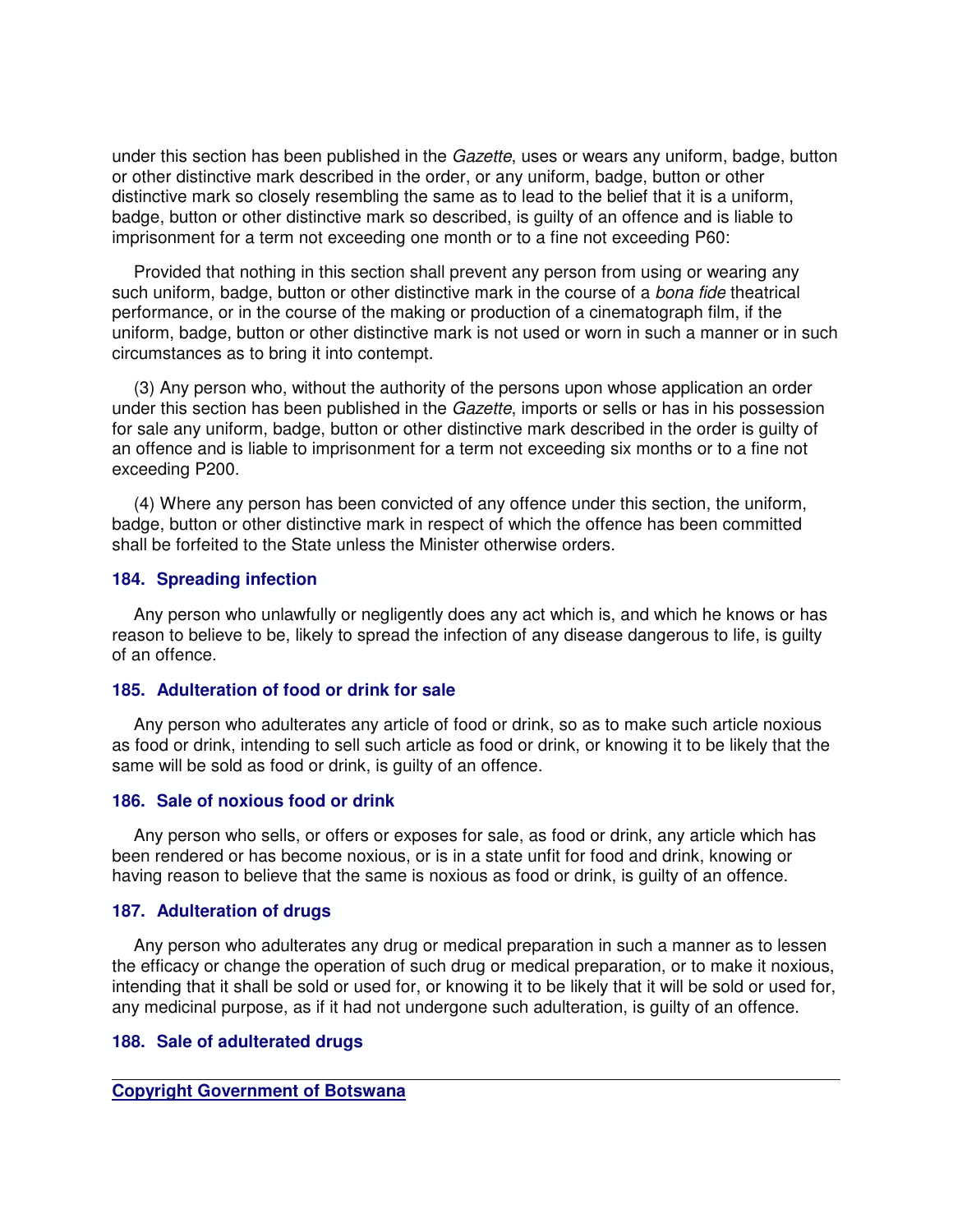under this section has been published in the *Gazette*, uses or wears any uniform, badge, button or other distinctive mark described in the order, or any uniform, badge, button or other distinctive mark so closely resembling the same as to lead to the belief that it is a uniform, badge, button or other distinctive mark so described, is guilty of an offence and is liable to imprisonment for a term not exceeding one month or to a fine not exceeding P60:

Provided that nothing in this section shall prevent any person from using or wearing any such uniform, badge, button or other distinctive mark in the course of a *bona fide* theatrical performance, or in the course of the making or production of a cinematograph film, if the uniform, badge, button or other distinctive mark is not used or worn in such a manner or in such circumstances as to bring it into contempt.

(3) Any person who, without the authority of the persons upon whose application an order under this section has been published in the *Gazette*, imports or sells or has in his possession for sale any uniform, badge, button or other distinctive mark described in the order is guilty of an offence and is liable to imprisonment for a term not exceeding six months or to a fine not exceeding P200.

(4) Where any person has been convicted of any offence under this section, the uniform, badge, button or other distinctive mark in respect of which the offence has been committed shall be forfeited to the State unless the Minister otherwise orders.

### 184. Spreading infection

Any person who unlawfully or negligently does any act which is, and which he knows or has reason to believe to be, likely to spread the infection of any disease dangerous to life, is guilty of an offence.

### 185. Adulteration of food or drink for sale

Any person who adulterates any article of food or drink, so as to make such article noxious as food or drink, intending to sell such article as food or drink, or knowing it to be likely that the same will be sold as food or drink, is guilty of an offence.

### 186. Sale of noxious food or drink

Any person who sells, or offers or exposes for sale, as food or drink, any article which has been rendered or has become noxious, or is in a state unfit for food and drink, knowing or having reason to believe that the same is noxious as food or drink, is guilty of an offence.

### 187. Adulteration of drugs

Any person who adulterates any drug or medical preparation in such a manner as to lessen the efficacy or change the operation of such drug or medical preparation, or to make it noxious, intending that it shall be sold or used for, or knowing it to be likely that it will be sold or used for, any medicinal purpose, as if it had not undergone such adulteration, is guilty of an offence.

### 188. Sale of adulterated drugs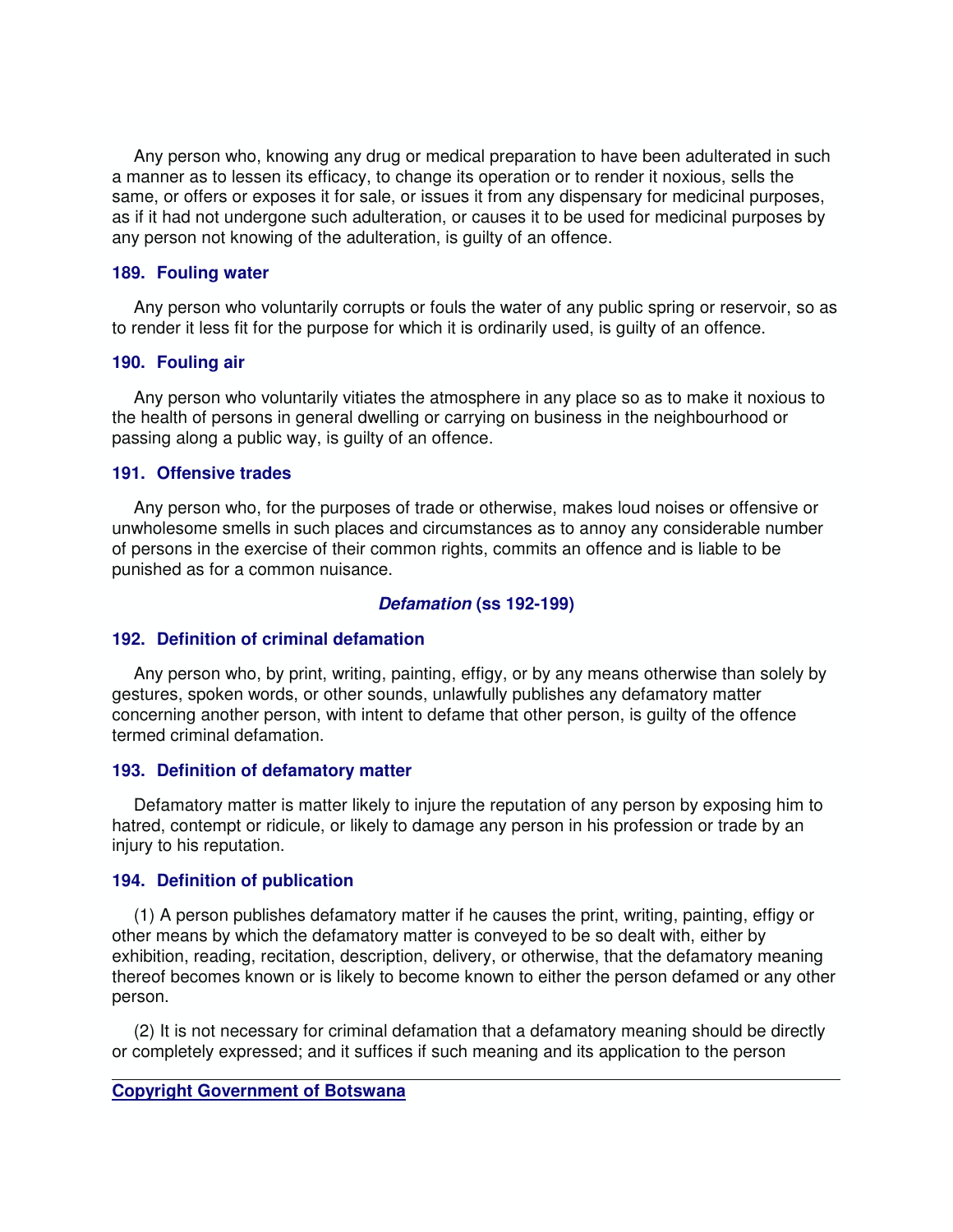Any person who, knowing any drug or medical preparation to have been adulterated in such a manner as to lessen its efficacy, to change its operation or to render it noxious, sells the same, or offers or exposes it for sale, or issues it from any dispensary for medicinal purposes, as if it had not undergone such adulteration, or causes it to be used for medicinal purposes by any person not knowing of the adulteration, is guilty of an offence.

### 189. Fouling water

Any person who voluntarily corrupts or fouls the water of any public spring or reservoir, so as to render it less fit for the purpose for which it is ordinarily used, is guilty of an offence.

### 190. Fouling air

Any person who voluntarily vitiates the atmosphere in any place so as to make it noxious to the health of persons in general dwelling or carrying on business in the neighbourhood or passing along a public way, is guilty of an offence.

### 191. Offensive trades

Any person who, for the purposes of trade or otherwise, makes loud noises or offensive or unwholesome smells in such places and circumstances as to annoy any considerable number of persons in the exercise of their common rights, commits an offence and is liable to be punished as for a common nuisance.

## ***Defamation* (ss 192-199)**

### 192. Definition of criminal defamation

Any person who, by print, writing, painting, effigy, or by any means otherwise than solely by gestures, spoken words, or other sounds, unlawfully publishes any defamatory matter concerning another person, with intent to defame that other person, is guilty of the offence termed criminal defamation.

### 193. Definition of defamatory matter

Defamatory matter is matter likely to injure the reputation of any person by exposing him to hatred, contempt or ridicule, or likely to damage any person in his profession or trade by an injury to his reputation.

### 194. Definition of publication

(1) A person publishes defamatory matter if he causes the print, writing, painting, effigy or other means by which the defamatory matter is conveyed to be so dealt with, either by exhibition, reading, recitation, description, delivery, or otherwise, that the defamatory meaning thereof becomes known or is likely to become known to either the person defamed or any other person.

(2) It is not necessary for criminal defamation that a defamatory meaning should be directly or completely expressed; and it suffices if such meaning and its application to the person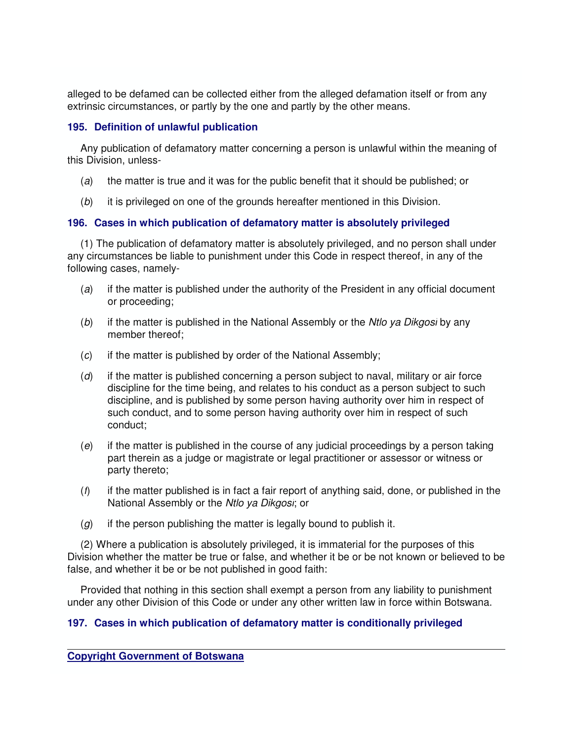alleged to be defamed can be collected either from the alleged defamation itself or from any extrinsic circumstances, or partly by the one and partly by the other means.

### 195. Definition of unlawful publication

Any publication of defamatory matter concerning a person is unlawful within the meaning of this Division, unless-

(*a*) the matter is true and it was for the public benefit that it should be published; or

(*b*) it is privileged on one of the grounds hereafter mentioned in this Division.

### 196. Cases in which publication of defamatory matter is absolutely privileged

(1) The publication of defamatory matter is absolutely privileged, and no person shall under any circumstances be liable to punishment under this Code in respect thereof, in any of the following cases, namely-

(*a*) if the matter is published under the authority of the President in any official document or proceeding;

(*b*) if the matter is published in the National Assembly or the *Ntlo ya Dikgosi* by any member thereof;

(*c*) if the matter is published by order of the National Assembly;

(*d*) if the matter is published concerning a person subject to naval, military or air force discipline for the time being, and relates to his conduct as a person subject to such discipline, and is published by some person having authority over him in respect of such conduct, and to some person having authority over him in respect of such conduct;

(*e*) if the matter is published in the course of any judicial proceedings by a person taking part therein as a judge or magistrate or legal practitioner or assessor or witness or party thereto;

(*f*) if the matter published is in fact a fair report of anything said, done, or published in the National Assembly or the *Ntlo ya Dikgosi*; or

(*g*) if the person publishing the matter is legally bound to publish it.

(2) Where a publication is absolutely privileged, it is immaterial for the purposes of this Division whether the matter be true or false, and whether it be or be not known or believed to be false, and whether it be or be not published in good faith:

Provided that nothing in this section shall exempt a person from any liability to punishment under any other Division of this Code or under any other written law in force within Botswana.

### 197. Cases in which publication of defamatory matter is conditionally privileged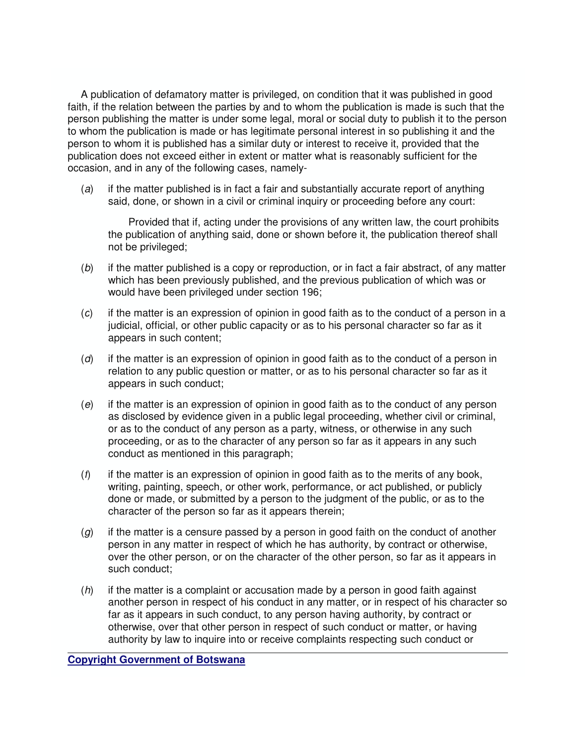A publication of defamatory matter is privileged, on condition that it was published in good faith, if the relation between the parties by and to whom the publication is made is such that the person publishing the matter is under some legal, moral or social duty to publish it to the person to whom the publication is made or has legitimate personal interest in so publishing it and the person to whom it is published has a similar duty or interest to receive it, provided that the publication does not exceed either in extent or matter what is reasonably sufficient for the occasion, and in any of the following cases, namely-

(*a*) if the matter published is in fact a fair and substantially accurate report of anything said, done, or shown in a civil or criminal inquiry or proceeding before any court:

Provided that if, acting under the provisions of any written law, the court prohibits the publication of anything said, done or shown before it, the publication thereof shall not be privileged;

(*b*) if the matter published is a copy or reproduction, or in fact a fair abstract, of any matter which has been previously published, and the previous publication of which was or would have been privileged under section 196;

(*c*) if the matter is an expression of opinion in good faith as to the conduct of a person in a judicial, official, or other public capacity or as to his personal character so far as it appears in such content;

(*d*) if the matter is an expression of opinion in good faith as to the conduct of a person in relation to any public question or matter, or as to his personal character so far as it appears in such conduct;

(*e*) if the matter is an expression of opinion in good faith as to the conduct of any person as disclosed by evidence given in a public legal proceeding, whether civil or criminal, or as to the conduct of any person as a party, witness, or otherwise in any such proceeding, or as to the character of any person so far as it appears in any such conduct as mentioned in this paragraph;

(*f*) if the matter is an expression of opinion in good faith as to the merits of any book, writing, painting, speech, or other work, performance, or act published, or publicly done or made, or submitted by a person to the judgment of the public, or as to the character of the person so far as it appears therein;

(*g*) if the matter is a censure passed by a person in good faith on the conduct of another person in any matter in respect of which he has authority, by contract or otherwise, over the other person, or on the character of the other person, so far as it appears in such conduct;

(*h*) if the matter is a complaint or accusation made by a person in good faith against another person in respect of his conduct in any matter, or in respect of his character so far as it appears in such conduct, to any person having authority, by contract or otherwise, over that other person in respect of such conduct or matter, or having authority by law to inquire into or receive complaints respecting such conduct or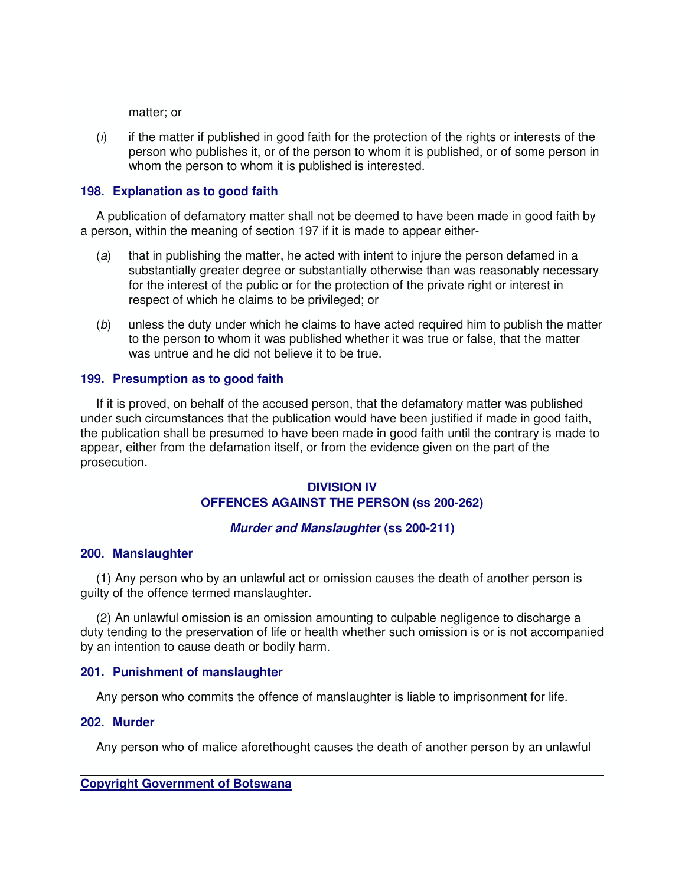matter; or

(*i*) if the matter if published in good faith for the protection of the rights or interests of the person who publishes it, or of the person to whom it is published, or of some person in whom the person to whom it is published is interested.

### 198. Explanation as to good faith

A publication of defamatory matter shall not be deemed to have been made in good faith by a person, within the meaning of section 197 if it is made to appear either-

(*a*) that in publishing the matter, he acted with intent to injure the person defamed in a substantially greater degree or substantially otherwise than was reasonably necessary for the interest of the public or for the protection of the private right or interest in respect of which he claims to be privileged; or

(*b*) unless the duty under which he claims to have acted required him to publish the matter to the person to whom it was published whether it was true or false, that the matter was untrue and he did not believe it to be true.

### 199. Presumption as to good faith

If it is proved, on behalf of the accused person, that the defamatory matter was published under such circumstances that the publication would have been justified if made in good faith, the publication shall be presumed to have been made in good faith until the contrary is made to appear, either from the defamation itself, or from the evidence given on the part of the prosecution.

## DIVISION IV
## OFFENCES AGAINST THE PERSON (ss 200-262)

### *Murder and Manslaughter* (ss 200-211)

### 200. Manslaughter

(1) Any person who by an unlawful act or omission causes the death of another person is guilty of the offence termed manslaughter.

(2) An unlawful omission is an omission amounting to culpable negligence to discharge a duty tending to the preservation of life or health whether such omission is or is not accompanied by an intention to cause death or bodily harm.

### 201. Punishment of manslaughter

Any person who commits the offence of manslaughter is liable to imprisonment for life.

### 202. Murder

Any person who of malice aforethought causes the death of another person by an unlawful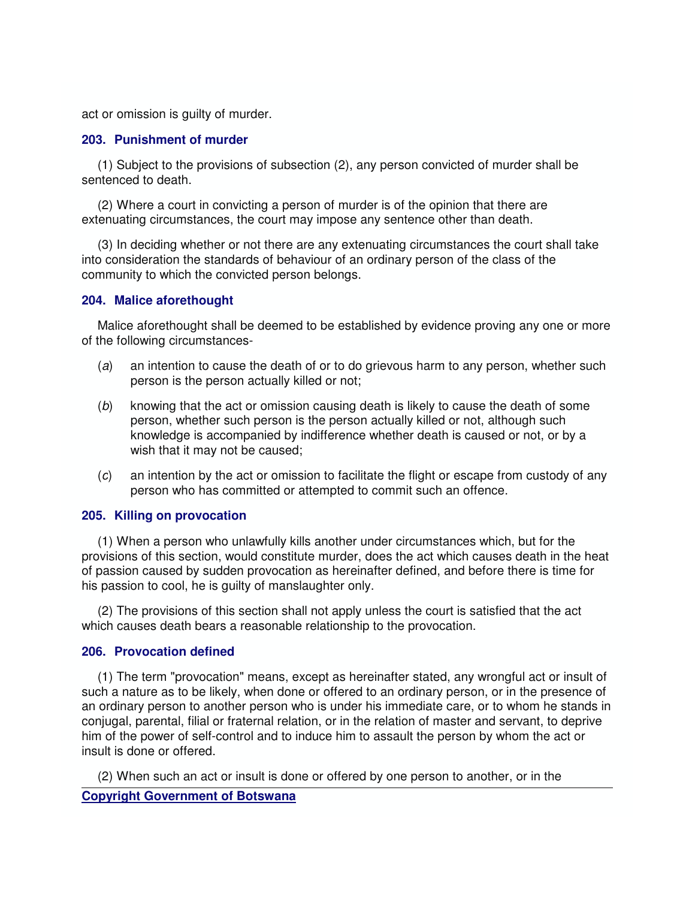act or omission is guilty of murder.

### 203. Punishment of murder

(1) Subject to the provisions of subsection (2), any person convicted of murder shall be sentenced to death.

(2) Where a court in convicting a person of murder is of the opinion that there are extenuating circumstances, the court may impose any sentence other than death.

(3) In deciding whether or not there are any extenuating circumstances the court shall take into consideration the standards of behaviour of an ordinary person of the class of the community to which the convicted person belongs.

### 204. Malice aforethought

Malice aforethought shall be deemed to be established by evidence proving any one or more of the following circumstances-

(*a*) an intention to cause the death of or to do grievous harm to any person, whether such person is the person actually killed or not;

(*b*) knowing that the act or omission causing death is likely to cause the death of some person, whether such person is the person actually killed or not, although such knowledge is accompanied by indifference whether death is caused or not, or by a wish that it may not be caused;

(*c*) an intention by the act or omission to facilitate the flight or escape from custody of any person who has committed or attempted to commit such an offence.

### 205. Killing on provocation

(1) When a person who unlawfully kills another under circumstances which, but for the provisions of this section, would constitute murder, does the act which causes death in the heat of passion caused by sudden provocation as hereinafter defined, and before there is time for his passion to cool, he is guilty of manslaughter only.

(2) The provisions of this section shall not apply unless the court is satisfied that the act which causes death bears a reasonable relationship to the provocation.

### 206. Provocation defined

(1) The term "provocation" means, except as hereinafter stated, any wrongful act or insult of such a nature as to be likely, when done or offered to an ordinary person, or in the presence of an ordinary person to another person who is under his immediate care, or to whom he stands in conjugal, parental, filial or fraternal relation, or in the relation of master and servant, to deprive him of the power of self-control and to induce him to assault the person by whom the act or insult is done or offered.

(2) When such an act or insult is done or offered by one person to another, or in the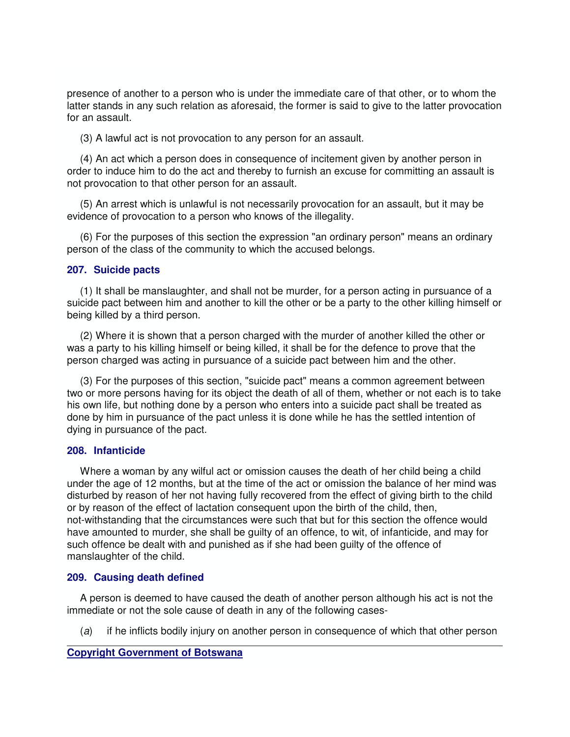presence of another to a person who is under the immediate care of that other, or to whom the latter stands in any such relation as aforesaid, the former is said to give to the latter provocation for an assault.

(3) A lawful act is not provocation to any person for an assault.

(4) An act which a person does in consequence of incitement given by another person in order to induce him to do the act and thereby to furnish an excuse for committing an assault is not provocation to that other person for an assault.

(5) An arrest which is unlawful is not necessarily provocation for an assault, but it may be evidence of provocation to a person who knows of the illegality.

(6) For the purposes of this section the expression "an ordinary person" means an ordinary person of the class of the community to which the accused belongs.

### 207. Suicide pacts

(1) It shall be manslaughter, and shall not be murder, for a person acting in pursuance of a suicide pact between him and another to kill the other or be a party to the other killing himself or being killed by a third person.

(2) Where it is shown that a person charged with the murder of another killed the other or was a party to his killing himself or being killed, it shall be for the defence to prove that the person charged was acting in pursuance of a suicide pact between him and the other.

(3) For the purposes of this section, "suicide pact" means a common agreement between two or more persons having for its object the death of all of them, whether or not each is to take his own life, but nothing done by a person who enters into a suicide pact shall be treated as done by him in pursuance of the pact unless it is done while he has the settled intention of dying in pursuance of the pact.

### 208. Infanticide

Where a woman by any wilful act or omission causes the death of her child being a child under the age of 12 months, but at the time of the act or omission the balance of her mind was disturbed by reason of her not having fully recovered from the effect of giving birth to the child or by reason of the effect of lactation consequent upon the birth of the child, then, not-withstanding that the circumstances were such that but for this section the offence would have amounted to murder, she shall be guilty of an offence, to wit, of infanticide, and may for such offence be dealt with and punished as if she had been guilty of the offence of manslaughter of the child.

### 209. Causing death defined

A person is deemed to have caused the death of another person although his act is not the immediate or not the sole cause of death in any of the following cases-

(*a*) if he inflicts bodily injury on another person in consequence of which that other person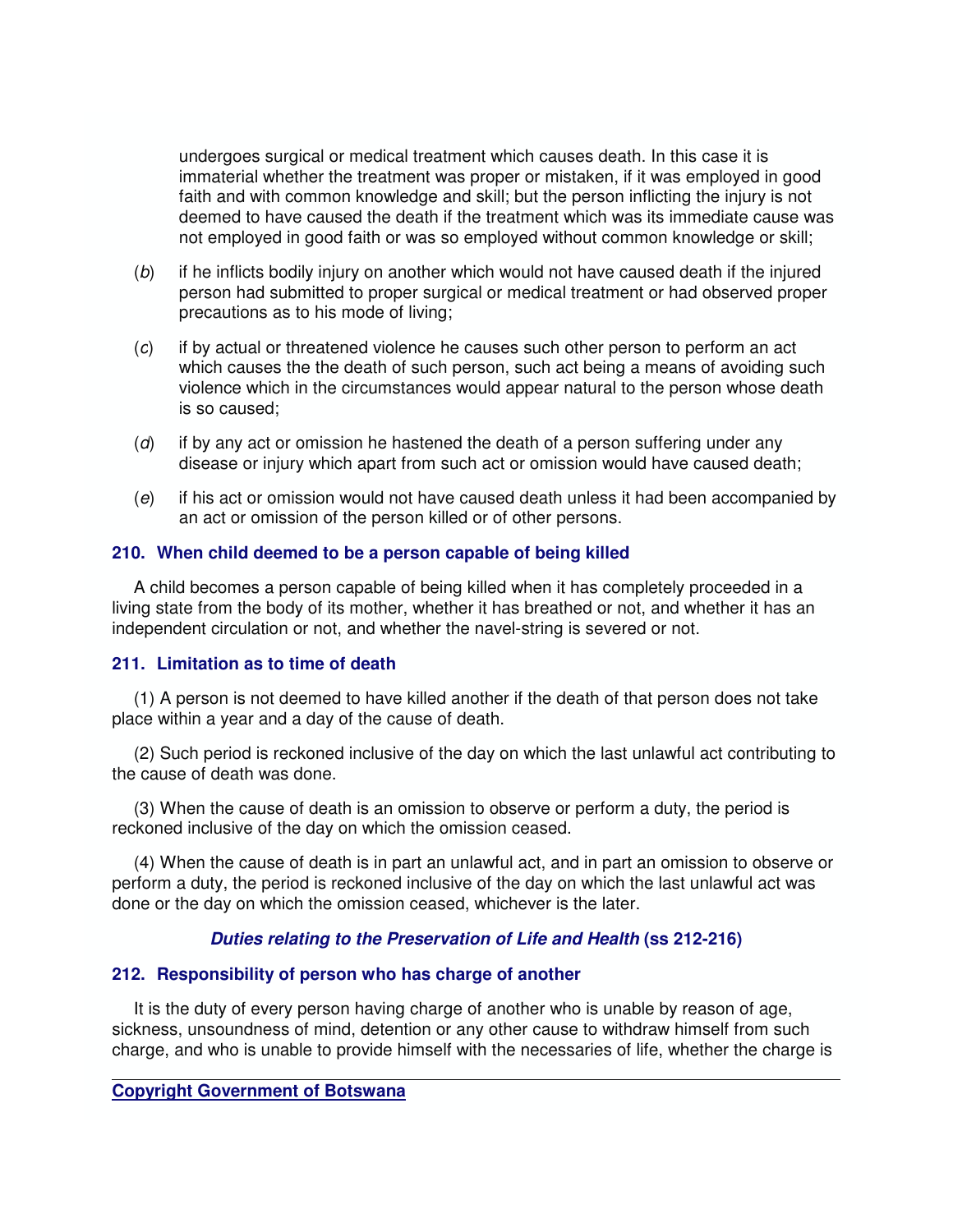undergoes surgical or medical treatment which causes death. In this case it is immaterial whether the treatment was proper or mistaken, if it was employed in good faith and with common knowledge and skill; but the person inflicting the injury is not deemed to have caused the death if the treatment which was its immediate cause was not employed in good faith or was so employed without common knowledge or skill;

(*b*) if he inflicts bodily injury on another which would not have caused death if the injured person had submitted to proper surgical or medical treatment or had observed proper precautions as to his mode of living;

(*c*) if by actual or threatened violence he causes such other person to perform an act which causes the the death of such person, such act being a means of avoiding such violence which in the circumstances would appear natural to the person whose death is so caused;

(*d*) if by any act or omission he hastened the death of a person suffering under any disease or injury which apart from such act or omission would have caused death;

(*e*) if his act or omission would not have caused death unless it had been accompanied by an act or omission of the person killed or of other persons.

### 210. When child deemed to be a person capable of being killed

A child becomes a person capable of being killed when it has completely proceeded in a living state from the body of its mother, whether it has breathed or not, and whether it has an independent circulation or not, and whether the navel-string is severed or not.

### 211. Limitation as to time of death

(1) A person is not deemed to have killed another if the death of that person does not take place within a year and a day of the cause of death.

(2) Such period is reckoned inclusive of the day on which the last unlawful act contributing to the cause of death was done.

(3) When the cause of death is an omission to observe or perform a duty, the period is reckoned inclusive of the day on which the omission ceased.

(4) When the cause of death is in part an unlawful act, and in part an omission to observe or perform a duty, the period is reckoned inclusive of the day on which the last unlawful act was done or the day on which the omission ceased, whichever is the later.

## *Duties relating to the Preservation of Life and Health* (ss 212-216)

### 212. Responsibility of person who has charge of another

It is the duty of every person having charge of another who is unable by reason of age, sickness, unsoundness of mind, detention or any other cause to withdraw himself from such charge, and who is unable to provide himself with the necessaries of life, whether the charge is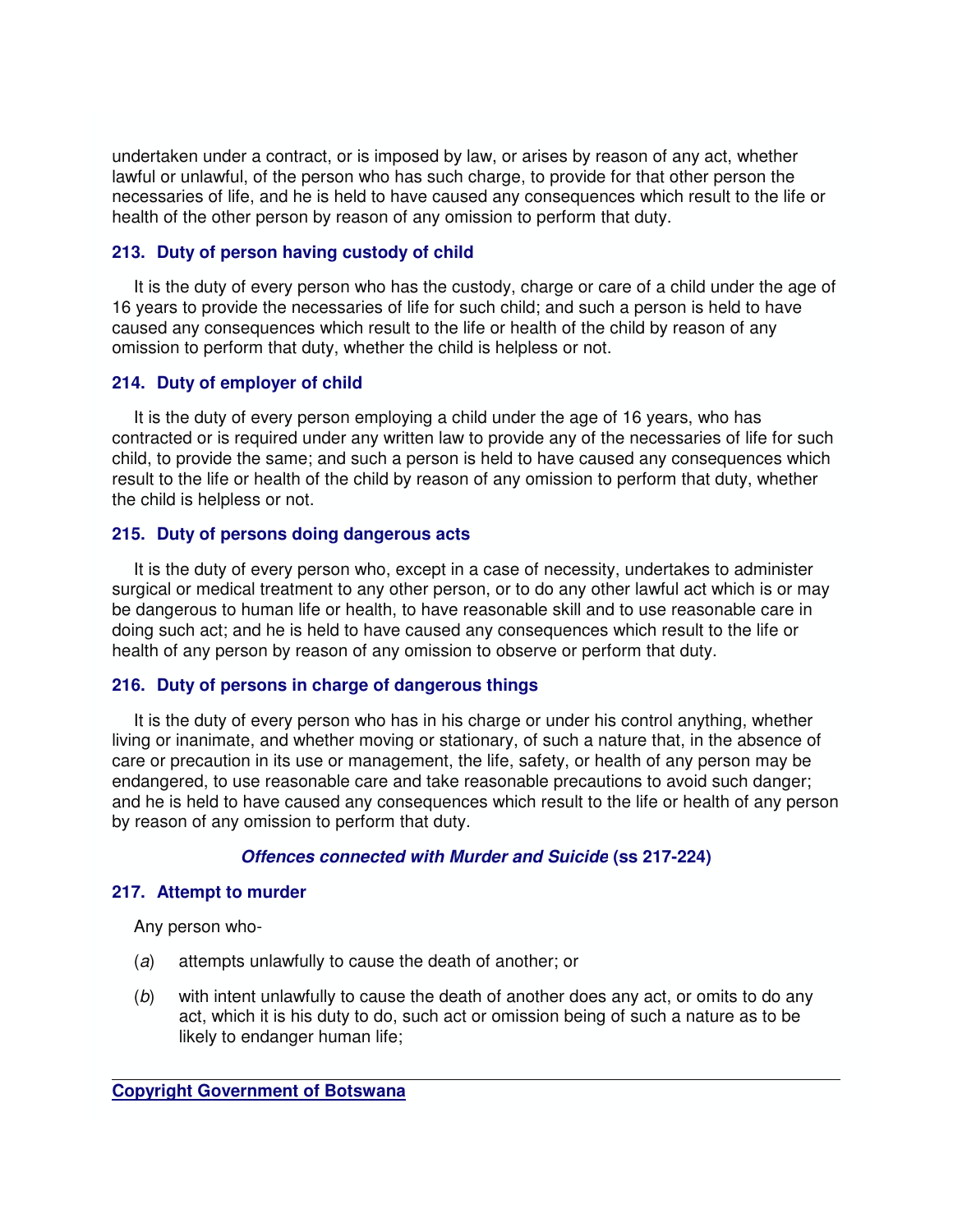undertaken under a contract, or is imposed by law, or arises by reason of any act, whether lawful or unlawful, of the person who has such charge, to provide for that other person the necessaries of life, and he is held to have caused any consequences which result to the life or health of the other person by reason of any omission to perform that duty.

### 213. Duty of person having custody of child

It is the duty of every person who has the custody, charge or care of a child under the age of 16 years to provide the necessaries of life for such child; and such a person is held to have caused any consequences which result to the life or health of the child by reason of any omission to perform that duty, whether the child is helpless or not.

### 214. Duty of employer of child

It is the duty of every person employing a child under the age of 16 years, who has contracted or is required under any written law to provide any of the necessaries of life for such child, to provide the same; and such a person is held to have caused any consequences which result to the life or health of the child by reason of any omission to perform that duty, whether the child is helpless or not.

### 215. Duty of persons doing dangerous acts

It is the duty of every person who, except in a case of necessity, undertakes to administer surgical or medical treatment to any other person, or to do any other lawful act which is or may be dangerous to human life or health, to have reasonable skill and to use reasonable care in doing such act; and he is held to have caused any consequences which result to the life or health of any person by reason of any omission to observe or perform that duty.

### 216. Duty of persons in charge of dangerous things

It is the duty of every person who has in his charge or under his control anything, whether living or inanimate, and whether moving or stationary, of such a nature that, in the absence of care or precaution in its use or management, the life, safety, or health of any person may be endangered, to use reasonable care and take reasonable precautions to avoid such danger; and he is held to have caused any consequences which result to the life or health of any person by reason of any omission to perform that duty.

## *Offences connected with Murder and Suicide* (ss 217-224)

### 217. Attempt to murder

Any person who-

(*a*) attempts unlawfully to cause the death of another; or

(*b*) with intent unlawfully to cause the death of another does any act, or omits to do any act, which it is his duty to do, such act or omission being of such a nature as to be likely to endanger human life;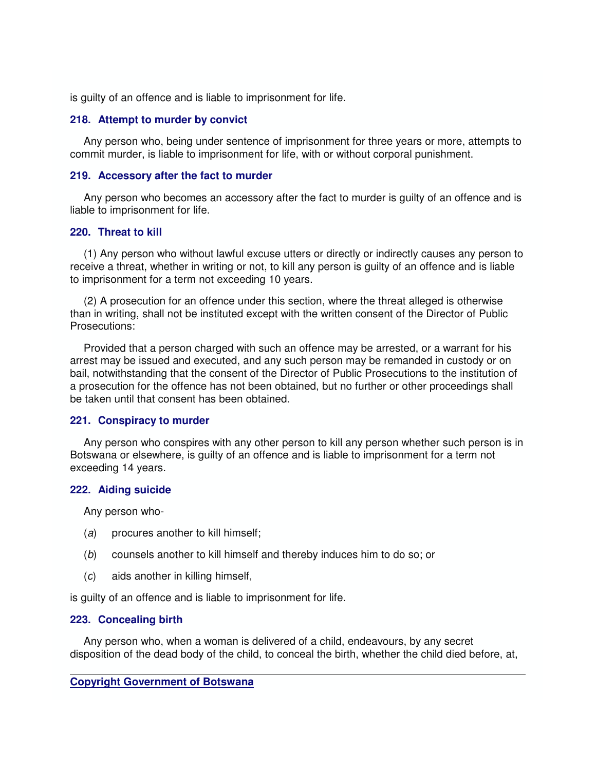is guilty of an offence and is liable to imprisonment for life.

### 218. Attempt to murder by convict

Any person who, being under sentence of imprisonment for three years or more, attempts to commit murder, is liable to imprisonment for life, with or without corporal punishment.

### 219. Accessory after the fact to murder

Any person who becomes an accessory after the fact to murder is guilty of an offence and is liable to imprisonment for life.

### 220. Threat to kill

(1) Any person who without lawful excuse utters or directly or indirectly causes any person to receive a threat, whether in writing or not, to kill any person is guilty of an offence and is liable to imprisonment for a term not exceeding 10 years.

(2) A prosecution for an offence under this section, where the threat alleged is otherwise than in writing, shall not be instituted except with the written consent of the Director of Public Prosecutions:

Provided that a person charged with such an offence may be arrested, or a warrant for his arrest may be issued and executed, and any such person may be remanded in custody or on bail, notwithstanding that the consent of the Director of Public Prosecutions to the institution of a prosecution for the offence has not been obtained, but no further or other proceedings shall be taken until that consent has been obtained.

### 221. Conspiracy to murder

Any person who conspires with any other person to kill any person whether such person is in Botswana or elsewhere, is guilty of an offence and is liable to imprisonment for a term not exceeding 14 years.

### 222. Aiding suicide

Any person who-

(*a*) procures another to kill himself;

(*b*) counsels another to kill himself and thereby induces him to do so; or

(*c*) aids another in killing himself,

is guilty of an offence and is liable to imprisonment for life.

### 223. Concealing birth

Any person who, when a woman is delivered of a child, endeavours, by any secret disposition of the dead body of the child, to conceal the birth, whether the child died before, at,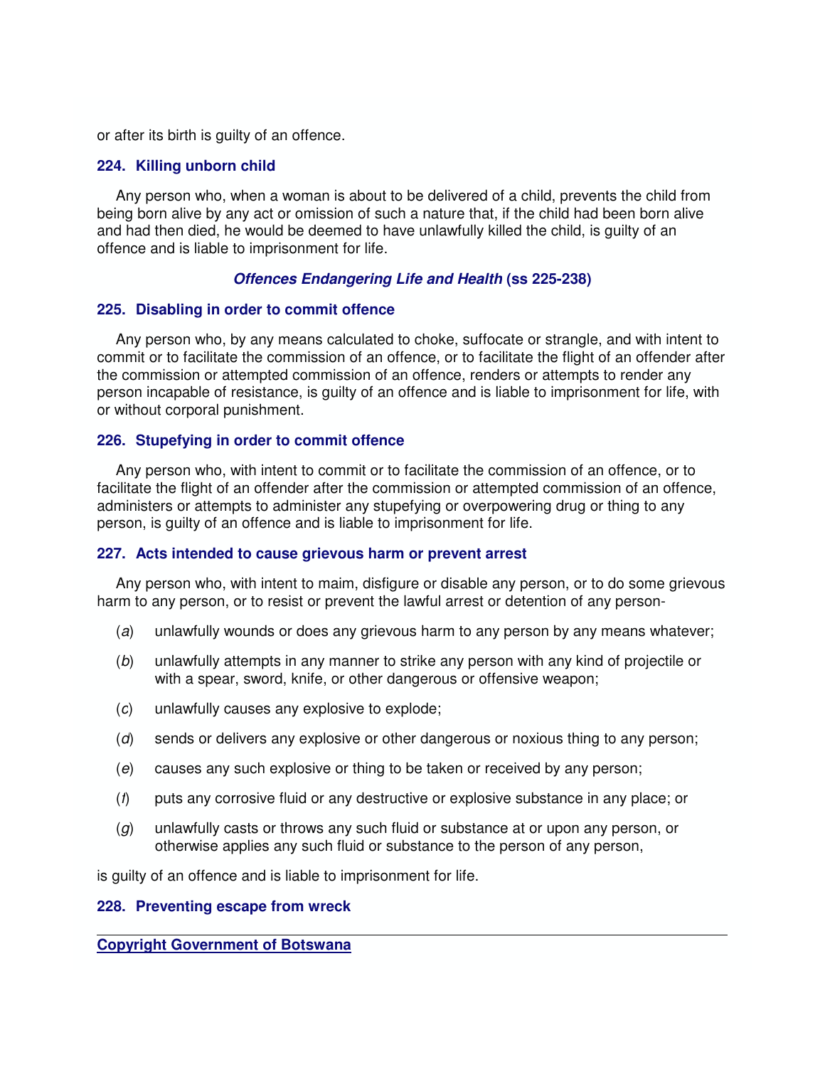or after its birth is guilty of an offence.

### 224. Killing unborn child

Any person who, when a woman is about to be delivered of a child, prevents the child from being born alive by any act or omission of such a nature that, if the child had been born alive and had then died, he would be deemed to have unlawfully killed the child, is guilty of an offence and is liable to imprisonment for life.

## *Offences Endangering Life and Health* (ss 225-238)

### 225. Disabling in order to commit offence

Any person who, by any means calculated to choke, suffocate or strangle, and with intent to commit or to facilitate the commission of an offence, or to facilitate the flight of an offender after the commission or attempted commission of an offence, renders or attempts to render any person incapable of resistance, is guilty of an offence and is liable to imprisonment for life, with or without corporal punishment.

### 226. Stupefying in order to commit offence

Any person who, with intent to commit or to facilitate the commission of an offence, or to facilitate the flight of an offender after the commission or attempted commission of an offence, administers or attempts to administer any stupefying or overpowering drug or thing to any person, is guilty of an offence and is liable to imprisonment for life.

### 227. Acts intended to cause grievous harm or prevent arrest

Any person who, with intent to maim, disfigure or disable any person, or to do some grievous harm to any person, or to resist or prevent the lawful arrest or detention of any person-

(*a*) unlawfully wounds or does any grievous harm to any person by any means whatever;

(*b*) unlawfully attempts in any manner to strike any person with any kind of projectile or with a spear, sword, knife, or other dangerous or offensive weapon;

(*c*) unlawfully causes any explosive to explode;

(*d*) sends or delivers any explosive or other dangerous or noxious thing to any person;

(*e*) causes any such explosive or thing to be taken or received by any person;

(*f*) puts any corrosive fluid or any destructive or explosive substance in any place; or

(*g*) unlawfully casts or throws any such fluid or substance at or upon any person, or otherwise applies any such fluid or substance to the person of any person,

is guilty of an offence and is liable to imprisonment for life.

### 228. Preventing escape from wreck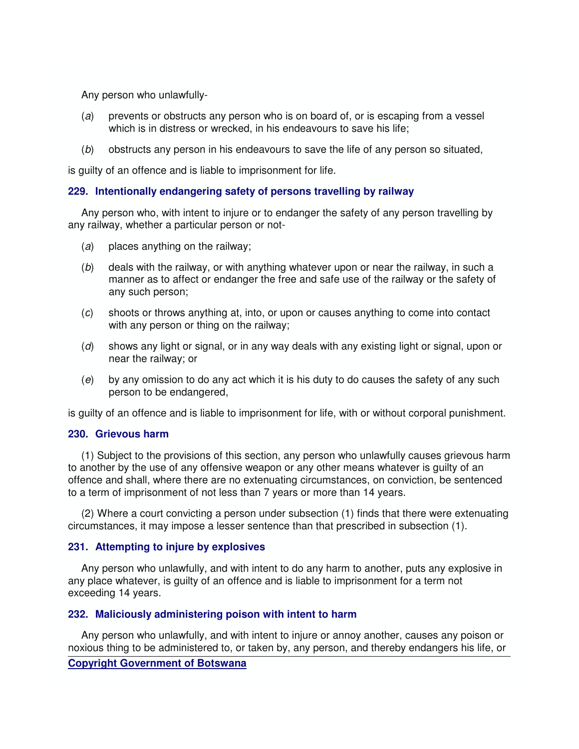Any person who unlawfully-

(*a*) prevents or obstructs any person who is on board of, or is escaping from a vessel which is in distress or wrecked, in his endeavours to save his life;

(*b*) obstructs any person in his endeavours to save the life of any person so situated,

is guilty of an offence and is liable to imprisonment for life.

### 229. Intentionally endangering safety of persons travelling by railway

Any person who, with intent to injure or to endanger the safety of any person travelling by any railway, whether a particular person or not-

(*a*) places anything on the railway;

(*b*) deals with the railway, or with anything whatever upon or near the railway, in such a manner as to affect or endanger the free and safe use of the railway or the safety of any such person;

(*c*) shoots or throws anything at, into, or upon or causes anything to come into contact with any person or thing on the railway;

(*d*) shows any light or signal, or in any way deals with any existing light or signal, upon or near the railway; or

(*e*) by any omission to do any act which it is his duty to do causes the safety of any such person to be endangered,

is guilty of an offence and is liable to imprisonment for life, with or without corporal punishment.

### 230. Grievous harm

(1) Subject to the provisions of this section, any person who unlawfully causes grievous harm to another by the use of any offensive weapon or any other means whatever is guilty of an offence and shall, where there are no extenuating circumstances, on conviction, be sentenced to a term of imprisonment of not less than 7 years or more than 14 years.

(2) Where a court convicting a person under subsection (1) finds that there were extenuating circumstances, it may impose a lesser sentence than that prescribed in subsection (1).

### 231. Attempting to injure by explosives

Any person who unlawfully, and with intent to do any harm to another, puts any explosive in any place whatever, is guilty of an offence and is liable to imprisonment for a term not exceeding 14 years.

### 232. Maliciously administering poison with intent to harm

Any person who unlawfully, and with intent to injure or annoy another, causes any poison or noxious thing to be administered to, or taken by, any person, and thereby endangers his life, or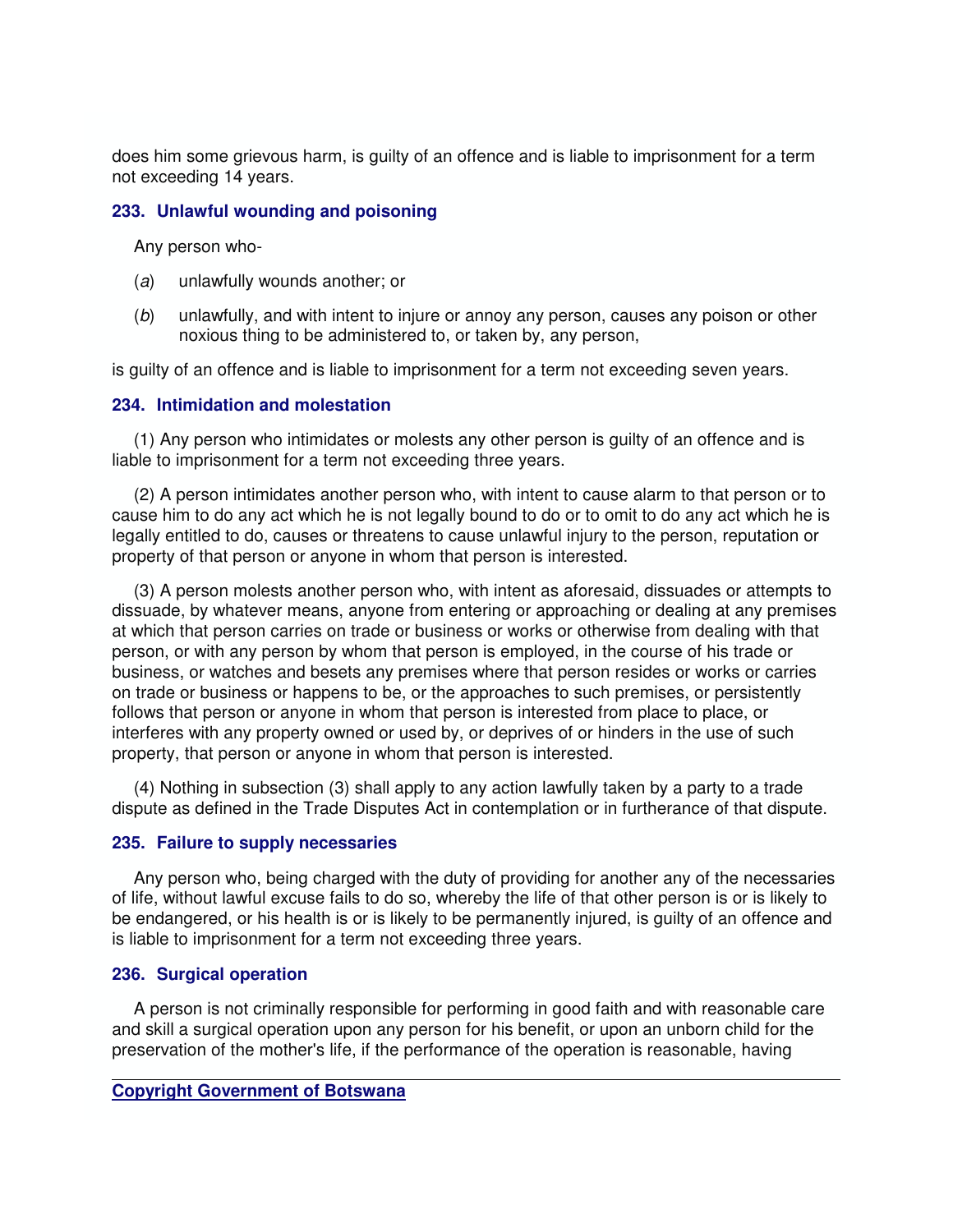does him some grievous harm, is guilty of an offence and is liable to imprisonment for a term not exceeding 14 years.

### 233. Unlawful wounding and poisoning

Any person who-

(*a*) unlawfully wounds another; or

(*b*) unlawfully, and with intent to injure or annoy any person, causes any poison or other noxious thing to be administered to, or taken by, any person,

is guilty of an offence and is liable to imprisonment for a term not exceeding seven years.

### 234. Intimidation and molestation

(1) Any person who intimidates or molests any other person is guilty of an offence and is liable to imprisonment for a term not exceeding three years.

(2) A person intimidates another person who, with intent to cause alarm to that person or to cause him to do any act which he is not legally bound to do or to omit to do any act which he is legally entitled to do, causes or threatens to cause unlawful injury to the person, reputation or property of that person or anyone in whom that person is interested.

(3) A person molests another person who, with intent as aforesaid, dissuades or attempts to dissuade, by whatever means, anyone from entering or approaching or dealing at any premises at which that person carries on trade or business or works or otherwise from dealing with that person, or with any person by whom that person is employed, in the course of his trade or business, or watches and besets any premises where that person resides or works or carries on trade or business or happens to be, or the approaches to such premises, or persistently follows that person or anyone in whom that person is interested from place to place, or interferes with any property owned or used by, or deprives of or hinders in the use of such property, that person or anyone in whom that person is interested.

(4) Nothing in subsection (3) shall apply to any action lawfully taken by a party to a trade dispute as defined in the Trade Disputes Act in contemplation or in furtherance of that dispute.

### 235. Failure to supply necessaries

Any person who, being charged with the duty of providing for another any of the necessaries of life, without lawful excuse fails to do so, whereby the life of that other person is or is likely to be endangered, or his health is or is likely to be permanently injured, is guilty of an offence and is liable to imprisonment for a term not exceeding three years.

### 236. Surgical operation

A person is not criminally responsible for performing in good faith and with reasonable care and skill a surgical operation upon any person for his benefit, or upon an unborn child for the preservation of the mother's life, if the performance of the operation is reasonable, having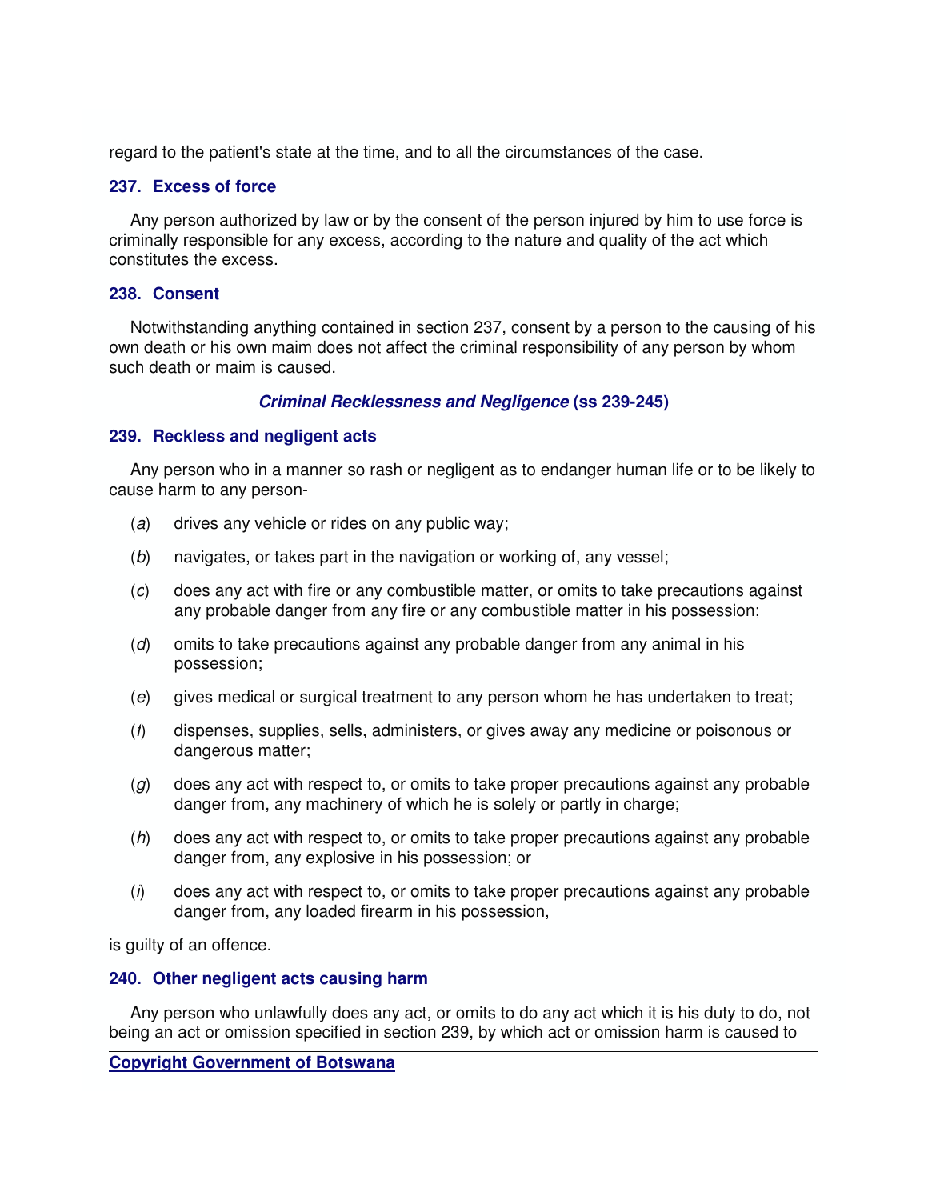regard to the patient's state at the time, and to all the circumstances of the case.

### 237. Excess of force

Any person authorized by law or by the consent of the person injured by him to use force is criminally responsible for any excess, according to the nature and quality of the act which constitutes the excess.

### 238. Consent

Notwithstanding anything contained in section 237, consent by a person to the causing of his own death or his own maim does not affect the criminal responsibility of any person by whom such death or maim is caused.

## ***Criminal Recklessness and Negligence*** **(ss 239-245)**

### 239. Reckless and negligent acts

Any person who in a manner so rash or negligent as to endanger human life or to be likely to cause harm to any person-

(*a*) drives any vehicle or rides on any public way;

(*b*) navigates, or takes part in the navigation or working of, any vessel;

(*c*) does any act with fire or any combustible matter, or omits to take precautions against any probable danger from any fire or any combustible matter in his possession;

(*d*) omits to take precautions against any probable danger from any animal in his possession;

(*e*) gives medical or surgical treatment to any person whom he has undertaken to treat;

(*f*) dispenses, supplies, sells, administers, or gives away any medicine or poisonous or dangerous matter;

(*g*) does any act with respect to, or omits to take proper precautions against any probable danger from, any machinery of which he is solely or partly in charge;

(*h*) does any act with respect to, or omits to take proper precautions against any probable danger from, any explosive in his possession; or

(*i*) does any act with respect to, or omits to take proper precautions against any probable danger from, any loaded firearm in his possession,

is guilty of an offence.

### 240. Other negligent acts causing harm

Any person who unlawfully does any act, or omits to do any act which it is his duty to do, not being an act or omission specified in section 239, by which act or omission harm is caused to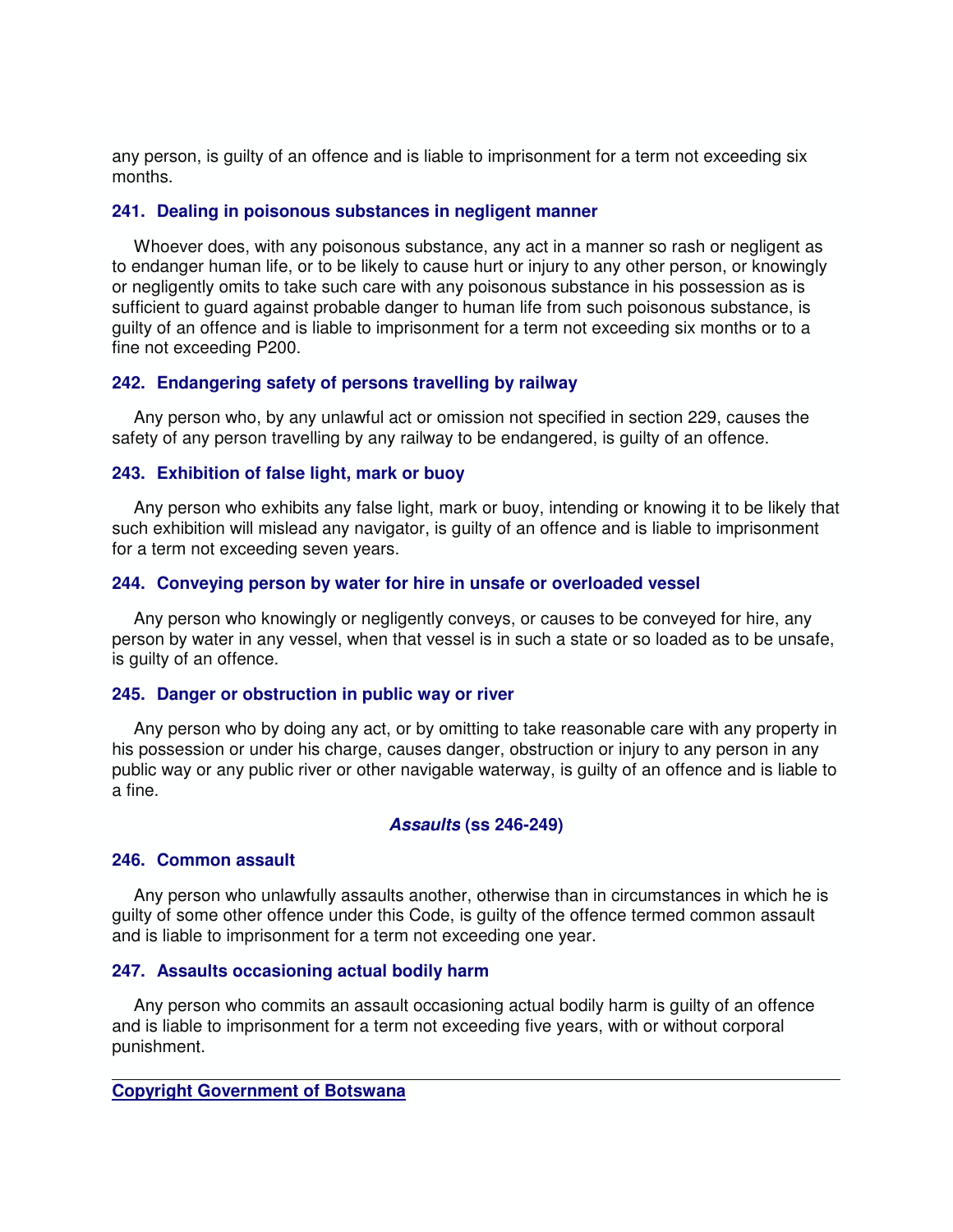any person, is guilty of an offence and is liable to imprisonment for a term not exceeding six months.

### 241. Dealing in poisonous substances in negligent manner

Whoever does, with any poisonous substance, any act in a manner so rash or negligent as to endanger human life, or to be likely to cause hurt or injury to any other person, or knowingly or negligently omits to take such care with any poisonous substance in his possession as is sufficient to guard against probable danger to human life from such poisonous substance, is guilty of an offence and is liable to imprisonment for a term not exceeding six months or to a fine not exceeding P200.

### 242. Endangering safety of persons travelling by railway

Any person who, by any unlawful act or omission not specified in section 229, causes the safety of any person travelling by any railway to be endangered, is guilty of an offence.

### 243. Exhibition of false light, mark or buoy

Any person who exhibits any false light, mark or buoy, intending or knowing it to be likely that such exhibition will mislead any navigator, is guilty of an offence and is liable to imprisonment for a term not exceeding seven years.

### 244. Conveying person by water for hire in unsafe or overloaded vessel

Any person who knowingly or negligently conveys, or causes to be conveyed for hire, any person by water in any vessel, when that vessel is in such a state or so loaded as to be unsafe, is guilty of an offence.

### 245. Danger or obstruction in public way or river

Any person who by doing any act, or by omitting to take reasonable care with any property in his possession or under his charge, causes danger, obstruction or injury to any person in any public way or any public river or other navigable waterway, is guilty of an offence and is liable to a fine.

## ***Assaults*** **(ss 246-249)**

### 246. Common assault

Any person who unlawfully assaults another, otherwise than in circumstances in which he is guilty of some other offence under this Code, is guilty of the offence termed common assault and is liable to imprisonment for a term not exceeding one year.

### 247. Assaults occasioning actual bodily harm

Any person who commits an assault occasioning actual bodily harm is guilty of an offence and is liable to imprisonment for a term not exceeding five years, with or without corporal punishment.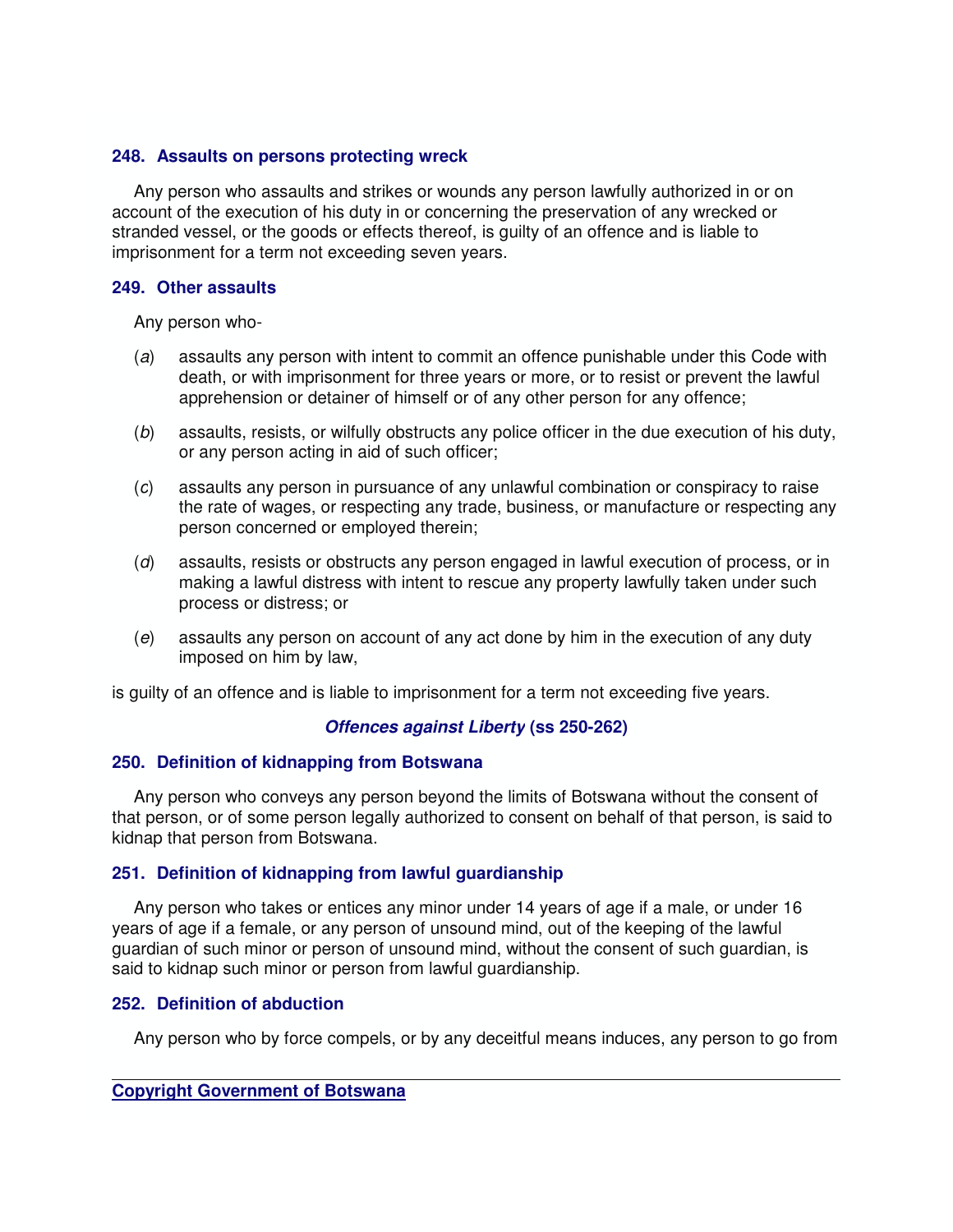### 248. Assaults on persons protecting wreck

Any person who assaults and strikes or wounds any person lawfully authorized in or on account of the execution of his duty in or concerning the preservation of any wrecked or stranded vessel, or the goods or effects thereof, is guilty of an offence and is liable to imprisonment for a term not exceeding seven years.

### 249. Other assaults

Any person who-

(*a*) assaults any person with intent to commit an offence punishable under this Code with death, or with imprisonment for three years or more, or to resist or prevent the lawful apprehension or detainer of himself or of any other person for any offence;

(*b*) assaults, resists, or wilfully obstructs any police officer in the due execution of his duty, or any person acting in aid of such officer;

(*c*) assaults any person in pursuance of any unlawful combination or conspiracy to raise the rate of wages, or respecting any trade, business, or manufacture or respecting any person concerned or employed therein;

(*d*) assaults, resists or obstructs any person engaged in lawful execution of process, or in making a lawful distress with intent to rescue any property lawfully taken under such process or distress; or

(*e*) assaults any person on account of any act done by him in the execution of any duty imposed on him by law,

is guilty of an offence and is liable to imprisonment for a term not exceeding five years.

## ***Offences against Liberty* (ss 250-262)**

### 250. Definition of kidnapping from Botswana

Any person who conveys any person beyond the limits of Botswana without the consent of that person, or of some person legally authorized to consent on behalf of that person, is said to kidnap that person from Botswana.

### 251. Definition of kidnapping from lawful guardianship

Any person who takes or entices any minor under 14 years of age if a male, or under 16 years of age if a female, or any person of unsound mind, out of the keeping of the lawful guardian of such minor or person of unsound mind, without the consent of such guardian, is said to kidnap such minor or person from lawful guardianship.

### 252. Definition of abduction

Any person who by force compels, or by any deceitful means induces, any person to go from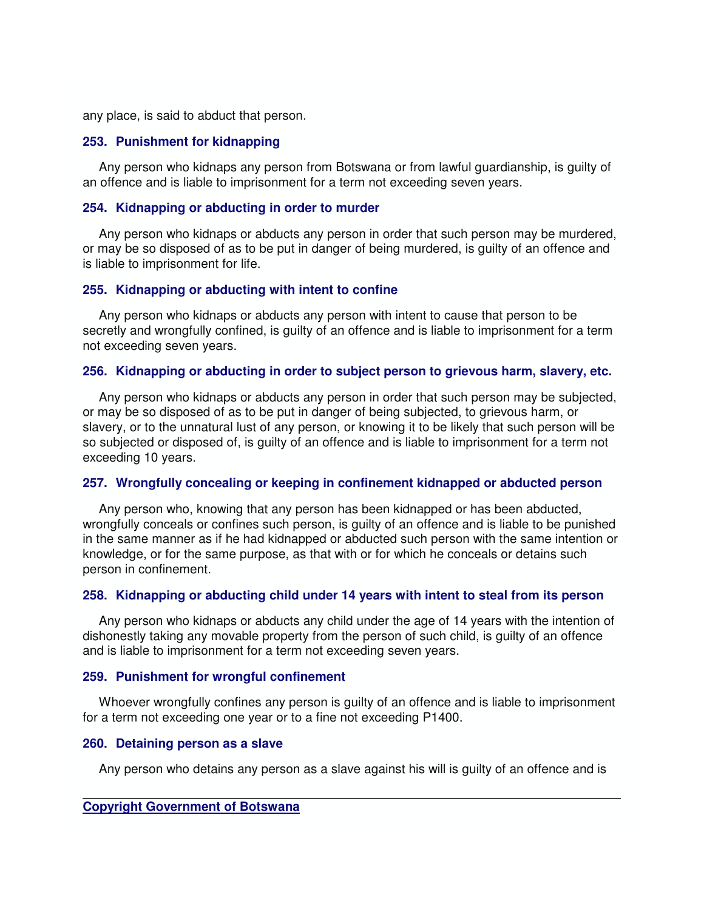any place, is said to abduct that person.

### 253. Punishment for kidnapping

Any person who kidnaps any person from Botswana or from lawful guardianship, is guilty of an offence and is liable to imprisonment for a term not exceeding seven years.

### 254. Kidnapping or abducting in order to murder

Any person who kidnaps or abducts any person in order that such person may be murdered, or may be so disposed of as to be put in danger of being murdered, is guilty of an offence and is liable to imprisonment for life.

### 255. Kidnapping or abducting with intent to confine

Any person who kidnaps or abducts any person with intent to cause that person to be secretly and wrongfully confined, is guilty of an offence and is liable to imprisonment for a term not exceeding seven years.

### 256. Kidnapping or abducting in order to subject person to grievous harm, slavery, etc.

Any person who kidnaps or abducts any person in order that such person may be subjected, or may be so disposed of as to be put in danger of being subjected, to grievous harm, or slavery, or to the unnatural lust of any person, or knowing it to be likely that such person will be so subjected or disposed of, is guilty of an offence and is liable to imprisonment for a term not exceeding 10 years.

### 257. Wrongfully concealing or keeping in confinement kidnapped or abducted person

Any person who, knowing that any person has been kidnapped or has been abducted, wrongfully conceals or confines such person, is guilty of an offence and is liable to be punished in the same manner as if he had kidnapped or abducted such person with the same intention or knowledge, or for the same purpose, as that with or for which he conceals or detains such person in confinement.

### 258. Kidnapping or abducting child under 14 years with intent to steal from its person

Any person who kidnaps or abducts any child under the age of 14 years with the intention of dishonestly taking any movable property from the person of such child, is guilty of an offence and is liable to imprisonment for a term not exceeding seven years.

### 259. Punishment for wrongful confinement

Whoever wrongfully confines any person is guilty of an offence and is liable to imprisonment for a term not exceeding one year or to a fine not exceeding P1400.

### 260. Detaining person as a slave

Any person who detains any person as a slave against his will is guilty of an offence and is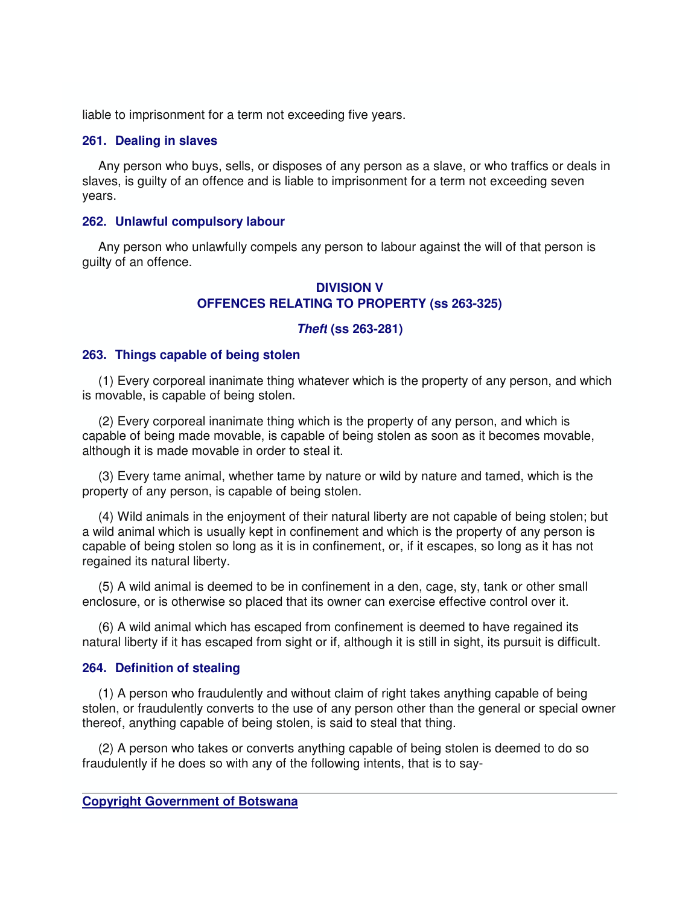liable to imprisonment for a term not exceeding five years.

### 261. Dealing in slaves

Any person who buys, sells, or disposes of any person as a slave, or who traffics or deals in slaves, is guilty of an offence and is liable to imprisonment for a term not exceeding seven years.

### 262. Unlawful compulsory labour

Any person who unlawfully compels any person to labour against the will of that person is guilty of an offence.

## DIVISION V
## OFFENCES RELATING TO PROPERTY (ss 263-325)

### *Theft* (ss 263-281)

### 263. Things capable of being stolen

(1) Every corporeal inanimate thing whatever which is the property of any person, and which is movable, is capable of being stolen.

(2) Every corporeal inanimate thing which is the property of any person, and which is capable of being made movable, is capable of being stolen as soon as it becomes movable, although it is made movable in order to steal it.

(3) Every tame animal, whether tame by nature or wild by nature and tamed, which is the property of any person, is capable of being stolen.

(4) Wild animals in the enjoyment of their natural liberty are not capable of being stolen; but a wild animal which is usually kept in confinement and which is the property of any person is capable of being stolen so long as it is in confinement, or, if it escapes, so long as it has not regained its natural liberty.

(5) A wild animal is deemed to be in confinement in a den, cage, sty, tank or other small enclosure, or is otherwise so placed that its owner can exercise effective control over it.

(6) A wild animal which has escaped from confinement is deemed to have regained its natural liberty if it has escaped from sight or if, although it is still in sight, its pursuit is difficult.

### 264. Definition of stealing

(1) A person who fraudulently and without claim of right takes anything capable of being stolen, or fraudulently converts to the use of any person other than the general or special owner thereof, anything capable of being stolen, is said to steal that thing.

(2) A person who takes or converts anything capable of being stolen is deemed to do so fraudulently if he does so with any of the following intents, that is to say-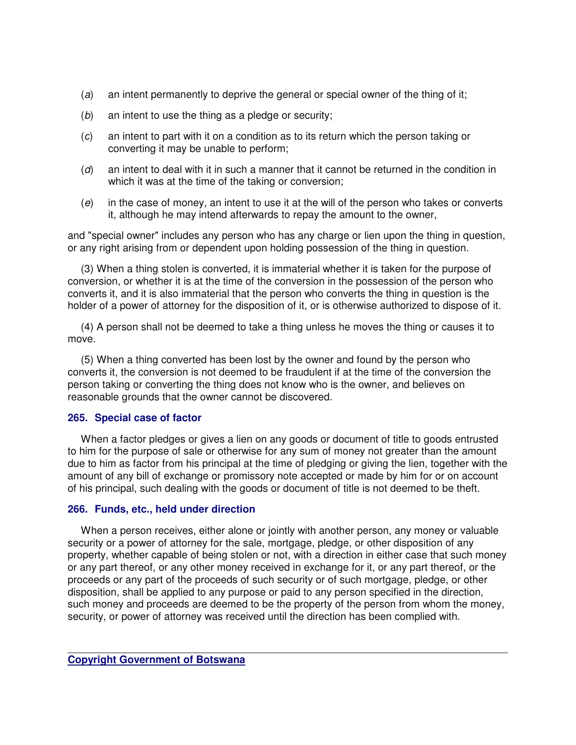(*a*) an intent permanently to deprive the general or special owner of the thing of it;

(*b*) an intent to use the thing as a pledge or security;

(*c*) an intent to part with it on a condition as to its return which the person taking or converting it may be unable to perform;

(*d*) an intent to deal with it in such a manner that it cannot be returned in the condition in which it was at the time of the taking or conversion;

(*e*) in the case of money, an intent to use it at the will of the person who takes or converts it, although he may intend afterwards to repay the amount to the owner,

and "special owner" includes any person who has any charge or lien upon the thing in question, or any right arising from or dependent upon holding possession of the thing in question.

(3) When a thing stolen is converted, it is immaterial whether it is taken for the purpose of conversion, or whether it is at the time of the conversion in the possession of the person who converts it, and it is also immaterial that the person who converts the thing in question is the holder of a power of attorney for the disposition of it, or is otherwise authorized to dispose of it.

(4) A person shall not be deemed to take a thing unless he moves the thing or causes it to move.

(5) When a thing converted has been lost by the owner and found by the person who converts it, the conversion is not deemed to be fraudulent if at the time of the conversion the person taking or converting the thing does not know who is the owner, and believes on reasonable grounds that the owner cannot be discovered.

### 265. Special case of factor

When a factor pledges or gives a lien on any goods or document of title to goods entrusted to him for the purpose of sale or otherwise for any sum of money not greater than the amount due to him as factor from his principal at the time of pledging or giving the lien, together with the amount of any bill of exchange or promissory note accepted or made by him for or on account of his principal, such dealing with the goods or document of title is not deemed to be theft.

### 266. Funds, etc., held under direction

When a person receives, either alone or jointly with another person, any money or valuable security or a power of attorney for the sale, mortgage, pledge, or other disposition of any property, whether capable of being stolen or not, with a direction in either case that such money or any part thereof, or any other money received in exchange for it, or any part thereof, or the proceeds or any part of the proceeds of such security or of such mortgage, pledge, or other disposition, shall be applied to any purpose or paid to any person specified in the direction, such money and proceeds are deemed to be the property of the person from whom the money, security, or power of attorney was received until the direction has been complied with.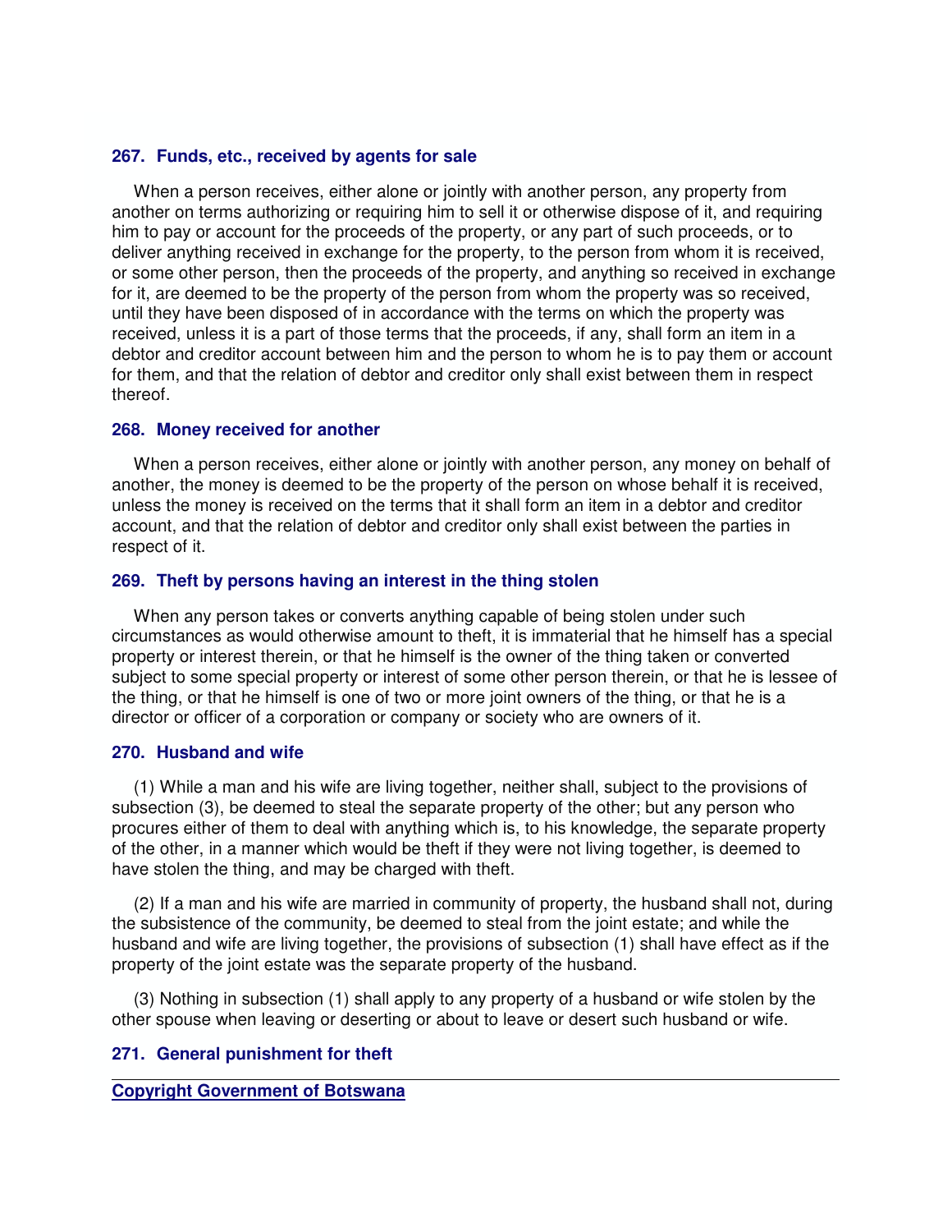### 267. Funds, etc., received by agents for sale

When a person receives, either alone or jointly with another person, any property from another on terms authorizing or requiring him to sell it or otherwise dispose of it, and requiring him to pay or account for the proceeds of the property, or any part of such proceeds, or to deliver anything received in exchange for the property, to the person from whom it is received, or some other person, then the proceeds of the property, and anything so received in exchange for it, are deemed to be the property of the person from whom the property was so received, until they have been disposed of in accordance with the terms on which the property was received, unless it is a part of those terms that the proceeds, if any, shall form an item in a debtor and creditor account between him and the person to whom he is to pay them or account for them, and that the relation of debtor and creditor only shall exist between them in respect thereof.

### 268. Money received for another

When a person receives, either alone or jointly with another person, any money on behalf of another, the money is deemed to be the property of the person on whose behalf it is received, unless the money is received on the terms that it shall form an item in a debtor and creditor account, and that the relation of debtor and creditor only shall exist between the parties in respect of it.

### 269. Theft by persons having an interest in the thing stolen

When any person takes or converts anything capable of being stolen under such circumstances as would otherwise amount to theft, it is immaterial that he himself has a special property or interest therein, or that he himself is the owner of the thing taken or converted subject to some special property or interest of some other person therein, or that he is lessee of the thing, or that he himself is one of two or more joint owners of the thing, or that he is a director or officer of a corporation or company or society who are owners of it.

### 270. Husband and wife

(1) While a man and his wife are living together, neither shall, subject to the provisions of subsection (3), be deemed to steal the separate property of the other; but any person who procures either of them to deal with anything which is, to his knowledge, the separate property of the other, in a manner which would be theft if they were not living together, is deemed to have stolen the thing, and may be charged with theft.

(2) If a man and his wife are married in community of property, the husband shall not, during the subsistence of the community, be deemed to steal from the joint estate; and while the husband and wife are living together, the provisions of subsection (1) shall have effect as if the property of the joint estate was the separate property of the husband.

(3) Nothing in subsection (1) shall apply to any property of a husband or wife stolen by the other spouse when leaving or deserting or about to leave or desert such husband or wife.

### 271. General punishment for theft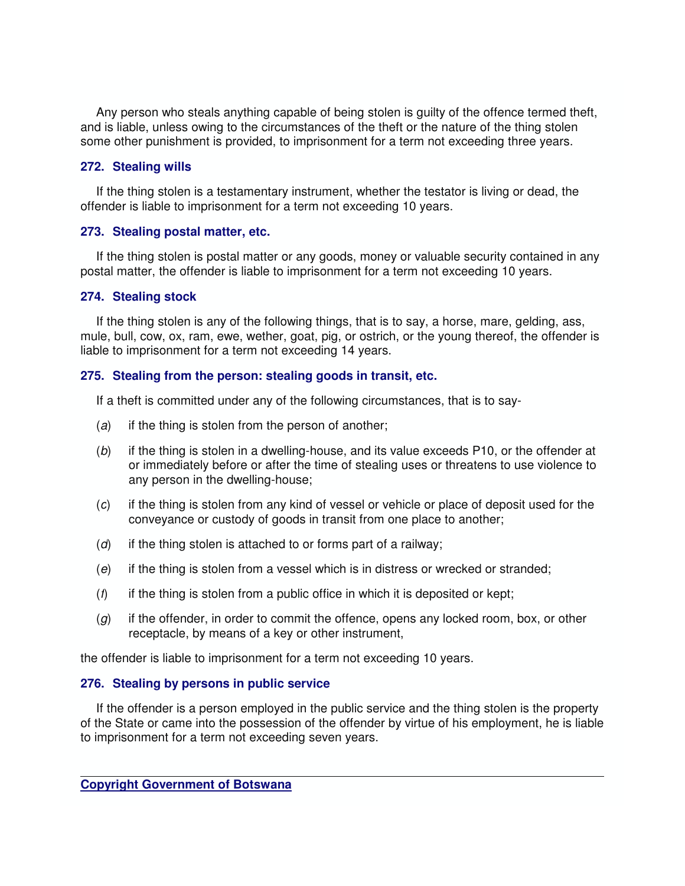Any person who steals anything capable of being stolen is guilty of the offence termed theft, and is liable, unless owing to the circumstances of the theft or the nature of the thing stolen some other punishment is provided, to imprisonment for a term not exceeding three years.

### 272. Stealing wills

If the thing stolen is a testamentary instrument, whether the testator is living or dead, the offender is liable to imprisonment for a term not exceeding 10 years.

### 273. Stealing postal matter, etc.

If the thing stolen is postal matter or any goods, money or valuable security contained in any postal matter, the offender is liable to imprisonment for a term not exceeding 10 years.

### 274. Stealing stock

If the thing stolen is any of the following things, that is to say, a horse, mare, gelding, ass, mule, bull, cow, ox, ram, ewe, wether, goat, pig, or ostrich, or the young thereof, the offender is liable to imprisonment for a term not exceeding 14 years.

### 275. Stealing from the person: stealing goods in transit, etc.

If a theft is committed under any of the following circumstances, that is to say-

(*a*) if the thing is stolen from the person of another;

(*b*) if the thing is stolen in a dwelling-house, and its value exceeds P10, or the offender at or immediately before or after the time of stealing uses or threatens to use violence to any person in the dwelling-house;

(*c*) if the thing is stolen from any kind of vessel or vehicle or place of deposit used for the conveyance or custody of goods in transit from one place to another;

(*d*) if the thing stolen is attached to or forms part of a railway;

(*e*) if the thing is stolen from a vessel which is in distress or wrecked or stranded;

(*f*) if the thing is stolen from a public office in which it is deposited or kept;

(*g*) if the offender, in order to commit the offence, opens any locked room, box, or other receptacle, by means of a key or other instrument,

the offender is liable to imprisonment for a term not exceeding 10 years.

### 276. Stealing by persons in public service

If the offender is a person employed in the public service and the thing stolen is the property of the State or came into the possession of the offender by virtue of his employment, he is liable to imprisonment for a term not exceeding seven years.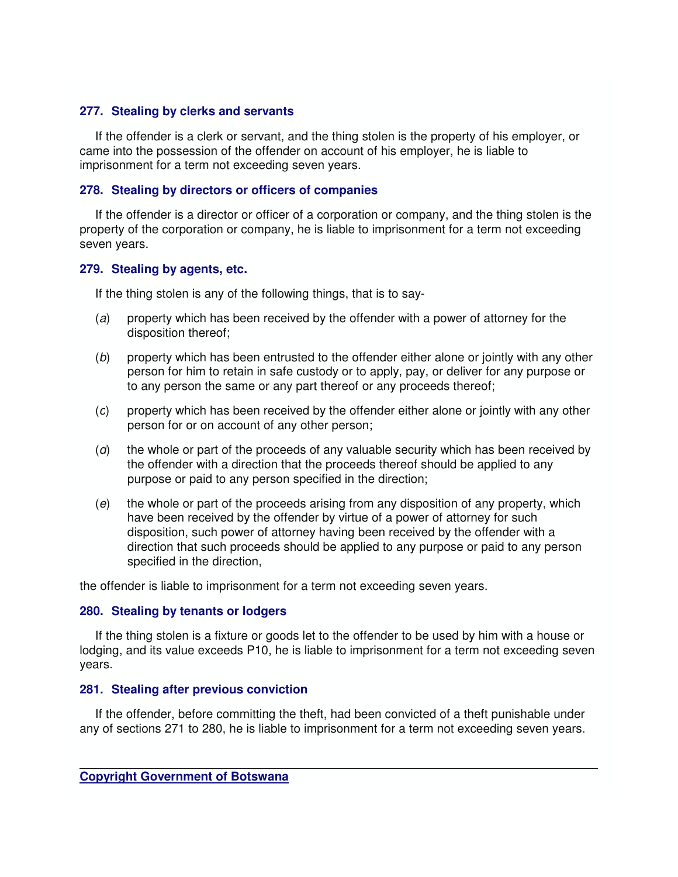#### 277. Stealing by clerks and servants

If the offender is a clerk or servant, and the thing stolen is the property of his employer, or came into the possession of the offender on account of his employer, he is liable to imprisonment for a term not exceeding seven years.

#### 278. Stealing by directors or officers of companies

If the offender is a director or officer of a corporation or company, and the thing stolen is the property of the corporation or company, he is liable to imprisonment for a term not exceeding seven years.

#### 279. Stealing by agents, etc.

If the thing stolen is any of the following things, that is to say-

(*a*) property which has been received by the offender with a power of attorney for the disposition thereof;

(*b*) property which has been entrusted to the offender either alone or jointly with any other person for him to retain in safe custody or to apply, pay, or deliver for any purpose or to any person the same or any part thereof or any proceeds thereof;

(*c*) property which has been received by the offender either alone or jointly with any other person for or on account of any other person;

(*d*) the whole or part of the proceeds of any valuable security which has been received by the offender with a direction that the proceeds thereof should be applied to any purpose or paid to any person specified in the direction;

(*e*) the whole or part of the proceeds arising from any disposition of any property, which have been received by the offender by virtue of a power of attorney for such disposition, such power of attorney having been received by the offender with a direction that such proceeds should be applied to any purpose or paid to any person specified in the direction,

the offender is liable to imprisonment for a term not exceeding seven years.

#### 280. Stealing by tenants or lodgers

If the thing stolen is a fixture or goods let to the offender to be used by him with a house or lodging, and its value exceeds P10, he is liable to imprisonment for a term not exceeding seven years.

#### 281. Stealing after previous conviction

If the offender, before committing the theft, had been convicted of a theft punishable under any of sections 271 to 280, he is liable to imprisonment for a term not exceeding seven years.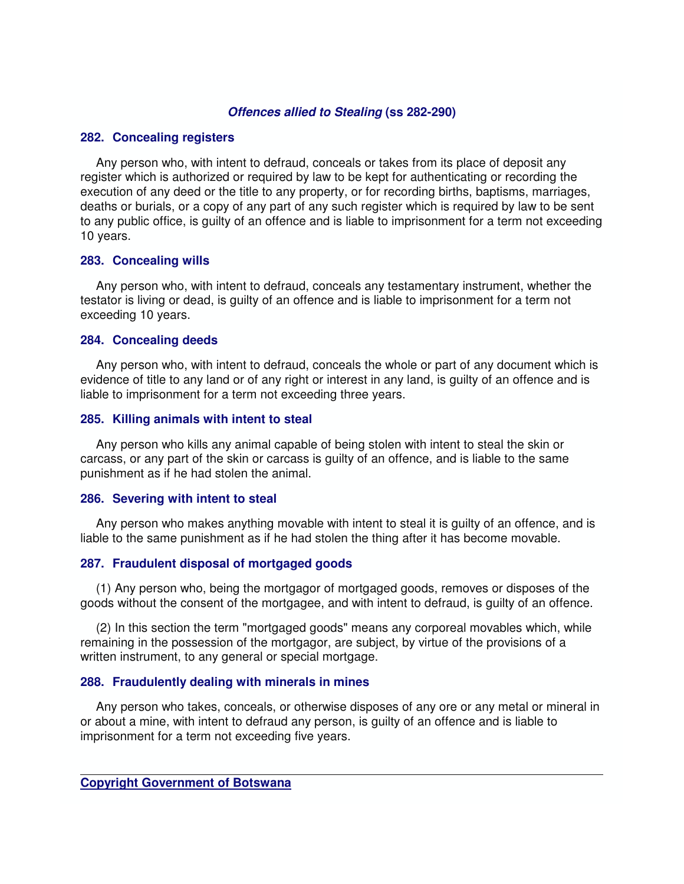### *Offences allied to Stealing* (ss 282-290)

#### 282. Concealing registers

Any person who, with intent to defraud, conceals or takes from its place of deposit any register which is authorized or required by law to be kept for authenticating or recording the execution of any deed or the title to any property, or for recording births, baptisms, marriages, deaths or burials, or a copy of any part of any such register which is required by law to be sent to any public office, is guilty of an offence and is liable to imprisonment for a term not exceeding 10 years.

#### 283. Concealing wills

Any person who, with intent to defraud, conceals any testamentary instrument, whether the testator is living or dead, is guilty of an offence and is liable to imprisonment for a term not exceeding 10 years.

#### 284. Concealing deeds

Any person who, with intent to defraud, conceals the whole or part of any document which is evidence of title to any land or of any right or interest in any land, is guilty of an offence and is liable to imprisonment for a term not exceeding three years.

#### 285. Killing animals with intent to steal

Any person who kills any animal capable of being stolen with intent to steal the skin or carcass, or any part of the skin or carcass is guilty of an offence, and is liable to the same punishment as if he had stolen the animal.

#### 286. Severing with intent to steal

Any person who makes anything movable with intent to steal it is guilty of an offence, and is liable to the same punishment as if he had stolen the thing after it has become movable.

#### 287. Fraudulent disposal of mortgaged goods

(1) Any person who, being the mortgagor of mortgaged goods, removes or disposes of the goods without the consent of the mortgagee, and with intent to defraud, is guilty of an offence.

(2) In this section the term "mortgaged goods" means any corporeal movables which, while remaining in the possession of the mortgagor, are subject, by virtue of the provisions of a written instrument, to any general or special mortgage.

#### 288. Fraudulently dealing with minerals in mines

Any person who takes, conceals, or otherwise disposes of any ore or any metal or mineral in or about a mine, with intent to defraud any person, is guilty of an offence and is liable to imprisonment for a term not exceeding five years.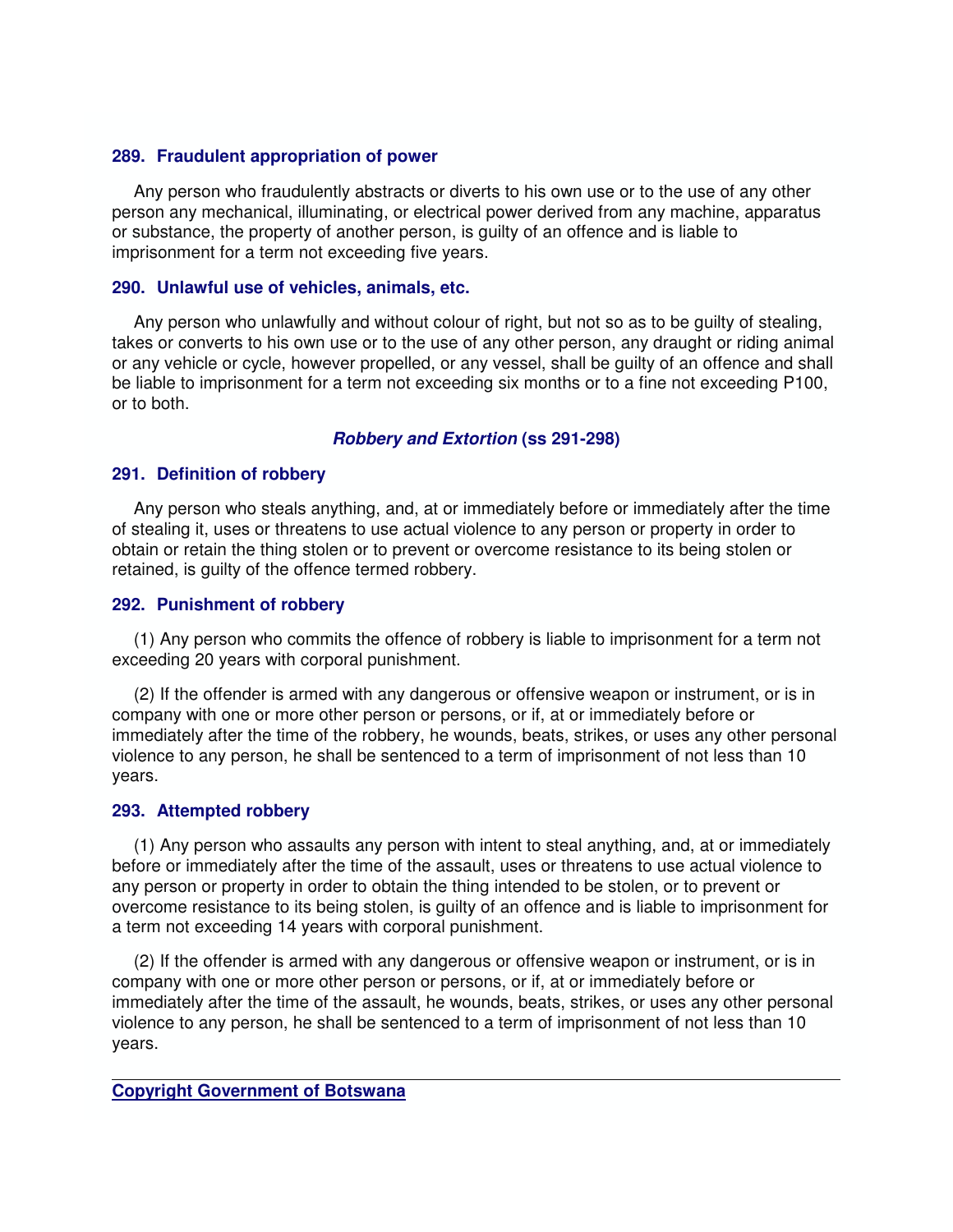### 289. Fraudulent appropriation of power

Any person who fraudulently abstracts or diverts to his own use or to the use of any other person any mechanical, illuminating, or electrical power derived from any machine, apparatus or substance, the property of another person, is guilty of an offence and is liable to imprisonment for a term not exceeding five years.

### 290. Unlawful use of vehicles, animals, etc.

Any person who unlawfully and without colour of right, but not so as to be guilty of stealing, takes or converts to his own use or to the use of any other person, any draught or riding animal or any vehicle or cycle, however propelled, or any vessel, shall be guilty of an offence and shall be liable to imprisonment for a term not exceeding six months or to a fine not exceeding P100, or to both.

## *Robbery and Extortion* (ss 291-298)

### 291. Definition of robbery

Any person who steals anything, and, at or immediately before or immediately after the time of stealing it, uses or threatens to use actual violence to any person or property in order to obtain or retain the thing stolen or to prevent or overcome resistance to its being stolen or retained, is guilty of the offence termed robbery.

### 292. Punishment of robbery

(1) Any person who commits the offence of robbery is liable to imprisonment for a term not exceeding 20 years with corporal punishment.

(2) If the offender is armed with any dangerous or offensive weapon or instrument, or is in company with one or more other person or persons, or if, at or immediately before or immediately after the time of the robbery, he wounds, beats, strikes, or uses any other personal violence to any person, he shall be sentenced to a term of imprisonment of not less than 10 years.

### 293. Attempted robbery

(1) Any person who assaults any person with intent to steal anything, and, at or immediately before or immediately after the time of the assault, uses or threatens to use actual violence to any person or property in order to obtain the thing intended to be stolen, or to prevent or overcome resistance to its being stolen, is guilty of an offence and is liable to imprisonment for a term not exceeding 14 years with corporal punishment.

(2) If the offender is armed with any dangerous or offensive weapon or instrument, or is in company with one or more other person or persons, or if, at or immediately before or immediately after the time of the assault, he wounds, beats, strikes, or uses any other personal violence to any person, he shall be sentenced to a term of imprisonment of not less than 10 years.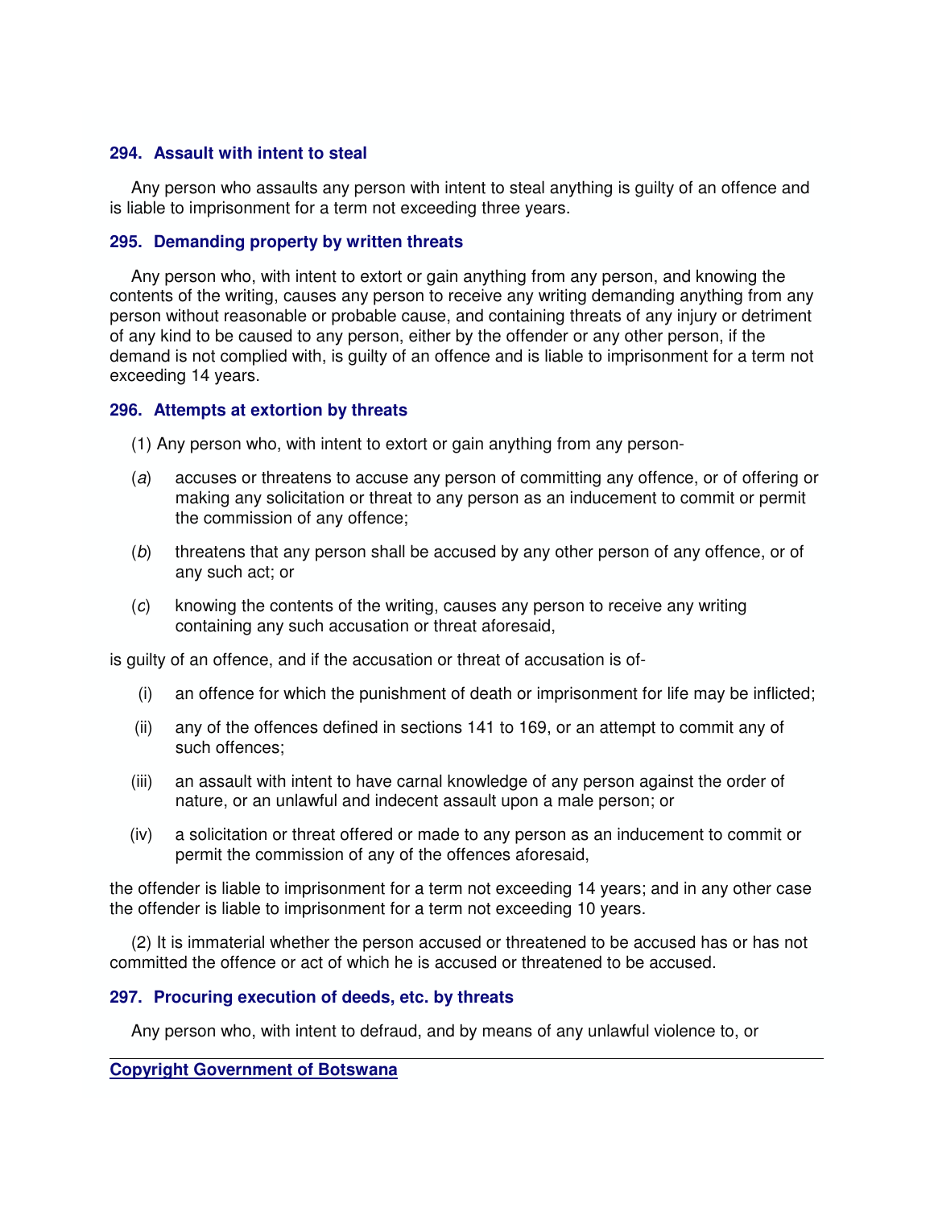### 294. Assault with intent to steal

Any person who assaults any person with intent to steal anything is guilty of an offence and is liable to imprisonment for a term not exceeding three years.

### 295. Demanding property by written threats

Any person who, with intent to extort or gain anything from any person, and knowing the contents of the writing, causes any person to receive any writing demanding anything from any person without reasonable or probable cause, and containing threats of any injury or detriment of any kind to be caused to any person, either by the offender or any other person, if the demand is not complied with, is guilty of an offence and is liable to imprisonment for a term not exceeding 14 years.

### 296. Attempts at extortion by threats

(1) Any person who, with intent to extort or gain anything from any person-

(*a*) accuses or threatens to accuse any person of committing any offence, or of offering or making any solicitation or threat to any person as an inducement to commit or permit the commission of any offence;

(*b*) threatens that any person shall be accused by any other person of any offence, or of any such act; or

(*c*) knowing the contents of the writing, causes any person to receive any writing containing any such accusation or threat aforesaid,

is guilty of an offence, and if the accusation or threat of accusation is of-

(i) an offence for which the punishment of death or imprisonment for life may be inflicted;

(ii) any of the offences defined in sections 141 to 169, or an attempt to commit any of such offences;

(iii) an assault with intent to have carnal knowledge of any person against the order of nature, or an unlawful and indecent assault upon a male person; or

(iv) a solicitation or threat offered or made to any person as an inducement to commit or permit the commission of any of the offences aforesaid,

the offender is liable to imprisonment for a term not exceeding 14 years; and in any other case the offender is liable to imprisonment for a term not exceeding 10 years.

(2) It is immaterial whether the person accused or threatened to be accused has or has not committed the offence or act of which he is accused or threatened to be accused.

### 297. Procuring execution of deeds, etc. by threats

Any person who, with intent to defraud, and by means of any unlawful violence to, or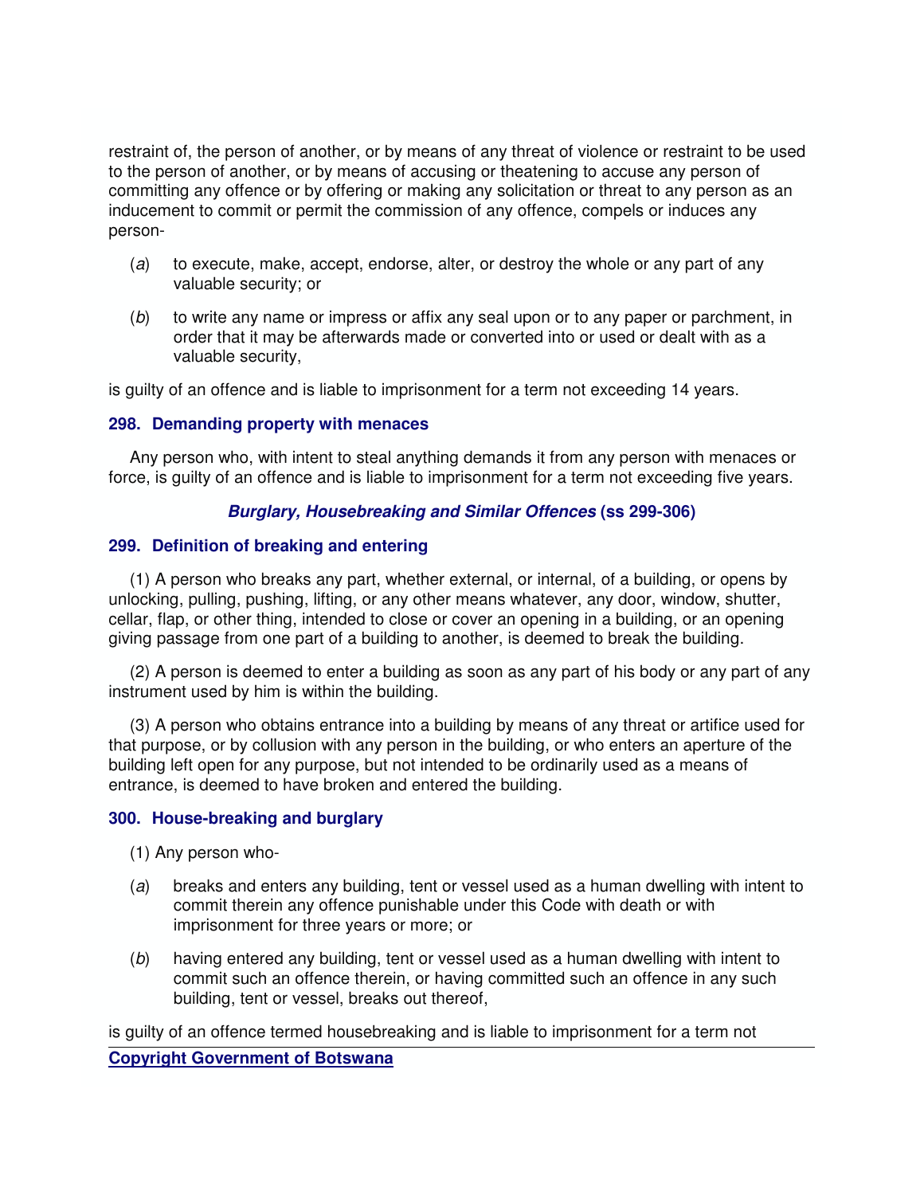restraint of, the person of another, or by means of any threat of violence or restraint to be used to the person of another, or by means of accusing or theatening to accuse any person of committing any offence or by offering or making any solicitation or threat to any person as an inducement to commit or permit the commission of any offence, compels or induces any person-

(*a*) to execute, make, accept, endorse, alter, or destroy the whole or any part of any valuable security; or

(*b*) to write any name or impress or affix any seal upon or to any paper or parchment, in order that it may be afterwards made or converted into or used or dealt with as a valuable security,

is guilty of an offence and is liable to imprisonment for a term not exceeding 14 years.

### 298. Demanding property with menaces

Any person who, with intent to steal anything demands it from any person with menaces or force, is guilty of an offence and is liable to imprisonment for a term not exceeding five years.

## *Burglary, Housebreaking and Similar Offences* (ss 299-306)

### 299. Definition of breaking and entering

(1) A person who breaks any part, whether external, or internal, of a building, or opens by unlocking, pulling, pushing, lifting, or any other means whatever, any door, window, shutter, cellar, flap, or other thing, intended to close or cover an opening in a building, or an opening giving passage from one part of a building to another, is deemed to break the building.

(2) A person is deemed to enter a building as soon as any part of his body or any part of any instrument used by him is within the building.

(3) A person who obtains entrance into a building by means of any threat or artifice used for that purpose, or by collusion with any person in the building, or who enters an aperture of the building left open for any purpose, but not intended to be ordinarily used as a means of entrance, is deemed to have broken and entered the building.

### 300. House-breaking and burglary

(1) Any person who-

(*a*) breaks and enters any building, tent or vessel used as a human dwelling with intent to commit therein any offence punishable under this Code with death or with imprisonment for three years or more; or

(*b*) having entered any building, tent or vessel used as a human dwelling with intent to commit such an offence therein, or having committed such an offence in any such building, tent or vessel, breaks out thereof,

is guilty of an offence termed housebreaking and is liable to imprisonment for a term not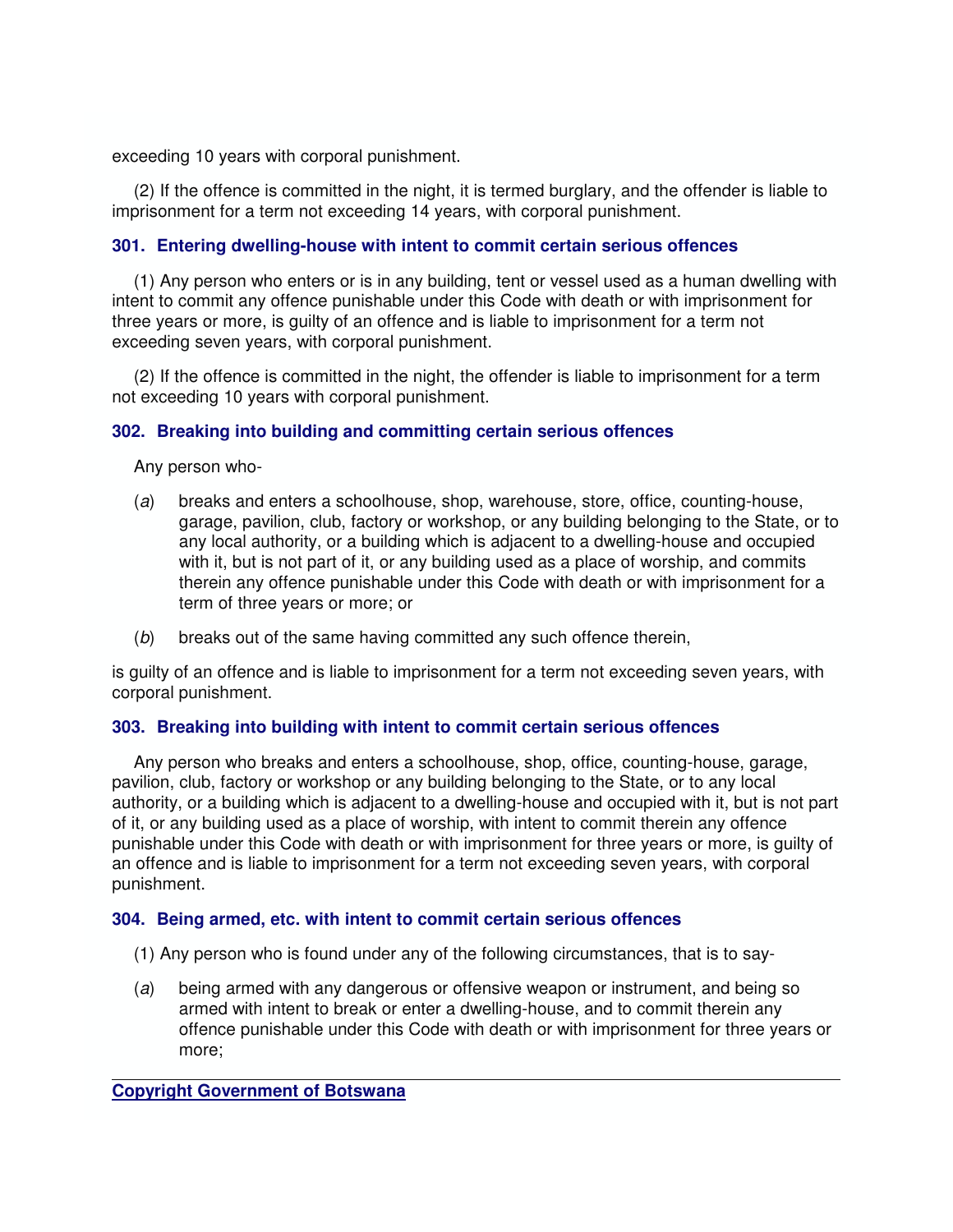exceeding 10 years with corporal punishment.

(2) If the offence is committed in the night, it is termed burglary, and the offender is liable to imprisonment for a term not exceeding 14 years, with corporal punishment.

### 301. Entering dwelling-house with intent to commit certain serious offences

(1) Any person who enters or is in any building, tent or vessel used as a human dwelling with intent to commit any offence punishable under this Code with death or with imprisonment for three years or more, is guilty of an offence and is liable to imprisonment for a term not exceeding seven years, with corporal punishment.

(2) If the offence is committed in the night, the offender is liable to imprisonment for a term not exceeding 10 years with corporal punishment.

### 302. Breaking into building and committing certain serious offences

Any person who-

(*a*) breaks and enters a schoolhouse, shop, warehouse, store, office, counting-house, garage, pavilion, club, factory or workshop, or any building belonging to the State, or to any local authority, or a building which is adjacent to a dwelling-house and occupied with it, but is not part of it, or any building used as a place of worship, and commits therein any offence punishable under this Code with death or with imprisonment for a term of three years or more; or

(*b*) breaks out of the same having committed any such offence therein,

is guilty of an offence and is liable to imprisonment for a term not exceeding seven years, with corporal punishment.

### 303. Breaking into building with intent to commit certain serious offences

Any person who breaks and enters a schoolhouse, shop, office, counting-house, garage, pavilion, club, factory or workshop or any building belonging to the State, or to any local authority, or a building which is adjacent to a dwelling-house and occupied with it, but is not part of it, or any building used as a place of worship, with intent to commit therein any offence punishable under this Code with death or with imprisonment for three years or more, is guilty of an offence and is liable to imprisonment for a term not exceeding seven years, with corporal punishment.

### 304. Being armed, etc. with intent to commit certain serious offences

(1) Any person who is found under any of the following circumstances, that is to say-

(*a*) being armed with any dangerous or offensive weapon or instrument, and being so armed with intent to break or enter a dwelling-house, and to commit therein any offence punishable under this Code with death or with imprisonment for three years or more;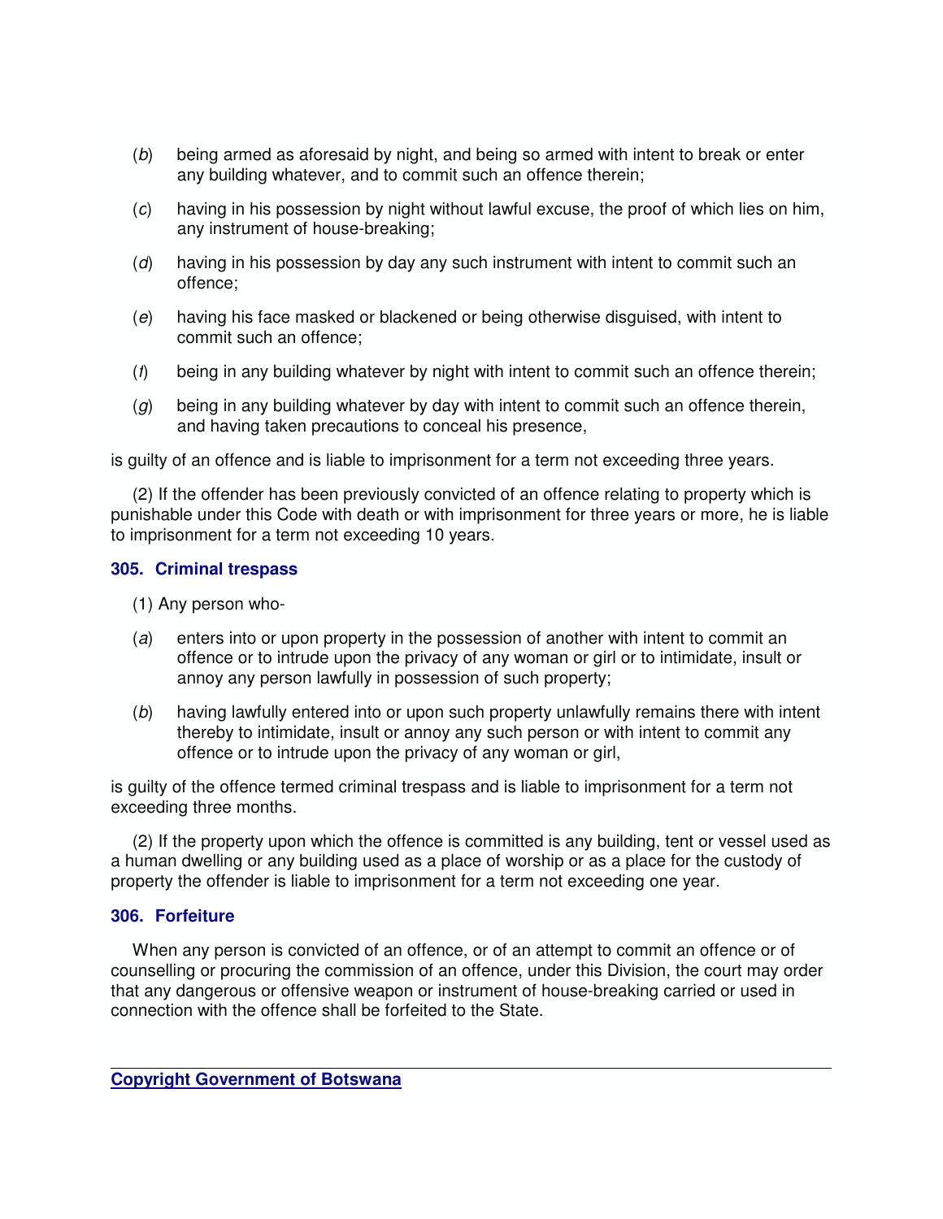(*b*) being armed as aforesaid by night, and being so armed with intent to break or enter any building whatever, and to commit such an offence therein;

(*c*) having in his possession by night without lawful excuse, the proof of which lies on him, any instrument of house-breaking;

(*d*) having in his possession by day any such instrument with intent to commit such an offence;

(*e*) having his face masked or blackened or being otherwise disguised, with intent to commit such an offence;

(*f*) being in any building whatever by night with intent to commit such an offence therein;

(*g*) being in any building whatever by day with intent to commit such an offence therein, and having taken precautions to conceal his presence,

is guilty of an offence and is liable to imprisonment for a term not exceeding three years.

(2) If the offender has been previously convicted of an offence relating to property which is punishable under this Code with death or with imprisonment for three years or more, he is liable to imprisonment for a term not exceeding 10 years.

### 305. Criminal trespass

(1) Any person who-

(*a*) enters into or upon property in the possession of another with intent to commit an offence or to intrude upon the privacy of any woman or girl or to intimidate, insult or annoy any person lawfully in possession of such property;

(*b*) having lawfully entered into or upon such property unlawfully remains there with intent thereby to intimidate, insult or annoy any such person or with intent to commit any offence or to intrude upon the privacy of any woman or girl,

is guilty of the offence termed criminal trespass and is liable to imprisonment for a term not exceeding three months.

(2) If the property upon which the offence is committed is any building, tent or vessel used as a human dwelling or any building used as a place of worship or as a place for the custody of property the offender is liable to imprisonment for a term not exceeding one year.

### 306. Forfeiture

When any person is convicted of an offence, or of an attempt to commit an offence or of counselling or procuring the commission of an offence, under this Division, the court may order that any dangerous or offensive weapon or instrument of house-breaking carried or used in connection with the offence shall be forfeited to the State.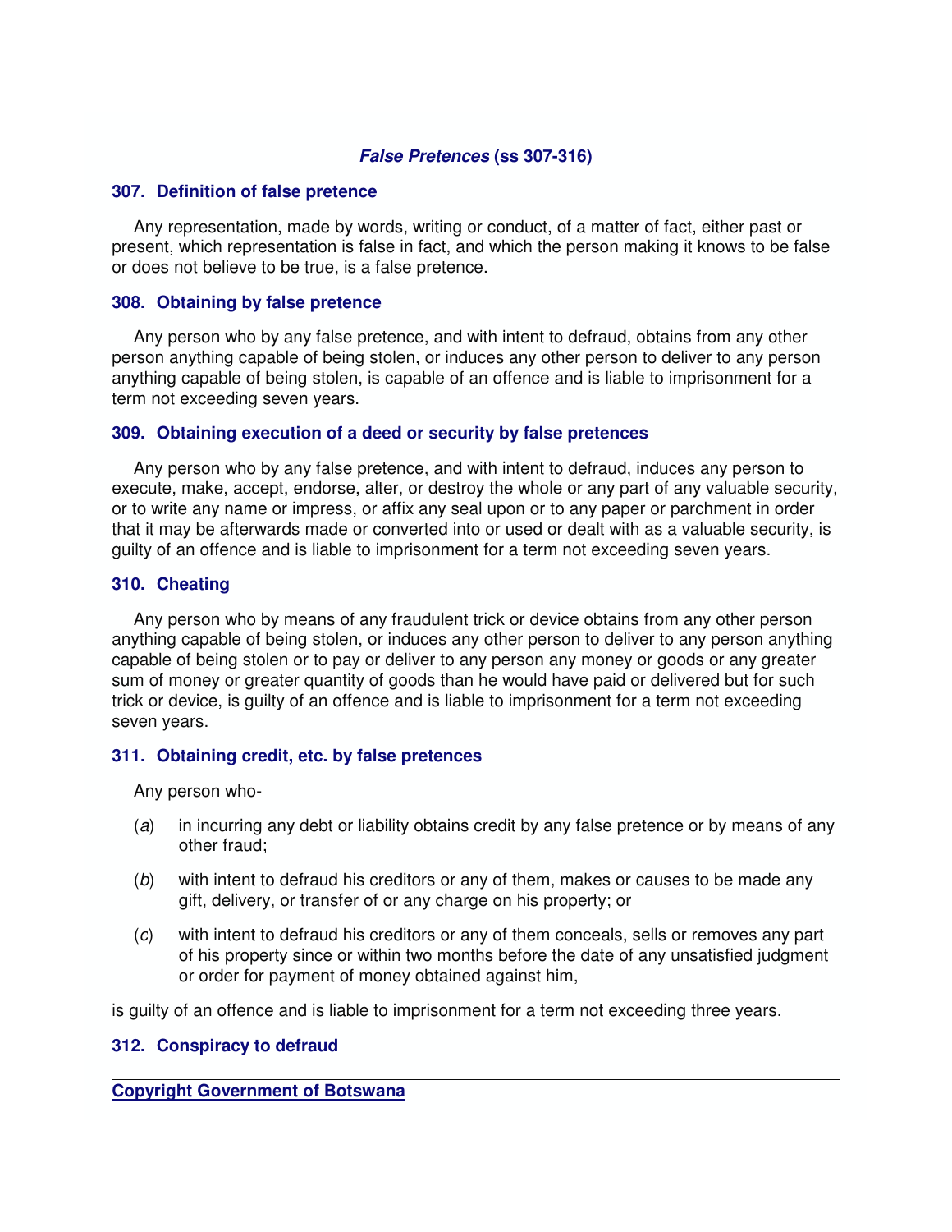## *False Pretences* (ss 307-316)

### 307. Definition of false pretence

Any representation, made by words, writing or conduct, of a matter of fact, either past or present, which representation is false in fact, and which the person making it knows to be false or does not believe to be true, is a false pretence.

### 308. Obtaining by false pretence

Any person who by any false pretence, and with intent to defraud, obtains from any other person anything capable of being stolen, or induces any other person to deliver to any person anything capable of being stolen, is capable of an offence and is liable to imprisonment for a term not exceeding seven years.

### 309. Obtaining execution of a deed or security by false pretences

Any person who by any false pretence, and with intent to defraud, induces any person to execute, make, accept, endorse, alter, or destroy the whole or any part of any valuable security, or to write any name or impress, or affix any seal upon or to any paper or parchment in order that it may be afterwards made or converted into or used or dealt with as a valuable security, is guilty of an offence and is liable to imprisonment for a term not exceeding seven years.

### 310. Cheating

Any person who by means of any fraudulent trick or device obtains from any other person anything capable of being stolen, or induces any other person to deliver to any person anything capable of being stolen or to pay or deliver to any person any money or goods or any greater sum of money or greater quantity of goods than he would have paid or delivered but for such trick or device, is guilty of an offence and is liable to imprisonment for a term not exceeding seven years.

### 311. Obtaining credit, etc. by false pretences

Any person who-

(*a*) in incurring any debt or liability obtains credit by any false pretence or by means of any other fraud;

(*b*) with intent to defraud his creditors or any of them, makes or causes to be made any gift, delivery, or transfer of or any charge on his property; or

(*c*) with intent to defraud his creditors or any of them conceals, sells or removes any part of his property since or within two months before the date of any unsatisfied judgment or order for payment of money obtained against him,

is guilty of an offence and is liable to imprisonment for a term not exceeding three years.

### 312. Conspiracy to defraud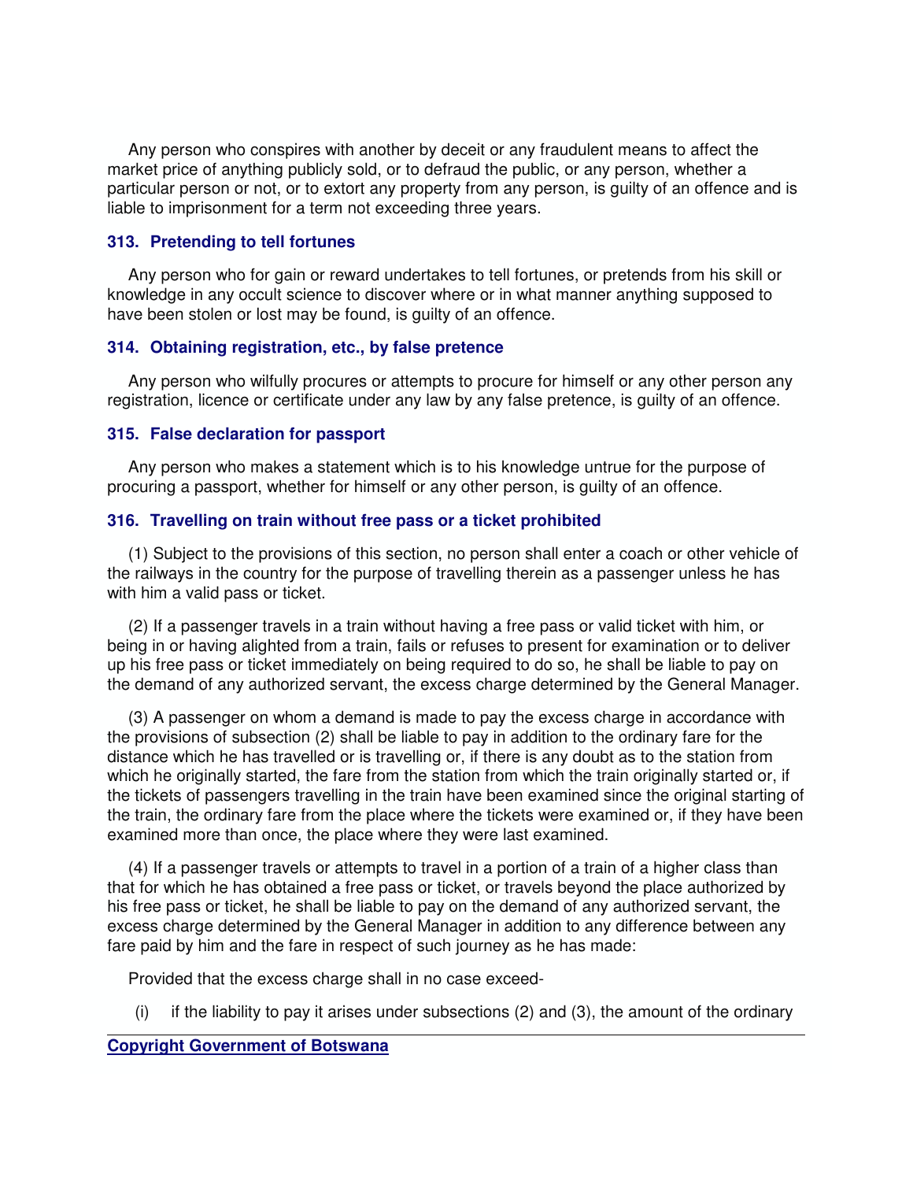Any person who conspires with another by deceit or any fraudulent means to affect the market price of anything publicly sold, or to defraud the public, or any person, whether a particular person or not, or to extort any property from any person, is guilty of an offence and is liable to imprisonment for a term not exceeding three years.

### 313. Pretending to tell fortunes

Any person who for gain or reward undertakes to tell fortunes, or pretends from his skill or knowledge in any occult science to discover where or in what manner anything supposed to have been stolen or lost may be found, is guilty of an offence.

### 314. Obtaining registration, etc., by false pretence

Any person who wilfully procures or attempts to procure for himself or any other person any registration, licence or certificate under any law by any false pretence, is guilty of an offence.

### 315. False declaration for passport

Any person who makes a statement which is to his knowledge untrue for the purpose of procuring a passport, whether for himself or any other person, is guilty of an offence.

### 316. Travelling on train without free pass or a ticket prohibited

(1) Subject to the provisions of this section, no person shall enter a coach or other vehicle of the railways in the country for the purpose of travelling therein as a passenger unless he has with him a valid pass or ticket.

(2) If a passenger travels in a train without having a free pass or valid ticket with him, or being in or having alighted from a train, fails or refuses to present for examination or to deliver up his free pass or ticket immediately on being required to do so, he shall be liable to pay on the demand of any authorized servant, the excess charge determined by the General Manager.

(3) A passenger on whom a demand is made to pay the excess charge in accordance with the provisions of subsection (2) shall be liable to pay in addition to the ordinary fare for the distance which he has travelled or is travelling or, if there is any doubt as to the station from which he originally started, the fare from the station from which the train originally started or, if the tickets of passengers travelling in the train have been examined since the original starting of the train, the ordinary fare from the place where the tickets were examined or, if they have been examined more than once, the place where they were last examined.

(4) If a passenger travels or attempts to travel in a portion of a train of a higher class than that for which he has obtained a free pass or ticket, or travels beyond the place authorized by his free pass or ticket, he shall be liable to pay on the demand of any authorized servant, the excess charge determined by the General Manager in addition to any difference between any fare paid by him and the fare in respect of such journey as he has made:

Provided that the excess charge shall in no case exceed-

(i) if the liability to pay it arises under subsections (2) and (3), the amount of the ordinary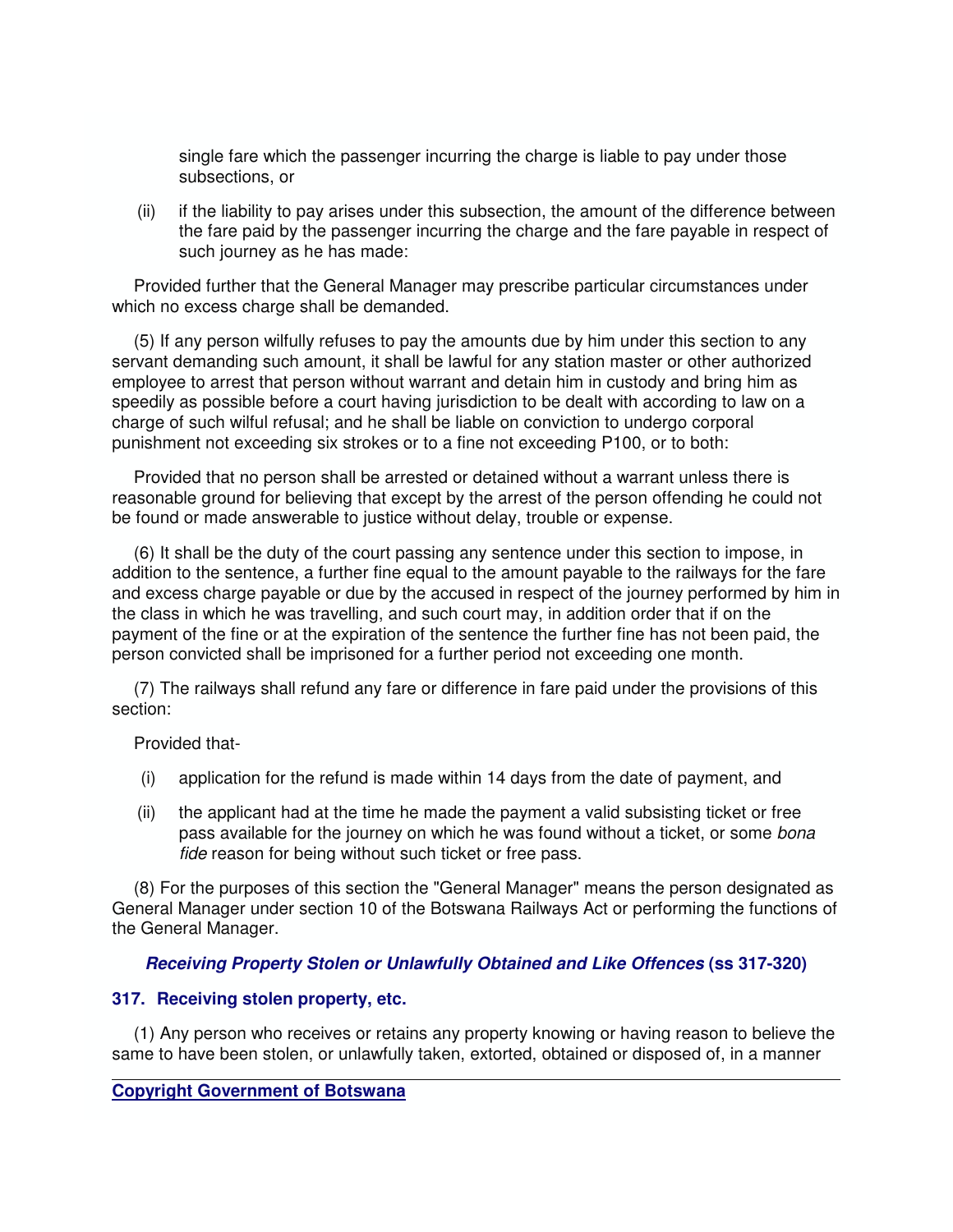single fare which the passenger incurring the charge is liable to pay under those subsections, or

(ii) if the liability to pay arises under this subsection, the amount of the difference between the fare paid by the passenger incurring the charge and the fare payable in respect of such journey as he has made:

Provided further that the General Manager may prescribe particular circumstances under which no excess charge shall be demanded.

(5) If any person wilfully refuses to pay the amounts due by him under this section to any servant demanding such amount, it shall be lawful for any station master or other authorized employee to arrest that person without warrant and detain him in custody and bring him as speedily as possible before a court having jurisdiction to be dealt with according to law on a charge of such wilful refusal; and he shall be liable on conviction to undergo corporal punishment not exceeding six strokes or to a fine not exceeding P100, or to both:

Provided that no person shall be arrested or detained without a warrant unless there is reasonable ground for believing that except by the arrest of the person offending he could not be found or made answerable to justice without delay, trouble or expense.

(6) It shall be the duty of the court passing any sentence under this section to impose, in addition to the sentence, a further fine equal to the amount payable to the railways for the fare and excess charge payable or due by the accused in respect of the journey performed by him in the class in which he was travelling, and such court may, in addition order that if on the payment of the fine or at the expiration of the sentence the further fine has not been paid, the person convicted shall be imprisoned for a further period not exceeding one month.

(7) The railways shall refund any fare or difference in fare paid under the provisions of this section:

Provided that-

(i) application for the refund is made within 14 days from the date of payment, and

(ii) the applicant had at the time he made the payment a valid subsisting ticket or free pass available for the journey on which he was found without a ticket, or some *bona fide* reason for being without such ticket or free pass.

(8) For the purposes of this section the "General Manager" means the person designated as General Manager under section 10 of the Botswana Railways Act or performing the functions of the General Manager.

### *Receiving Property Stolen or Unlawfully Obtained and Like Offences* (ss 317-320)

### 317. Receiving stolen property, etc.

(1) Any person who receives or retains any property knowing or having reason to believe the same to have been stolen, or unlawfully taken, extorted, obtained or disposed of, in a manner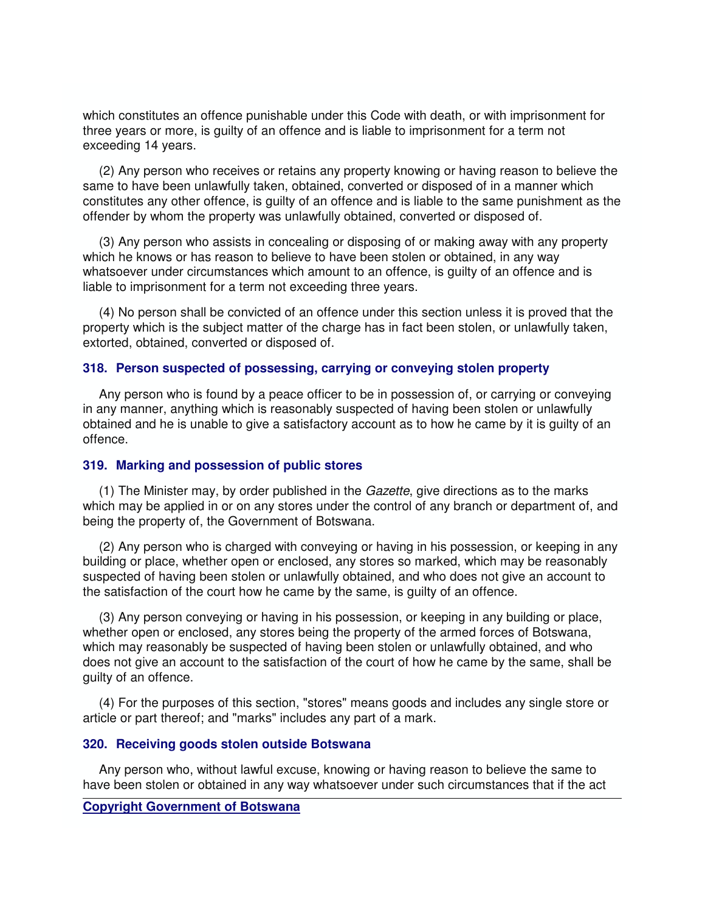which constitutes an offence punishable under this Code with death, or with imprisonment for three years or more, is guilty of an offence and is liable to imprisonment for a term not exceeding 14 years.

(2) Any person who receives or retains any property knowing or having reason to believe the same to have been unlawfully taken, obtained, converted or disposed of in a manner which constitutes any other offence, is guilty of an offence and is liable to the same punishment as the offender by whom the property was unlawfully obtained, converted or disposed of.

(3) Any person who assists in concealing or disposing of or making away with any property which he knows or has reason to believe to have been stolen or obtained, in any way whatsoever under circumstances which amount to an offence, is guilty of an offence and is liable to imprisonment for a term not exceeding three years.

(4) No person shall be convicted of an offence under this section unless it is proved that the property which is the subject matter of the charge has in fact been stolen, or unlawfully taken, extorted, obtained, converted or disposed of.

### 318. Person suspected of possessing, carrying or conveying stolen property

Any person who is found by a peace officer to be in possession of, or carrying or conveying in any manner, anything which is reasonably suspected of having been stolen or unlawfully obtained and he is unable to give a satisfactory account as to how he came by it is guilty of an offence.

### 319. Marking and possession of public stores

(1) The Minister may, by order published in the *Gazette*, give directions as to the marks which may be applied in or on any stores under the control of any branch or department of, and being the property of, the Government of Botswana.

(2) Any person who is charged with conveying or having in his possession, or keeping in any building or place, whether open or enclosed, any stores so marked, which may be reasonably suspected of having been stolen or unlawfully obtained, and who does not give an account to the satisfaction of the court how he came by the same, is guilty of an offence.

(3) Any person conveying or having in his possession, or keeping in any building or place, whether open or enclosed, any stores being the property of the armed forces of Botswana, which may reasonably be suspected of having been stolen or unlawfully obtained, and who does not give an account to the satisfaction of the court of how he came by the same, shall be guilty of an offence.

(4) For the purposes of this section, "stores" means goods and includes any single store or article or part thereof; and "marks" includes any part of a mark.

### 320. Receiving goods stolen outside Botswana

Any person who, without lawful excuse, knowing or having reason to believe the same to have been stolen or obtained in any way whatsoever under such circumstances that if the act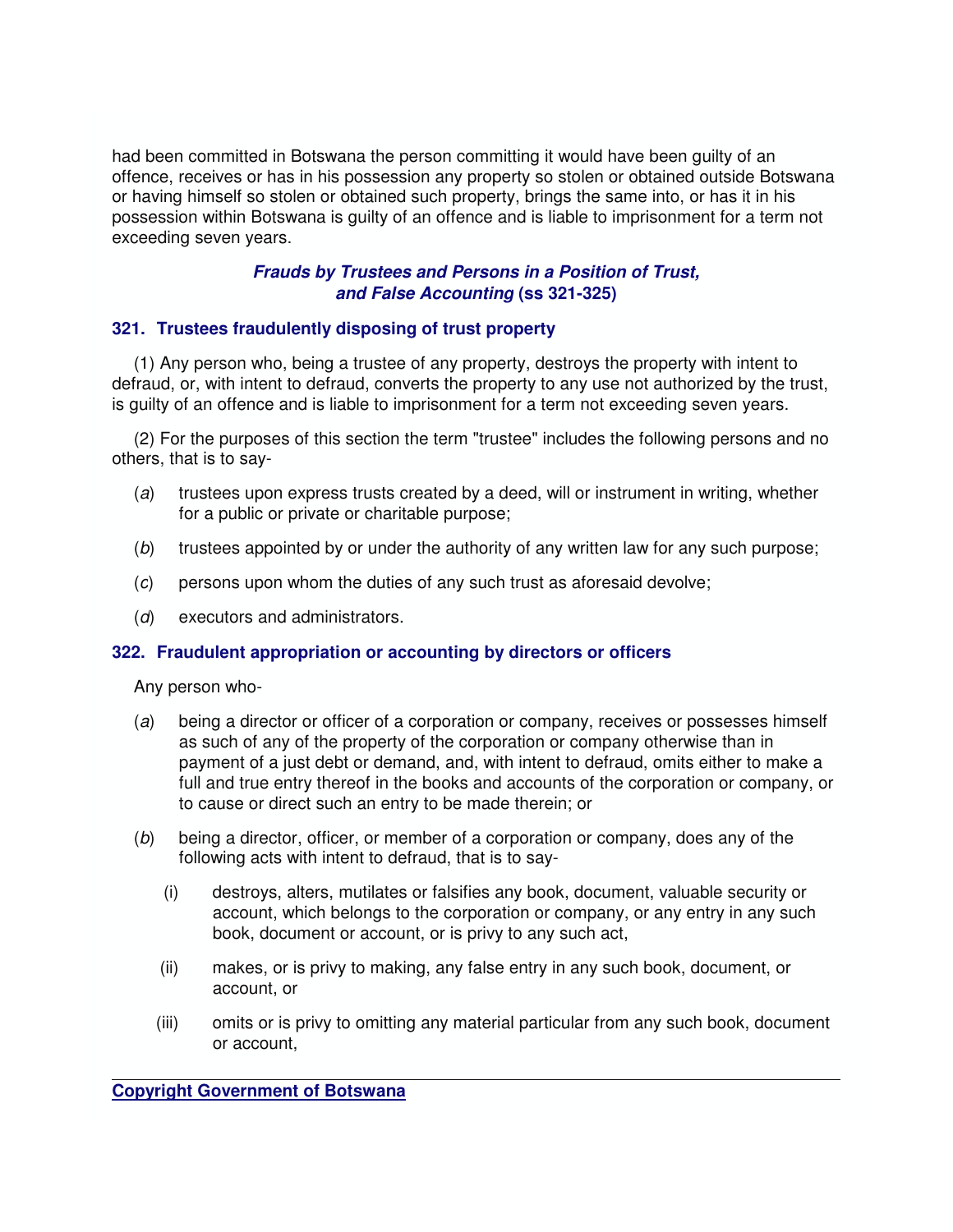had been committed in Botswana the person committing it would have been guilty of an offence, receives or has in his possession any property so stolen or obtained outside Botswana or having himself so stolen or obtained such property, brings the same into, or has it in his possession within Botswana is guilty of an offence and is liable to imprisonment for a term not exceeding seven years.

### ***Frauds by Trustees and Persons in a Position of Trust, and False Accounting*** **(ss 321-325)**

### **321. Trustees fraudulently disposing of trust property**

(1) Any person who, being a trustee of any property, destroys the property with intent to defraud, or, with intent to defraud, converts the property to any use not authorized by the trust, is guilty of an offence and is liable to imprisonment for a term not exceeding seven years.

(2) For the purposes of this section the term "trustee" includes the following persons and no others, that is to say-

(*a*) trustees upon express trusts created by a deed, will or instrument in writing, whether for a public or private or charitable purpose;

(*b*) trustees appointed by or under the authority of any written law for any such purpose;

(*c*) persons upon whom the duties of any such trust as aforesaid devolve;

(*d*) executors and administrators.

### **322. Fraudulent appropriation or accounting by directors or officers**

Any person who-

(*a*) being a director or officer of a corporation or company, receives or possesses himself as such of any of the property of the corporation or company otherwise than in payment of a just debt or demand, and, with intent to defraud, omits either to make a full and true entry thereof in the books and accounts of the corporation or company, or to cause or direct such an entry to be made therein; or

(*b*) being a director, officer, or member of a corporation or company, does any of the following acts with intent to defraud, that is to say-

(i) destroys, alters, mutilates or falsifies any book, document, valuable security or account, which belongs to the corporation or company, or any entry in any such book, document or account, or is privy to any such act,

(ii) makes, or is privy to making, any false entry in any such book, document, or account, or

(iii) omits or is privy to omitting any material particular from any such book, document or account,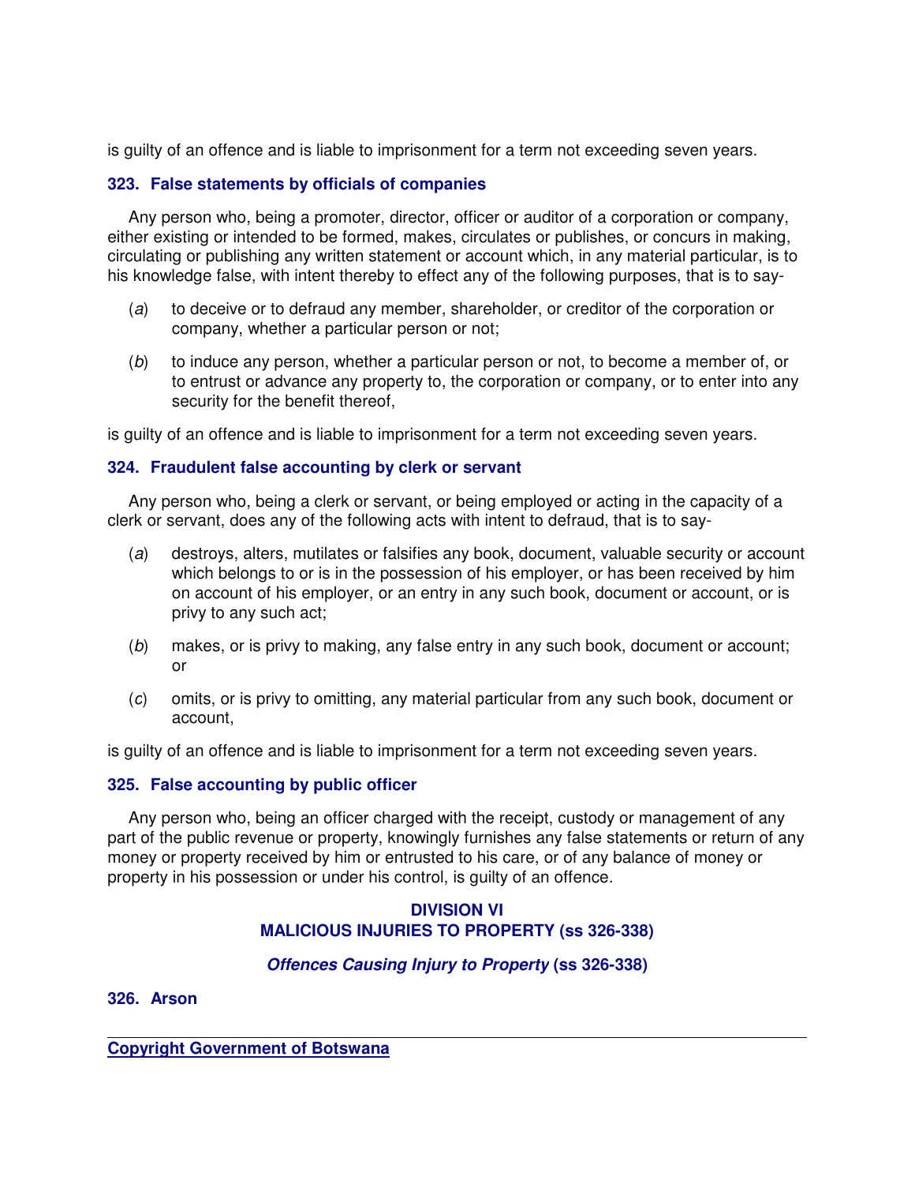is guilty of an offence and is liable to imprisonment for a term not exceeding seven years.

### 323. False statements by officials of companies

Any person who, being a promoter, director, officer or auditor of a corporation or company, either existing or intended to be formed, makes, circulates or publishes, or concurs in making, circulating or publishing any written statement or account which, in any material particular, is to his knowledge false, with intent thereby to effect any of the following purposes, that is to say-

(*a*) to deceive or to defraud any member, shareholder, or creditor of the corporation or company, whether a particular person or not;

(*b*) to induce any person, whether a particular person or not, to become a member of, or to entrust or advance any property to, the corporation or company, or to enter into any security for the benefit thereof,

is guilty of an offence and is liable to imprisonment for a term not exceeding seven years.

### 324. Fraudulent false accounting by clerk or servant

Any person who, being a clerk or servant, or being employed or acting in the capacity of a clerk or servant, does any of the following acts with intent to defraud, that is to say-

(*a*) destroys, alters, mutilates or falsifies any book, document, valuable security or account which belongs to or is in the possession of his employer, or has been received by him on account of his employer, or an entry in any such book, document or account, or is privy to any such act;

(*b*) makes, or is privy to making, any false entry in any such book, document or account; or

(*c*) omits, or is privy to omitting, any material particular from any such book, document or account,

is guilty of an offence and is liable to imprisonment for a term not exceeding seven years.

### 325. False accounting by public officer

Any person who, being an officer charged with the receipt, custody or management of any part of the public revenue or property, knowingly furnishes any false statements or return of any money or property received by him or entrusted to his care, or of any balance of money or property in his possession or under his control, is guilty of an offence.

## DIVISION VI
## MALICIOUS INJURIES TO PROPERTY (ss 326-338)

### *Offences Causing Injury to Property* (ss 326-338)

### 326. Arson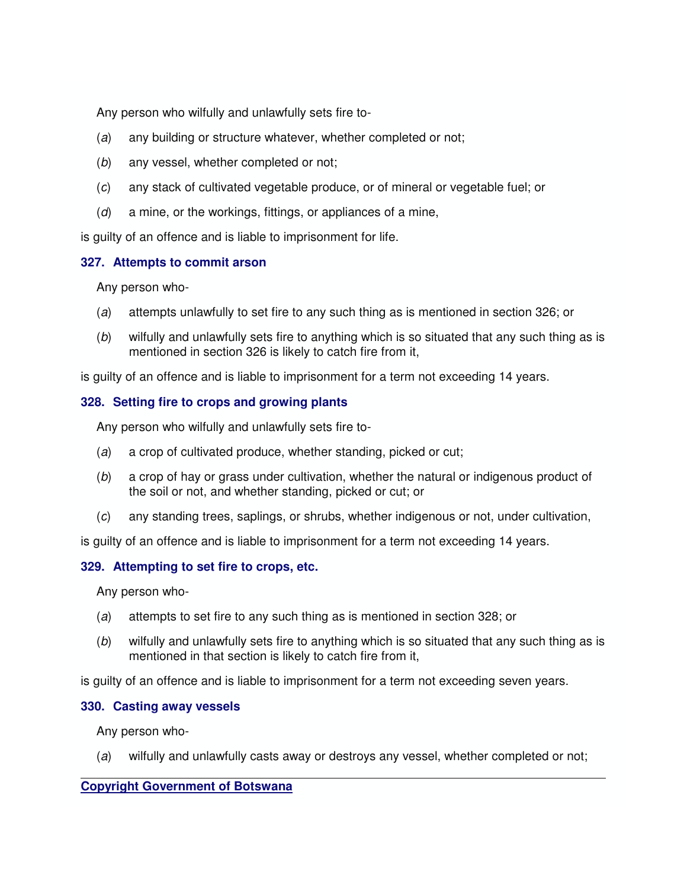Any person who wilfully and unlawfully sets fire to-

(*a*) any building or structure whatever, whether completed or not;

(*b*) any vessel, whether completed or not;

(*c*) any stack of cultivated vegetable produce, or of mineral or vegetable fuel; or

(*d*) a mine, or the workings, fittings, or appliances of a mine,

is guilty of an offence and is liable to imprisonment for life.

### 327. Attempts to commit arson

Any person who-

(*a*) attempts unlawfully to set fire to any such thing as is mentioned in section 326; or

(*b*) wilfully and unlawfully sets fire to anything which is so situated that any such thing as is mentioned in section 326 is likely to catch fire from it,

is guilty of an offence and is liable to imprisonment for a term not exceeding 14 years.

### 328. Setting fire to crops and growing plants

Any person who wilfully and unlawfully sets fire to-

(*a*) a crop of cultivated produce, whether standing, picked or cut;

(*b*) a crop of hay or grass under cultivation, whether the natural or indigenous product of the soil or not, and whether standing, picked or cut; or

(*c*) any standing trees, saplings, or shrubs, whether indigenous or not, under cultivation,

is guilty of an offence and is liable to imprisonment for a term not exceeding 14 years.

### 329. Attempting to set fire to crops, etc.

Any person who-

(*a*) attempts to set fire to any such thing as is mentioned in section 328; or

(*b*) wilfully and unlawfully sets fire to anything which is so situated that any such thing as is mentioned in that section is likely to catch fire from it,

is guilty of an offence and is liable to imprisonment for a term not exceeding seven years.

### 330. Casting away vessels

Any person who-

(*a*) wilfully and unlawfully casts away or destroys any vessel, whether completed or not;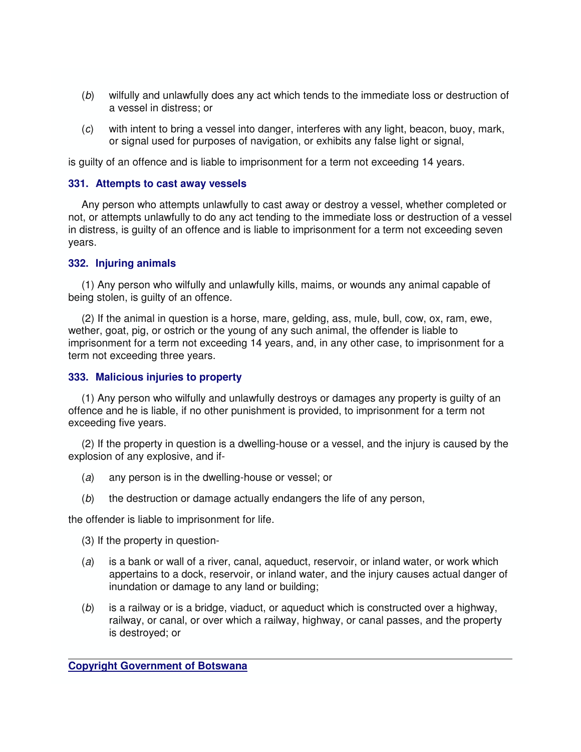(*b*) wilfully and unlawfully does any act which tends to the immediate loss or destruction of a vessel in distress; or

(*c*) with intent to bring a vessel into danger, interferes with any light, beacon, buoy, mark, or signal used for purposes of navigation, or exhibits any false light or signal,

is guilty of an offence and is liable to imprisonment for a term not exceeding 14 years.

### 331. Attempts to cast away vessels

Any person who attempts unlawfully to cast away or destroy a vessel, whether completed or not, or attempts unlawfully to do any act tending to the immediate loss or destruction of a vessel in distress, is guilty of an offence and is liable to imprisonment for a term not exceeding seven years.

### 332. Injuring animals

(1) Any person who wilfully and unlawfully kills, maims, or wounds any animal capable of being stolen, is guilty of an offence.

(2) If the animal in question is a horse, mare, gelding, ass, mule, bull, cow, ox, ram, ewe, wether, goat, pig, or ostrich or the young of any such animal, the offender is liable to imprisonment for a term not exceeding 14 years, and, in any other case, to imprisonment for a term not exceeding three years.

### 333. Malicious injuries to property

(1) Any person who wilfully and unlawfully destroys or damages any property is guilty of an offence and he is liable, if no other punishment is provided, to imprisonment for a term not exceeding five years.

(2) If the property in question is a dwelling-house or a vessel, and the injury is caused by the explosion of any explosive, and if-

(*a*) any person is in the dwelling-house or vessel; or

(*b*) the destruction or damage actually endangers the life of any person,

the offender is liable to imprisonment for life.

(3) If the property in question-

(*a*) is a bank or wall of a river, canal, aqueduct, reservoir, or inland water, or work which appertains to a dock, reservoir, or inland water, and the injury causes actual danger of inundation or damage to any land or building;

(*b*) is a railway or is a bridge, viaduct, or aqueduct which is constructed over a highway, railway, or canal, or over which a railway, highway, or canal passes, and the property is destroyed; or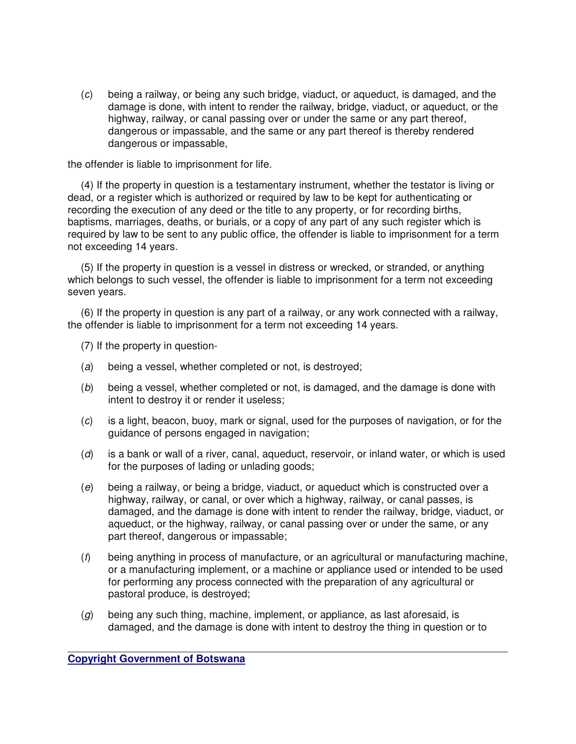(*c*) being a railway, or being any such bridge, viaduct, or aqueduct, is damaged, and the damage is done, with intent to render the railway, bridge, viaduct, or aqueduct, or the highway, railway, or canal passing over or under the same or any part thereof, dangerous or impassable, and the same or any part thereof is thereby rendered dangerous or impassable,

the offender is liable to imprisonment for life.

(4) If the property in question is a testamentary instrument, whether the testator is living or dead, or a register which is authorized or required by law to be kept for authenticating or recording the execution of any deed or the title to any property, or for recording births, baptisms, marriages, deaths, or burials, or a copy of any part of any such register which is required by law to be sent to any public office, the offender is liable to imprisonment for a term not exceeding 14 years.

(5) If the property in question is a vessel in distress or wrecked, or stranded, or anything which belongs to such vessel, the offender is liable to imprisonment for a term not exceeding seven years.

(6) If the property in question is any part of a railway, or any work connected with a railway, the offender is liable to imprisonment for a term not exceeding 14 years.

(7) If the property in question-

(*a*) being a vessel, whether completed or not, is destroyed;

(*b*) being a vessel, whether completed or not, is damaged, and the damage is done with intent to destroy it or render it useless;

(*c*) is a light, beacon, buoy, mark or signal, used for the purposes of navigation, or for the guidance of persons engaged in navigation;

(*d*) is a bank or wall of a river, canal, aqueduct, reservoir, or inland water, or which is used for the purposes of lading or unlading goods;

(*e*) being a railway, or being a bridge, viaduct, or aqueduct which is constructed over a highway, railway, or canal, or over which a highway, railway, or canal passes, is damaged, and the damage is done with intent to render the railway, bridge, viaduct, or aqueduct, or the highway, railway, or canal passing over or under the same, or any part thereof, dangerous or impassable;

(*f*) being anything in process of manufacture, or an agricultural or manufacturing machine, or a manufacturing implement, or a machine or appliance used or intended to be used for performing any process connected with the preparation of any agricultural or pastoral produce, is destroyed;

(*g*) being any such thing, machine, implement, or appliance, as last aforesaid, is damaged, and the damage is done with intent to destroy the thing in question or to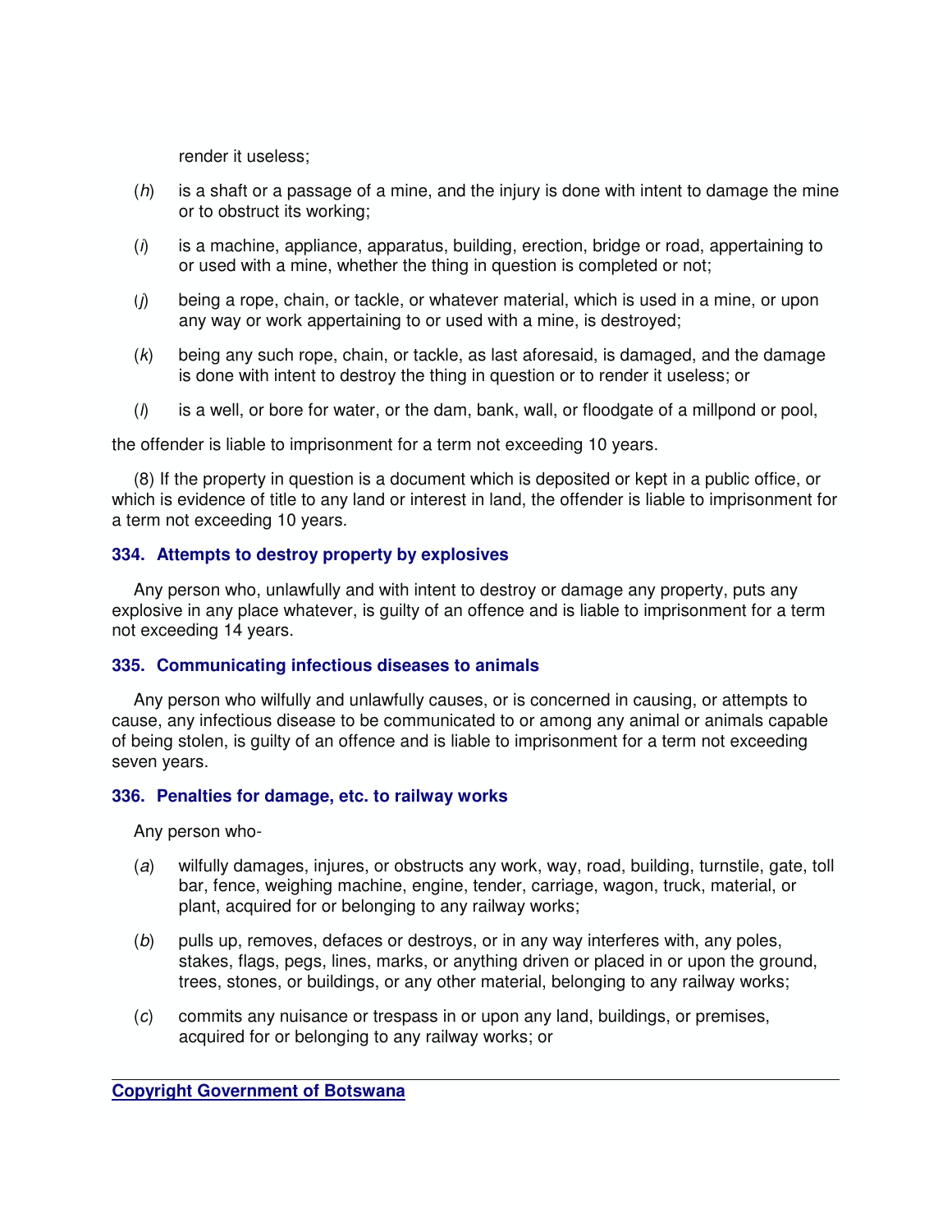render it useless;

(*h*) is a shaft or a passage of a mine, and the injury is done with intent to damage the mine or to obstruct its working;

(*i*) is a machine, appliance, apparatus, building, erection, bridge or road, appertaining to or used with a mine, whether the thing in question is completed or not;

(*j*) being a rope, chain, or tackle, or whatever material, which is used in a mine, or upon any way or work appertaining to or used with a mine, is destroyed;

(*k*) being any such rope, chain, or tackle, as last aforesaid, is damaged, and the damage is done with intent to destroy the thing in question or to render it useless; or

(*l*) is a well, or bore for water, or the dam, bank, wall, or floodgate of a millpond or pool,

the offender is liable to imprisonment for a term not exceeding 10 years.

(8) If the property in question is a document which is deposited or kept in a public office, or which is evidence of title to any land or interest in land, the offender is liable to imprisonment for a term not exceeding 10 years.

### 334. Attempts to destroy property by explosives

Any person who, unlawfully and with intent to destroy or damage any property, puts any explosive in any place whatever, is guilty of an offence and is liable to imprisonment for a term not exceeding 14 years.

### 335. Communicating infectious diseases to animals

Any person who wilfully and unlawfully causes, or is concerned in causing, or attempts to cause, any infectious disease to be communicated to or among any animal or animals capable of being stolen, is guilty of an offence and is liable to imprisonment for a term not exceeding seven years.

### 336. Penalties for damage, etc. to railway works

Any person who-

(*a*) wilfully damages, injures, or obstructs any work, way, road, building, turnstile, gate, toll bar, fence, weighing machine, engine, tender, carriage, wagon, truck, material, or plant, acquired for or belonging to any railway works;

(*b*) pulls up, removes, defaces or destroys, or in any way interferes with, any poles, stakes, flags, pegs, lines, marks, or anything driven or placed in or upon the ground, trees, stones, or buildings, or any other material, belonging to any railway works;

(*c*) commits any nuisance or trespass in or upon any land, buildings, or premises, acquired for or belonging to any railway works; or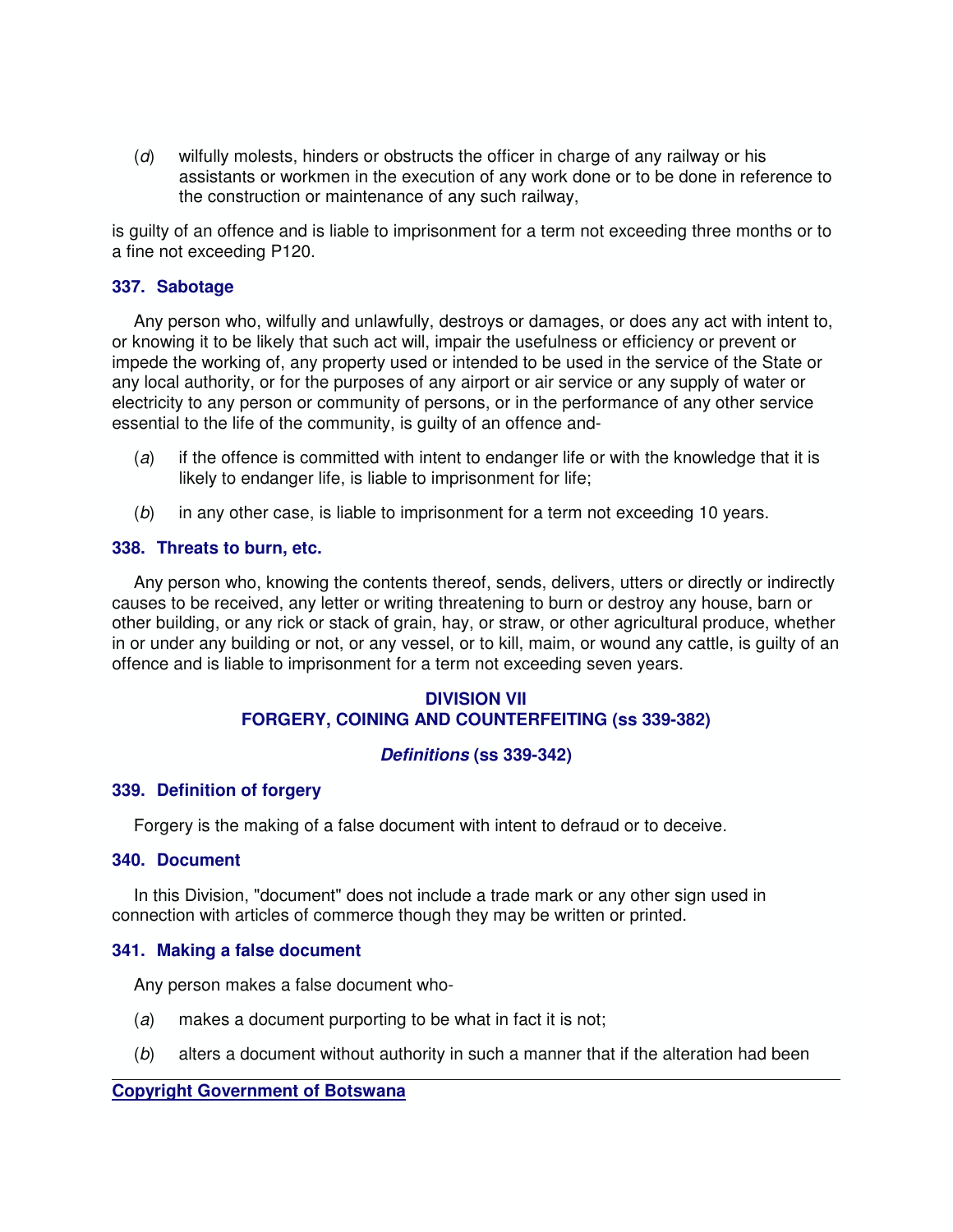(*d*) wilfully molests, hinders or obstructs the officer in charge of any railway or his assistants or workmen in the execution of any work done or to be done in reference to the construction or maintenance of any such railway,

is guilty of an offence and is liable to imprisonment for a term not exceeding three months or to a fine not exceeding P120.

### 337. Sabotage

Any person who, wilfully and unlawfully, destroys or damages, or does any act with intent to, or knowing it to be likely that such act will, impair the usefulness or efficiency or prevent or impede the working of, any property used or intended to be used in the service of the State or any local authority, or for the purposes of any airport or air service or any supply of water or electricity to any person or community of persons, or in the performance of any other service essential to the life of the community, is guilty of an offence and-

(*a*) if the offence is committed with intent to endanger life or with the knowledge that it is likely to endanger life, is liable to imprisonment for life;

(*b*) in any other case, is liable to imprisonment for a term not exceeding 10 years.

### 338. Threats to burn, etc.

Any person who, knowing the contents thereof, sends, delivers, utters or directly or indirectly causes to be received, any letter or writing threatening to burn or destroy any house, barn or other building, or any rick or stack of grain, hay, or straw, or other agricultural produce, whether in or under any building or not, or any vessel, or to kill, maim, or wound any cattle, is guilty of an offence and is liable to imprisonment for a term not exceeding seven years.

## DIVISION VII
## FORGERY, COINING AND COUNTERFEITING (ss 339-382)

### *Definitions* (ss 339-342)

### 339. Definition of forgery

Forgery is the making of a false document with intent to defraud or to deceive.

### 340. Document

In this Division, "document" does not include a trade mark or any other sign used in connection with articles of commerce though they may be written or printed.

### 341. Making a false document

Any person makes a false document who-

(*a*) makes a document purporting to be what in fact it is not;

(*b*) alters a document without authority in such a manner that if the alteration had been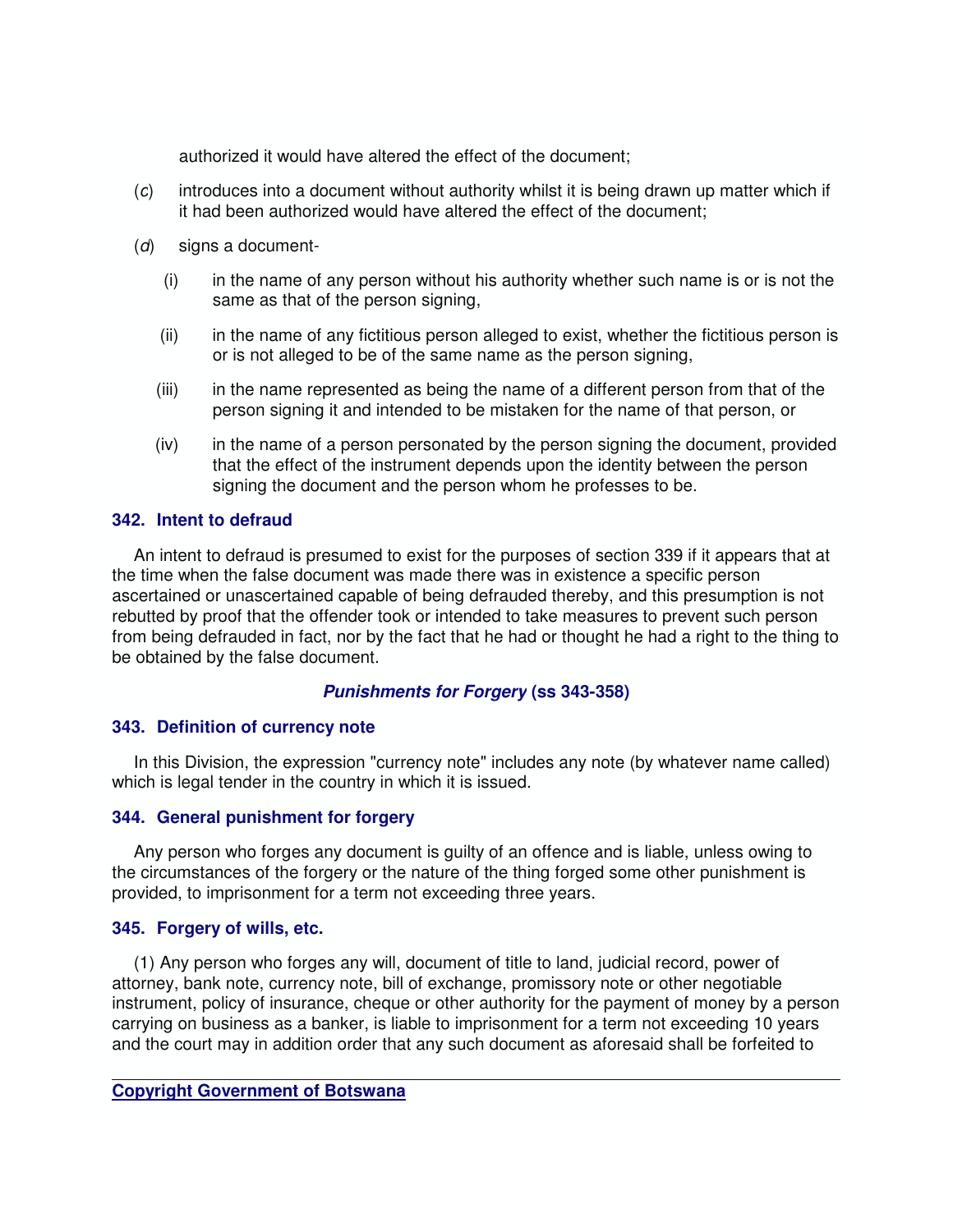authorized it would have altered the effect of the document;

(*c*) introduces into a document without authority whilst it is being drawn up matter which if it had been authorized would have altered the effect of the document;

(*d*) signs a document-

(i) in the name of any person without his authority whether such name is or is not the same as that of the person signing,

(ii) in the name of any fictitious person alleged to exist, whether the fictitious person is or is not alleged to be of the same name as the person signing,

(iii) in the name represented as being the name of a different person from that of the person signing it and intended to be mistaken for the name of that person, or

(iv) in the name of a person personated by the person signing the document, provided that the effect of the instrument depends upon the identity between the person signing the document and the person whom he professes to be.

### 342. Intent to defraud

An intent to defraud is presumed to exist for the purposes of section 339 if it appears that at the time when the false document was made there was in existence a specific person ascertained or unascertained capable of being defrauded thereby, and this presumption is not rebutted by proof that the offender took or intended to take measures to prevent such person from being defrauded in fact, nor by the fact that he had or thought he had a right to the thing to be obtained by the false document.

## ***Punishments for Forgery*** **(ss 343-358)**

### 343. Definition of currency note

In this Division, the expression "currency note" includes any note (by whatever name called) which is legal tender in the country in which it is issued.

### 344. General punishment for forgery

Any person who forges any document is guilty of an offence and is liable, unless owing to the circumstances of the forgery or the nature of the thing forged some other punishment is provided, to imprisonment for a term not exceeding three years.

### 345. Forgery of wills, etc.

(1) Any person who forges any will, document of title to land, judicial record, power of attorney, bank note, currency note, bill of exchange, promissory note or other negotiable instrument, policy of insurance, cheque or other authority for the payment of money by a person carrying on business as a banker, is liable to imprisonment for a term not exceeding 10 years and the court may in addition order that any such document as aforesaid shall be forfeited to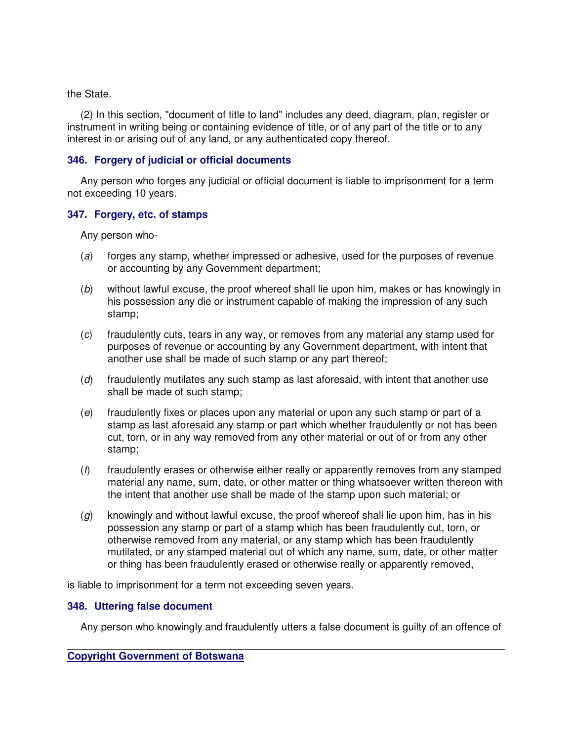the State.

(2) In this section, "document of title to land" includes any deed, diagram, plan, register or instrument in writing being or containing evidence of title, or of any part of the title or to any interest in or arising out of any land, or any authenticated copy thereof.

### 346. Forgery of judicial or official documents

Any person who forges any judicial or official document is liable to imprisonment for a term not exceeding 10 years.

### 347. Forgery, etc. of stamps

Any person who-

(*a*) forges any stamp, whether impressed or adhesive, used for the purposes of revenue or accounting by any Government department;

(*b*) without lawful excuse, the proof whereof shall lie upon him, makes or has knowingly in his possession any die or instrument capable of making the impression of any such stamp;

(*c*) fraudulently cuts, tears in any way, or removes from any material any stamp used for purposes of revenue or accounting by any Government department, with intent that another use shall be made of such stamp or any part thereof;

(*d*) fraudulently mutilates any such stamp as last aforesaid, with intent that another use shall be made of such stamp;

(*e*) fraudulently fixes or places upon any material or upon any such stamp or part of a stamp as last aforesaid any stamp or part which whether fraudulently or not has been cut, torn, or in any way removed from any other material or out of or from any other stamp;

(*f*) fraudulently erases or otherwise either really or apparently removes from any stamped material any name, sum, date, or other matter or thing whatsoever written thereon with the intent that another use shall be made of the stamp upon such material; or

(*g*) knowingly and without lawful excuse, the proof whereof shall lie upon him, has in his possession any stamp or part of a stamp which has been fraudulently cut, torn, or otherwise removed from any material, or any stamp which has been fraudulently mutilated, or any stamped material out of which any name, sum, date, or other matter or thing has been fraudulently erased or otherwise really or apparently removed,

is liable to imprisonment for a term not exceeding seven years.

### 348. Uttering false document

Any person who knowingly and fraudulently utters a false document is guilty of an offence of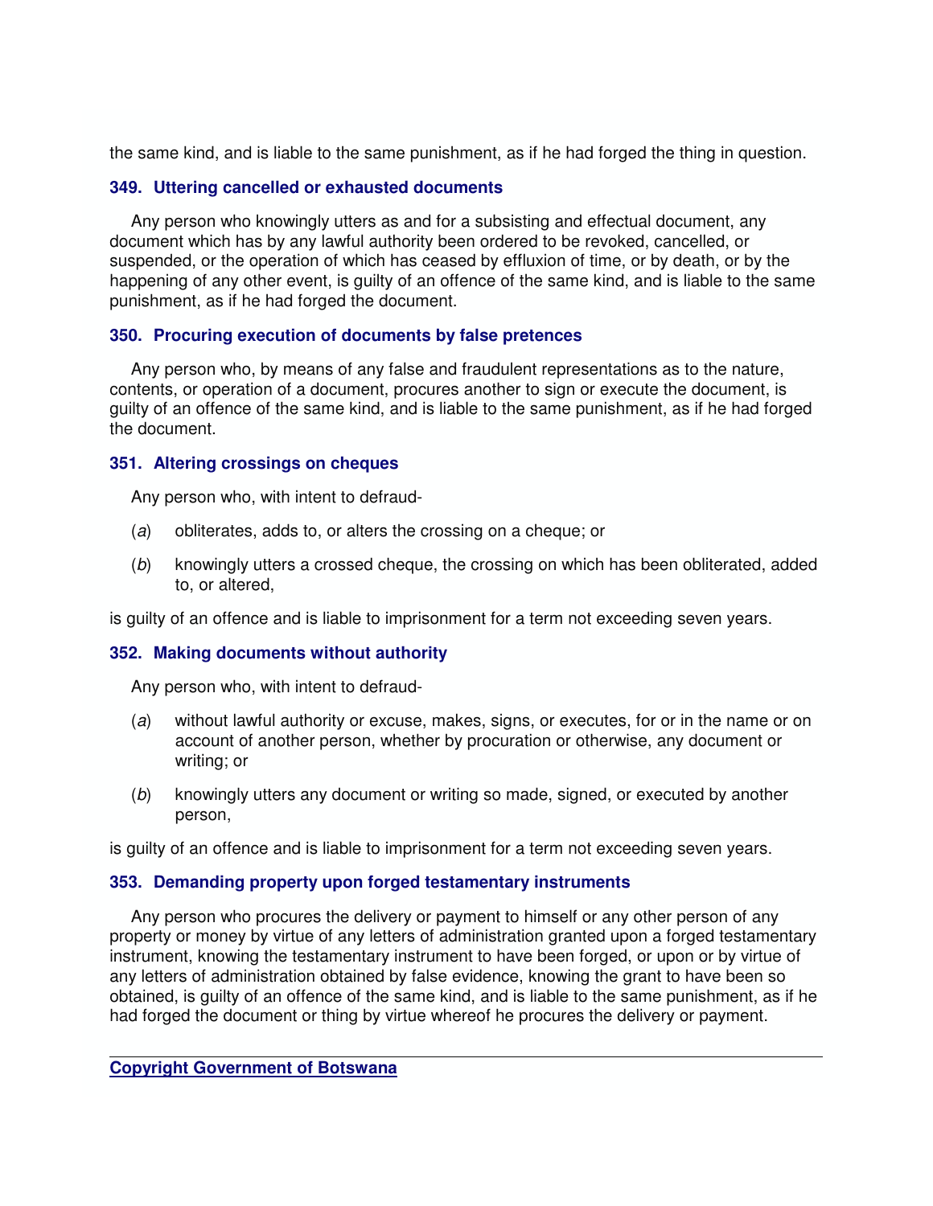the same kind, and is liable to the same punishment, as if he had forged the thing in question.

### 349. Uttering cancelled or exhausted documents

Any person who knowingly utters as and for a subsisting and effectual document, any document which has by any lawful authority been ordered to be revoked, cancelled, or suspended, or the operation of which has ceased by effluxion of time, or by death, or by the happening of any other event, is guilty of an offence of the same kind, and is liable to the same punishment, as if he had forged the document.

### 350. Procuring execution of documents by false pretences

Any person who, by means of any false and fraudulent representations as to the nature, contents, or operation of a document, procures another to sign or execute the document, is guilty of an offence of the same kind, and is liable to the same punishment, as if he had forged the document.

### 351. Altering crossings on cheques

Any person who, with intent to defraud-

(*a*) obliterates, adds to, or alters the crossing on a cheque; or

(*b*) knowingly utters a crossed cheque, the crossing on which has been obliterated, added to, or altered,

is guilty of an offence and is liable to imprisonment for a term not exceeding seven years.

### 352. Making documents without authority

Any person who, with intent to defraud-

(*a*) without lawful authority or excuse, makes, signs, or executes, for or in the name or on account of another person, whether by procuration or otherwise, any document or writing; or

(*b*) knowingly utters any document or writing so made, signed, or executed by another person,

is guilty of an offence and is liable to imprisonment for a term not exceeding seven years.

### 353. Demanding property upon forged testamentary instruments

Any person who procures the delivery or payment to himself or any other person of any property or money by virtue of any letters of administration granted upon a forged testamentary instrument, knowing the testamentary instrument to have been forged, or upon or by virtue of any letters of administration obtained by false evidence, knowing the grant to have been so obtained, is guilty of an offence of the same kind, and is liable to the same punishment, as if he had forged the document or thing by virtue whereof he procures the delivery or payment.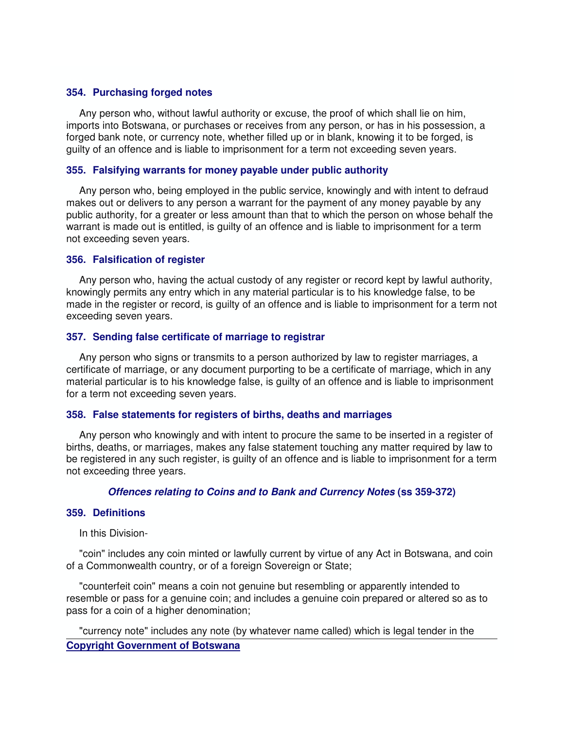### 354. Purchasing forged notes

Any person who, without lawful authority or excuse, the proof of which shall lie on him, imports into Botswana, or purchases or receives from any person, or has in his possession, a forged bank note, or currency note, whether filled up or in blank, knowing it to be forged, is guilty of an offence and is liable to imprisonment for a term not exceeding seven years.

### 355. Falsifying warrants for money payable under public authority

Any person who, being employed in the public service, knowingly and with intent to defraud makes out or delivers to any person a warrant for the payment of any money payable by any public authority, for a greater or less amount than that to which the person on whose behalf the warrant is made out is entitled, is guilty of an offence and is liable to imprisonment for a term not exceeding seven years.

### 356. Falsification of register

Any person who, having the actual custody of any register or record kept by lawful authority, knowingly permits any entry which in any material particular is to his knowledge false, to be made in the register or record, is guilty of an offence and is liable to imprisonment for a term not exceeding seven years.

### 357. Sending false certificate of marriage to registrar

Any person who signs or transmits to a person authorized by law to register marriages, a certificate of marriage, or any document purporting to be a certificate of marriage, which in any material particular is to his knowledge false, is guilty of an offence and is liable to imprisonment for a term not exceeding seven years.

### 358. False statements for registers of births, deaths and marriages

Any person who knowingly and with intent to procure the same to be inserted in a register of births, deaths, or marriages, makes any false statement touching any matter required by law to be registered in any such register, is guilty of an offence and is liable to imprisonment for a term not exceeding three years.

## *Offences relating to Coins and to Bank and Currency Notes* (ss 359-372)

### 359. Definitions

In this Division-

"coin" includes any coin minted or lawfully current by virtue of any Act in Botswana, and coin of a Commonwealth country, or of a foreign Sovereign or State;

"counterfeit coin" means a coin not genuine but resembling or apparently intended to resemble or pass for a genuine coin; and includes a genuine coin prepared or altered so as to pass for a coin of a higher denomination;

"currency note" includes any note (by whatever name called) which is legal tender in the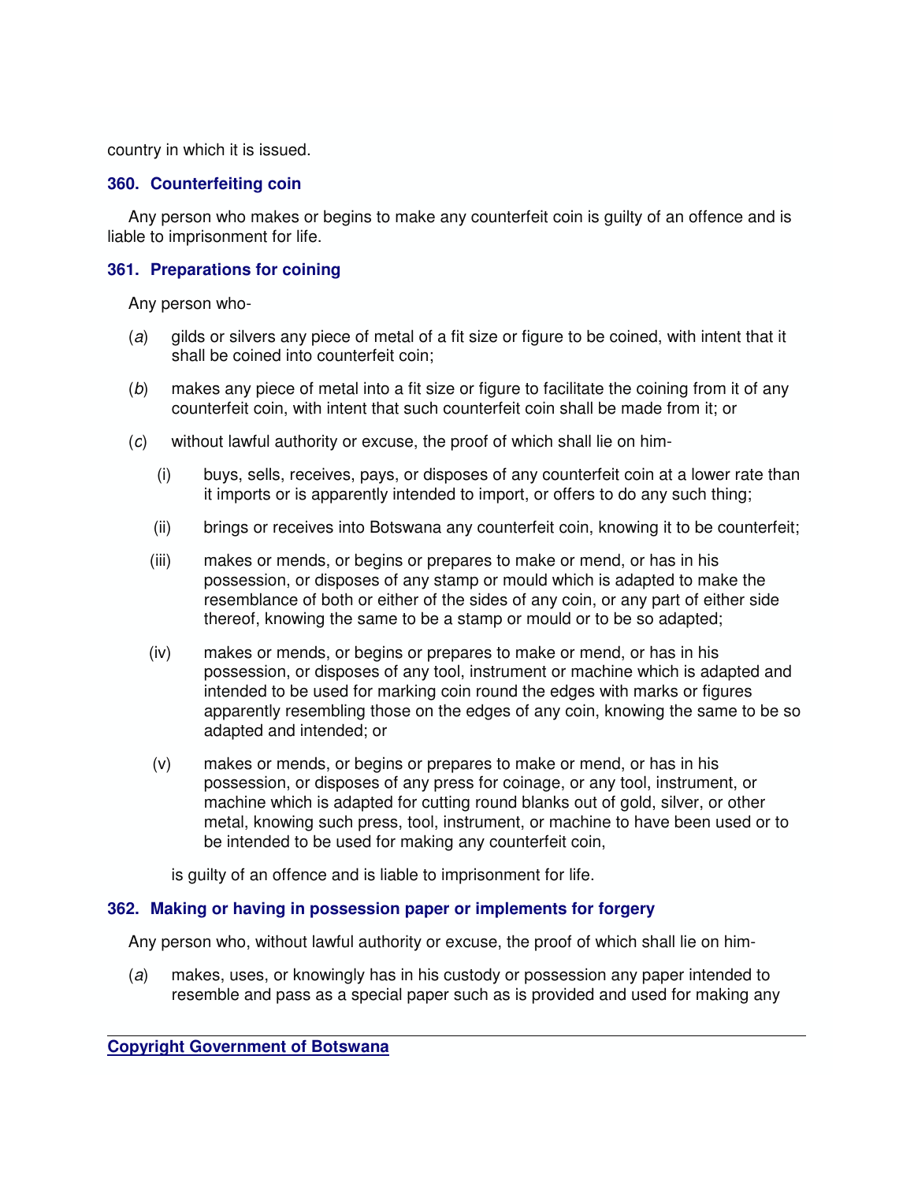country in which it is issued.

### 360. Counterfeiting coin

Any person who makes or begins to make any counterfeit coin is guilty of an offence and is liable to imprisonment for life.

### 361. Preparations for coining

Any person who-

(*a*) gilds or silvers any piece of metal of a fit size or figure to be coined, with intent that it shall be coined into counterfeit coin;

(*b*) makes any piece of metal into a fit size or figure to facilitate the coining from it of any counterfeit coin, with intent that such counterfeit coin shall be made from it; or

(*c*) without lawful authority or excuse, the proof of which shall lie on him-

(i) buys, sells, receives, pays, or disposes of any counterfeit coin at a lower rate than it imports or is apparently intended to import, or offers to do any such thing;

(ii) brings or receives into Botswana any counterfeit coin, knowing it to be counterfeit;

(iii) makes or mends, or begins or prepares to make or mend, or has in his possession, or disposes of any stamp or mould which is adapted to make the resemblance of both or either of the sides of any coin, or any part of either side thereof, knowing the same to be a stamp or mould or to be so adapted;

(iv) makes or mends, or begins or prepares to make or mend, or has in his possession, or disposes of any tool, instrument or machine which is adapted and intended to be used for marking coin round the edges with marks or figures apparently resembling those on the edges of any coin, knowing the same to be so adapted and intended; or

(v) makes or mends, or begins or prepares to make or mend, or has in his possession, or disposes of any press for coinage, or any tool, instrument, or machine which is adapted for cutting round blanks out of gold, silver, or other metal, knowing such press, tool, instrument, or machine to have been used or to be intended to be used for making any counterfeit coin,

is guilty of an offence and is liable to imprisonment for life.

### 362. Making or having in possession paper or implements for forgery

Any person who, without lawful authority or excuse, the proof of which shall lie on him-

(*a*) makes, uses, or knowingly has in his custody or possession any paper intended to resemble and pass as a special paper such as is provided and used for making any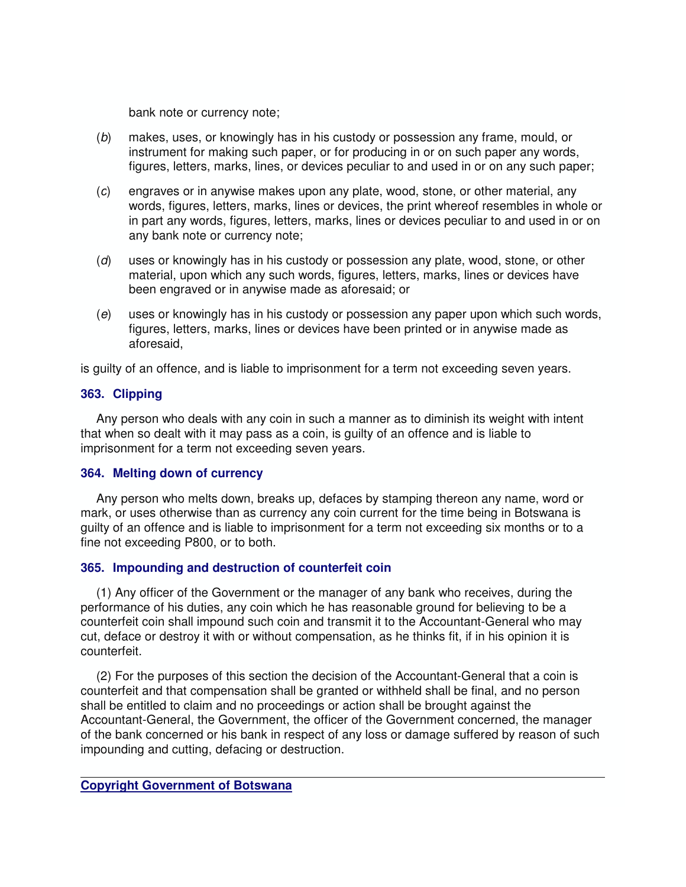bank note or currency note;

(*b*) makes, uses, or knowingly has in his custody or possession any frame, mould, or instrument for making such paper, or for producing in or on such paper any words, figures, letters, marks, lines, or devices peculiar to and used in or on any such paper;

(*c*) engraves or in anywise makes upon any plate, wood, stone, or other material, any words, figures, letters, marks, lines or devices, the print whereof resembles in whole or in part any words, figures, letters, marks, lines or devices peculiar to and used in or on any bank note or currency note;

(*d*) uses or knowingly has in his custody or possession any plate, wood, stone, or other material, upon which any such words, figures, letters, marks, lines or devices have been engraved or in anywise made as aforesaid; or

(*e*) uses or knowingly has in his custody or possession any paper upon which such words, figures, letters, marks, lines or devices have been printed or in anywise made as aforesaid,

is guilty of an offence, and is liable to imprisonment for a term not exceeding seven years.

### 363. Clipping

Any person who deals with any coin in such a manner as to diminish its weight with intent that when so dealt with it may pass as a coin, is guilty of an offence and is liable to imprisonment for a term not exceeding seven years.

### 364. Melting down of currency

Any person who melts down, breaks up, defaces by stamping thereon any name, word or mark, or uses otherwise than as currency any coin current for the time being in Botswana is guilty of an offence and is liable to imprisonment for a term not exceeding six months or to a fine not exceeding P800, or to both.

### 365. Impounding and destruction of counterfeit coin

(1) Any officer of the Government or the manager of any bank who receives, during the performance of his duties, any coin which he has reasonable ground for believing to be a counterfeit coin shall impound such coin and transmit it to the Accountant-General who may cut, deface or destroy it with or without compensation, as he thinks fit, if in his opinion it is counterfeit.

(2) For the purposes of this section the decision of the Accountant-General that a coin is counterfeit and that compensation shall be granted or withheld shall be final, and no person shall be entitled to claim and no proceedings or action shall be brought against the Accountant-General, the Government, the officer of the Government concerned, the manager of the bank concerned or his bank in respect of any loss or damage suffered by reason of such impounding and cutting, defacing or destruction.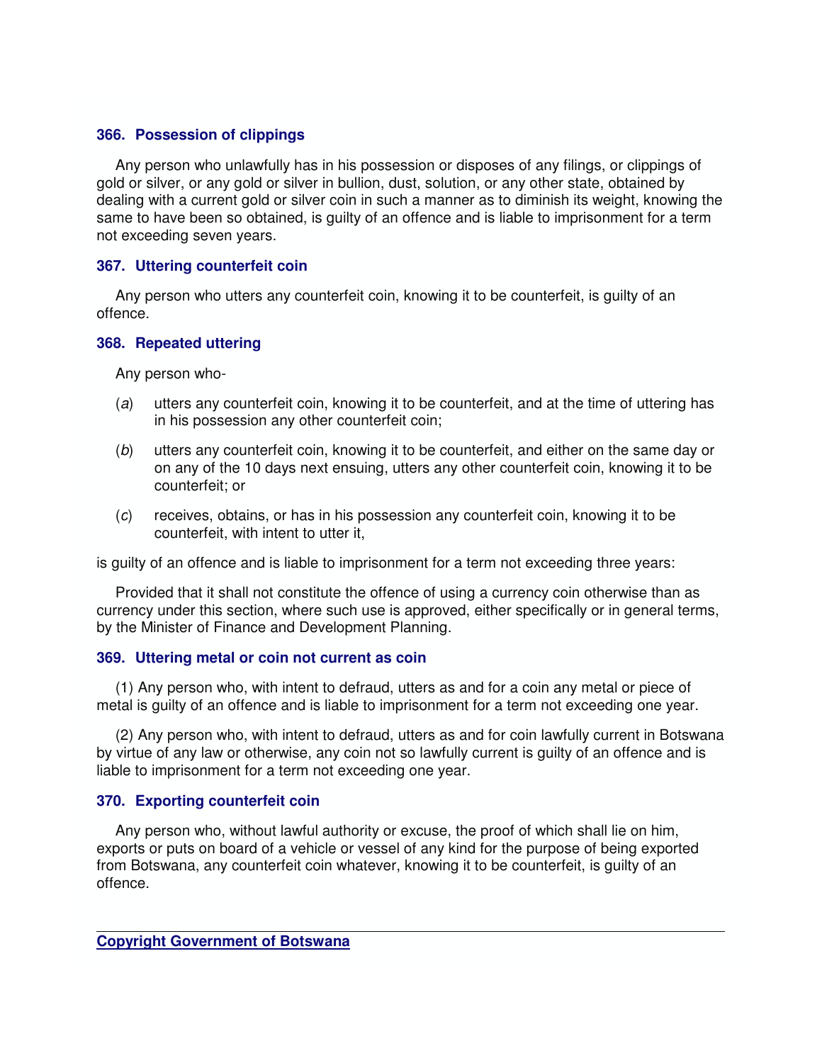### 366. Possession of clippings

Any person who unlawfully has in his possession or disposes of any filings, or clippings of gold or silver, or any gold or silver in bullion, dust, solution, or any other state, obtained by dealing with a current gold or silver coin in such a manner as to diminish its weight, knowing the same to have been so obtained, is guilty of an offence and is liable to imprisonment for a term not exceeding seven years.

### 367. Uttering counterfeit coin

Any person who utters any counterfeit coin, knowing it to be counterfeit, is guilty of an offence.

### 368. Repeated uttering

Any person who-

(*a*) utters any counterfeit coin, knowing it to be counterfeit, and at the time of uttering has in his possession any other counterfeit coin;

(*b*) utters any counterfeit coin, knowing it to be counterfeit, and either on the same day or on any of the 10 days next ensuing, utters any other counterfeit coin, knowing it to be counterfeit; or

(*c*) receives, obtains, or has in his possession any counterfeit coin, knowing it to be counterfeit, with intent to utter it,

is guilty of an offence and is liable to imprisonment for a term not exceeding three years:

Provided that it shall not constitute the offence of using a currency coin otherwise than as currency under this section, where such use is approved, either specifically or in general terms, by the Minister of Finance and Development Planning.

### 369. Uttering metal or coin not current as coin

(1) Any person who, with intent to defraud, utters as and for a coin any metal or piece of metal is guilty of an offence and is liable to imprisonment for a term not exceeding one year.

(2) Any person who, with intent to defraud, utters as and for coin lawfully current in Botswana by virtue of any law or otherwise, any coin not so lawfully current is guilty of an offence and is liable to imprisonment for a term not exceeding one year.

### 370. Exporting counterfeit coin

Any person who, without lawful authority or excuse, the proof of which shall lie on him, exports or puts on board of a vehicle or vessel of any kind for the purpose of being exported from Botswana, any counterfeit coin whatever, knowing it to be counterfeit, is guilty of an offence.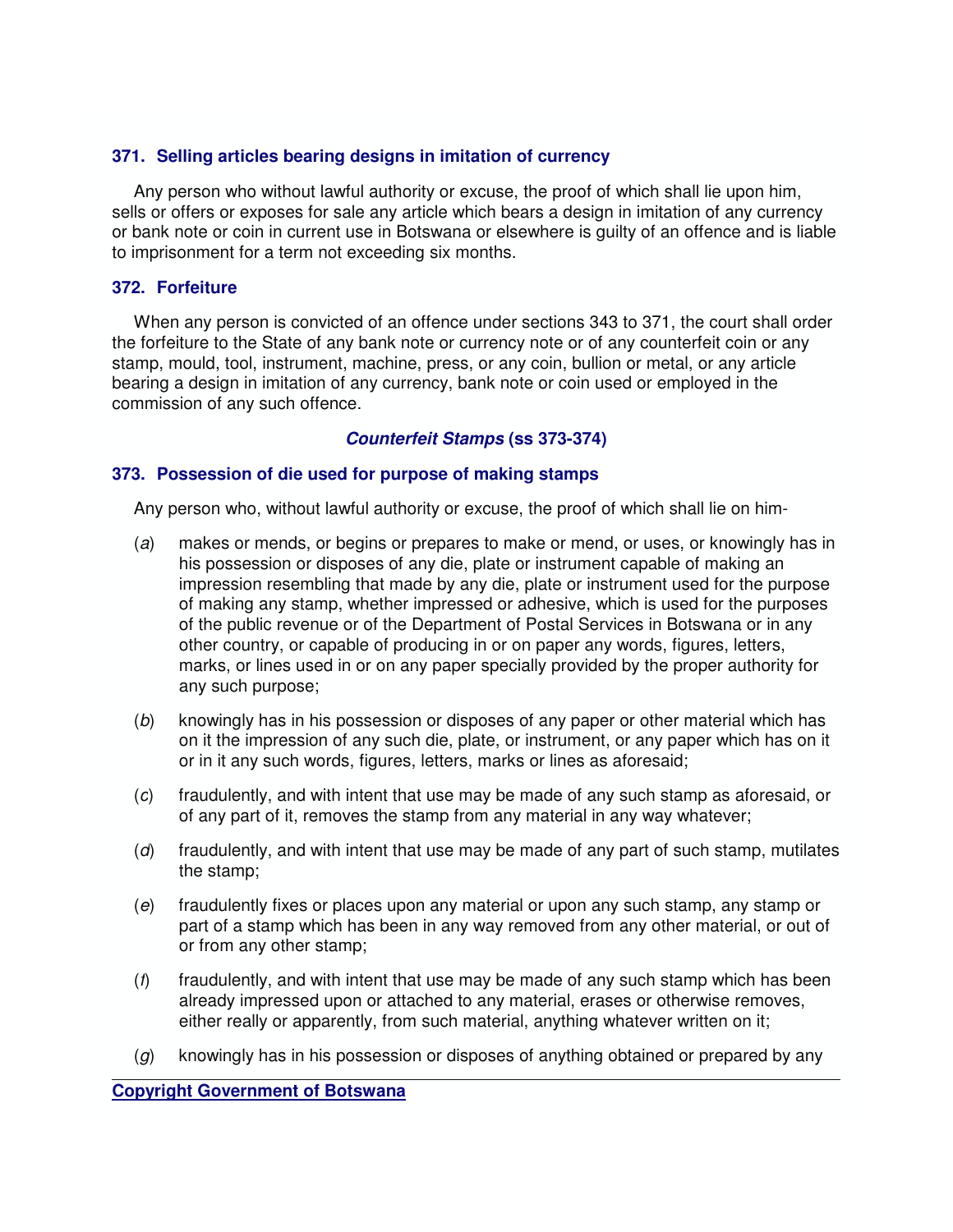### 371. Selling articles bearing designs in imitation of currency

Any person who without lawful authority or excuse, the proof of which shall lie upon him, sells or offers or exposes for sale any article which bears a design in imitation of any currency or bank note or coin in current use in Botswana or elsewhere is guilty of an offence and is liable to imprisonment for a term not exceeding six months.

### 372. Forfeiture

When any person is convicted of an offence under sections 343 to 371, the court shall order the forfeiture to the State of any bank note or currency note or of any counterfeit coin or any stamp, mould, tool, instrument, machine, press, or any coin, bullion or metal, or any article bearing a design in imitation of any currency, bank note or coin used or employed in the commission of any such offence.

## ***Counterfeit Stamps*** **(ss 373-374)**

### 373. Possession of die used for purpose of making stamps

Any person who, without lawful authority or excuse, the proof of which shall lie on him-

(*a*) makes or mends, or begins or prepares to make or mend, or uses, or knowingly has in his possession or disposes of any die, plate or instrument capable of making an impression resembling that made by any die, plate or instrument used for the purpose of making any stamp, whether impressed or adhesive, which is used for the purposes of the public revenue or of the Department of Postal Services in Botswana or in any other country, or capable of producing in or on paper any words, figures, letters, marks, or lines used in or on any paper specially provided by the proper authority for any such purpose;

(*b*) knowingly has in his possession or disposes of any paper or other material which has on it the impression of any such die, plate, or instrument, or any paper which has on it or in it any such words, figures, letters, marks or lines as aforesaid;

(*c*) fraudulently, and with intent that use may be made of any such stamp as aforesaid, or of any part of it, removes the stamp from any material in any way whatever;

(*d*) fraudulently, and with intent that use may be made of any part of such stamp, mutilates the stamp;

(*e*) fraudulently fixes or places upon any material or upon any such stamp, any stamp or part of a stamp which has been in any way removed from any other material, or out of or from any other stamp;

(*f*) fraudulently, and with intent that use may be made of any such stamp which has been already impressed upon or attached to any material, erases or otherwise removes, either really or apparently, from such material, anything whatever written on it;

(*g*) knowingly has in his possession or disposes of anything obtained or prepared by any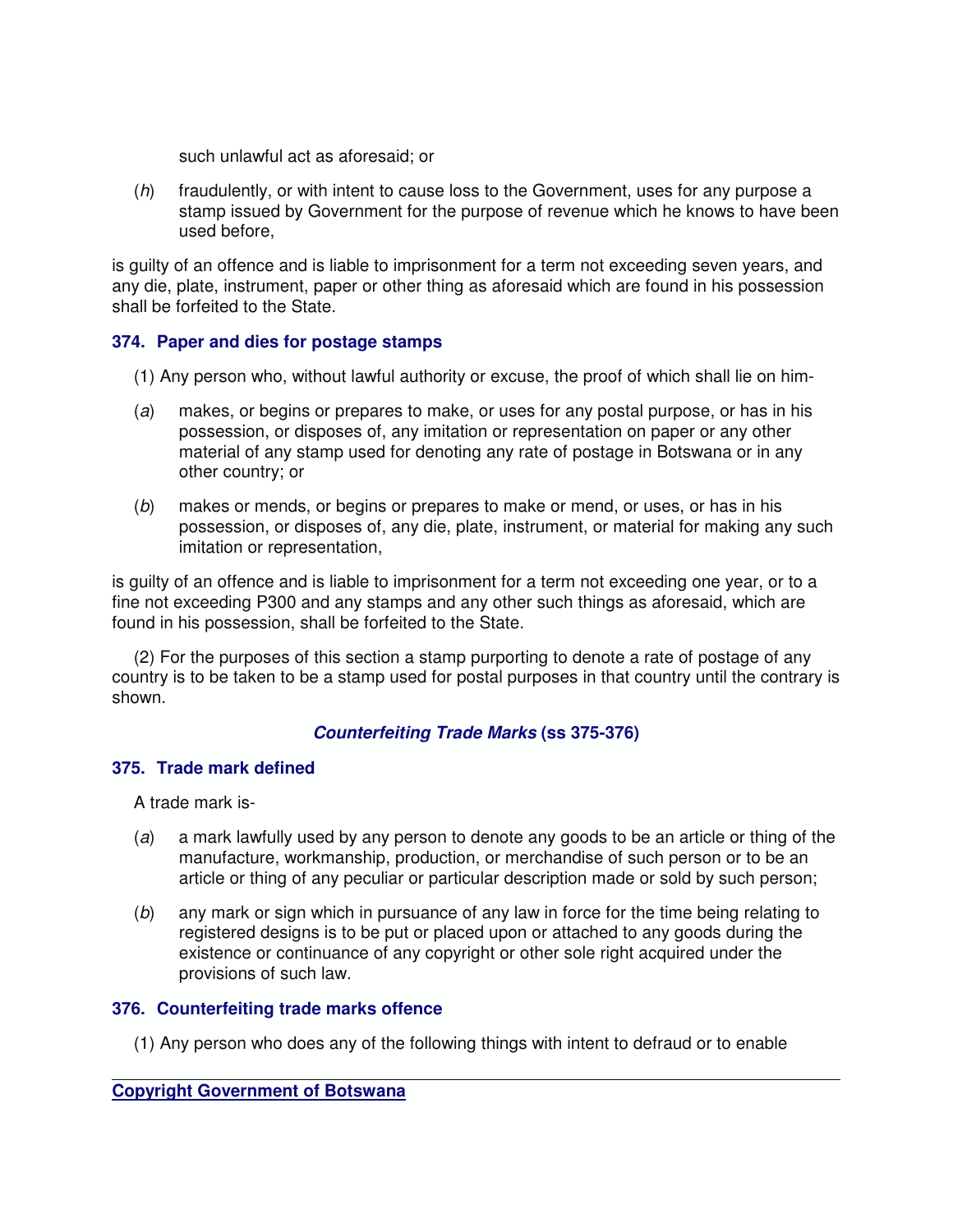such unlawful act as aforesaid; or

(*h*) fraudulently, or with intent to cause loss to the Government, uses for any purpose a stamp issued by Government for the purpose of revenue which he knows to have been used before,

is guilty of an offence and is liable to imprisonment for a term not exceeding seven years, and any die, plate, instrument, paper or other thing as aforesaid which are found in his possession shall be forfeited to the State.

### 374. Paper and dies for postage stamps

(1) Any person who, without lawful authority or excuse, the proof of which shall lie on him-

(*a*) makes, or begins or prepares to make, or uses for any postal purpose, or has in his possession, or disposes of, any imitation or representation on paper or any other material of any stamp used for denoting any rate of postage in Botswana or in any other country; or

(*b*) makes or mends, or begins or prepares to make or mend, or uses, or has in his possession, or disposes of, any die, plate, instrument, or material for making any such imitation or representation,

is guilty of an offence and is liable to imprisonment for a term not exceeding one year, or to a fine not exceeding P300 and any stamps and any other such things as aforesaid, which are found in his possession, shall be forfeited to the State.

(2) For the purposes of this section a stamp purporting to denote a rate of postage of any country is to be taken to be a stamp used for postal purposes in that country until the contrary is shown.

## ***Counterfeiting Trade Marks*** **(ss 375-376)**

### 375. Trade mark defined

A trade mark is-

(*a*) a mark lawfully used by any person to denote any goods to be an article or thing of the manufacture, workmanship, production, or merchandise of such person or to be an article or thing of any peculiar or particular description made or sold by such person;

(*b*) any mark or sign which in pursuance of any law in force for the time being relating to registered designs is to be put or placed upon or attached to any goods during the existence or continuance of any copyright or other sole right acquired under the provisions of such law.

### 376. Counterfeiting trade marks offence

(1) Any person who does any of the following things with intent to defraud or to enable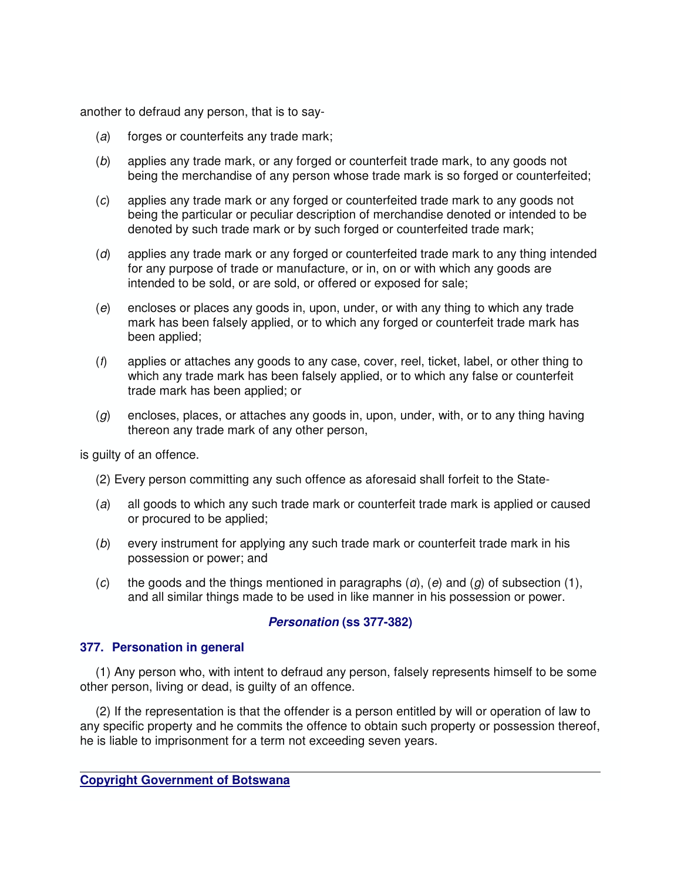another to defraud any person, that is to say-

(*a*) forges or counterfeits any trade mark;

(*b*) applies any trade mark, or any forged or counterfeit trade mark, to any goods not being the merchandise of any person whose trade mark is so forged or counterfeited;

(*c*) applies any trade mark or any forged or counterfeited trade mark to any goods not being the particular or peculiar description of merchandise denoted or intended to be denoted by such trade mark or by such forged or counterfeited trade mark;

(*d*) applies any trade mark or any forged or counterfeited trade mark to any thing intended for any purpose of trade or manufacture, or in, on or with which any goods are intended to be sold, or are sold, or offered or exposed for sale;

(*e*) encloses or places any goods in, upon, under, or with any thing to which any trade mark has been falsely applied, or to which any forged or counterfeit trade mark has been applied;

(*f*) applies or attaches any goods to any case, cover, reel, ticket, label, or other thing to which any trade mark has been falsely applied, or to which any false or counterfeit trade mark has been applied; or

(*g*) encloses, places, or attaches any goods in, upon, under, with, or to any thing having thereon any trade mark of any other person,

is guilty of an offence.

(2) Every person committing any such offence as aforesaid shall forfeit to the State-

(*a*) all goods to which any such trade mark or counterfeit trade mark is applied or caused or procured to be applied;

(*b*) every instrument for applying any such trade mark or counterfeit trade mark in his possession or power; and

(*c*) the goods and the things mentioned in paragraphs (*d*), (*e*) and (*g*) of subsection (1), and all similar things made to be used in like manner in his possession or power.

### ***Personation* (ss 377-382)**

### **377. Personation in general**

(1) Any person who, with intent to defraud any person, falsely represents himself to be some other person, living or dead, is guilty of an offence.

(2) If the representation is that the offender is a person entitled by will or operation of law to any specific property and he commits the offence to obtain such property or possession thereof, he is liable to imprisonment for a term not exceeding seven years.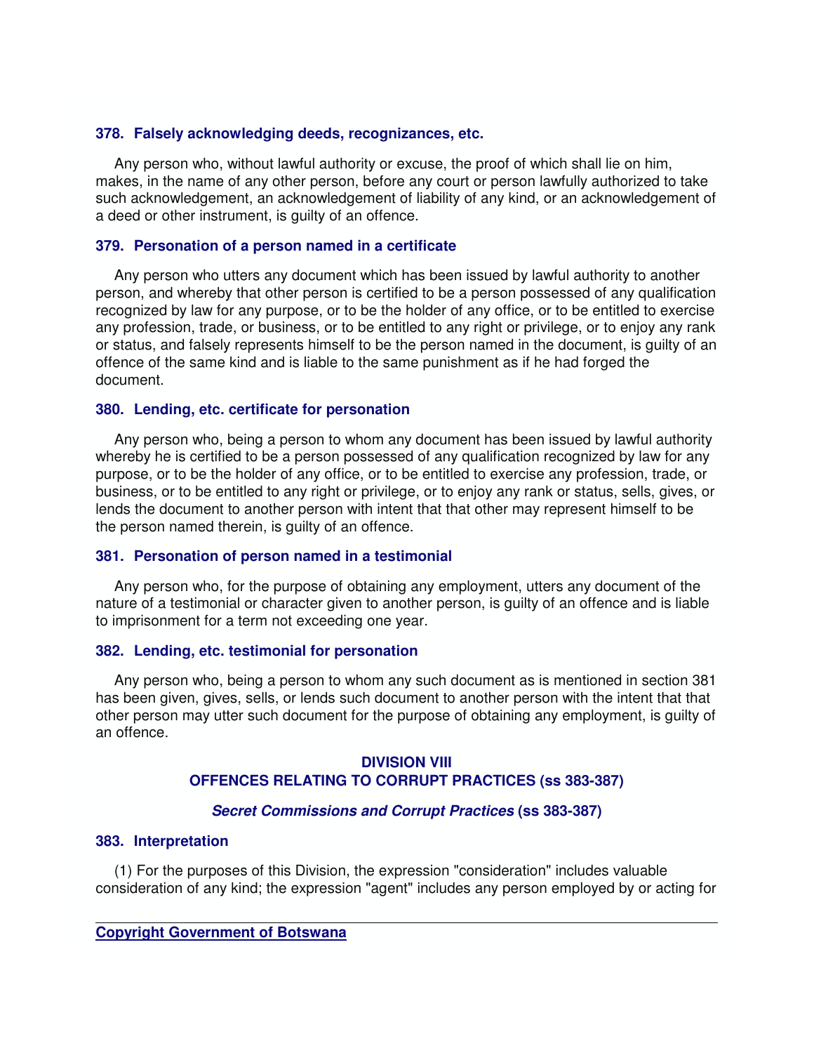### 378. Falsely acknowledging deeds, recognizances, etc.

Any person who, without lawful authority or excuse, the proof of which shall lie on him, makes, in the name of any other person, before any court or person lawfully authorized to take such acknowledgement, an acknowledgement of liability of any kind, or an acknowledgement of a deed or other instrument, is guilty of an offence.

### 379. Personation of a person named in a certificate

Any person who utters any document which has been issued by lawful authority to another person, and whereby that other person is certified to be a person possessed of any qualification recognized by law for any purpose, or to be the holder of any office, or to be entitled to exercise any profession, trade, or business, or to be entitled to any right or privilege, or to enjoy any rank or status, and falsely represents himself to be the person named in the document, is guilty of an offence of the same kind and is liable to the same punishment as if he had forged the document.

### 380. Lending, etc. certificate for personation

Any person who, being a person to whom any document has been issued by lawful authority whereby he is certified to be a person possessed of any qualification recognized by law for any purpose, or to be the holder of any office, or to be entitled to exercise any profession, trade, or business, or to be entitled to any right or privilege, or to enjoy any rank or status, sells, gives, or lends the document to another person with intent that that other may represent himself to be the person named therein, is guilty of an offence.

### 381. Personation of person named in a testimonial

Any person who, for the purpose of obtaining any employment, utters any document of the nature of a testimonial or character given to another person, is guilty of an offence and is liable to imprisonment for a term not exceeding one year.

### 382. Lending, etc. testimonial for personation

Any person who, being a person to whom any such document as is mentioned in section 381 has been given, gives, sells, or lends such document to another person with the intent that that other person may utter such document for the purpose of obtaining any employment, is guilty of an offence.

## DIVISION VIII
## OFFENCES RELATING TO CORRUPT PRACTICES (ss 383-387)

### *Secret Commissions and Corrupt Practices* (ss 383-387)

### 383. Interpretation

(1) For the purposes of this Division, the expression "consideration" includes valuable consideration of any kind; the expression "agent" includes any person employed by or acting for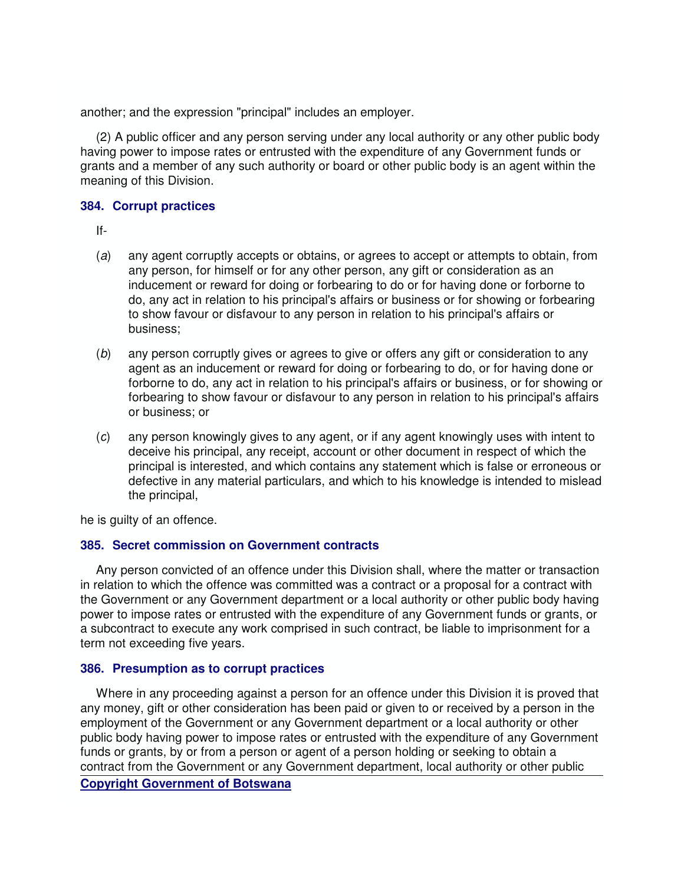another; and the expression "principal" includes an employer.

(2) A public officer and any person serving under any local authority or any other public body having power to impose rates or entrusted with the expenditure of any Government funds or grants and a member of any such authority or board or other public body is an agent within the meaning of this Division.

### 384. Corrupt practices

If-

(*a*) any agent corruptly accepts or obtains, or agrees to accept or attempts to obtain, from any person, for himself or for any other person, any gift or consideration as an inducement or reward for doing or forbearing to do or for having done or forborne to do, any act in relation to his principal's affairs or business or for showing or forbearing to show favour or disfavour to any person in relation to his principal's affairs or business;

(*b*) any person corruptly gives or agrees to give or offers any gift or consideration to any agent as an inducement or reward for doing or forbearing to do, or for having done or forborne to do, any act in relation to his principal's affairs or business, or for showing or forbearing to show favour or disfavour to any person in relation to his principal's affairs or business; or

(*c*) any person knowingly gives to any agent, or if any agent knowingly uses with intent to deceive his principal, any receipt, account or other document in respect of which the principal is interested, and which contains any statement which is false or erroneous or defective in any material particulars, and which to his knowledge is intended to mislead the principal,

he is guilty of an offence.

### 385. Secret commission on Government contracts

Any person convicted of an offence under this Division shall, where the matter or transaction in relation to which the offence was committed was a contract or a proposal for a contract with the Government or any Government department or a local authority or other public body having power to impose rates or entrusted with the expenditure of any Government funds or grants, or a subcontract to execute any work comprised in such contract, be liable to imprisonment for a term not exceeding five years.

### 386. Presumption as to corrupt practices

Where in any proceeding against a person for an offence under this Division it is proved that any money, gift or other consideration has been paid or given to or received by a person in the employment of the Government or any Government department or a local authority or other public body having power to impose rates or entrusted with the expenditure of any Government funds or grants, by or from a person or agent of a person holding or seeking to obtain a contract from the Government or any Government department, local authority or other public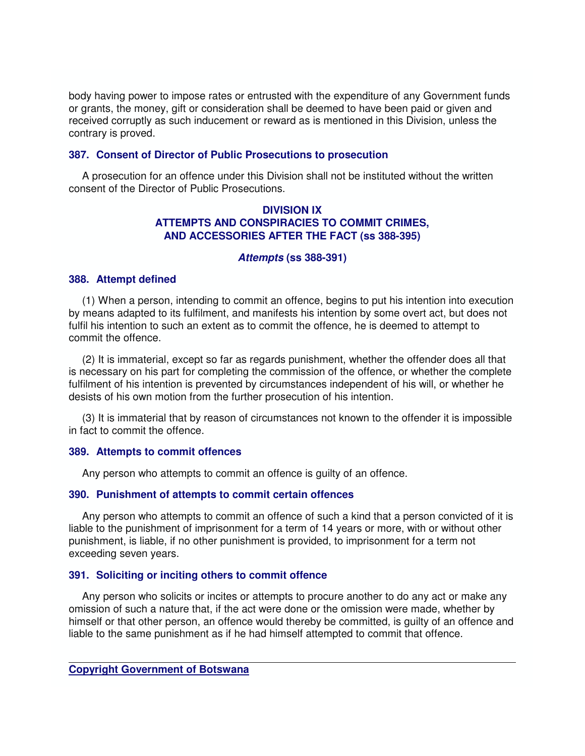body having power to impose rates or entrusted with the expenditure of any Government funds or grants, the money, gift or consideration shall be deemed to have been paid or given and received corruptly as such inducement or reward as is mentioned in this Division, unless the contrary is proved.

### 387. Consent of Director of Public Prosecutions to prosecution

A prosecution for an offence under this Division shall not be instituted without the written consent of the Director of Public Prosecutions.

## DIVISION IX
## ATTEMPTS AND CONSPIRACIES TO COMMIT CRIMES, AND ACCESSORIES AFTER THE FACT (ss 388-395)

### *Attempts* (ss 388-391)

### 388. Attempt defined

(1) When a person, intending to commit an offence, begins to put his intention into execution by means adapted to its fulfilment, and manifests his intention by some overt act, but does not fulfil his intention to such an extent as to commit the offence, he is deemed to attempt to commit the offence.

(2) It is immaterial, except so far as regards punishment, whether the offender does all that is necessary on his part for completing the commission of the offence, or whether the complete fulfilment of his intention is prevented by circumstances independent of his will, or whether he desists of his own motion from the further prosecution of his intention.

(3) It is immaterial that by reason of circumstances not known to the offender it is impossible in fact to commit the offence.

### 389. Attempts to commit offences

Any person who attempts to commit an offence is guilty of an offence.

### 390. Punishment of attempts to commit certain offences

Any person who attempts to commit an offence of such a kind that a person convicted of it is liable to the punishment of imprisonment for a term of 14 years or more, with or without other punishment, is liable, if no other punishment is provided, to imprisonment for a term not exceeding seven years.

### 391. Soliciting or inciting others to commit offence

Any person who solicits or incites or attempts to procure another to do any act or make any omission of such a nature that, if the act were done or the omission were made, whether by himself or that other person, an offence would thereby be committed, is guilty of an offence and liable to the same punishment as if he had himself attempted to commit that offence.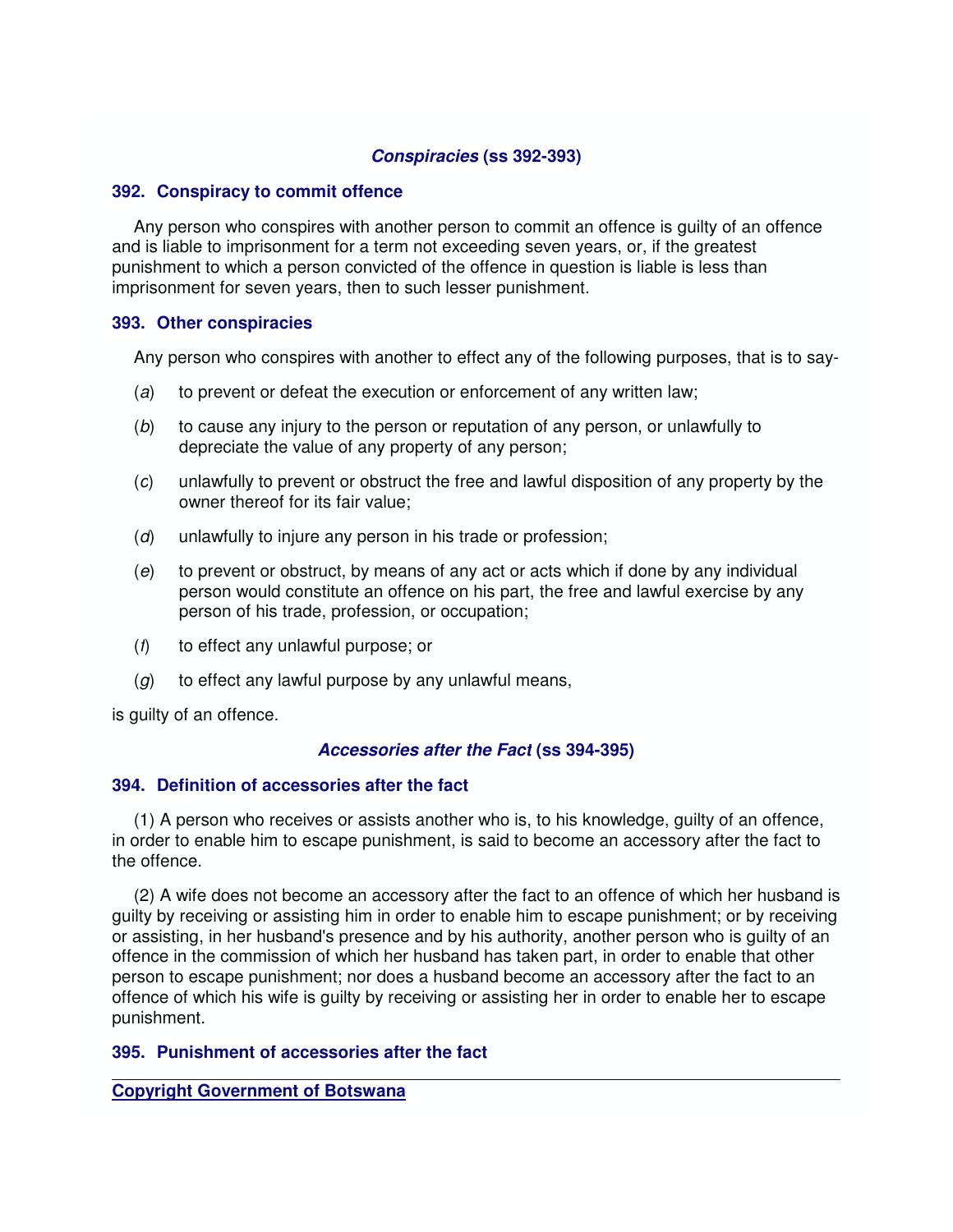### ***Conspiracies* (ss 392-393)**

#### **392. Conspiracy to commit offence**

Any person who conspires with another person to commit an offence is guilty of an offence and is liable to imprisonment for a term not exceeding seven years, or, if the greatest punishment to which a person convicted of the offence in question is liable is less than imprisonment for seven years, then to such lesser punishment.

#### **393. Other conspiracies**

Any person who conspires with another to effect any of the following purposes, that is to say-

(*a*) to prevent or defeat the execution or enforcement of any written law;

(*b*) to cause any injury to the person or reputation of any person, or unlawfully to depreciate the value of any property of any person;

(*c*) unlawfully to prevent or obstruct the free and lawful disposition of any property by the owner thereof for its fair value;

(*d*) unlawfully to injure any person in his trade or profession;

(*e*) to prevent or obstruct, by means of any act or acts which if done by any individual person would constitute an offence on his part, the free and lawful exercise by any person of his trade, profession, or occupation;

(*f*) to effect any unlawful purpose; or

(*g*) to effect any lawful purpose by any unlawful means,

is guilty of an offence.

### ***Accessories after the Fact* (ss 394-395)**

#### **394. Definition of accessories after the fact**

(1) A person who receives or assists another who is, to his knowledge, guilty of an offence, in order to enable him to escape punishment, is said to become an accessory after the fact to the offence.

(2) A wife does not become an accessory after the fact to an offence of which her husband is guilty by receiving or assisting him in order to enable him to escape punishment; or by receiving or assisting, in her husband's presence and by his authority, another person who is guilty of an offence in the commission of which her husband has taken part, in order to enable that other person to escape punishment; nor does a husband become an accessory after the fact to an offence of which his wife is guilty by receiving or assisting her in order to enable her to escape punishment.

#### **395. Punishment of accessories after the fact**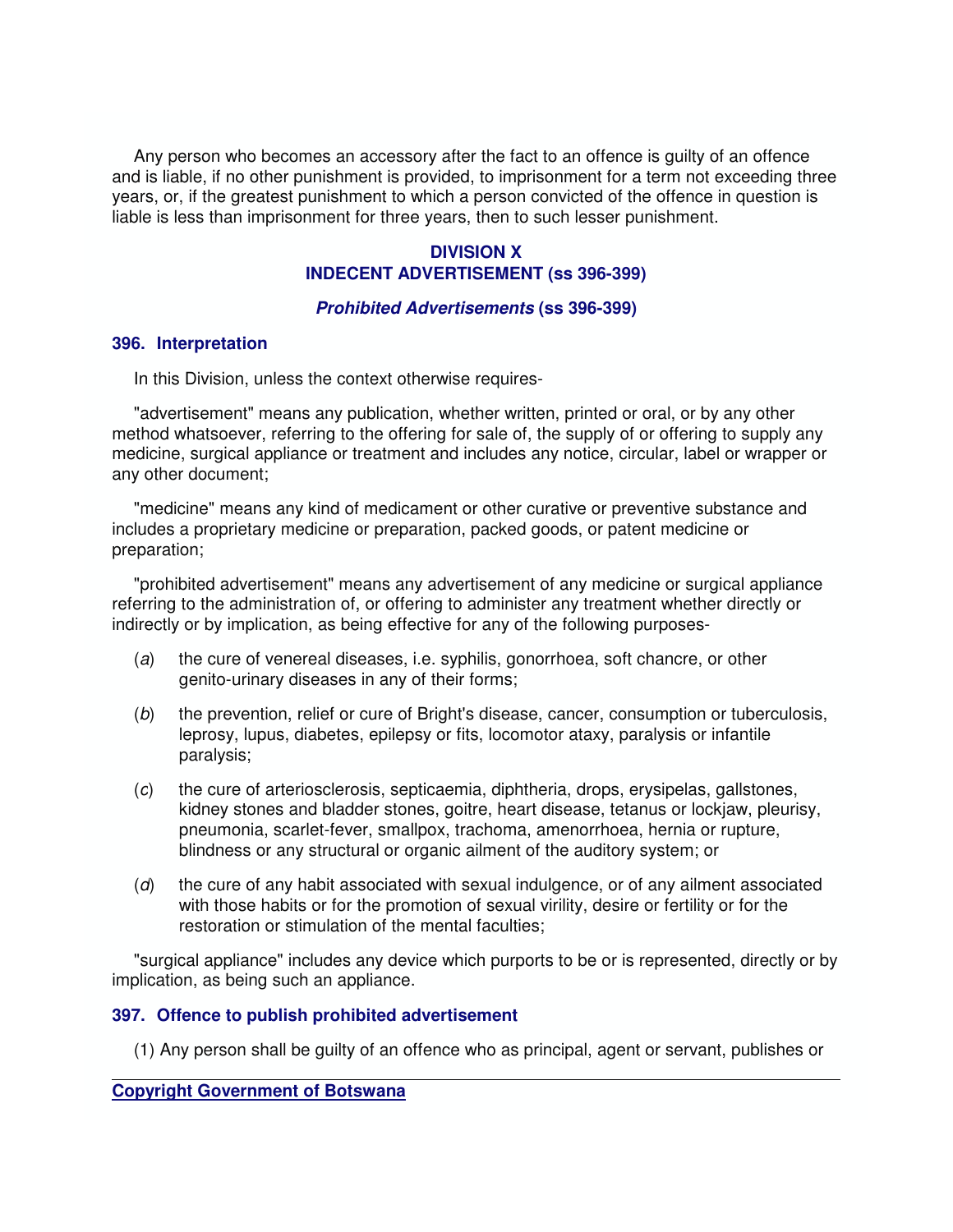Any person who becomes an accessory after the fact to an offence is guilty of an offence and is liable, if no other punishment is provided, to imprisonment for a term not exceeding three years, or, if the greatest punishment to which a person convicted of the offence in question is liable is less than imprisonment for three years, then to such lesser punishment.

## DIVISION X
## INDECENT ADVERTISEMENT (ss 396-399)

### *Prohibited Advertisements* (ss 396-399)

### 396. Interpretation

In this Division, unless the context otherwise requires-

"advertisement" means any publication, whether written, printed or oral, or by any other method whatsoever, referring to the offering for sale of, the supply of or offering to supply any medicine, surgical appliance or treatment and includes any notice, circular, label or wrapper or any other document;

"medicine" means any kind of medicament or other curative or preventive substance and includes a proprietary medicine or preparation, packed goods, or patent medicine or preparation;

"prohibited advertisement" means any advertisement of any medicine or surgical appliance referring to the administration of, or offering to administer any treatment whether directly or indirectly or by implication, as being effective for any of the following purposes-

(*a*) the cure of venereal diseases, i.e. syphilis, gonorrhoea, soft chancre, or other genito-urinary diseases in any of their forms;

(*b*) the prevention, relief or cure of Bright's disease, cancer, consumption or tuberculosis, leprosy, lupus, diabetes, epilepsy or fits, locomotor ataxy, paralysis or infantile paralysis;

(*c*) the cure of arteriosclerosis, septicaemia, diphtheria, drops, erysipelas, gallstones, kidney stones and bladder stones, goitre, heart disease, tetanus or lockjaw, pleurisy, pneumonia, scarlet-fever, smallpox, trachoma, amenorrhoea, hernia or rupture, blindness or any structural or organic ailment of the auditory system; or

(*d*) the cure of any habit associated with sexual indulgence, or of any ailment associated with those habits or for the promotion of sexual virility, desire or fertility or for the restoration or stimulation of the mental faculties;

"surgical appliance" includes any device which purports to be or is represented, directly or by implication, as being such an appliance.

### 397. Offence to publish prohibited advertisement

(1) Any person shall be guilty of an offence who as principal, agent or servant, publishes or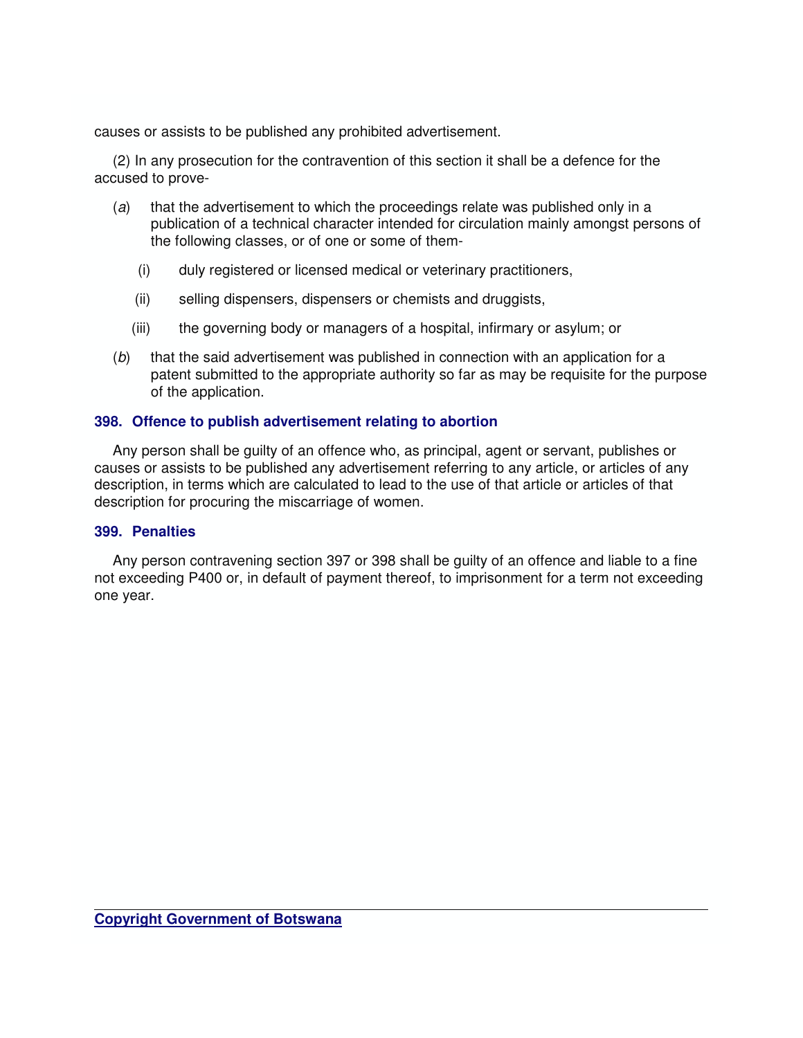causes or assists to be published any prohibited advertisement.

(2) In any prosecution for the contravention of this section it shall be a defence for the accused to prove-

(*a*) that the advertisement to which the proceedings relate was published only in a publication of a technical character intended for circulation mainly amongst persons of the following classes, or of one or some of them-

(i) duly registered or licensed medical or veterinary practitioners,

(ii) selling dispensers, dispensers or chemists and druggists,

(iii) the governing body or managers of a hospital, infirmary or asylum; or

(*b*) that the said advertisement was published in connection with an application for a patent submitted to the appropriate authority so far as may be requisite for the purpose of the application.

### 398. Offence to publish advertisement relating to abortion

Any person shall be guilty of an offence who, as principal, agent or servant, publishes or causes or assists to be published any advertisement referring to any article, or articles of any description, in terms which are calculated to lead to the use of that article or articles of that description for procuring the miscarriage of women.

### 399. Penalties

Any person contravening section 397 or 398 shall be guilty of an offence and liable to a fine not exceeding P400 or, in default of payment thereof, to imprisonment for a term not exceeding one year.